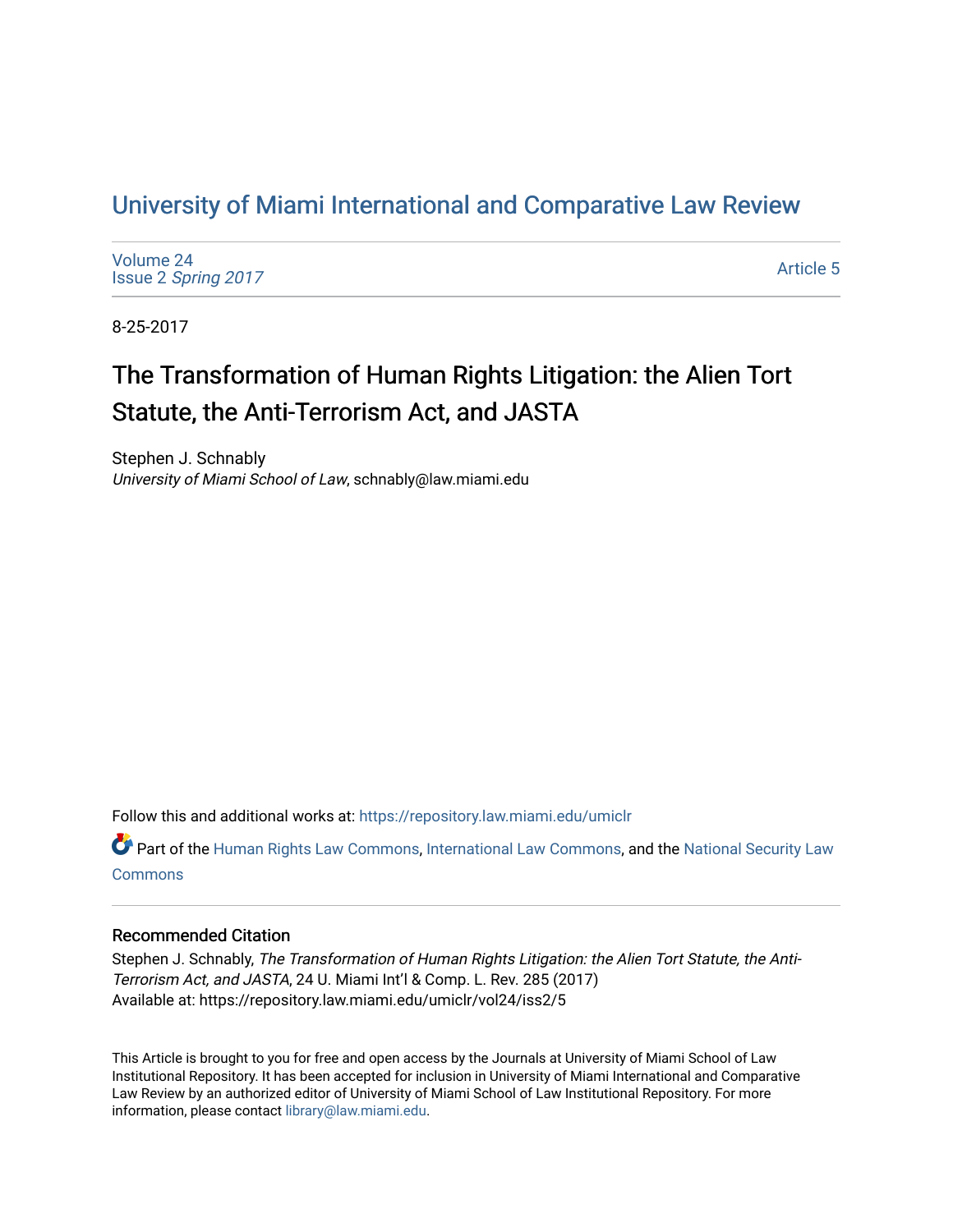# University of Miami International and Comparative Law Review

Volume 24
Issue 2 *Spring 2017*

Article 5

8-25-2017

## The Transformation of Human Rights Litigation: the Alien Tort Statute, the Anti-Terrorism Act, and JASTA

Stephen J. Schnably
*University of Miami School of Law*, schnably@law.miami.edu

Follow this and additional works at: https://repository.law.miami.edu/umiclr

Part of the Human Rights Law Commons, International Law Commons, and the National Security Law Commons

### Recommended Citation

Stephen J. Schnably, *The Transformation of Human Rights Litigation: the Alien Tort Statute, the Anti-Terrorism Act, and JASTA*, 24 U. Miami Int'l & Comp. L. Rev. 285 (2017)
Available at: https://repository.law.miami.edu/umiclr/vol24/iss2/5

This Article is brought to you for free and open access by the Journals at University of Miami School of Law Institutional Repository. It has been accepted for inclusion in University of Miami International and Comparative Law Review by an authorized editor of University of Miami School of Law Institutional Repository. For more information, please contact library@law.miami.edu.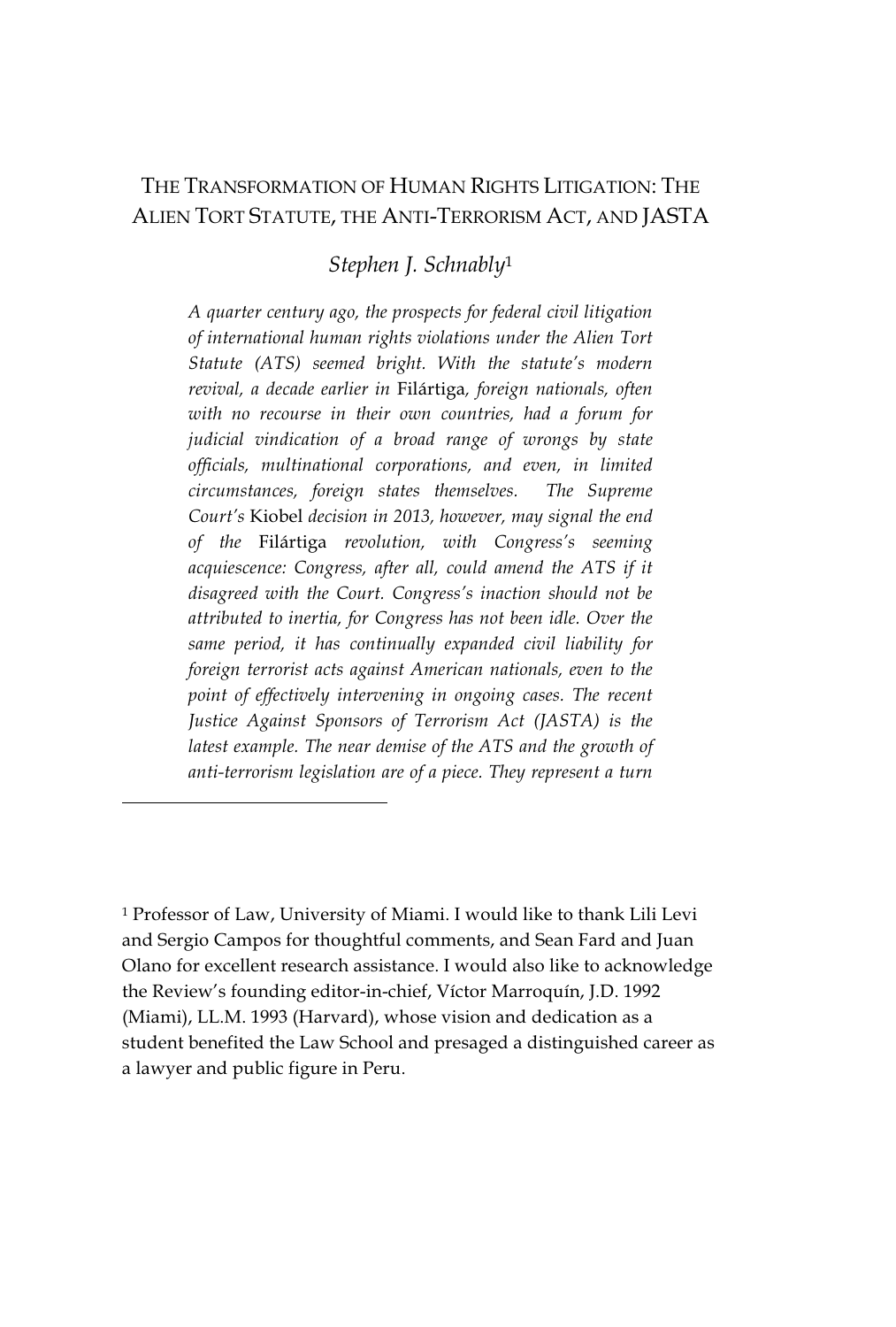# THE TRANSFORMATION OF HUMAN RIGHTS LITIGATION: THE ALIEN TORT STATUTE, THE ANTI-TERRORISM ACT, AND JASTA

*Stephen J. Schnably*[1]

*A quarter century ago, the prospects for federal civil litigation of international human rights violations under the Alien Tort Statute (ATS) seemed bright. With the statute's modern revival, a decade earlier in* Filártiga*, foreign nationals, often with no recourse in their own countries, had a forum for judicial vindication of a broad range of wrongs by state officials, multinational corporations, and even, in limited circumstances, foreign states themselves. The Supreme Court's* Kiobel *decision in 2013, however, may signal the end of the* Filártiga *revolution, with Congress's seeming acquiescence: Congress, after all, could amend the ATS if it disagreed with the Court. Congress's inaction should not be attributed to inertia, for Congress has not been idle. Over the same period, it has continually expanded civil liability for foreign terrorist acts against American nationals, even to the point of effectively intervening in ongoing cases. The recent Justice Against Sponsors of Terrorism Act (JASTA) is the latest example. The near demise of the ATS and the growth of anti-terrorism legislation are of a piece. They represent a turn*

---

[1] Professor of Law, University of Miami. I would like to thank Lili Levi and Sergio Campos for thoughtful comments, and Sean Fard and Juan Olano for excellent research assistance. I would also like to acknowledge the Review's founding editor-in-chief, Víctor Marroquín, J.D. 1992 (Miami), LL.M. 1993 (Harvard), whose vision and dedication as a student benefited the Law School and presaged a distinguished career as a lawyer and public figure in Peru.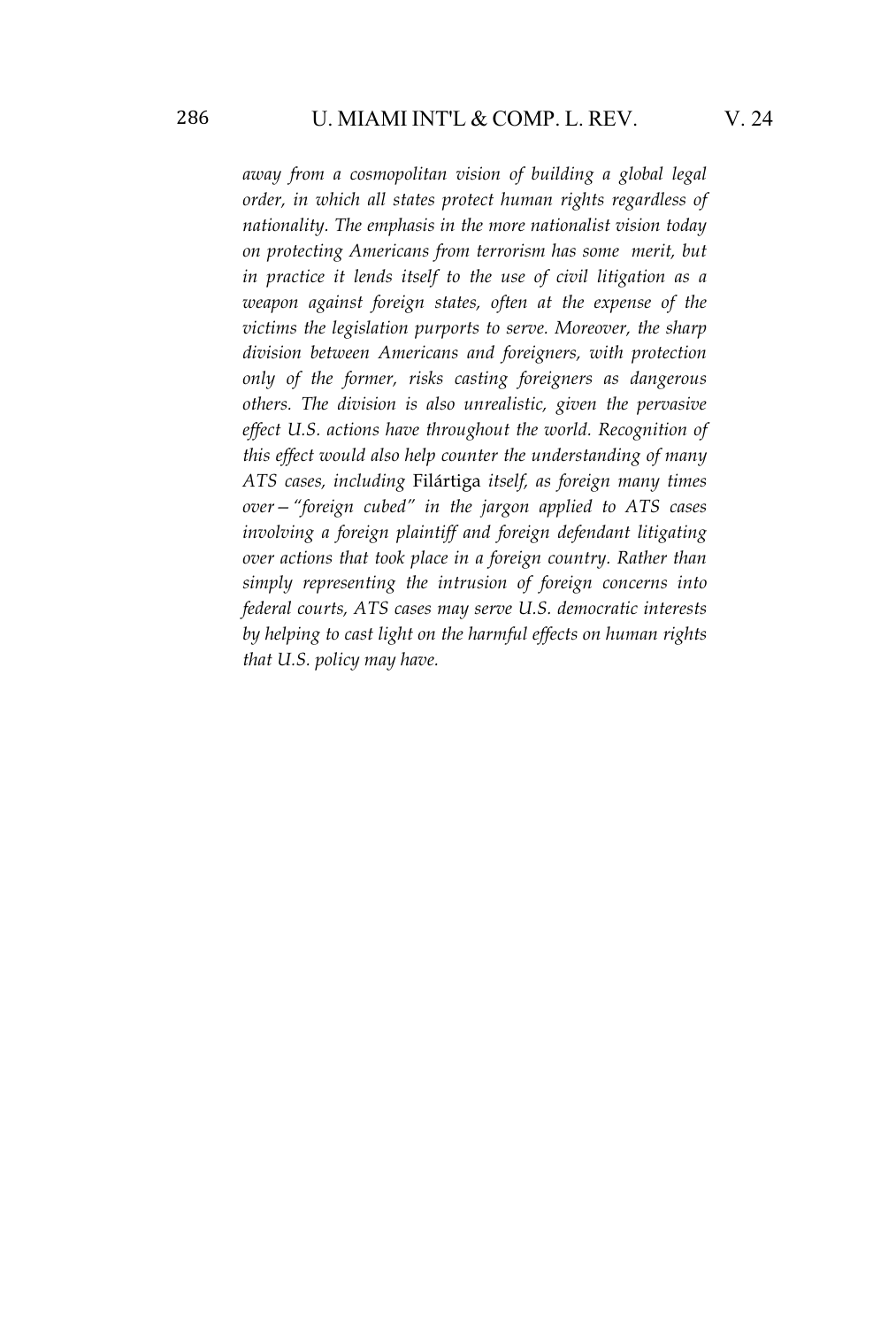*away from a cosmopolitan vision of building a global legal order, in which all states protect human rights regardless of nationality. The emphasis in the more nationalist vision today on protecting Americans from terrorism has some merit, but in practice it lends itself to the use of civil litigation as a weapon against foreign states, often at the expense of the victims the legislation purports to serve. Moreover, the sharp division between Americans and foreigners, with protection only of the former, risks casting foreigners as dangerous others. The division is also unrealistic, given the pervasive effect U.S. actions have throughout the world. Recognition of this effect would also help counter the understanding of many ATS cases, including* Filártiga *itself, as foreign many times over—"foreign cubed" in the jargon applied to ATS cases involving a foreign plaintiff and foreign defendant litigating over actions that took place in a foreign country. Rather than simply representing the intrusion of foreign concerns into federal courts, ATS cases may serve U.S. democratic interests by helping to cast light on the harmful effects on human rights that U.S. policy may have.*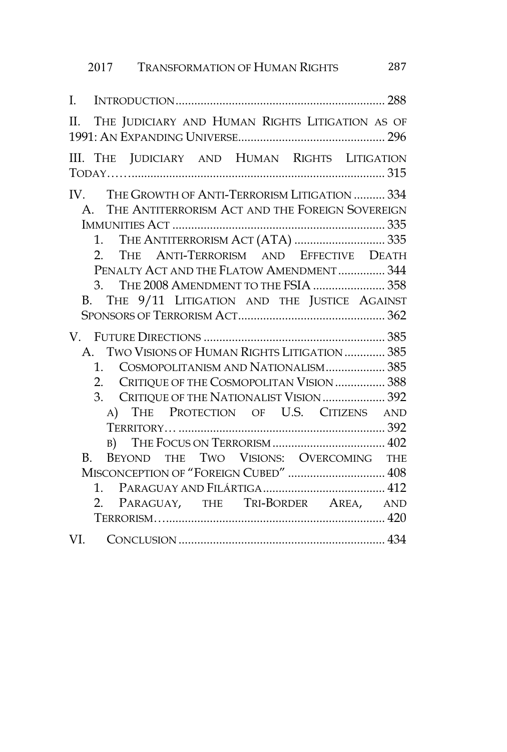I. INTRODUCTION .................................................................. 288

II. THE JUDICIARY AND HUMAN RIGHTS LITIGATION AS OF 1991: AN EXPANDING UNIVERSE ............................................. 296

III. THE JUDICIARY AND HUMAN RIGHTS LITIGATION TODAY ................................................................................. 315

IV. THE GROWTH OF ANTI-TERRORISM LITIGATION .......... 334

- A. THE ANTITERRORISM ACT AND THE FOREIGN SOVEREIGN IMMUNITIES ACT ................................................................... 335
  1. THE ANTITERRORISM ACT (ATA) ............................. 335
  2. THE ANTI-TERRORISM AND EFFECTIVE DEATH PENALTY ACT AND THE FLATOW AMENDMENT ............... 344
  3. THE 2008 AMENDMENT TO THE FSIA ....................... 358
- B. THE 9/11 LITIGATION AND THE JUSTICE AGAINST SPONSORS OF TERRORISM ACT .............................................. 362

V. FUTURE DIRECTIONS .......................................................... 385

- A. TWO VISIONS OF HUMAN RIGHTS LITIGATION ............. 385
  1. COSMOPOLITANISM AND NATIONALISM ................... 385
  2. CRITIQUE OF THE COSMOPOLITAN VISION ................ 388
  3. CRITIQUE OF THE NATIONALIST VISION .................... 392
     - A) THE PROTECTION OF U.S. CITIZENS AND TERRITORY ................................................................. 392
     - B) THE FOCUS ON TERRORISM .................................... 402
- B. BEYOND THE TWO VISIONS: OVERCOMING THE MISCONCEPTION OF "FOREIGN CUBED" ............................... 408
  1. PARAGUAY AND FILÁRTIGA ....................................... 412
  2. PARAGUAY, THE TRI-BORDER AREA, AND TERRORISM ....................................................................... 420

VI. CONCLUSION ................................................................. 434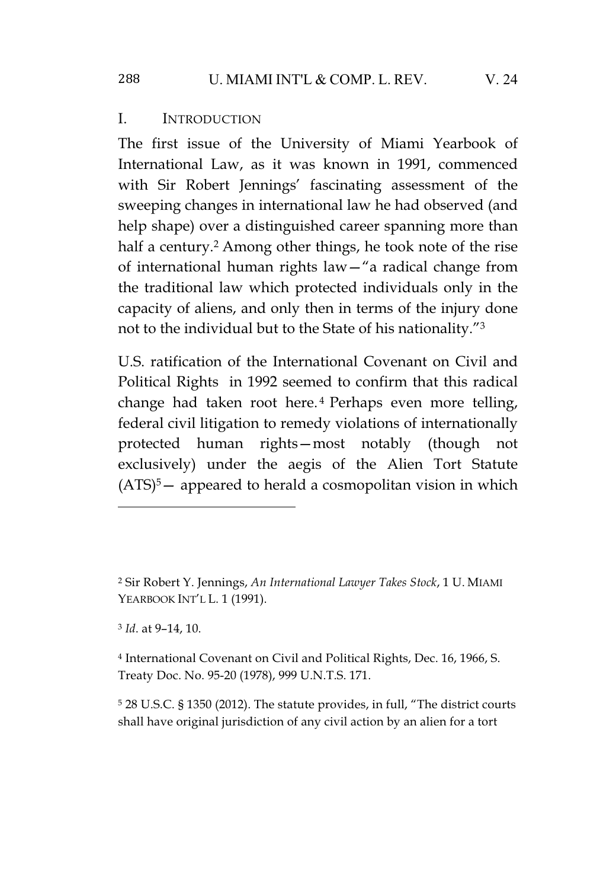## I. INTRODUCTION

The first issue of the University of Miami Yearbook of International Law, as it was known in 1991, commenced with Sir Robert Jennings' fascinating assessment of the sweeping changes in international law he had observed (and help shape) over a distinguished career spanning more than half a century.[2] Among other things, he took note of the rise of international human rights law—"a radical change from the traditional law which protected individuals only in the capacity of aliens, and only then in terms of the injury done not to the individual but to the State of his nationality."[3]

U.S. ratification of the International Covenant on Civil and Political Rights in 1992 seemed to confirm that this radical change had taken root here.[4] Perhaps even more telling, federal civil litigation to remedy violations of internationally protected human rights—most notably (though not exclusively) under the aegis of the Alien Tort Statute (ATS)[5]— appeared to herald a cosmopolitan vision in which

---

[2] Sir Robert Y. Jennings, *An International Lawyer Takes Stock*, 1 U. MIAMI YEARBOOK INT'L L. 1 (1991).

[3] *Id*. at 9–14, 10.

[4] International Covenant on Civil and Political Rights, Dec. 16, 1966, S. Treaty Doc. No. 95-20 (1978), 999 U.N.T.S. 171.

[5] 28 U.S.C. § 1350 (2012). The statute provides, in full, "The district courts shall have original jurisdiction of any civil action by an alien for a tort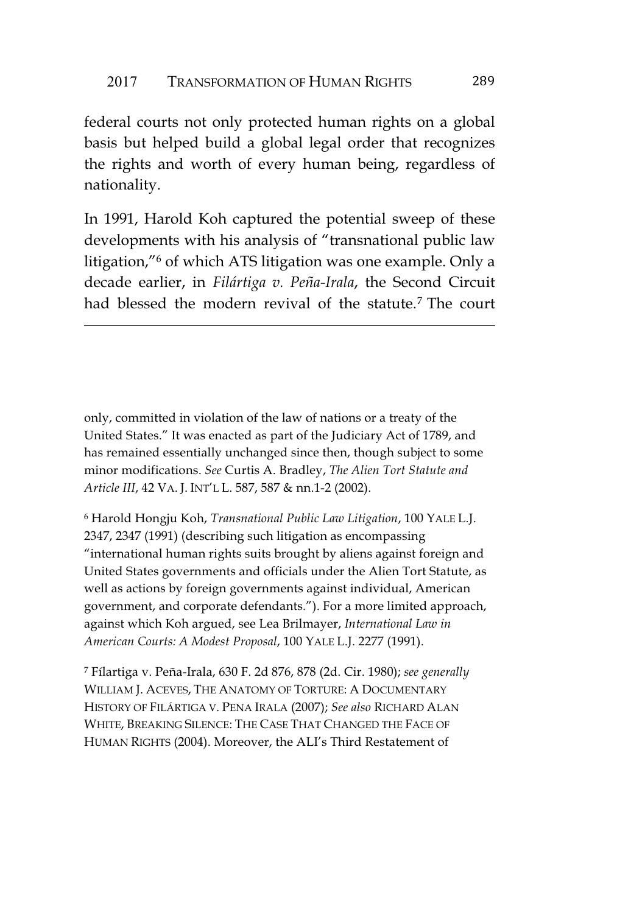federal courts not only protected human rights on a global basis but helped build a global legal order that recognizes the rights and worth of every human being, regardless of nationality.

In 1991, Harold Koh captured the potential sweep of these developments with his analysis of "transnational public law litigation,"[6] of which ATS litigation was one example. Only a decade earlier, in *Filártiga v. Peña-Irala*, the Second Circuit had blessed the modern revival of the statute.[7] The court

---

only, committed in violation of the law of nations or a treaty of the United States." It was enacted as part of the Judiciary Act of 1789, and has remained essentially unchanged since then, though subject to some minor modifications. *See* Curtis A. Bradley, *The Alien Tort Statute and Article III*, 42 VA. J. INT'L L. 587, 587 & nn.1-2 (2002).

[6] Harold Hongju Koh, *Transnational Public Law Litigation*, 100 YALE L.J. 2347, 2347 (1991) (describing such litigation as encompassing "international human rights suits brought by aliens against foreign and United States governments and officials under the Alien Tort Statute, as well as actions by foreign governments against individual, American government, and corporate defendants."). For a more limited approach, against which Koh argued, see Lea Brilmayer, *International Law in American Courts: A Modest Proposal*, 100 YALE L.J. 2277 (1991).

[7] Fílartiga v. Peña-Irala, 630 F. 2d 876, 878 (2d. Cir. 1980); *see generally* WILLIAM J. ACEVES, THE ANATOMY OF TORTURE: A DOCUMENTARY HISTORY OF FILÁRTIGA V. PENA IRALA (2007); *See also* RICHARD ALAN WHITE, BREAKING SILENCE: THE CASE THAT CHANGED THE FACE OF HUMAN RIGHTS (2004). Moreover, the ALI's Third Restatement of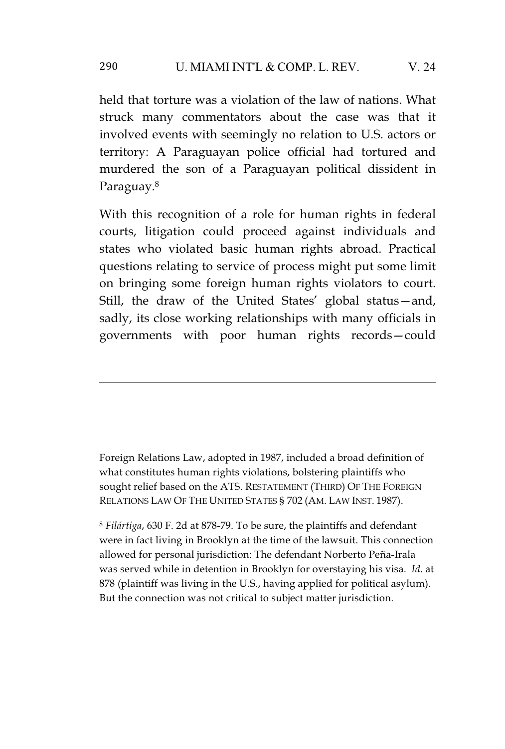held that torture was a violation of the law of nations. What struck many commentators about the case was that it involved events with seemingly no relation to U.S. actors or territory: A Paraguayan police official had tortured and murdered the son of a Paraguayan political dissident in Paraguay.[8]

With this recognition of a role for human rights in federal courts, litigation could proceed against individuals and states who violated basic human rights abroad. Practical questions relating to service of process might put some limit on bringing some foreign human rights violators to court. Still, the draw of the United States' global status—and, sadly, its close working relationships with many officials in governments with poor human rights records—could

---

Foreign Relations Law, adopted in 1987, included a broad definition of what constitutes human rights violations, bolstering plaintiffs who sought relief based on the ATS. RESTATEMENT (THIRD) OF THE FOREIGN RELATIONS LAW OF THE UNITED STATES § 702 (AM. LAW INST. 1987).

[8] *Filártiga*, 630 F. 2d at 878-79. To be sure, the plaintiffs and defendant were in fact living in Brooklyn at the time of the lawsuit. This connection allowed for personal jurisdiction: The defendant Norberto Peña-Irala was served while in detention in Brooklyn for overstaying his visa. *Id*. at 878 (plaintiff was living in the U.S., having applied for political asylum). But the connection was not critical to subject matter jurisdiction.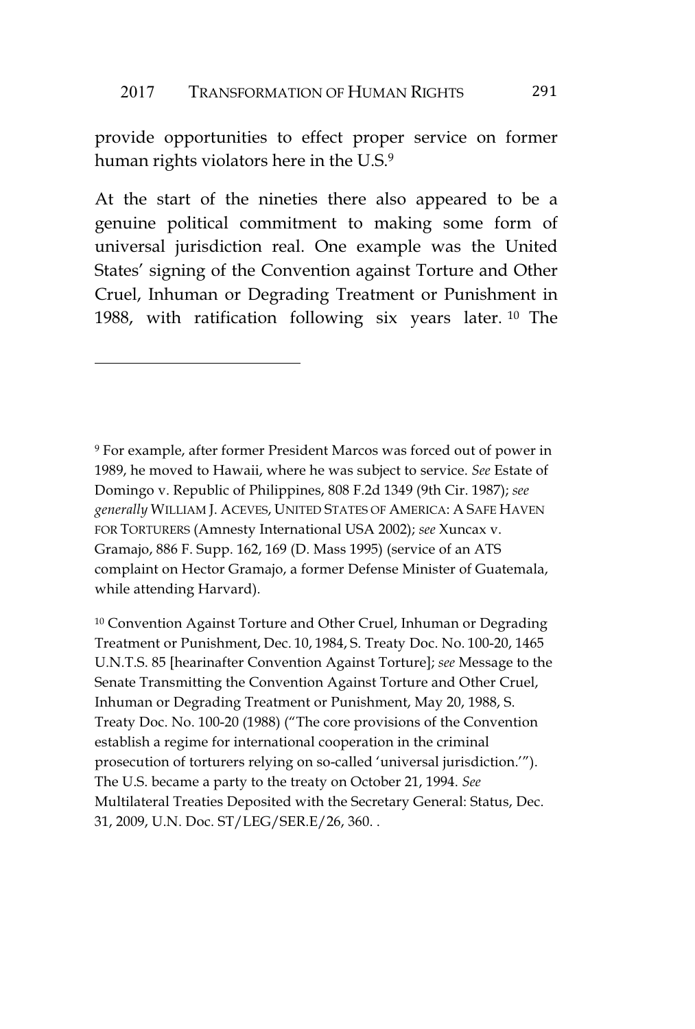provide opportunities to effect proper service on former human rights violators here in the U.S.[9]

At the start of the nineties there also appeared to be a genuine political commitment to making some form of universal jurisdiction real. One example was the United States' signing of the Convention against Torture and Other Cruel, Inhuman or Degrading Treatment or Punishment in 1988, with ratification following six years later.[10] The

---

[9] For example, after former President Marcos was forced out of power in 1989, he moved to Hawaii, where he was subject to service. *See* Estate of Domingo v. Republic of Philippines, 808 F.2d 1349 (9th Cir. 1987); *see generally* WILLIAM J. ACEVES, UNITED STATES OF AMERICA: A SAFE HAVEN FOR TORTURERS (Amnesty International USA 2002); *see* Xuncax v. Gramajo, 886 F. Supp. 162, 169 (D. Mass 1995) (service of an ATS complaint on Hector Gramajo, a former Defense Minister of Guatemala, while attending Harvard).

[10] Convention Against Torture and Other Cruel, Inhuman or Degrading Treatment or Punishment, Dec. 10, 1984, S. Treaty Doc. No. 100-20, 1465 U.N.T.S. 85 [hearinafter Convention Against Torture]; *see* Message to the Senate Transmitting the Convention Against Torture and Other Cruel, Inhuman or Degrading Treatment or Punishment, May 20, 1988, S. Treaty Doc. No. 100-20 (1988) ("The core provisions of the Convention establish a regime for international cooperation in the criminal prosecution of torturers relying on so-called 'universal jurisdiction.'"). The U.S. became a party to the treaty on October 21, 1994. *See* Multilateral Treaties Deposited with the Secretary General: Status, Dec. 31, 2009, U.N. Doc. ST/LEG/SER.E/26, 360. .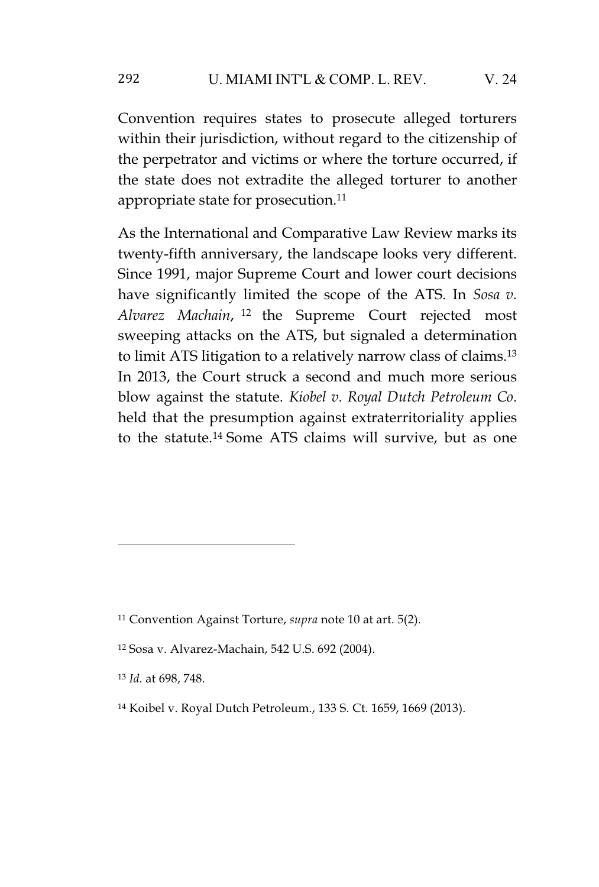Convention requires states to prosecute alleged torturers within their jurisdiction, without regard to the citizenship of the perpetrator and victims or where the torture occurred, if the state does not extradite the alleged torturer to another appropriate state for prosecution.[11]

As the International and Comparative Law Review marks its twenty-fifth anniversary, the landscape looks very different. Since 1991, major Supreme Court and lower court decisions have significantly limited the scope of the ATS. In *Sosa v. Alvarez Machain*, [12] the Supreme Court rejected most sweeping attacks on the ATS, but signaled a determination to limit ATS litigation to a relatively narrow class of claims.[13] In 2013, the Court struck a second and much more serious blow against the statute. *Kiobel v. Royal Dutch Petroleum Co*. held that the presumption against extraterritoriality applies to the statute.[14] Some ATS claims will survive, but as one

---

[11] Convention Against Torture, *supra* note 10 at art. 5(2).

[12] Sosa v. Alvarez-Machain, 542 U.S. 692 (2004).

[13] *Id.* at 698, 748.

[14] Koibel v. Royal Dutch Petroleum., 133 S. Ct. 1659, 1669 (2013).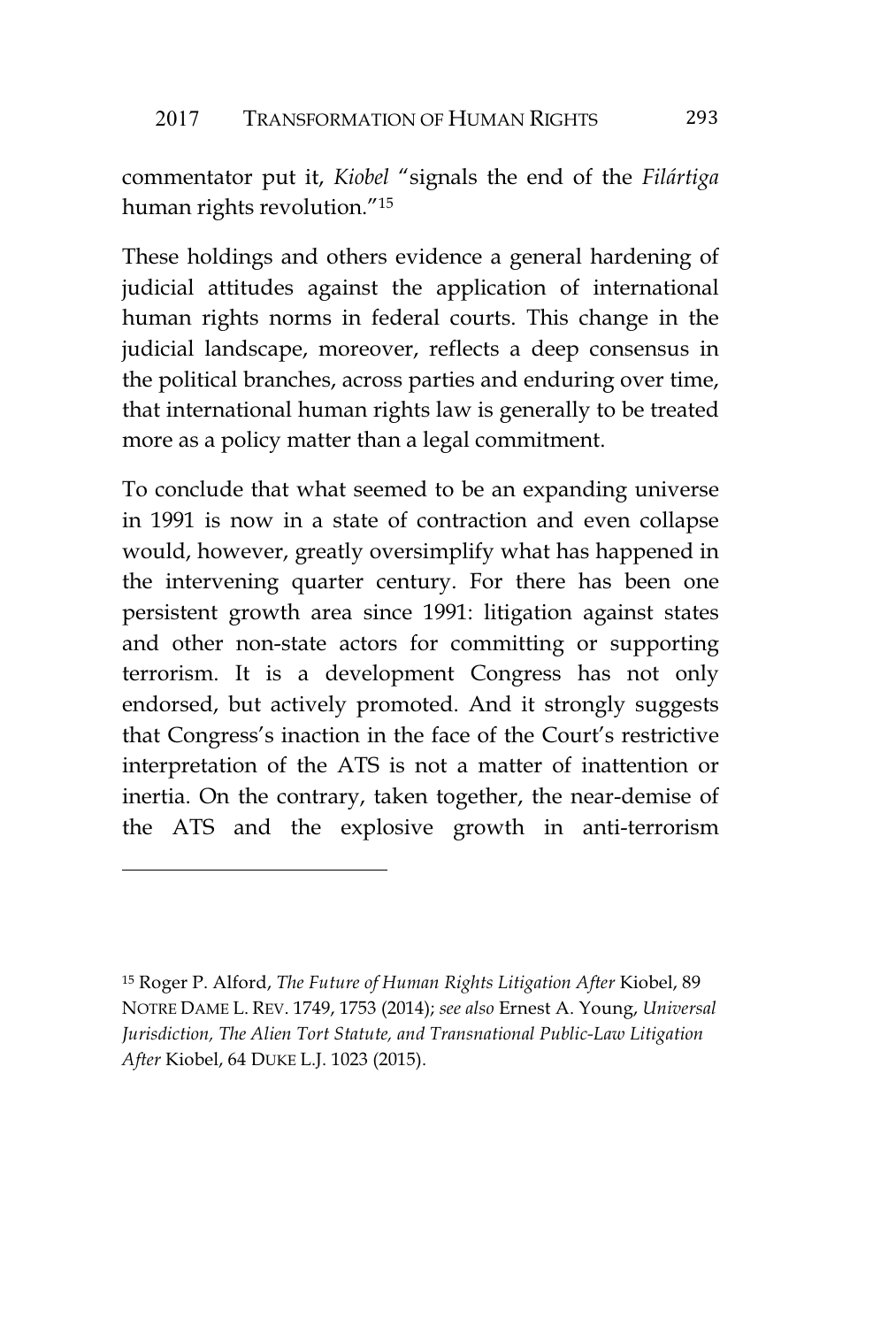commentator put it, *Kiobel* "signals the end of the *Filártiga* human rights revolution."[15]

These holdings and others evidence a general hardening of judicial attitudes against the application of international human rights norms in federal courts. This change in the judicial landscape, moreover, reflects a deep consensus in the political branches, across parties and enduring over time, that international human rights law is generally to be treated more as a policy matter than a legal commitment.

To conclude that what seemed to be an expanding universe in 1991 is now in a state of contraction and even collapse would, however, greatly oversimplify what has happened in the intervening quarter century. For there has been one persistent growth area since 1991: litigation against states and other non-state actors for committing or supporting terrorism. It is a development Congress has not only endorsed, but actively promoted. And it strongly suggests that Congress's inaction in the face of the Court's restrictive interpretation of the ATS is not a matter of inattention or inertia. On the contrary, taken together, the near-demise of the ATS and the explosive growth in anti-terrorism

---

[15] Roger P. Alford, *The Future of Human Rights Litigation After* Kiobel, 89 NOTRE DAME L. REV. 1749, 1753 (2014); *see also* Ernest A. Young, *Universal Jurisdiction, The Alien Tort Statute, and Transnational Public-Law Litigation After* Kiobel, 64 DUKE L.J. 1023 (2015).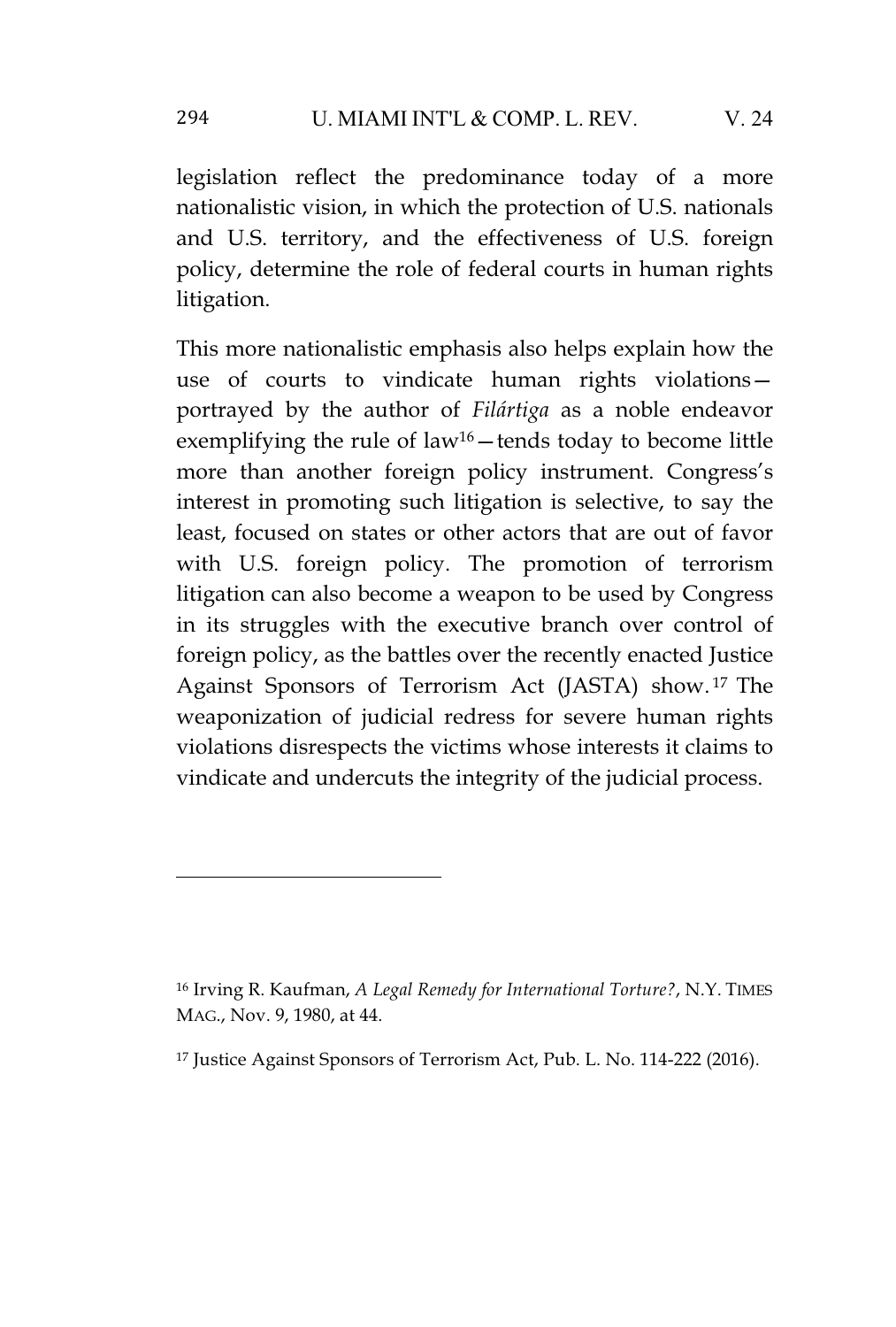legislation reflect the predominance today of a more nationalistic vision, in which the protection of U.S. nationals and U.S. territory, and the effectiveness of U.S. foreign policy, determine the role of federal courts in human rights litigation.

This more nationalistic emphasis also helps explain how the use of courts to vindicate human rights violations—portrayed by the author of *Filártiga* as a noble endeavor exemplifying the rule of law[16]—tends today to become little more than another foreign policy instrument. Congress's interest in promoting such litigation is selective, to say the least, focused on states or other actors that are out of favor with U.S. foreign policy. The promotion of terrorism litigation can also become a weapon to be used by Congress in its struggles with the executive branch over control of foreign policy, as the battles over the recently enacted Justice Against Sponsors of Terrorism Act (JASTA) show.[17] The weaponization of judicial redress for severe human rights violations disrespects the victims whose interests it claims to vindicate and undercuts the integrity of the judicial process.

---

[16] Irving R. Kaufman, *A Legal Remedy for International Torture?*, N.Y. TIMES MAG., Nov. 9, 1980, at 44.

[17] Justice Against Sponsors of Terrorism Act, Pub. L. No. 114-222 (2016).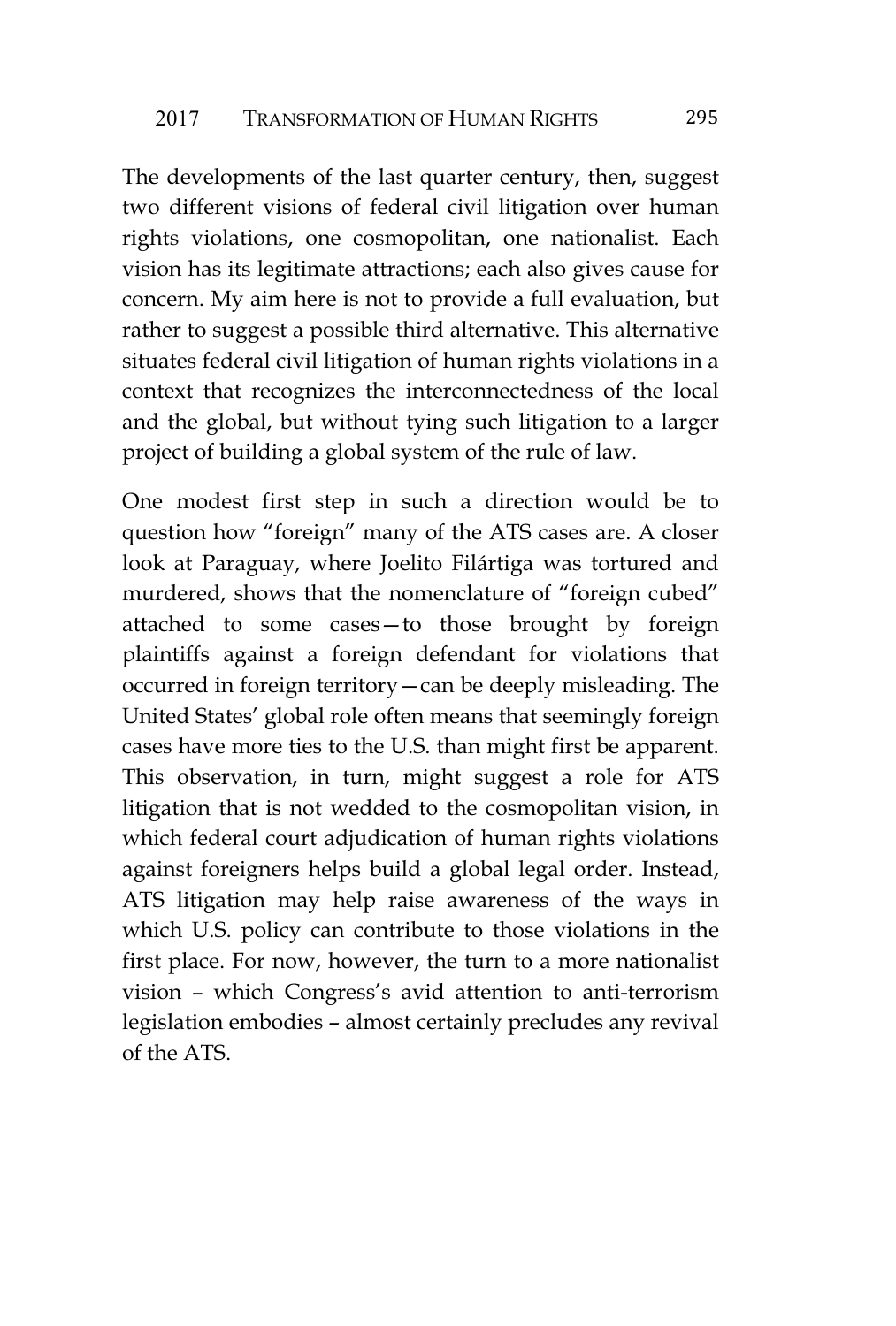The developments of the last quarter century, then, suggest two different visions of federal civil litigation over human rights violations, one cosmopolitan, one nationalist. Each vision has its legitimate attractions; each also gives cause for concern. My aim here is not to provide a full evaluation, but rather to suggest a possible third alternative. This alternative situates federal civil litigation of human rights violations in a context that recognizes the interconnectedness of the local and the global, but without tying such litigation to a larger project of building a global system of the rule of law.

One modest first step in such a direction would be to question how "foreign" many of the ATS cases are. A closer look at Paraguay, where Joelito Filártiga was tortured and murdered, shows that the nomenclature of "foreign cubed" attached to some cases—to those brought by foreign plaintiffs against a foreign defendant for violations that occurred in foreign territory—can be deeply misleading. The United States' global role often means that seemingly foreign cases have more ties to the U.S. than might first be apparent. This observation, in turn, might suggest a role for ATS litigation that is not wedded to the cosmopolitan vision, in which federal court adjudication of human rights violations against foreigners helps build a global legal order. Instead, ATS litigation may help raise awareness of the ways in which U.S. policy can contribute to those violations in the first place. For now, however, the turn to a more nationalist vision – which Congress's avid attention to anti-terrorism legislation embodies – almost certainly precludes any revival of the ATS.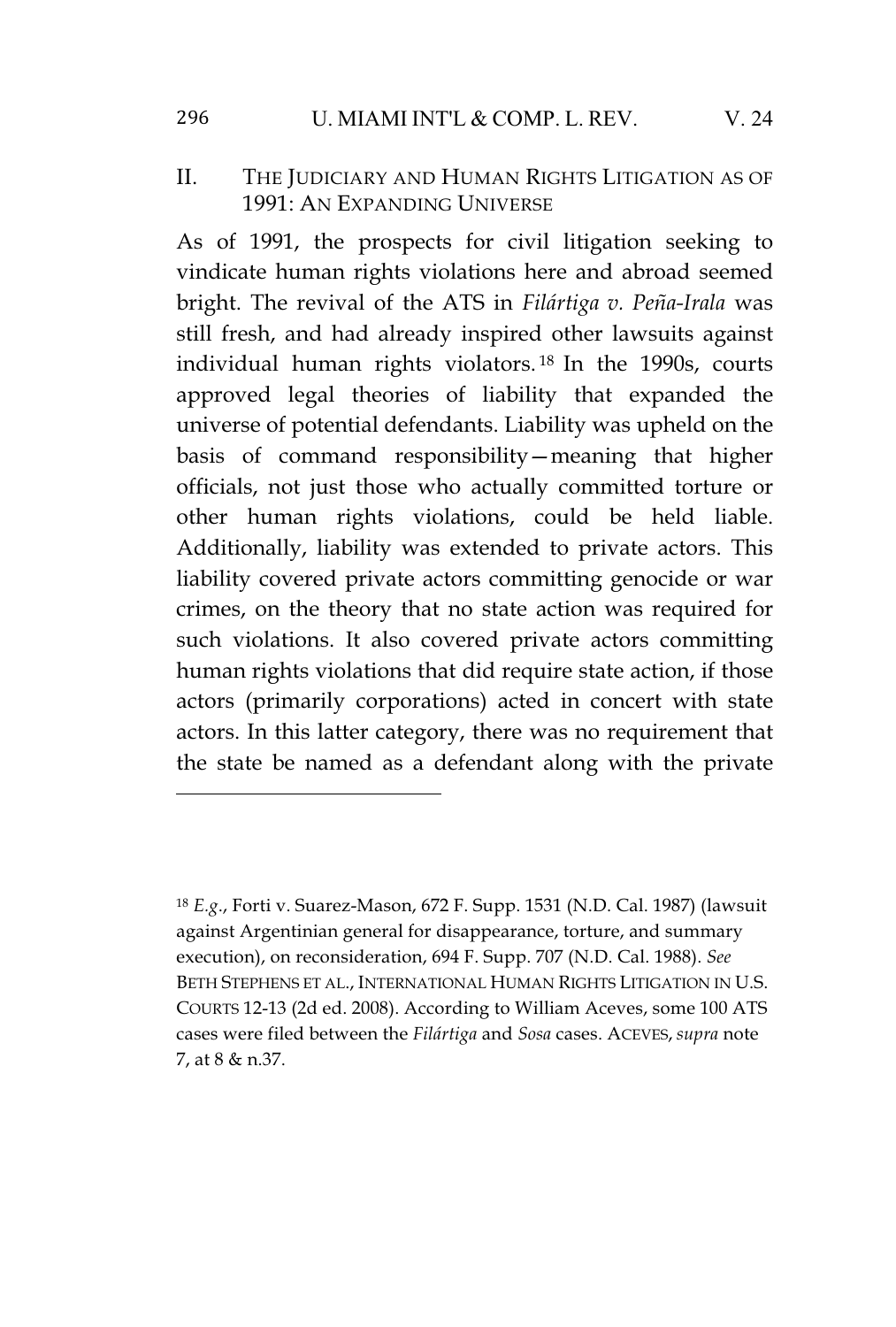## II. THE JUDICIARY AND HUMAN RIGHTS LITIGATION AS OF 1991: AN EXPANDING UNIVERSE

As of 1991, the prospects for civil litigation seeking to vindicate human rights violations here and abroad seemed bright. The revival of the ATS in *Filártiga v. Peña-Irala* was still fresh, and had already inspired other lawsuits against individual human rights violators.[18] In the 1990s, courts approved legal theories of liability that expanded the universe of potential defendants. Liability was upheld on the basis of command responsibility—meaning that higher officials, not just those who actually committed torture or other human rights violations, could be held liable. Additionally, liability was extended to private actors. This liability covered private actors committing genocide or war crimes, on the theory that no state action was required for such violations. It also covered private actors committing human rights violations that did require state action, if those actors (primarily corporations) acted in concert with state actors. In this latter category, there was no requirement that the state be named as a defendant along with the private

---

[18] *E.g.*, Forti v. Suarez-Mason, 672 F. Supp. 1531 (N.D. Cal. 1987) (lawsuit against Argentinian general for disappearance, torture, and summary execution), on reconsideration, 694 F. Supp. 707 (N.D. Cal. 1988). *See* BETH STEPHENS ET AL., INTERNATIONAL HUMAN RIGHTS LITIGATION IN U.S. COURTS 12-13 (2d ed. 2008). According to William Aceves, some 100 ATS cases were filed between the *Filártiga* and *Sosa* cases. ACEVES, *supra* note 7, at 8 & n.37.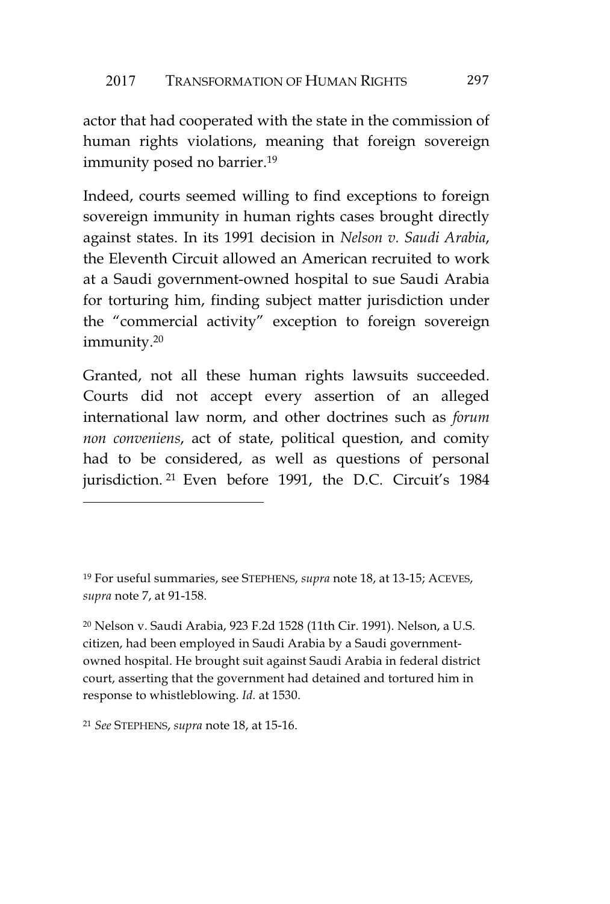actor that had cooperated with the state in the commission of human rights violations, meaning that foreign sovereign immunity posed no barrier.[19]

Indeed, courts seemed willing to find exceptions to foreign sovereign immunity in human rights cases brought directly against states. In its 1991 decision in *Nelson v. Saudi Arabia*, the Eleventh Circuit allowed an American recruited to work at a Saudi government-owned hospital to sue Saudi Arabia for torturing him, finding subject matter jurisdiction under the "commercial activity" exception to foreign sovereign immunity.[20]

Granted, not all these human rights lawsuits succeeded. Courts did not accept every assertion of an alleged international law norm, and other doctrines such as *forum non conveniens*, act of state, political question, and comity had to be considered, as well as questions of personal jurisdiction.[21] Even before 1991, the D.C. Circuit's 1984

---

[19] For useful summaries, see STEPHENS, *supra* note 18, at 13-15; ACEVES, *supra* note 7, at 91-158.

[20] Nelson v. Saudi Arabia, 923 F.2d 1528 (11th Cir. 1991). Nelson, a U.S. citizen, had been employed in Saudi Arabia by a Saudi government-owned hospital. He brought suit against Saudi Arabia in federal district court, asserting that the government had detained and tortured him in response to whistleblowing. *Id.* at 1530.

[21] *See* STEPHENS, *supra* note 18, at 15-16.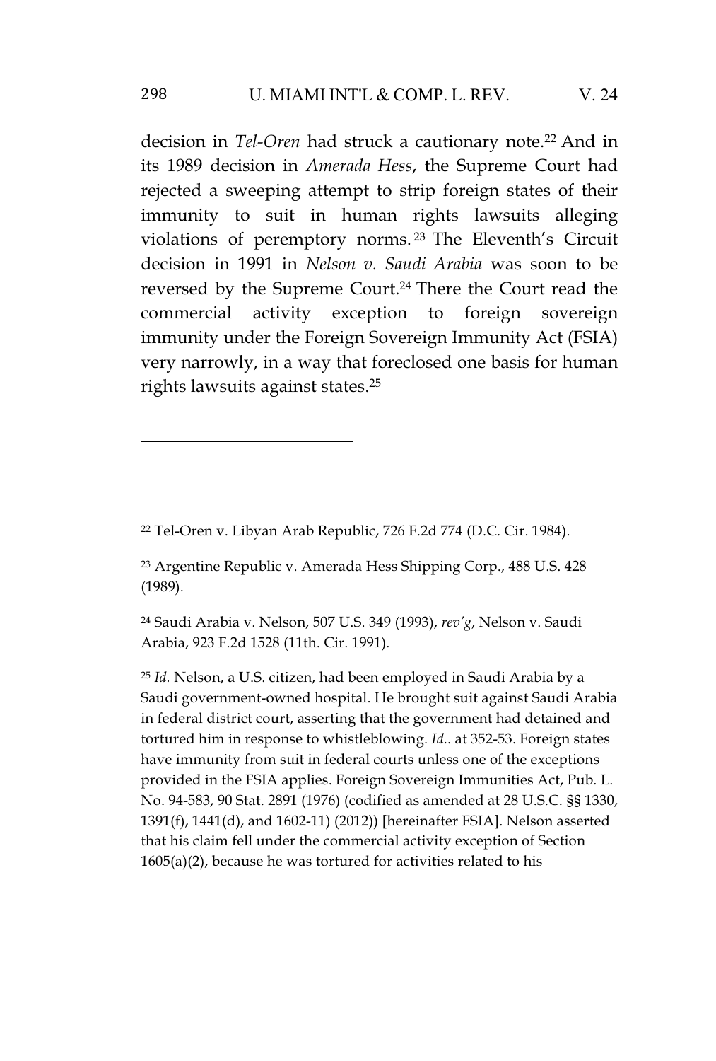decision in *Tel-Oren* had struck a cautionary note.[22] And in its 1989 decision in *Amerada Hess*, the Supreme Court had rejected a sweeping attempt to strip foreign states of their immunity to suit in human rights lawsuits alleging violations of peremptory norms.[23] The Eleventh's Circuit decision in 1991 in *Nelson v. Saudi Arabia* was soon to be reversed by the Supreme Court.[24] There the Court read the commercial activity exception to foreign sovereign immunity under the Foreign Sovereign Immunity Act (FSIA) very narrowly, in a way that foreclosed one basis for human rights lawsuits against states.[25]

---

[22] Tel-Oren v. Libyan Arab Republic, 726 F.2d 774 (D.C. Cir. 1984).

[23] Argentine Republic v. Amerada Hess Shipping Corp., 488 U.S. 428 (1989).

[24] Saudi Arabia v. Nelson, 507 U.S. 349 (1993), *rev'g*, Nelson v. Saudi Arabia, 923 F.2d 1528 (11th. Cir. 1991).

[25] *Id.* Nelson, a U.S. citizen, had been employed in Saudi Arabia by a Saudi government-owned hospital. He brought suit against Saudi Arabia in federal district court, asserting that the government had detained and tortured him in response to whistleblowing. *Id.*. at 352-53. Foreign states have immunity from suit in federal courts unless one of the exceptions provided in the FSIA applies. Foreign Sovereign Immunities Act, Pub. L. No. 94-583, 90 Stat. 2891 (1976) (codified as amended at 28 U.S.C. §§ 1330, 1391(f), 1441(d), and 1602-11) (2012)) [hereinafter FSIA]. Nelson asserted that his claim fell under the commercial activity exception of Section 1605(a)(2), because he was tortured for activities related to his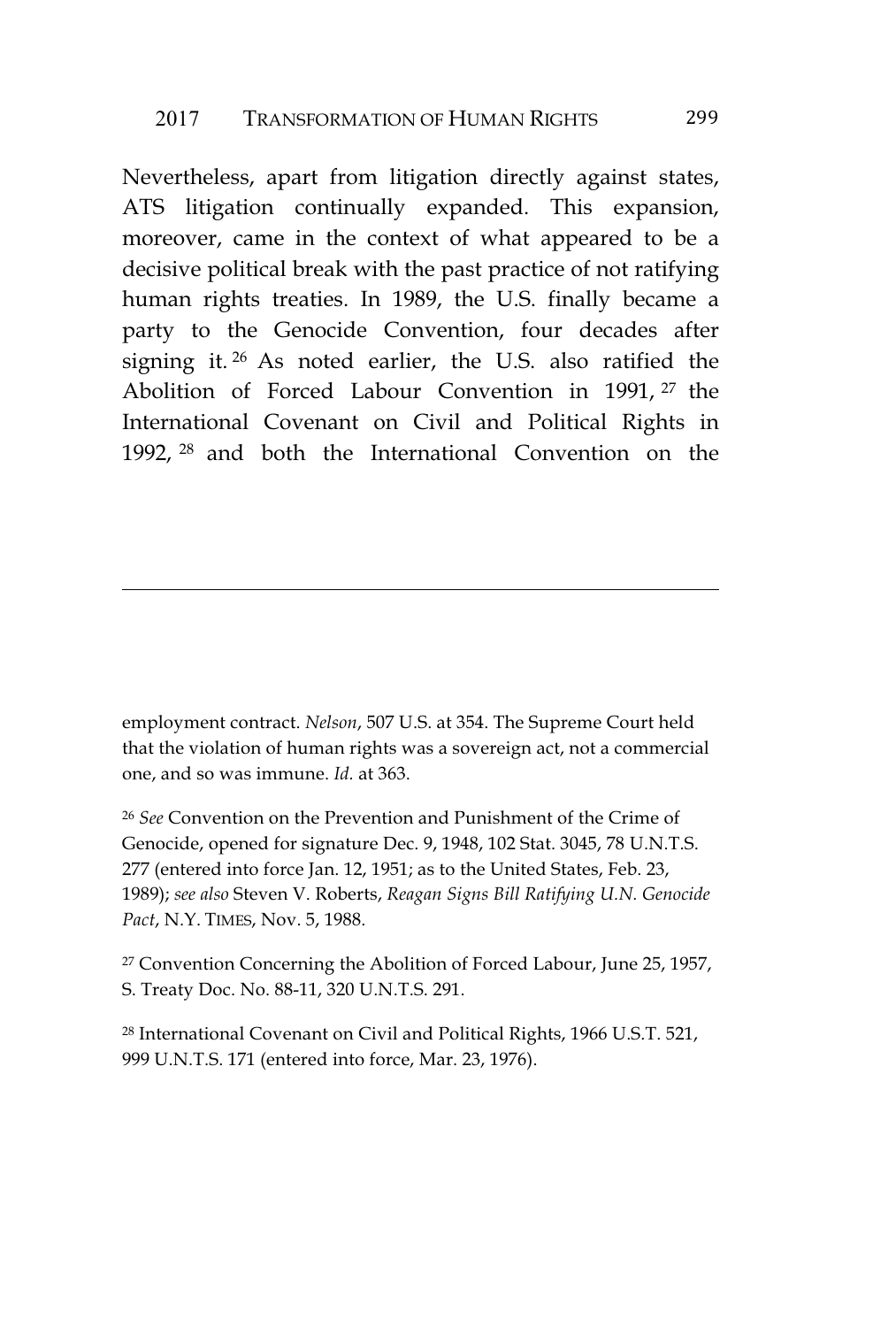Nevertheless, apart from litigation directly against states, ATS litigation continually expanded. This expansion, moreover, came in the context of what appeared to be a decisive political break with the past practice of not ratifying human rights treaties. In 1989, the U.S. finally became a party to the Genocide Convention, four decades after signing it.[26] As noted earlier, the U.S. also ratified the Abolition of Forced Labour Convention in 1991,[27] the International Covenant on Civil and Political Rights in 1992,[28] and both the International Convention on the

---

employment contract. *Nelson*, 507 U.S. at 354. The Supreme Court held that the violation of human rights was a sovereign act, not a commercial one, and so was immune. *Id.* at 363.

[26] *See* Convention on the Prevention and Punishment of the Crime of Genocide, opened for signature Dec. 9, 1948, 102 Stat. 3045, 78 U.N.T.S. 277 (entered into force Jan. 12, 1951; as to the United States, Feb. 23, 1989); *see also* Steven V. Roberts, *Reagan Signs Bill Ratifying U.N. Genocide Pact*, N.Y. TIMES, Nov. 5, 1988.

[27] Convention Concerning the Abolition of Forced Labour, June 25, 1957, S. Treaty Doc. No. 88-11, 320 U.N.T.S. 291.

[28] International Covenant on Civil and Political Rights, 1966 U.S.T. 521, 999 U.N.T.S. 171 (entered into force, Mar. 23, 1976).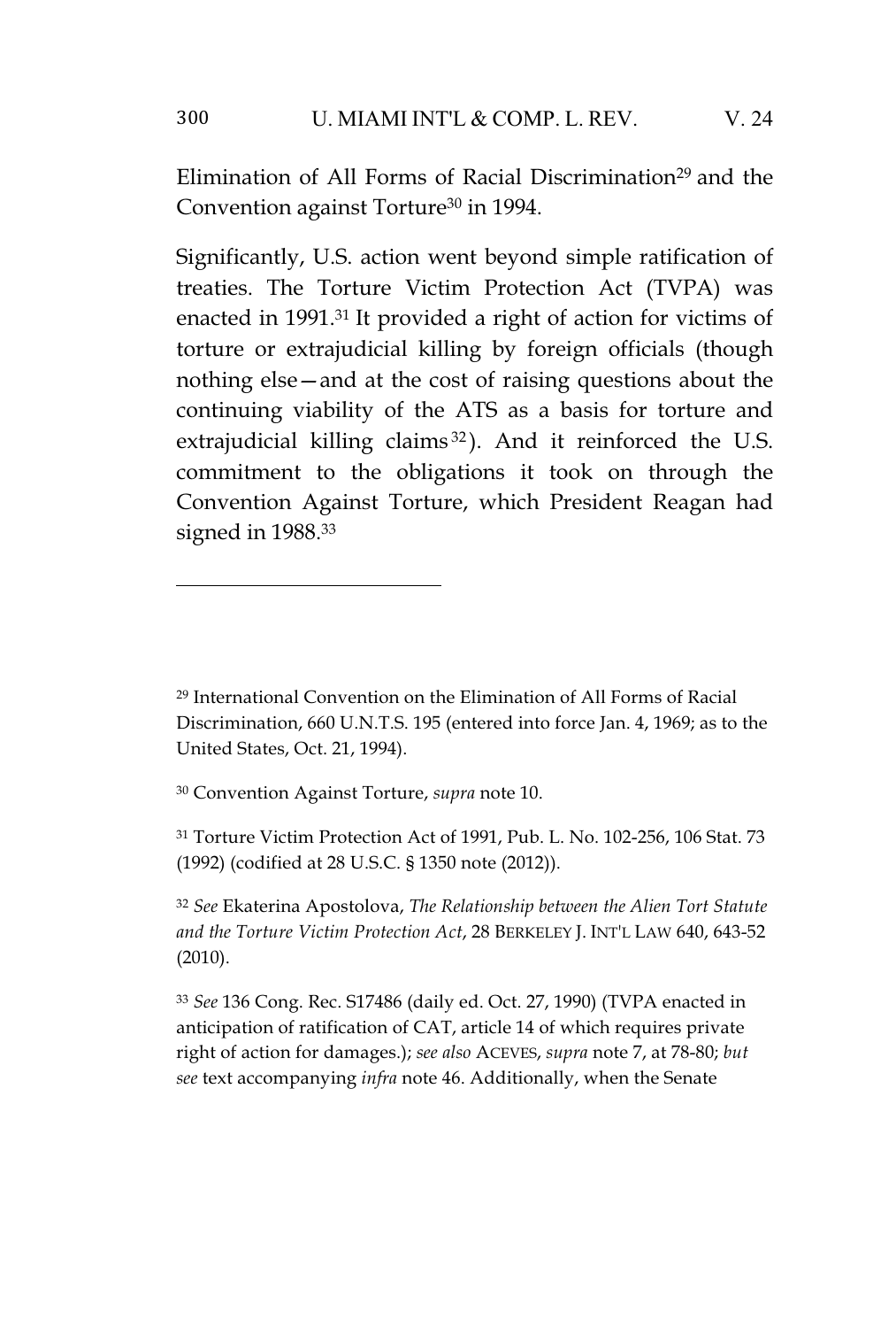Elimination of All Forms of Racial Discrimination[29] and the Convention against Torture[30] in 1994.

Significantly, U.S. action went beyond simple ratification of treaties. The Torture Victim Protection Act (TVPA) was enacted in 1991.[31] It provided a right of action for victims of torture or extrajudicial killing by foreign officials (though nothing else—and at the cost of raising questions about the continuing viability of the ATS as a basis for torture and extrajudicial killing claims[32]). And it reinforced the U.S. commitment to the obligations it took on through the Convention Against Torture, which President Reagan had signed in 1988.[33]

---

[29] International Convention on the Elimination of All Forms of Racial Discrimination, 660 U.N.T.S. 195 (entered into force Jan. 4, 1969; as to the United States, Oct. 21, 1994).

[30] Convention Against Torture, *supra* note 10.

[31] Torture Victim Protection Act of 1991, Pub. L. No. 102-256, 106 Stat. 73 (1992) (codified at 28 U.S.C. § 1350 note (2012)).

[32] *See* Ekaterina Apostolova, *The Relationship between the Alien Tort Statute and the Torture Victim Protection Act*, 28 BERKELEY J. INT'L LAW 640, 643-52 (2010).

[33] *See* 136 Cong. Rec. S17486 (daily ed. Oct. 27, 1990) (TVPA enacted in anticipation of ratification of CAT, article 14 of which requires private right of action for damages.); *see also* ACEVES, *supra* note 7, at 78-80; *but see* text accompanying *infra* note 46. Additionally, when the Senate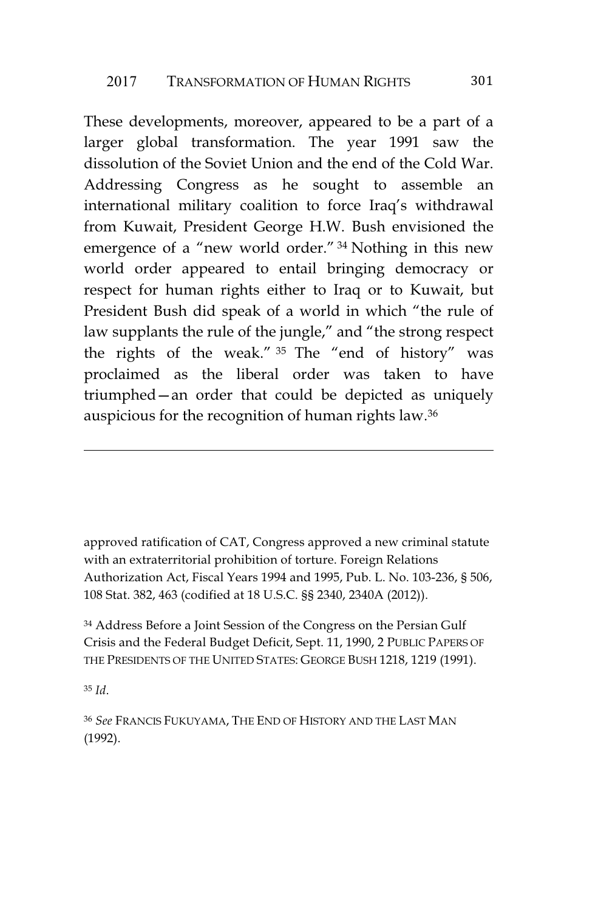These developments, moreover, appeared to be a part of a larger global transformation. The year 1991 saw the dissolution of the Soviet Union and the end of the Cold War. Addressing Congress as he sought to assemble an international military coalition to force Iraq's withdrawal from Kuwait, President George H.W. Bush envisioned the emergence of a "new world order."[34] Nothing in this new world order appeared to entail bringing democracy or respect for human rights either to Iraq or to Kuwait, but President Bush did speak of a world in which "the rule of law supplants the rule of the jungle," and "the strong respect the rights of the weak."[35] The "end of history" was proclaimed as the liberal order was taken to have triumphed—an order that could be depicted as uniquely auspicious for the recognition of human rights law.[36]

---

approved ratification of CAT, Congress approved a new criminal statute with an extraterritorial prohibition of torture. Foreign Relations Authorization Act, Fiscal Years 1994 and 1995, Pub. L. No. 103-236, § 506, 108 Stat. 382, 463 (codified at 18 U.S.C. §§ 2340, 2340A (2012)).

[34] Address Before a Joint Session of the Congress on the Persian Gulf Crisis and the Federal Budget Deficit, Sept. 11, 1990, 2 PUBLIC PAPERS OF THE PRESIDENTS OF THE UNITED STATES: GEORGE BUSH 1218, 1219 (1991).

[35] *Id*.

[36] *See* FRANCIS FUKUYAMA, THE END OF HISTORY AND THE LAST MAN (1992).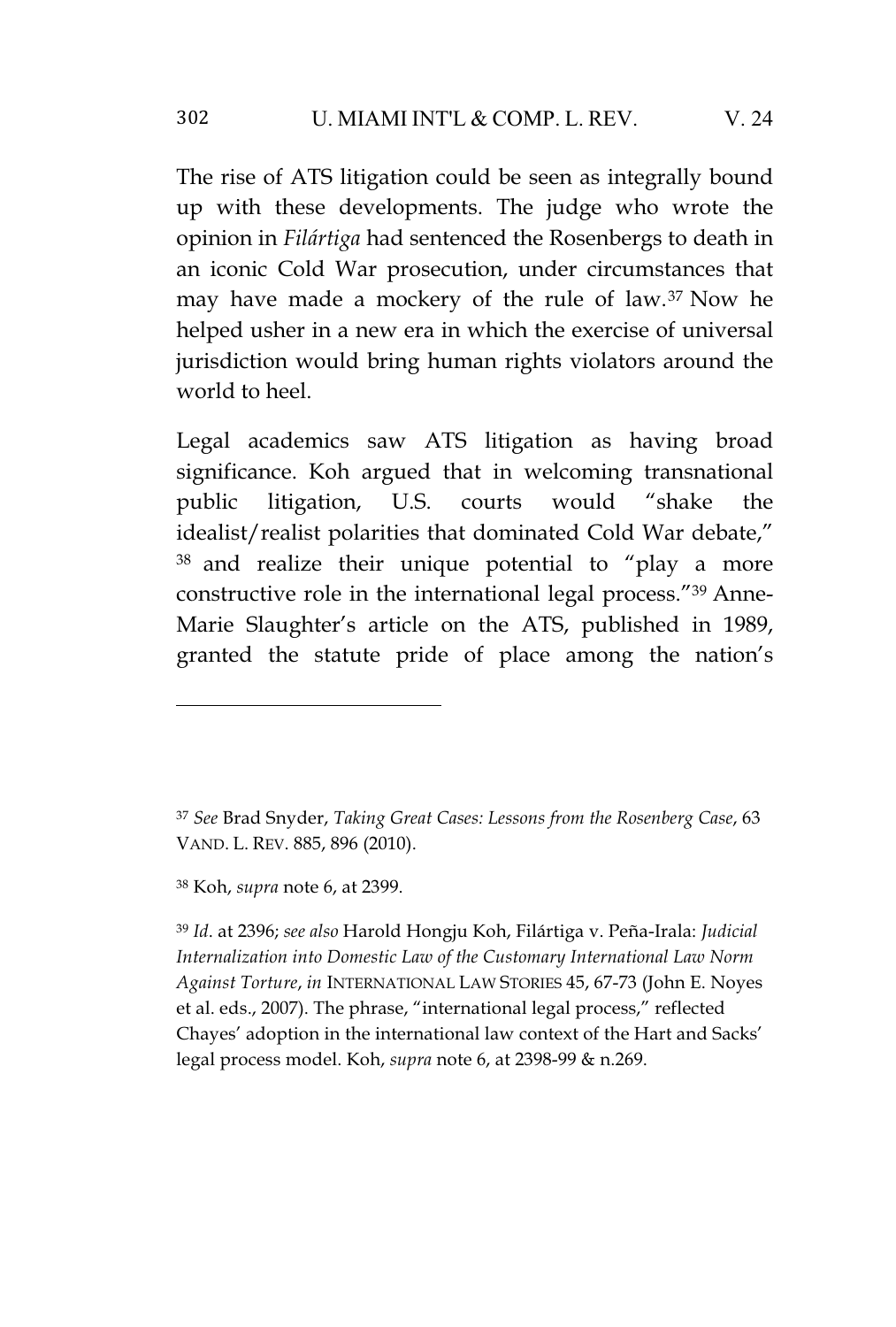The rise of ATS litigation could be seen as integrally bound up with these developments. The judge who wrote the opinion in *Filártiga* had sentenced the Rosenbergs to death in an iconic Cold War prosecution, under circumstances that may have made a mockery of the rule of law.[37] Now he helped usher in a new era in which the exercise of universal jurisdiction would bring human rights violators around the world to heel.

Legal academics saw ATS litigation as having broad significance. Koh argued that in welcoming transnational public litigation, U.S. courts would "shake the idealist/realist polarities that dominated Cold War debate," [38] and realize their unique potential to "play a more constructive role in the international legal process."[39] Anne-Marie Slaughter's article on the ATS, published in 1989, granted the statute pride of place among the nation's

---

[37] *See* Brad Snyder, *Taking Great Cases: Lessons from the Rosenberg Case*, 63 VAND. L. REV. 885, 896 (2010).

[38] Koh, *supra* note 6, at 2399.

[39] *Id*. at 2396; *see also* Harold Hongju Koh, Filártiga v. Peña-Irala: *Judicial Internalization into Domestic Law of the Customary International Law Norm Against Torture*, *in* INTERNATIONAL LAW STORIES 45, 67-73 (John E. Noyes et al. eds., 2007). The phrase, "international legal process," reflected Chayes' adoption in the international law context of the Hart and Sacks' legal process model. Koh, *supra* note 6, at 2398-99 & n.269.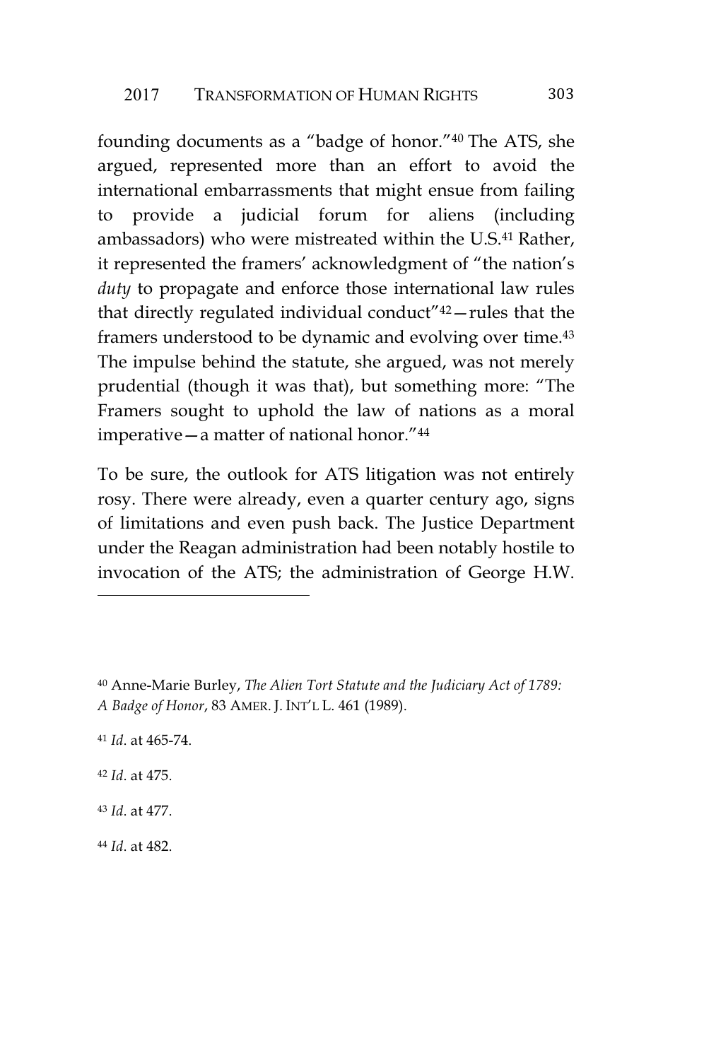founding documents as a "badge of honor."[40] The ATS, she argued, represented more than an effort to avoid the international embarrassments that might ensue from failing to provide a judicial forum for aliens (including ambassadors) who were mistreated within the U.S.[41] Rather, it represented the framers' acknowledgment of "the nation's *duty* to propagate and enforce those international law rules that directly regulated individual conduct"[42]—rules that the framers understood to be dynamic and evolving over time.[43] The impulse behind the statute, she argued, was not merely prudential (though it was that), but something more: "The Framers sought to uphold the law of nations as a moral imperative—a matter of national honor."[44]

To be sure, the outlook for ATS litigation was not entirely rosy. There were already, even a quarter century ago, signs of limitations and even push back. The Justice Department under the Reagan administration had been notably hostile to invocation of the ATS; the administration of George H.W.

---

[40] Anne-Marie Burley, *The Alien Tort Statute and the Judiciary Act of 1789: A Badge of Honor*, 83 AMER. J. INT'L L. 461 (1989).

[41] *Id*. at 465-74.

[42] *Id*. at 475.

[43] *Id*. at 477.

[44] *Id*. at 482.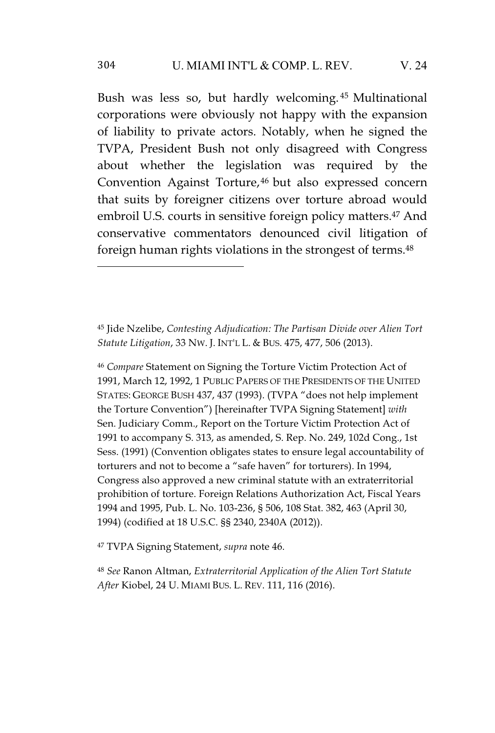Bush was less so, but hardly welcoming.[45] Multinational corporations were obviously not happy with the expansion of liability to private actors. Notably, when he signed the TVPA, President Bush not only disagreed with Congress about whether the legislation was required by the Convention Against Torture,[46] but also expressed concern that suits by foreigner citizens over torture abroad would embroil U.S. courts in sensitive foreign policy matters.[47] And conservative commentators denounced civil litigation of foreign human rights violations in the strongest of terms.[48]

---

[45] Jide Nzelibe, *Contesting Adjudication: The Partisan Divide over Alien Tort Statute Litigation*, 33 NW. J. INT'L L. & BUS. 475, 477, 506 (2013).

[46] *Compare* Statement on Signing the Torture Victim Protection Act of 1991, March 12, 1992, 1 PUBLIC PAPERS OF THE PRESIDENTS OF THE UNITED STATES: GEORGE BUSH 437, 437 (1993). (TVPA "does not help implement the Torture Convention") [hereinafter TVPA Signing Statement] *with* Sen. Judiciary Comm., Report on the Torture Victim Protection Act of 1991 to accompany S. 313, as amended, S. Rep. No. 249, 102d Cong., 1st Sess. (1991) (Convention obligates states to ensure legal accountability of torturers and not to become a "safe haven" for torturers). In 1994, Congress also approved a new criminal statute with an extraterritorial prohibition of torture. Foreign Relations Authorization Act, Fiscal Years 1994 and 1995, Pub. L. No. 103-236, § 506, 108 Stat. 382, 463 (April 30, 1994) (codified at 18 U.S.C. §§ 2340, 2340A (2012)).

[47] TVPA Signing Statement, *supra* note 46.

[48] *See* Ranon Altman, *Extraterritorial Application of the Alien Tort Statute After* Kiobel, 24 U. MIAMI BUS. L. REV. 111, 116 (2016).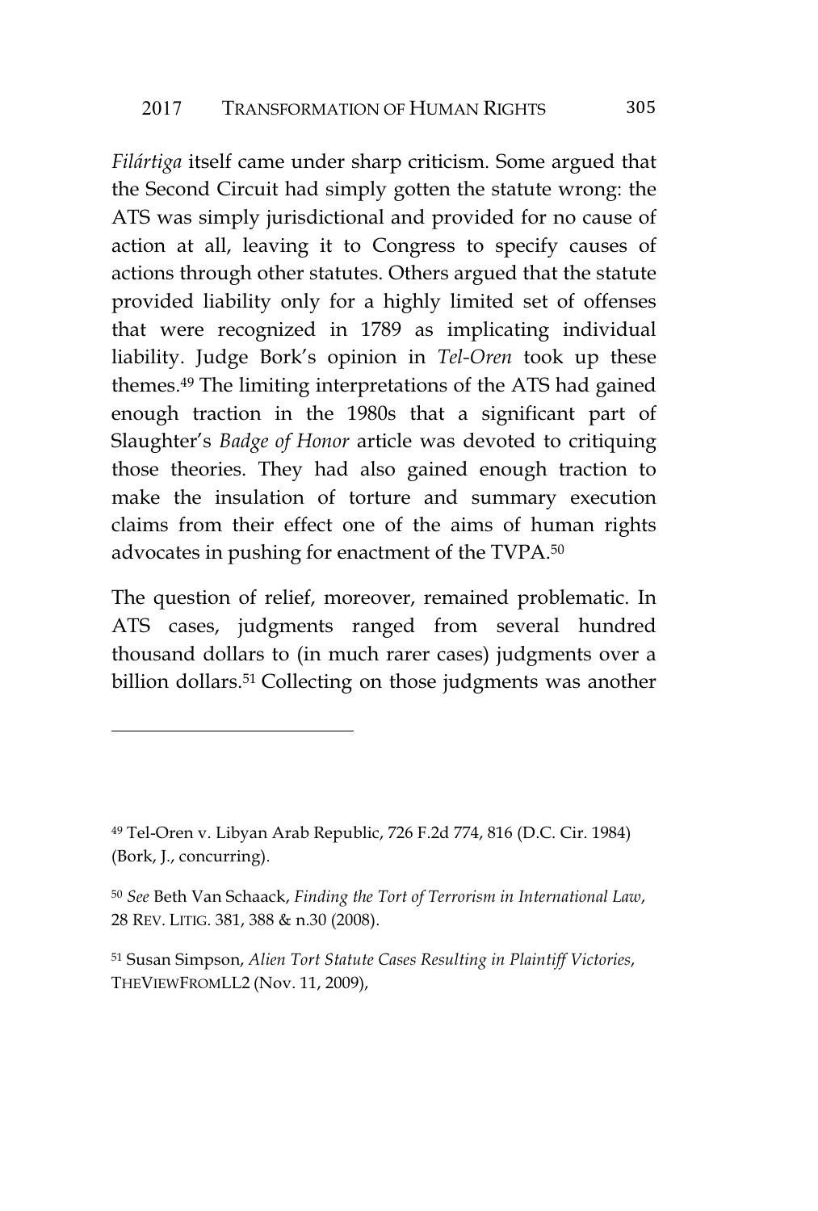*Filártiga* itself came under sharp criticism. Some argued that the Second Circuit had simply gotten the statute wrong: the ATS was simply jurisdictional and provided for no cause of action at all, leaving it to Congress to specify causes of actions through other statutes. Others argued that the statute provided liability only for a highly limited set of offenses that were recognized in 1789 as implicating individual liability. Judge Bork's opinion in *Tel-Oren* took up these themes.[49] The limiting interpretations of the ATS had gained enough traction in the 1980s that a significant part of Slaughter's *Badge of Honor* article was devoted to critiquing those theories. They had also gained enough traction to make the insulation of torture and summary execution claims from their effect one of the aims of human rights advocates in pushing for enactment of the TVPA.[50]

The question of relief, moreover, remained problematic. In ATS cases, judgments ranged from several hundred thousand dollars to (in much rarer cases) judgments over a billion dollars.[51] Collecting on those judgments was another

---

[49] Tel-Oren v. Libyan Arab Republic, 726 F.2d 774, 816 (D.C. Cir. 1984) (Bork, J., concurring).

[50] *See* Beth Van Schaack, *Finding the Tort of Terrorism in International Law*, 28 REV. LITIG. 381, 388 & n.30 (2008).

[51] Susan Simpson, *Alien Tort Statute Cases Resulting in Plaintiff Victories*, THEVIEWFROMLL2 (Nov. 11, 2009),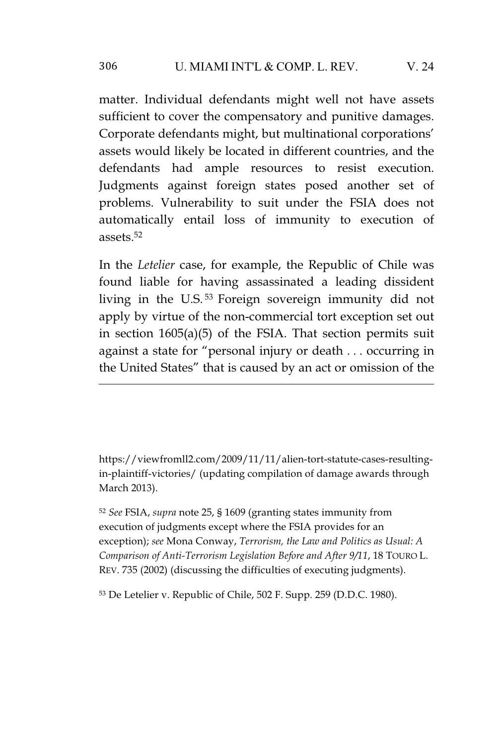matter. Individual defendants might well not have assets sufficient to cover the compensatory and punitive damages. Corporate defendants might, but multinational corporations' assets would likely be located in different countries, and the defendants had ample resources to resist execution. Judgments against foreign states posed another set of problems. Vulnerability to suit under the FSIA does not automatically entail loss of immunity to execution of assets.[52]

In the *Letelier* case, for example, the Republic of Chile was found liable for having assassinated a leading dissident living in the U.S.[53] Foreign sovereign immunity did not apply by virtue of the non-commercial tort exception set out in section 1605(a)(5) of the FSIA. That section permits suit against a state for "personal injury or death . . . occurring in the United States" that is caused by an act or omission of the

---

https://viewfromll2.com/2009/11/11/alien-tort-statute-cases-resulting-in-plaintiff-victories/ (updating compilation of damage awards through March 2013).

[52] *See* FSIA, *supra* note 25, § 1609 (granting states immunity from execution of judgments except where the FSIA provides for an exception); *see* Mona Conway, *Terrorism, the Law and Politics as Usual: A Comparison of Anti-Terrorism Legislation Before and After 9/11*, 18 TOURO L. REV. 735 (2002) (discussing the difficulties of executing judgments).

[53] De Letelier v. Republic of Chile, 502 F. Supp. 259 (D.D.C. 1980).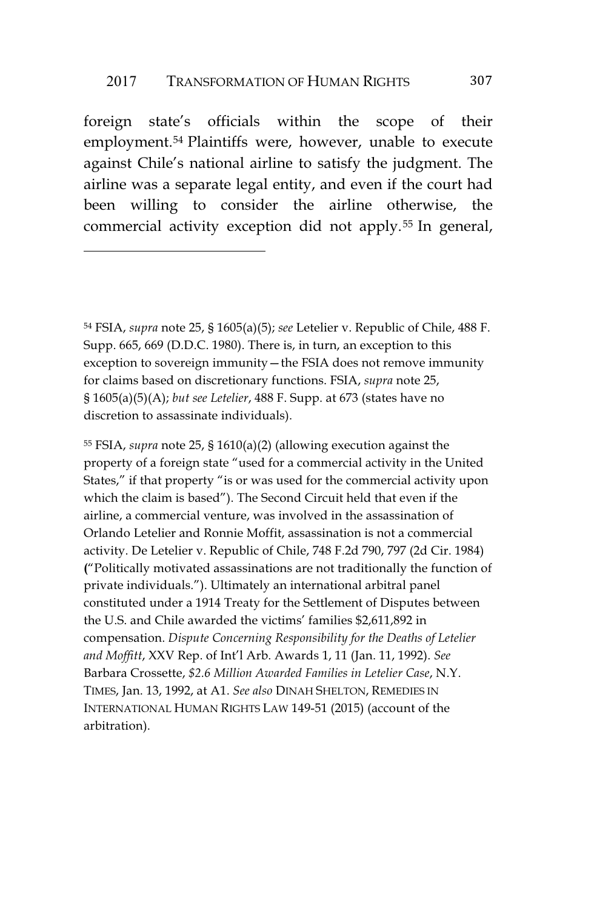foreign state's officials within the scope of their employment.[54] Plaintiffs were, however, unable to execute against Chile's national airline to satisfy the judgment. The airline was a separate legal entity, and even if the court had been willing to consider the airline otherwise, the commercial activity exception did not apply.[55] In general,

---

[54] FSIA, *supra* note 25, § 1605(a)(5); *see* Letelier v. Republic of Chile, 488 F. Supp. 665, 669 (D.D.C. 1980). There is, in turn, an exception to this exception to sovereign immunity—the FSIA does not remove immunity for claims based on discretionary functions. FSIA, *supra* note 25, § 1605(a)(5)(A); *but see Letelier*, 488 F. Supp. at 673 (states have no discretion to assassinate individuals).

[55] FSIA, *supra* note 25, § 1610(a)(2) (allowing execution against the property of a foreign state "used for a commercial activity in the United States," if that property "is or was used for the commercial activity upon which the claim is based"). The Second Circuit held that even if the airline, a commercial venture, was involved in the assassination of Orlando Letelier and Ronnie Moffit, assassination is not a commercial activity. De Letelier v. Republic of Chile, 748 F.2d 790, 797 (2d Cir. 1984) ("Politically motivated assassinations are not traditionally the function of private individuals."). Ultimately an international arbitral panel constituted under a 1914 Treaty for the Settlement of Disputes between the U.S. and Chile awarded the victims' families $2,611,892 in compensation. *Dispute Concerning Responsibility for the Deaths of Letelier and Moffitt*, XXV Rep. of Int'l Arb. Awards 1, 11 (Jan. 11, 1992). *See* Barbara Crossette, *$2.6 Million Awarded Families in Letelier Case*, N.Y. TIMES, Jan. 13, 1992, at A1. *See also* DINAH SHELTON, REMEDIES IN INTERNATIONAL HUMAN RIGHTS LAW 149-51 (2015) (account of the arbitration).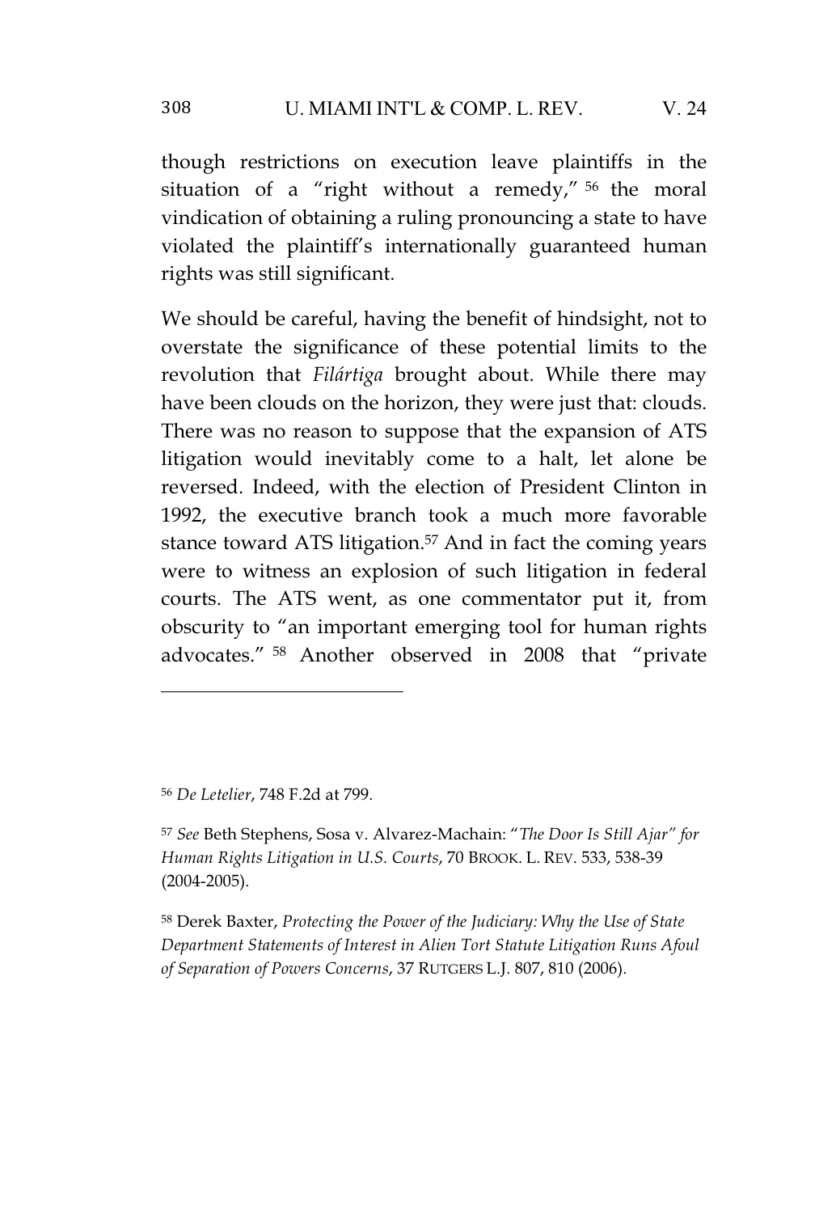though restrictions on execution leave plaintiffs in the situation of a "right without a remedy," [56] the moral vindication of obtaining a ruling pronouncing a state to have violated the plaintiff's internationally guaranteed human rights was still significant.

We should be careful, having the benefit of hindsight, not to overstate the significance of these potential limits to the revolution that *Filártiga* brought about. While there may have been clouds on the horizon, they were just that: clouds. There was no reason to suppose that the expansion of ATS litigation would inevitably come to a halt, let alone be reversed. Indeed, with the election of President Clinton in 1992, the executive branch took a much more favorable stance toward ATS litigation.[57] And in fact the coming years were to witness an explosion of such litigation in federal courts. The ATS went, as one commentator put it, from obscurity to "an important emerging tool for human rights advocates." [58] Another observed in 2008 that "private

---

[56] *De Letelier*, 748 F.2d at 799.

[57] *See* Beth Stephens, Sosa v. Alvarez-Machain: "*The Door Is Still Ajar" for Human Rights Litigation in U.S. Courts*, 70 BROOK. L. REV. 533, 538-39 (2004-2005).

[58] Derek Baxter, *Protecting the Power of the Judiciary: Why the Use of State Department Statements of Interest in Alien Tort Statute Litigation Runs Afoul of Separation of Powers Concerns*, 37 RUTGERS L.J. 807, 810 (2006).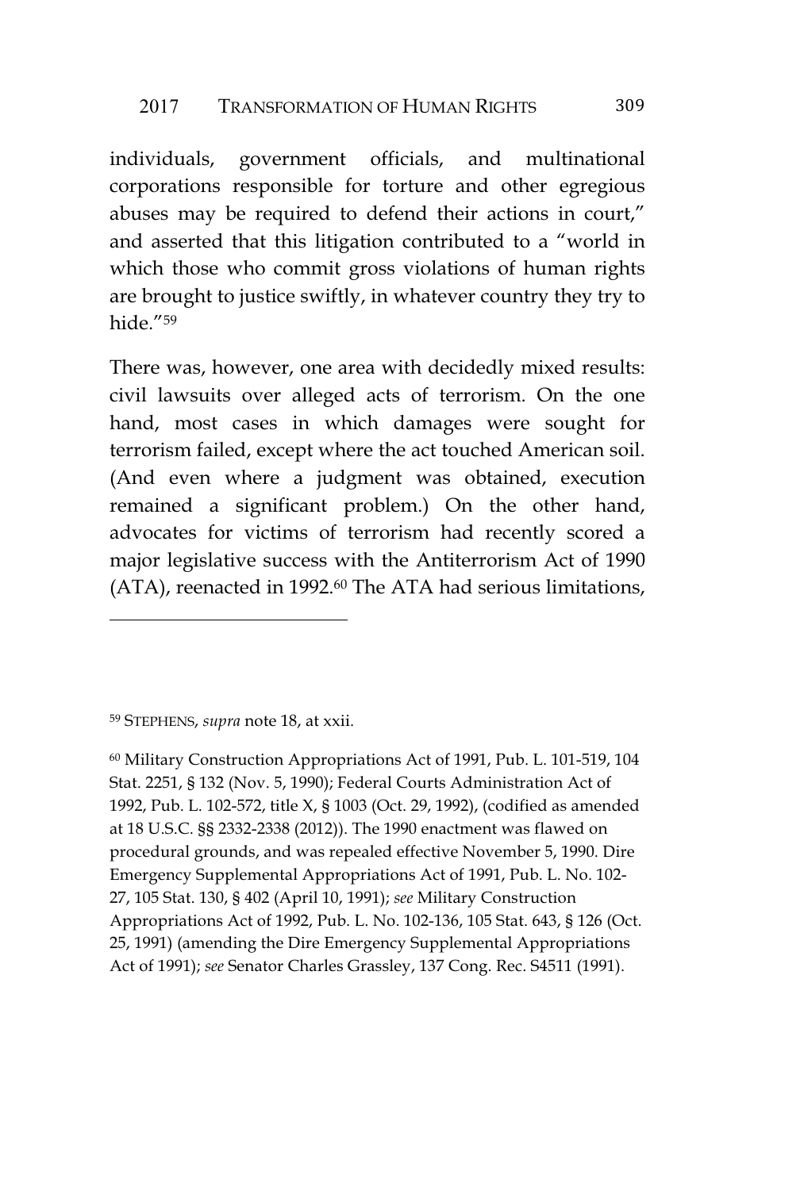individuals, government officials, and multinational corporations responsible for torture and other egregious abuses may be required to defend their actions in court," and asserted that this litigation contributed to a "world in which those who commit gross violations of human rights are brought to justice swiftly, in whatever country they try to hide."[59]

There was, however, one area with decidedly mixed results: civil lawsuits over alleged acts of terrorism. On the one hand, most cases in which damages were sought for terrorism failed, except where the act touched American soil. (And even where a judgment was obtained, execution remained a significant problem.) On the other hand, advocates for victims of terrorism had recently scored a major legislative success with the Antiterrorism Act of 1990 (ATA), reenacted in 1992.[60] The ATA had serious limitations,

---

[59] STEPHENS, *supra* note 18, at xxii.

[60] Military Construction Appropriations Act of 1991, Pub. L. 101-519, 104 Stat. 2251, § 132 (Nov. 5, 1990); Federal Courts Administration Act of 1992, Pub. L. 102-572, title X, § 1003 (Oct. 29, 1992), (codified as amended at 18 U.S.C. §§ 2332-2338 (2012)). The 1990 enactment was flawed on procedural grounds, and was repealed effective November 5, 1990. Dire Emergency Supplemental Appropriations Act of 1991, Pub. L. No. 102-27, 105 Stat. 130, § 402 (April 10, 1991); *see* Military Construction Appropriations Act of 1992, Pub. L. No. 102-136, 105 Stat. 643, § 126 (Oct. 25, 1991) (amending the Dire Emergency Supplemental Appropriations Act of 1991); *see* Senator Charles Grassley, 137 Cong. Rec. S4511 (1991).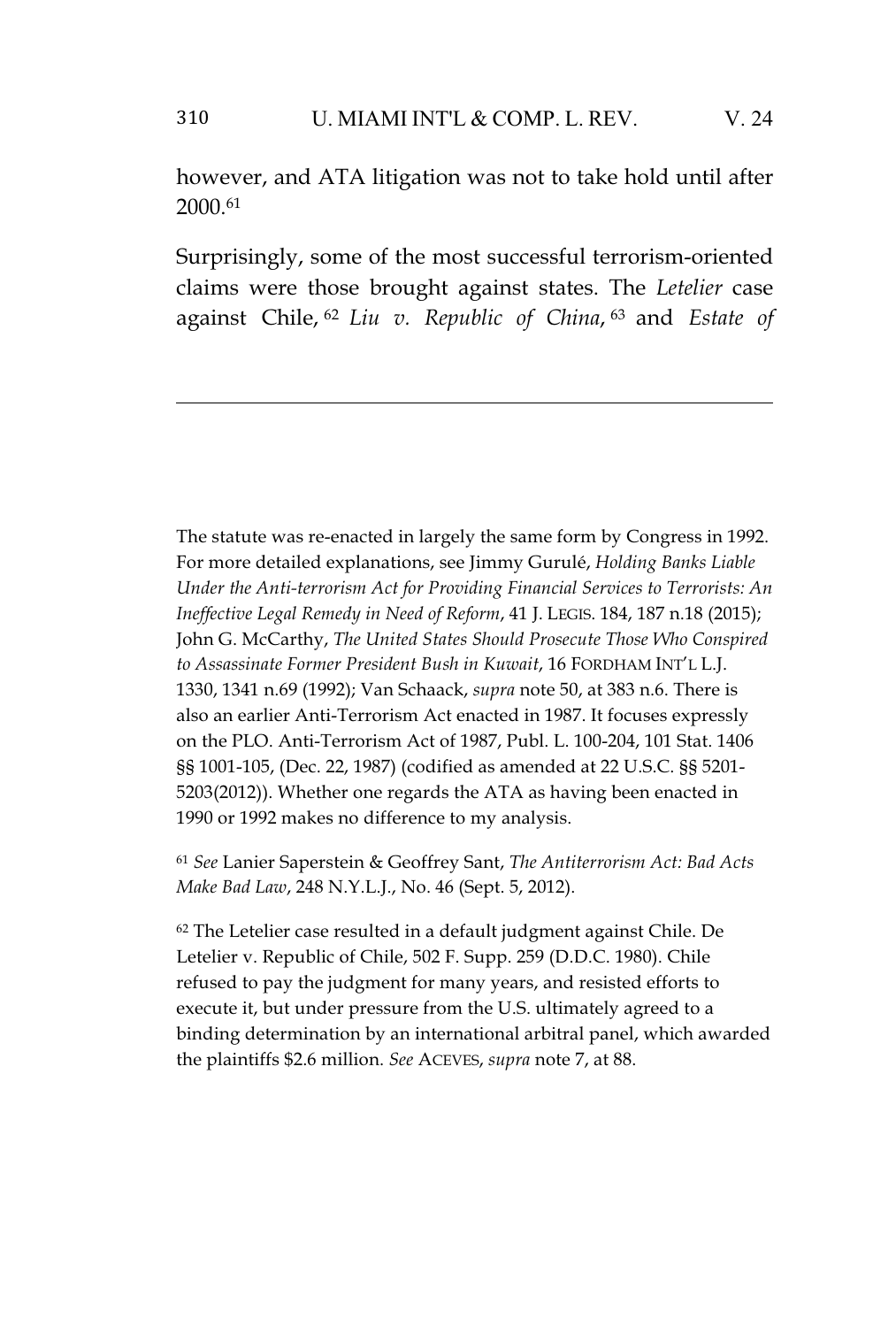however, and ATA litigation was not to take hold until after 2000.[61]

Surprisingly, some of the most successful terrorism-oriented claims were those brought against states. The *Letelier* case against Chile,[62] *Liu v. Republic of China*,[63] and *Estate of*

---

The statute was re-enacted in largely the same form by Congress in 1992. For more detailed explanations, see Jimmy Gurulé, *Holding Banks Liable Under the Anti-terrorism Act for Providing Financial Services to Terrorists: An Ineffective Legal Remedy in Need of Reform*, 41 J. LEGIS. 184, 187 n.18 (2015); John G. McCarthy, *The United States Should Prosecute Those Who Conspired to Assassinate Former President Bush in Kuwait*, 16 FORDHAM INT'L L.J. 1330, 1341 n.69 (1992); Van Schaack, *supra* note 50, at 383 n.6. There is also an earlier Anti-Terrorism Act enacted in 1987. It focuses expressly on the PLO. Anti-Terrorism Act of 1987, Publ. L. 100-204, 101 Stat. 1406 §§ 1001-105, (Dec. 22, 1987) (codified as amended at 22 U.S.C. §§ 5201-5203(2012)). Whether one regards the ATA as having been enacted in 1990 or 1992 makes no difference to my analysis.

[61] *See* Lanier Saperstein & Geoffrey Sant, *The Antiterrorism Act: Bad Acts Make Bad Law*, 248 N.Y.L.J., No. 46 (Sept. 5, 2012).

[62] The Letelier case resulted in a default judgment against Chile. De Letelier v. Republic of Chile, 502 F. Supp. 259 (D.D.C. 1980). Chile refused to pay the judgment for many years, and resisted efforts to execute it, but under pressure from the U.S. ultimately agreed to a binding determination by an international arbitral panel, which awarded the plaintiffs $2.6 million. *See* ACEVES, *supra* note 7, at 88.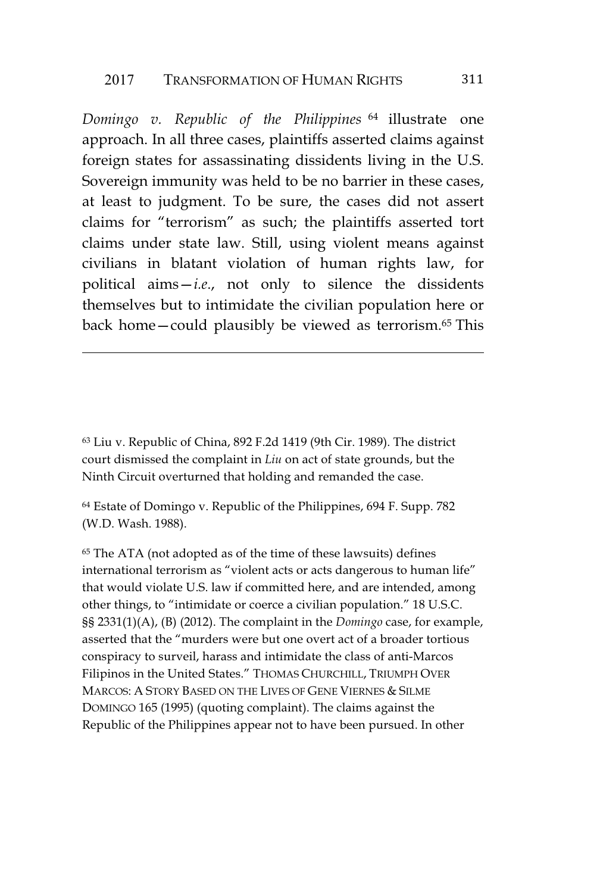*Domingo v. Republic of the Philippines*[64] illustrate one approach. In all three cases, plaintiffs asserted claims against foreign states for assassinating dissidents living in the U.S. Sovereign immunity was held to be no barrier in these cases, at least to judgment. To be sure, the cases did not assert claims for "terrorism" as such; the plaintiffs asserted tort claims under state law. Still, using violent means against civilians in blatant violation of human rights law, for political aims—*i.e.*, not only to silence the dissidents themselves but to intimidate the civilian population here or back home—could plausibly be viewed as terrorism.[65] This

---

[63] Liu v. Republic of China, 892 F.2d 1419 (9th Cir. 1989). The district court dismissed the complaint in *Liu* on act of state grounds, but the Ninth Circuit overturned that holding and remanded the case.

[64] Estate of Domingo v. Republic of the Philippines, 694 F. Supp. 782 (W.D. Wash. 1988).

[65] The ATA (not adopted as of the time of these lawsuits) defines international terrorism as "violent acts or acts dangerous to human life" that would violate U.S. law if committed here, and are intended, among other things, to "intimidate or coerce a civilian population." 18 U.S.C. §§ 2331(1)(A), (B) (2012). The complaint in the *Domingo* case, for example, asserted that the "murders were but one overt act of a broader tortious conspiracy to surveil, harass and intimidate the class of anti-Marcos Filipinos in the United States." THOMAS CHURCHILL, TRIUMPH OVER MARCOS: A STORY BASED ON THE LIVES OF GENE VIERNES & SILME DOMINGO 165 (1995) (quoting complaint). The claims against the Republic of the Philippines appear not to have been pursued. In other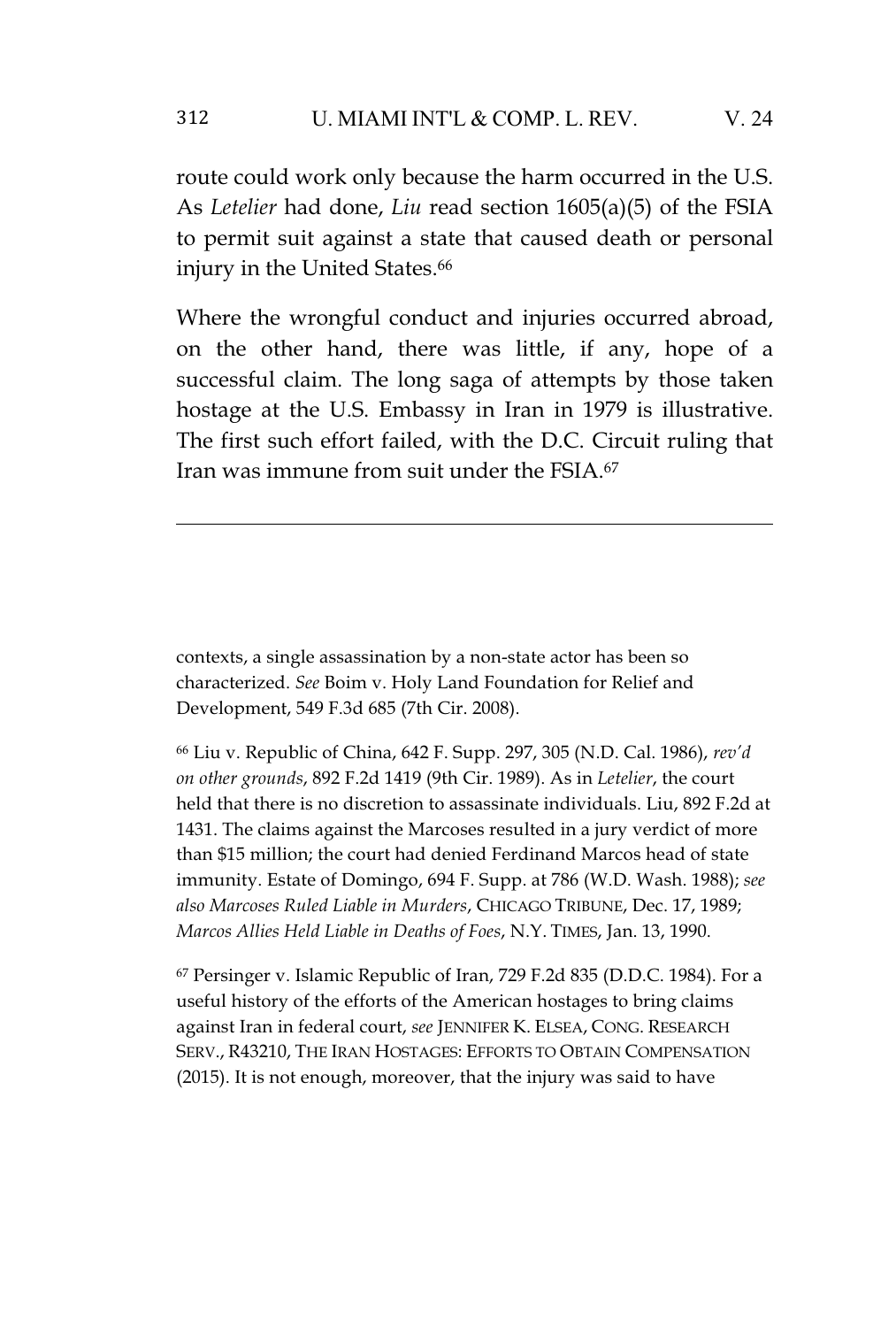route could work only because the harm occurred in the U.S. As *Letelier* had done, *Liu* read section 1605(a)(5) of the FSIA to permit suit against a state that caused death or personal injury in the United States.[66]

Where the wrongful conduct and injuries occurred abroad, on the other hand, there was little, if any, hope of a successful claim. The long saga of attempts by those taken hostage at the U.S. Embassy in Iran in 1979 is illustrative. The first such effort failed, with the D.C. Circuit ruling that Iran was immune from suit under the FSIA.[67]

---

contexts, a single assassination by a non-state actor has been so characterized. *See* Boim v. Holy Land Foundation for Relief and Development, 549 F.3d 685 (7th Cir. 2008).

[66] Liu v. Republic of China, 642 F. Supp. 297, 305 (N.D. Cal. 1986), *rev'd on other grounds*, 892 F.2d 1419 (9th Cir. 1989). As in *Letelier*, the court held that there is no discretion to assassinate individuals. Liu, 892 F.2d at 1431. The claims against the Marcoses resulted in a jury verdict of more than $15 million; the court had denied Ferdinand Marcos head of state immunity. Estate of Domingo, 694 F. Supp. at 786 (W.D. Wash. 1988); *see also Marcoses Ruled Liable in Murders*, CHICAGO TRIBUNE, Dec. 17, 1989; *Marcos Allies Held Liable in Deaths of Foes*, N.Y. TIMES, Jan. 13, 1990.

[67] Persinger v. Islamic Republic of Iran, 729 F.2d 835 (D.D.C. 1984). For a useful history of the efforts of the American hostages to bring claims against Iran in federal court, *see* JENNIFER K. ELSEA, CONG. RESEARCH SERV., R43210, THE IRAN HOSTAGES: EFFORTS TO OBTAIN COMPENSATION (2015). It is not enough, moreover, that the injury was said to have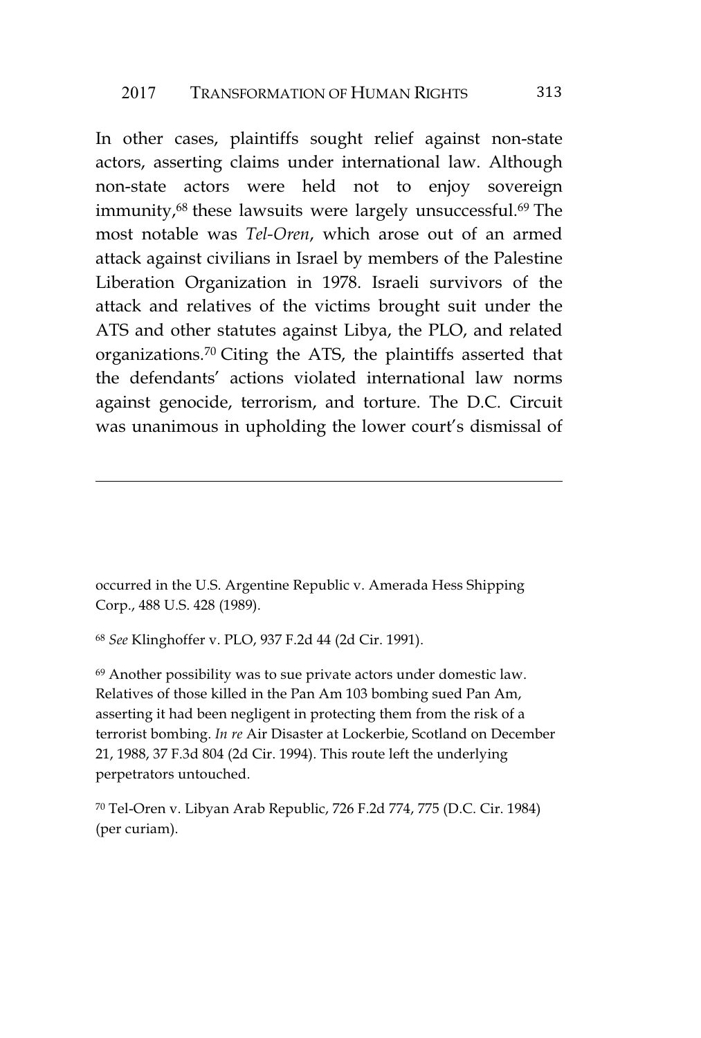In other cases, plaintiffs sought relief against non-state actors, asserting claims under international law. Although non-state actors were held not to enjoy sovereign immunity,[68] these lawsuits were largely unsuccessful.[69] The most notable was *Tel-Oren*, which arose out of an armed attack against civilians in Israel by members of the Palestine Liberation Organization in 1978. Israeli survivors of the attack and relatives of the victims brought suit under the ATS and other statutes against Libya, the PLO, and related organizations.[70] Citing the ATS, the plaintiffs asserted that the defendants' actions violated international law norms against genocide, terrorism, and torture. The D.C. Circuit was unanimous in upholding the lower court's dismissal of

---

occurred in the U.S. Argentine Republic v. Amerada Hess Shipping Corp., 488 U.S. 428 (1989).

[68] *See* Klinghoffer v. PLO, 937 F.2d 44 (2d Cir. 1991).

[69] Another possibility was to sue private actors under domestic law. Relatives of those killed in the Pan Am 103 bombing sued Pan Am, asserting it had been negligent in protecting them from the risk of a terrorist bombing. *In re* Air Disaster at Lockerbie, Scotland on December 21, 1988, 37 F.3d 804 (2d Cir. 1994). This route left the underlying perpetrators untouched.

[70] Tel-Oren v. Libyan Arab Republic, 726 F.2d 774, 775 (D.C. Cir. 1984) (per curiam).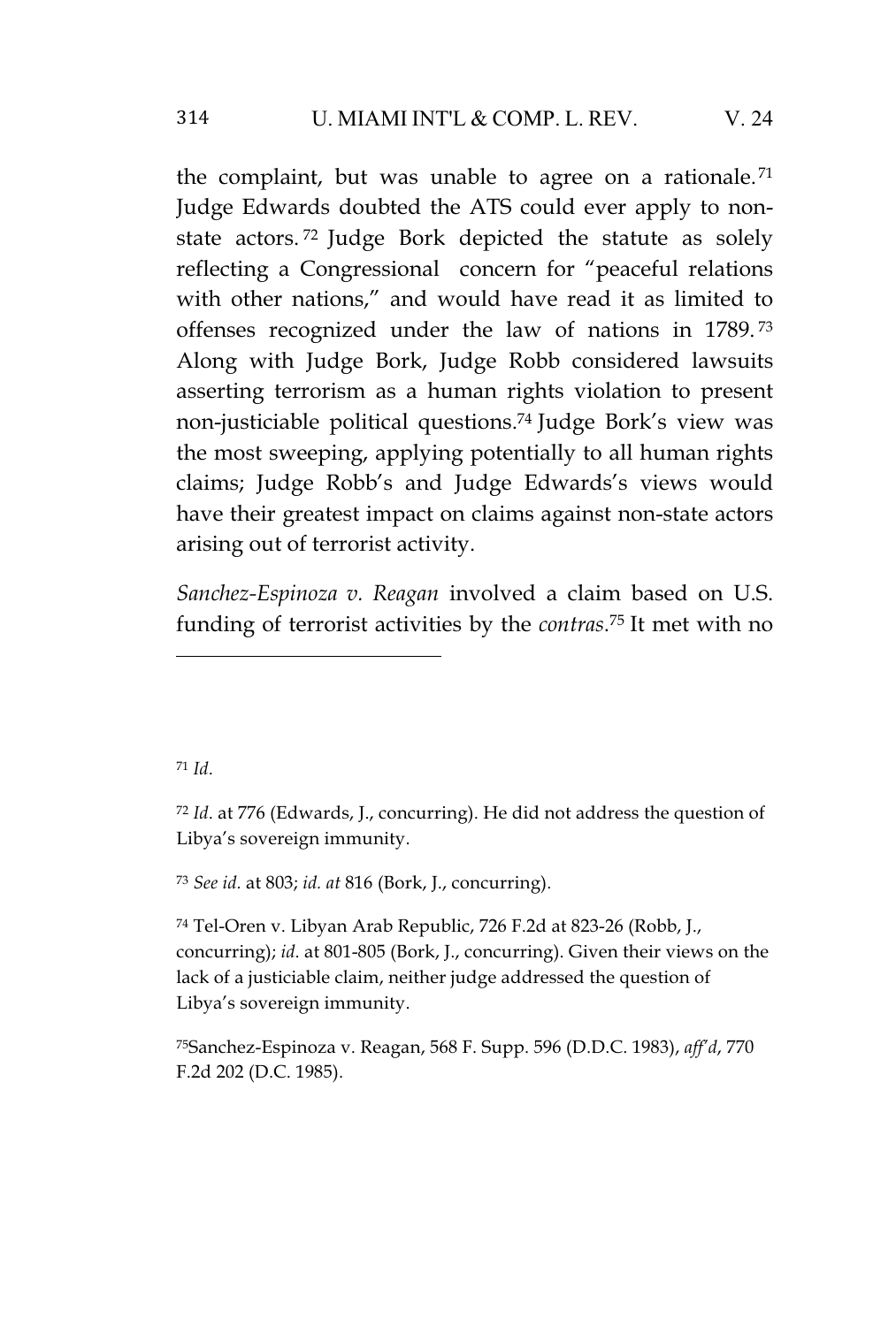the complaint, but was unable to agree on a rationale.[71] Judge Edwards doubted the ATS could ever apply to non-state actors.[72] Judge Bork depicted the statute as solely reflecting a Congressional concern for "peaceful relations with other nations," and would have read it as limited to offenses recognized under the law of nations in 1789.[73] Along with Judge Bork, Judge Robb considered lawsuits asserting terrorism as a human rights violation to present non-justiciable political questions.[74] Judge Bork's view was the most sweeping, applying potentially to all human rights claims; Judge Robb's and Judge Edwards's views would have their greatest impact on claims against non-state actors arising out of terrorist activity.

*Sanchez-Espinoza v. Reagan* involved a claim based on U.S. funding of terrorist activities by the *contras*.[75] It met with no

---

[71] *Id*.

[72] *Id*. at 776 (Edwards, J., concurring). He did not address the question of Libya's sovereign immunity.

[73] *See id.* at 803; *id. at* 816 (Bork, J., concurring).

[74] Tel-Oren v. Libyan Arab Republic, 726 F.2d at 823-26 (Robb, J., concurring); *id.* at 801-805 (Bork, J., concurring). Given their views on the lack of a justiciable claim, neither judge addressed the question of Libya's sovereign immunity.

[75] Sanchez-Espinoza v. Reagan, 568 F. Supp. 596 (D.D.C. 1983), *aff'd*, 770 F.2d 202 (D.C. 1985).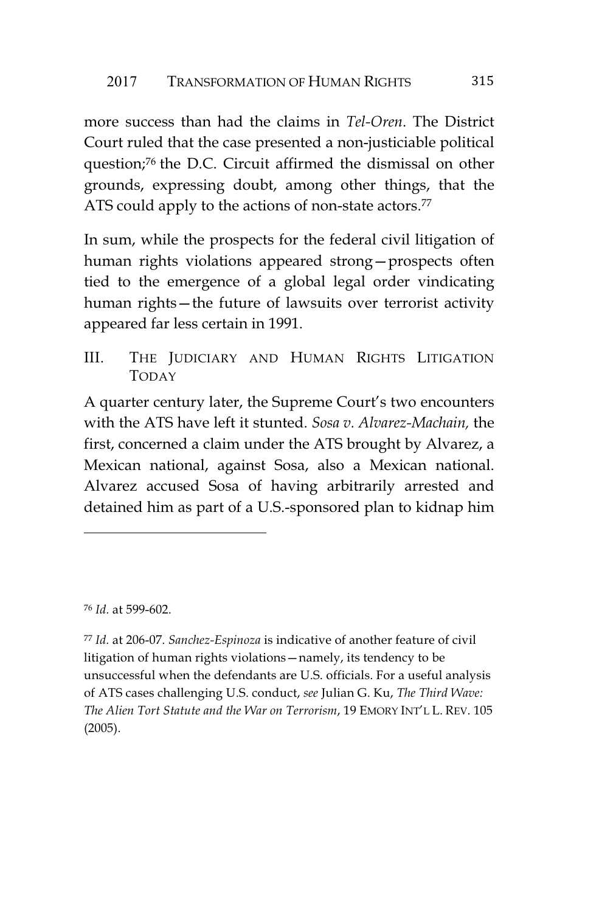more success than had the claims in *Tel-Oren*. The District Court ruled that the case presented a non-justiciable political question;[76] the D.C. Circuit affirmed the dismissal on other grounds, expressing doubt, among other things, that the ATS could apply to the actions of non-state actors.[77]

In sum, while the prospects for the federal civil litigation of human rights violations appeared strong—prospects often tied to the emergence of a global legal order vindicating human rights—the future of lawsuits over terrorist activity appeared far less certain in 1991.

## III. THE JUDICIARY AND HUMAN RIGHTS LITIGATION TODAY

A quarter century later, the Supreme Court's two encounters with the ATS have left it stunted. *Sosa v. Alvarez-Machain,* the first, concerned a claim under the ATS brought by Alvarez, a Mexican national, against Sosa, also a Mexican national. Alvarez accused Sosa of having arbitrarily arrested and detained him as part of a U.S.-sponsored plan to kidnap him

---

[76] *Id.* at 599-602.

[77] *Id.* at 206-07. *Sanchez-Espinoza* is indicative of another feature of civil litigation of human rights violations—namely, its tendency to be unsuccessful when the defendants are U.S. officials. For a useful analysis of ATS cases challenging U.S. conduct, *see* Julian G. Ku, *The Third Wave: The Alien Tort Statute and the War on Terrorism*, 19 EMORY INT'L L. REV. 105 (2005).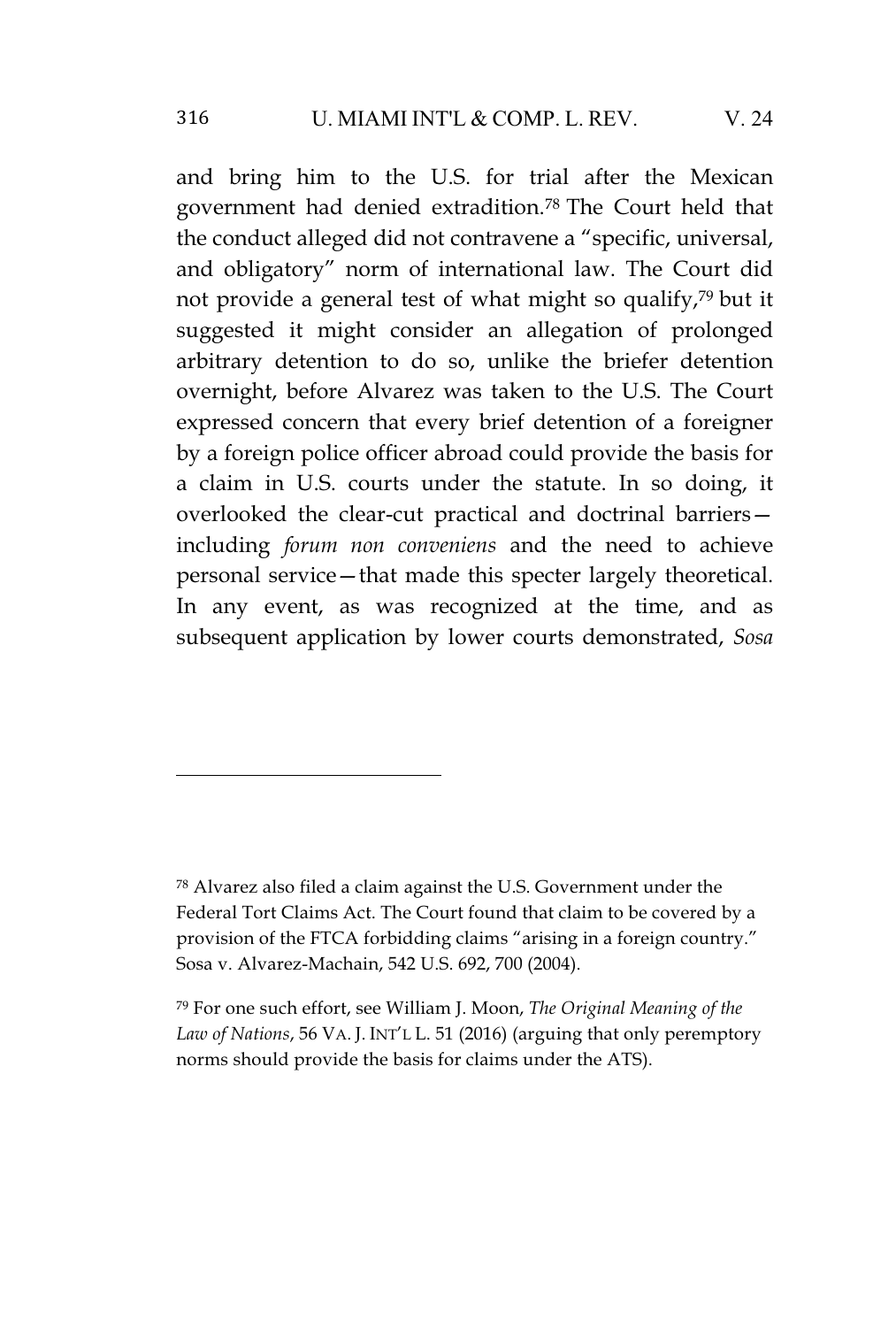and bring him to the U.S. for trial after the Mexican government had denied extradition.[78] The Court held that the conduct alleged did not contravene a "specific, universal, and obligatory" norm of international law. The Court did not provide a general test of what might so qualify,[79] but it suggested it might consider an allegation of prolonged arbitrary detention to do so, unlike the briefer detention overnight, before Alvarez was taken to the U.S. The Court expressed concern that every brief detention of a foreigner by a foreign police officer abroad could provide the basis for a claim in U.S. courts under the statute. In so doing, it overlooked the clear-cut practical and doctrinal barriers—including *forum non conveniens* and the need to achieve personal service—that made this specter largely theoretical. In any event, as was recognized at the time, and as subsequent application by lower courts demonstrated, *Sosa*

---

[78] Alvarez also filed a claim against the U.S. Government under the Federal Tort Claims Act. The Court found that claim to be covered by a provision of the FTCA forbidding claims "arising in a foreign country." Sosa v. Alvarez-Machain, 542 U.S. 692, 700 (2004).

[79] For one such effort, see William J. Moon, *The Original Meaning of the Law of Nations*, 56 VA. J. INT'L L. 51 (2016) (arguing that only peremptory norms should provide the basis for claims under the ATS).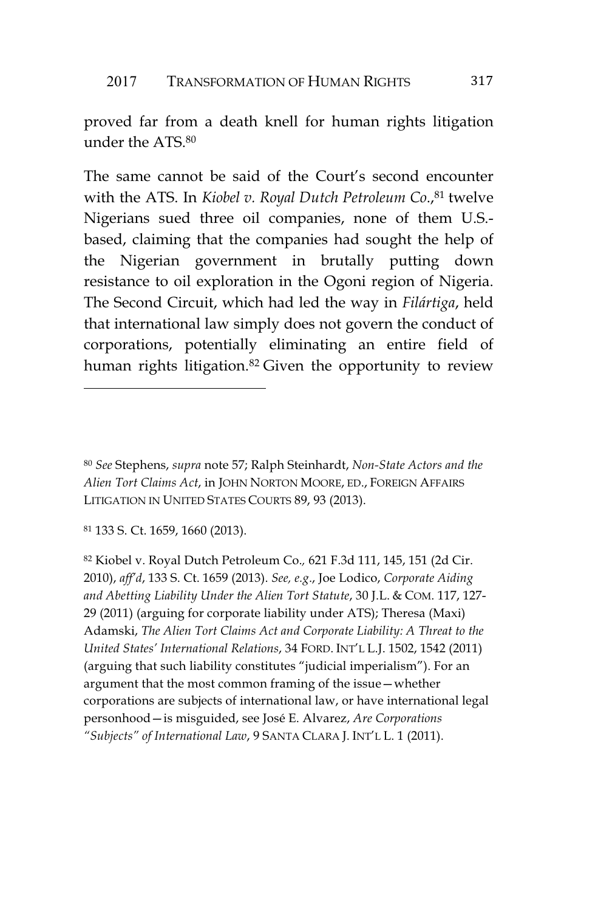proved far from a death knell for human rights litigation under the ATS.[80]

The same cannot be said of the Court's second encounter with the ATS. In *Kiobel v. Royal Dutch Petroleum Co.*,[81] twelve Nigerians sued three oil companies, none of them U.S.-based, claiming that the companies had sought the help of the Nigerian government in brutally putting down resistance to oil exploration in the Ogoni region of Nigeria. The Second Circuit, which had led the way in *Filártiga*, held that international law simply does not govern the conduct of corporations, potentially eliminating an entire field of human rights litigation.[82] Given the opportunity to review

---

[80] *See* Stephens, *supra* note 57; Ralph Steinhardt, *Non-State Actors and the Alien Tort Claims Act*, in JOHN NORTON MOORE, ED., FOREIGN AFFAIRS LITIGATION IN UNITED STATES COURTS 89, 93 (2013).

[81] 133 S. Ct. 1659, 1660 (2013).

[82] Kiobel v. Royal Dutch Petroleum Co., 621 F.3d 111, 145, 151 (2d Cir. 2010), *aff'd*, 133 S. Ct. 1659 (2013). *See, e.g.*, Joe Lodico, *Corporate Aiding and Abetting Liability Under the Alien Tort Statute*, 30 J.L. & COM. 117, 127-29 (2011) (arguing for corporate liability under ATS); Theresa (Maxi) Adamski, *The Alien Tort Claims Act and Corporate Liability: A Threat to the United States' International Relations*, 34 FORD. INT'L L.J. 1502, 1542 (2011) (arguing that such liability constitutes "judicial imperialism"). For an argument that the most common framing of the issue—whether corporations are subjects of international law, or have international legal personhood—is misguided, see José E. Alvarez, *Are Corporations "Subjects" of International Law*, 9 SANTA CLARA J. INT'L L. 1 (2011).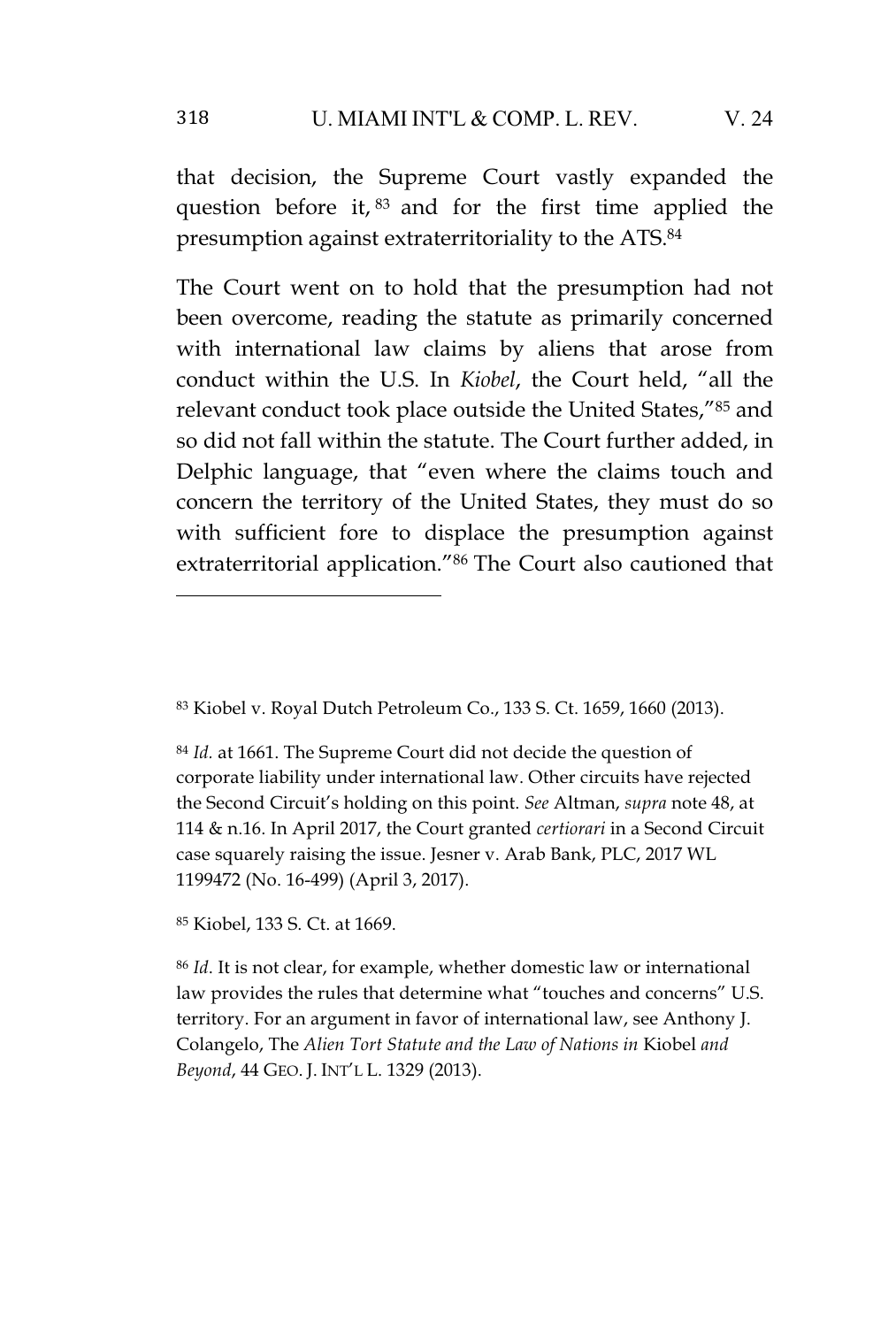that decision, the Supreme Court vastly expanded the question before it,[83] and for the first time applied the presumption against extraterritoriality to the ATS.[84]

The Court went on to hold that the presumption had not been overcome, reading the statute as primarily concerned with international law claims by aliens that arose from conduct within the U.S. In *Kiobel*, the Court held, "all the relevant conduct took place outside the United States,"[85] and so did not fall within the statute. The Court further added, in Delphic language, that "even where the claims touch and concern the territory of the United States, they must do so with sufficient fore to displace the presumption against extraterritorial application."[86] The Court also cautioned that

---

[83] Kiobel v. Royal Dutch Petroleum Co., 133 S. Ct. 1659, 1660 (2013).

[84] *Id.* at 1661. The Supreme Court did not decide the question of corporate liability under international law. Other circuits have rejected the Second Circuit's holding on this point. *See* Altman, *supra* note 48, at 114 & n.16. In April 2017, the Court granted *certiorari* in a Second Circuit case squarely raising the issue. Jesner v. Arab Bank, PLC, 2017 WL 1199472 (No. 16-499) (April 3, 2017).

[85] Kiobel, 133 S. Ct. at 1669.

[86] *Id*. It is not clear, for example, whether domestic law or international law provides the rules that determine what "touches and concerns" U.S. territory. For an argument in favor of international law, see Anthony J. Colangelo, The *Alien Tort Statute and the Law of Nations in* Kiobel *and Beyond*, 44 GEO. J. INT'L L. 1329 (2013).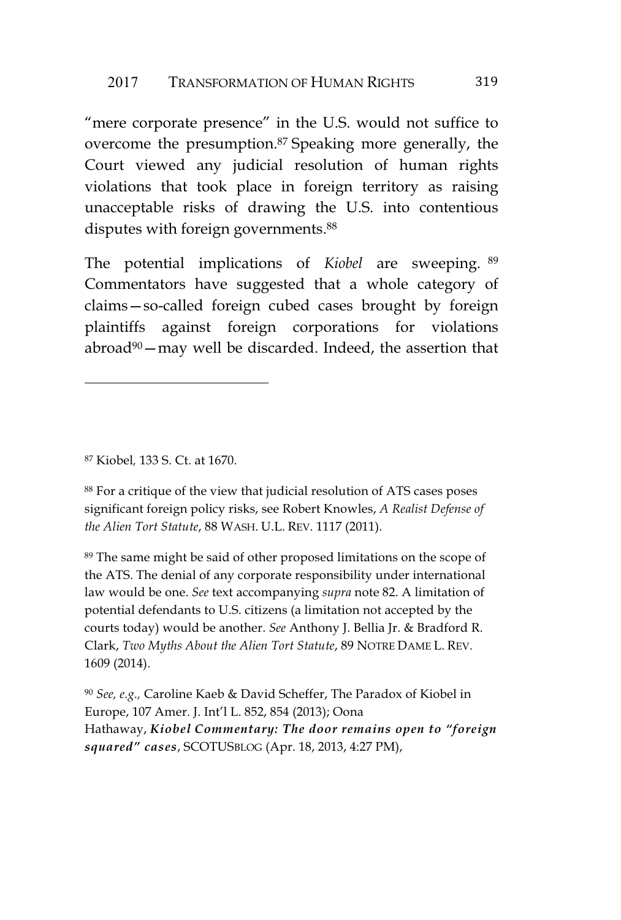"mere corporate presence" in the U.S. would not suffice to overcome the presumption.[87] Speaking more generally, the Court viewed any judicial resolution of human rights violations that took place in foreign territory as raising unacceptable risks of drawing the U.S. into contentious disputes with foreign governments.[88]

The potential implications of *Kiobel* are sweeping.[89] Commentators have suggested that a whole category of claims—so-called foreign cubed cases brought by foreign plaintiffs against foreign corporations for violations abroad[90]—may well be discarded. Indeed, the assertion that

---

[87] Kiobel*,* 133 S. Ct. at 1670.

[88] For a critique of the view that judicial resolution of ATS cases poses significant foreign policy risks, see Robert Knowles, *A Realist Defense of the Alien Tort Statute*, 88 WASH. U.L. REV. 1117 (2011).

[89] The same might be said of other proposed limitations on the scope of the ATS. The denial of any corporate responsibility under international law would be one. *See* text accompanying *supra* note 82. A limitation of potential defendants to U.S. citizens (a limitation not accepted by the courts today) would be another. *See* Anthony J. Bellia Jr. & Bradford R. Clark, *Two Myths About the Alien Tort Statute*, 89 NOTRE DAME L. REV. 1609 (2014).

[90] *See, e.g.,* Caroline Kaeb & David Scheffer, The Paradox of Kiobel in Europe, 107 Amer. J. Int'l L. 852, 854 (2013); Oona Hathaway, ***Kiobel Commentary: The door remains open to "foreign squared" cases***, SCOTUSBLOG (Apr. 18, 2013, 4:27 PM),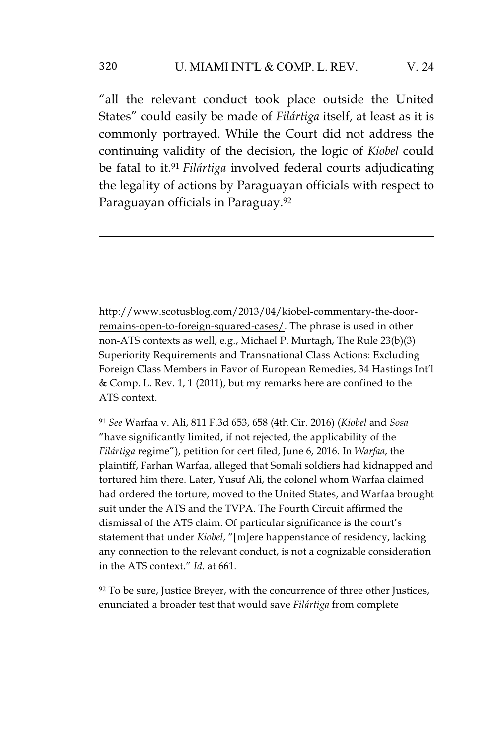"all the relevant conduct took place outside the United States" could easily be made of *Filártiga* itself, at least as it is commonly portrayed. While the Court did not address the continuing validity of the decision, the logic of *Kiobel* could be fatal to it.[91] *Filártiga* involved federal courts adjudicating the legality of actions by Paraguayan officials with respect to Paraguayan officials in Paraguay.[92]

---

http://www.scotusblog.com/2013/04/kiobel-commentary-the-door-remains-open-to-foreign-squared-cases/. The phrase is used in other non-ATS contexts as well, e.g., Michael P. Murtagh, The Rule 23(b)(3) Superiority Requirements and Transnational Class Actions: Excluding Foreign Class Members in Favor of European Remedies, 34 Hastings Int'l & Comp. L. Rev. 1, 1 (2011), but my remarks here are confined to the ATS context.

[91] *See* Warfaa v. Ali, 811 F.3d 653, 658 (4th Cir. 2016) (*Kiobel* and *Sosa* "have significantly limited, if not rejected, the applicability of the *Filártiga* regime"), petition for cert filed, June 6, 2016. In *Warfaa*, the plaintiff, Farhan Warfaa, alleged that Somali soldiers had kidnapped and tortured him there. Later, Yusuf Ali, the colonel whom Warfaa claimed had ordered the torture, moved to the United States, and Warfaa brought suit under the ATS and the TVPA. The Fourth Circuit affirmed the dismissal of the ATS claim. Of particular significance is the court's statement that under *Kiobel*, "[m]ere happenstance of residency, lacking any connection to the relevant conduct, is not a cognizable consideration in the ATS context." *Id*. at 661.

[92] To be sure, Justice Breyer, with the concurrence of three other Justices, enunciated a broader test that would save *Filártiga* from complete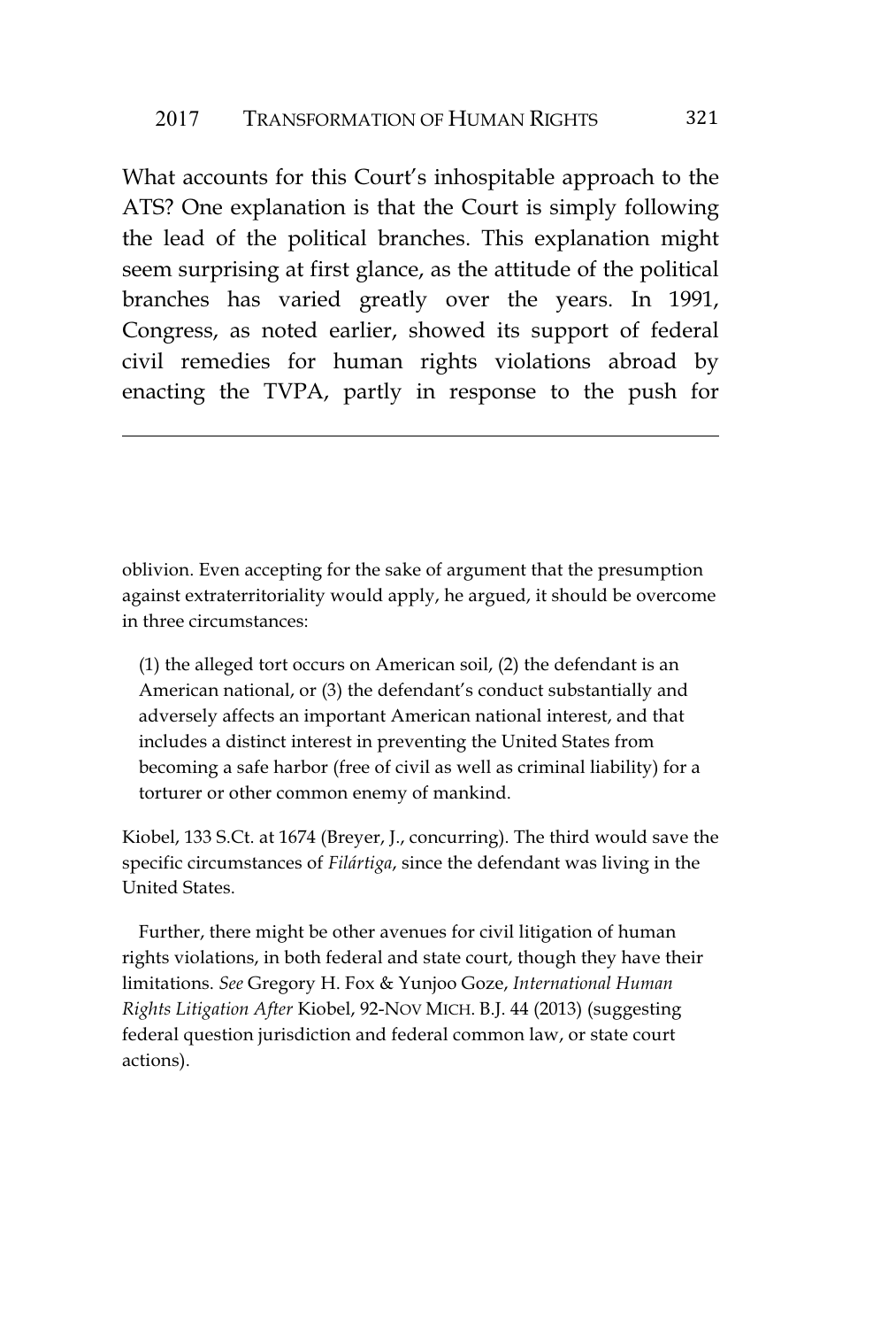What accounts for this Court's inhospitable approach to the ATS? One explanation is that the Court is simply following the lead of the political branches. This explanation might seem surprising at first glance, as the attitude of the political branches has varied greatly over the years. In 1991, Congress, as noted earlier, showed its support of federal civil remedies for human rights violations abroad by enacting the TVPA, partly in response to the push for

---

oblivion. Even accepting for the sake of argument that the presumption against extraterritoriality would apply, he argued, it should be overcome in three circumstances:

> (1) the alleged tort occurs on American soil, (2) the defendant is an American national, or (3) the defendant's conduct substantially and adversely affects an important American national interest, and that includes a distinct interest in preventing the United States from becoming a safe harbor (free of civil as well as criminal liability) for a torturer or other common enemy of mankind.

Kiobel, 133 S.Ct. at 1674 (Breyer, J., concurring). The third would save the specific circumstances of *Filártiga*, since the defendant was living in the United States.

Further, there might be other avenues for civil litigation of human rights violations, in both federal and state court, though they have their limitations. *See* Gregory H. Fox & Yunjoo Goze, *International Human Rights Litigation After* Kiobel, 92-NOV MICH. B.J. 44 (2013) (suggesting federal question jurisdiction and federal common law, or state court actions).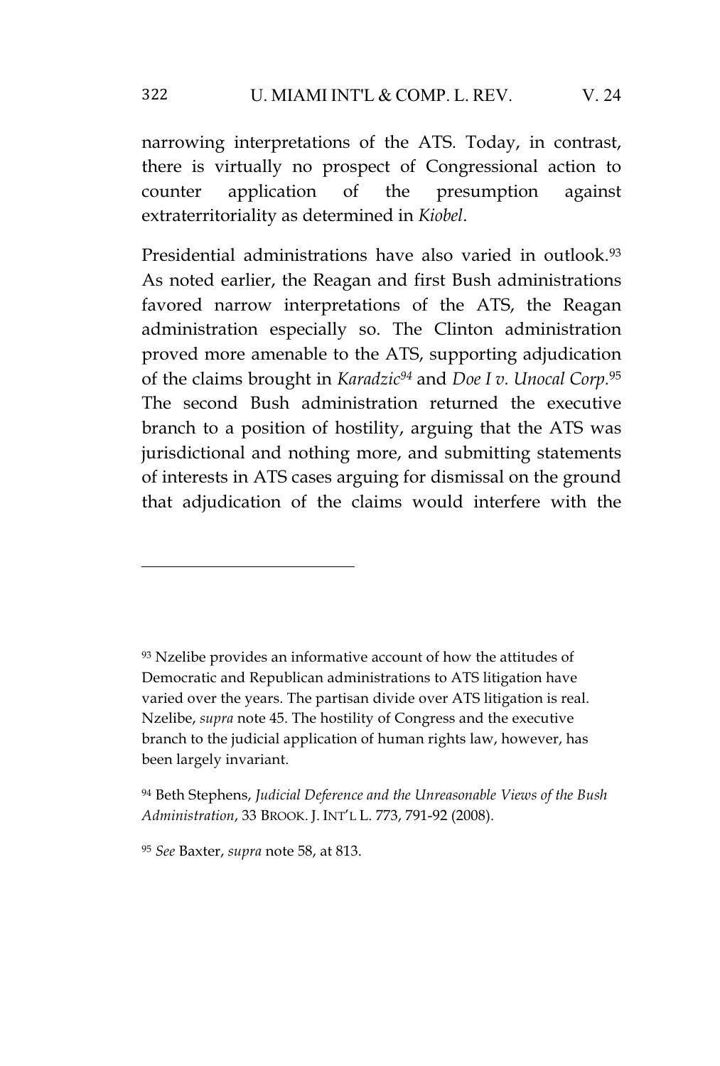narrowing interpretations of the ATS. Today, in contrast, there is virtually no prospect of Congressional action to counter application of the presumption against extraterritoriality as determined in *Kiobel*.

Presidential administrations have also varied in outlook.[93] As noted earlier, the Reagan and first Bush administrations favored narrow interpretations of the ATS, the Reagan administration especially so. The Clinton administration proved more amenable to the ATS, supporting adjudication of the claims brought in *Karadzic*[94] and *Doe I v. Unocal Corp.*[95] The second Bush administration returned the executive branch to a position of hostility, arguing that the ATS was jurisdictional and nothing more, and submitting statements of interests in ATS cases arguing for dismissal on the ground that adjudication of the claims would interfere with the

---

[93] Nzelibe provides an informative account of how the attitudes of Democratic and Republican administrations to ATS litigation have varied over the years. The partisan divide over ATS litigation is real. Nzelibe, *supra* note 45. The hostility of Congress and the executive branch to the judicial application of human rights law, however, has been largely invariant.

[94] Beth Stephens, *Judicial Deference and the Unreasonable Views of the Bush Administration*, 33 BROOK. J. INT'L L. 773, 791-92 (2008).

[95] *See* Baxter, *supra* note 58, at 813.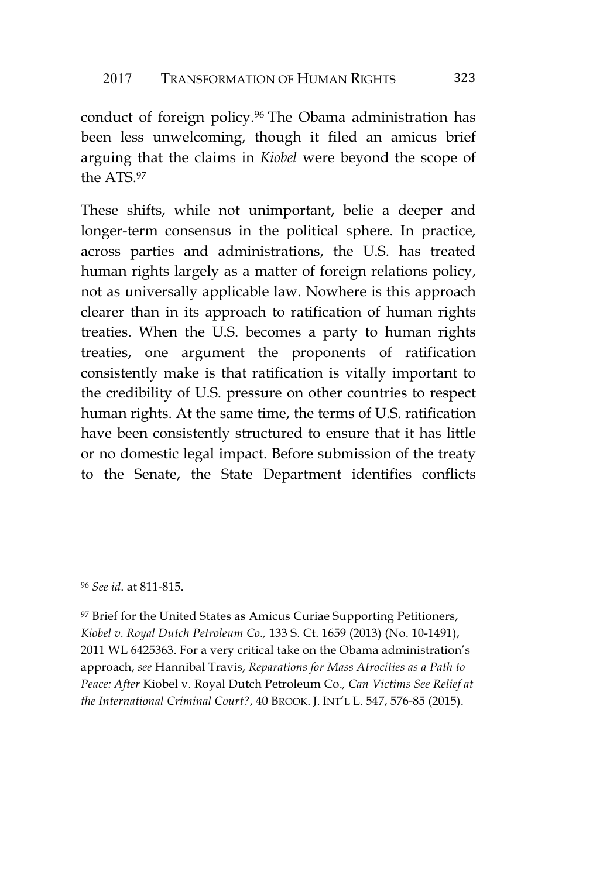conduct of foreign policy.[96] The Obama administration has been less unwelcoming, though it filed an amicus brief arguing that the claims in *Kiobel* were beyond the scope of the ATS.[97]

These shifts, while not unimportant, belie a deeper and longer-term consensus in the political sphere. In practice, across parties and administrations, the U.S. has treated human rights largely as a matter of foreign relations policy, not as universally applicable law. Nowhere is this approach clearer than in its approach to ratification of human rights treaties. When the U.S. becomes a party to human rights treaties, one argument the proponents of ratification consistently make is that ratification is vitally important to the credibility of U.S. pressure on other countries to respect human rights. At the same time, the terms of U.S. ratification have been consistently structured to ensure that it has little or no domestic legal impact. Before submission of the treaty to the Senate, the State Department identifies conflicts

---

[96] *See id.* at 811-815.

[97] Brief for the United States as Amicus Curiae Supporting Petitioners, *Kiobel v. Royal Dutch Petroleum Co.,* 133 S. Ct. 1659 (2013) (No. 10-1491), 2011 WL 6425363. For a very critical take on the Obama administration's approach, *see* Hannibal Travis, *Reparations for Mass Atrocities as a Path to Peace: After* Kiobel v. Royal Dutch Petroleum Co.*, Can Victims See Relief at the International Criminal Court?*, 40 BROOK. J. INT'L L. 547, 576-85 (2015).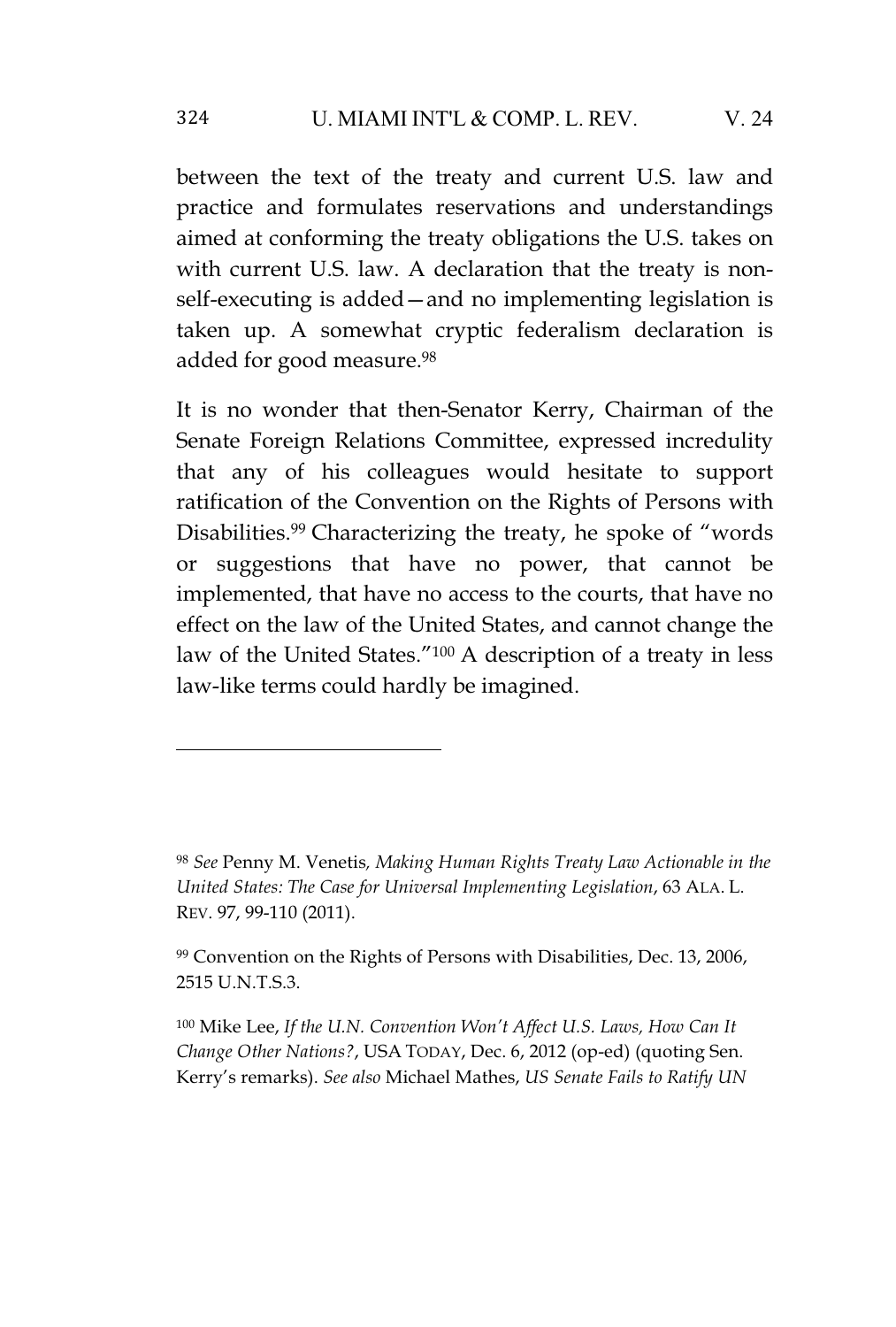between the text of the treaty and current U.S. law and practice and formulates reservations and understandings aimed at conforming the treaty obligations the U.S. takes on with current U.S. law. A declaration that the treaty is non-self-executing is added—and no implementing legislation is taken up. A somewhat cryptic federalism declaration is added for good measure.[98]

It is no wonder that then-Senator Kerry, Chairman of the Senate Foreign Relations Committee, expressed incredulity that any of his colleagues would hesitate to support ratification of the Convention on the Rights of Persons with Disabilities.[99] Characterizing the treaty, he spoke of "words or suggestions that have no power, that cannot be implemented, that have no access to the courts, that have no effect on the law of the United States, and cannot change the law of the United States."[100] A description of a treaty in less law-like terms could hardly be imagined.

---

[98] *See* Penny M. Venetis, *Making Human Rights Treaty Law Actionable in the United States: The Case for Universal Implementing Legislation*, 63 ALA. L. REV. 97, 99-110 (2011).

[99] Convention on the Rights of Persons with Disabilities, Dec. 13, 2006, 2515 U.N.T.S.3.

[100] Mike Lee, *If the U.N. Convention Won't Affect U.S. Laws, How Can It Change Other Nations?*, USA TODAY, Dec. 6, 2012 (op-ed) (quoting Sen. Kerry's remarks). *See also* Michael Mathes, *US Senate Fails to Ratify UN*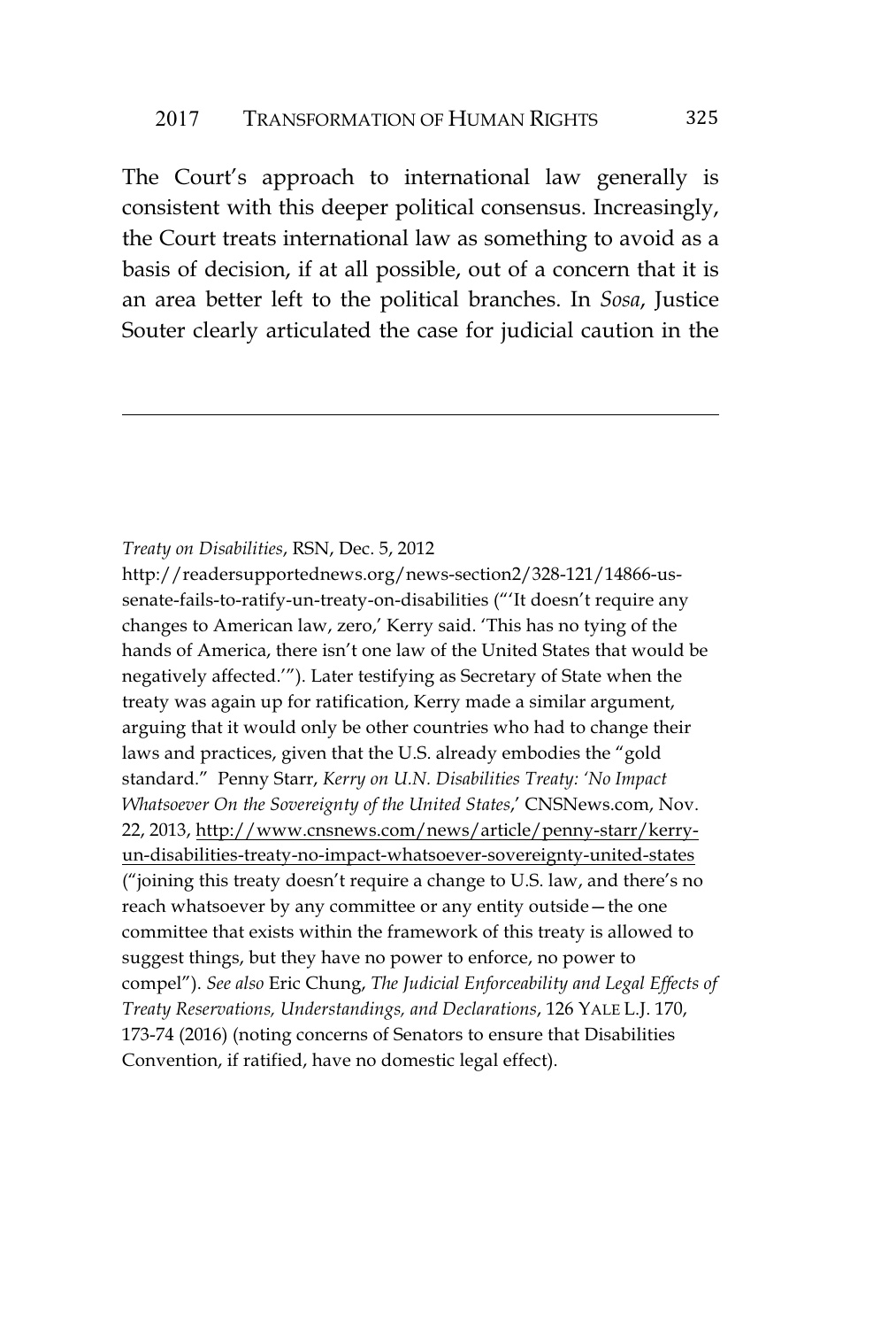The Court's approach to international law generally is consistent with this deeper political consensus. Increasingly, the Court treats international law as something to avoid as a basis of decision, if at all possible, out of a concern that it is an area better left to the political branches. In *Sosa*, Justice Souter clearly articulated the case for judicial caution in the

---

*Treaty on Disabilities*, RSN, Dec. 5, 2012 http://readersupportednews.org/news-section2/328-121/14866-us-senate-fails-to-ratify-un-treaty-on-disabilities ("'It doesn't require any changes to American law, zero,' Kerry said. 'This has no tying of the hands of America, there isn't one law of the United States that would be negatively affected.'"). Later testifying as Secretary of State when the treaty was again up for ratification, Kerry made a similar argument, arguing that it would only be other countries who had to change their laws and practices, given that the U.S. already embodies the "gold standard." Penny Starr, *Kerry on U.N. Disabilities Treaty: 'No Impact Whatsoever On the Sovereignty of the United States*,' CNSNews.com, Nov. 22, 2013, http://www.cnsnews.com/news/article/penny-starr/kerry-un-disabilities-treaty-no-impact-whatsoever-sovereignty-united-states ("joining this treaty doesn't require a change to U.S. law, and there's no reach whatsoever by any committee or any entity outside—the one committee that exists within the framework of this treaty is allowed to suggest things, but they have no power to enforce, no power to compel"). *See also* Eric Chung, *The Judicial Enforceability and Legal Effects of Treaty Reservations, Understandings, and Declarations*, 126 YALE L.J. 170, 173-74 (2016) (noting concerns of Senators to ensure that Disabilities Convention, if ratified, have no domestic legal effect).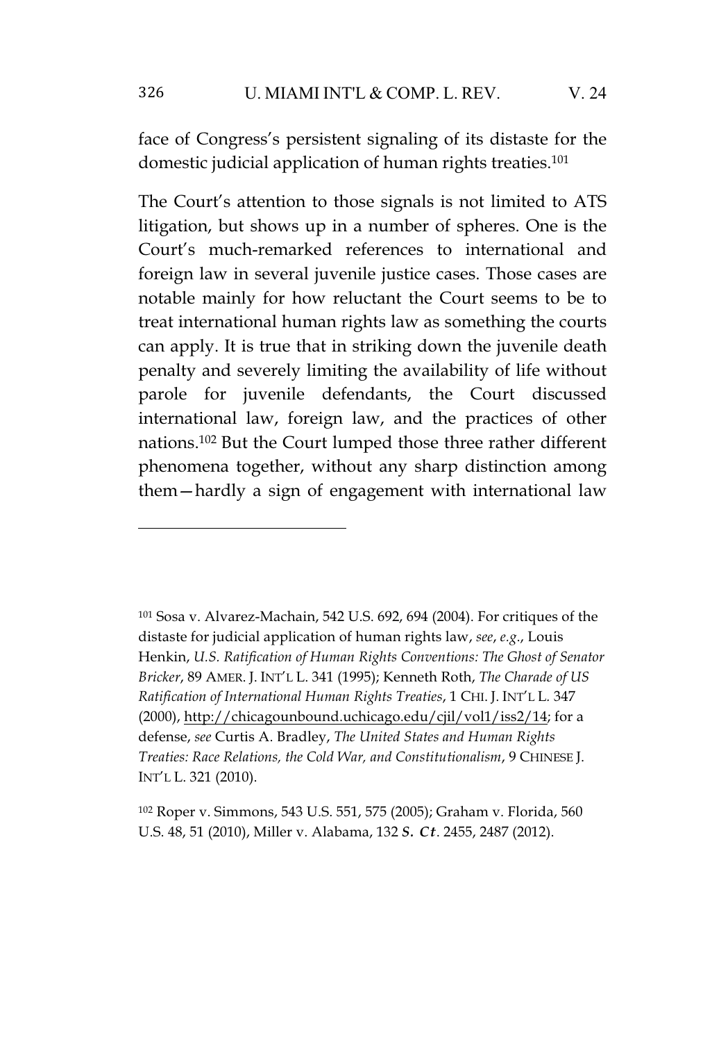face of Congress's persistent signaling of its distaste for the domestic judicial application of human rights treaties.[101]

The Court's attention to those signals is not limited to ATS litigation, but shows up in a number of spheres. One is the Court's much-remarked references to international and foreign law in several juvenile justice cases. Those cases are notable mainly for how reluctant the Court seems to be to treat international human rights law as something the courts can apply. It is true that in striking down the juvenile death penalty and severely limiting the availability of life without parole for juvenile defendants, the Court discussed international law, foreign law, and the practices of other nations.[102] But the Court lumped those three rather different phenomena together, without any sharp distinction among them—hardly a sign of engagement with international law

---

[101] Sosa v. Alvarez-Machain, 542 U.S. 692, 694 (2004). For critiques of the distaste for judicial application of human rights law, *see*, *e.g.*, Louis Henkin, *U.S. Ratification of Human Rights Conventions: The Ghost of Senator Bricker*, 89 AMER. J. INT'L L. 341 (1995); Kenneth Roth, *The Charade of US Ratification of International Human Rights Treaties*, 1 CHI. J. INT'L L. 347 (2000), http://chicagounbound.uchicago.edu/cjil/vol1/iss2/14; for a defense, *see* Curtis A. Bradley, *The United States and Human Rights Treaties: Race Relations, the Cold War, and Constitutionalism*, 9 CHINESE J. INT'L L. 321 (2010).

[102] Roper v. Simmons, 543 U.S. 551, 575 (2005); Graham v. Florida, 560 U.S. 48, 51 (2010), Miller v. Alabama, 132 *S. Ct*. 2455, 2487 (2012).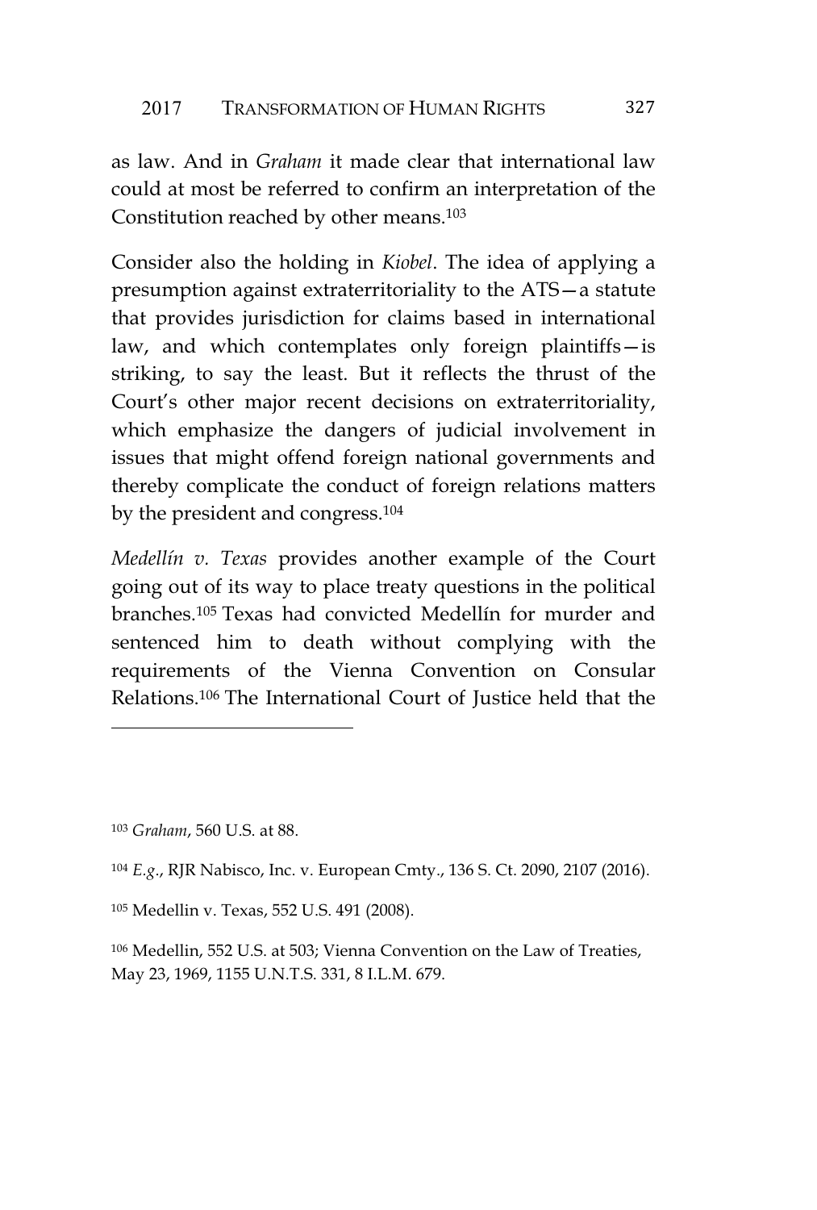as law. And in *Graham* it made clear that international law could at most be referred to confirm an interpretation of the Constitution reached by other means.[103]

Consider also the holding in *Kiobel*. The idea of applying a presumption against extraterritoriality to the ATS—a statute that provides jurisdiction for claims based in international law, and which contemplates only foreign plaintiffs—is striking, to say the least. But it reflects the thrust of the Court's other major recent decisions on extraterritoriality, which emphasize the dangers of judicial involvement in issues that might offend foreign national governments and thereby complicate the conduct of foreign relations matters by the president and congress.[104]

*Medellín v. Texas* provides another example of the Court going out of its way to place treaty questions in the political branches.[105] Texas had convicted Medellín for murder and sentenced him to death without complying with the requirements of the Vienna Convention on Consular Relations.[106] The International Court of Justice held that the

---

[103] *Graham*, 560 U.S. at 88.

[104] *E.g.*, RJR Nabisco, Inc. v. European Cmty., 136 S. Ct. 2090, 2107 (2016).

[105] Medellin v. Texas, 552 U.S. 491 (2008).

[106] Medellin, 552 U.S. at 503; Vienna Convention on the Law of Treaties, May 23, 1969, 1155 U.N.T.S. 331, 8 I.L.M. 679.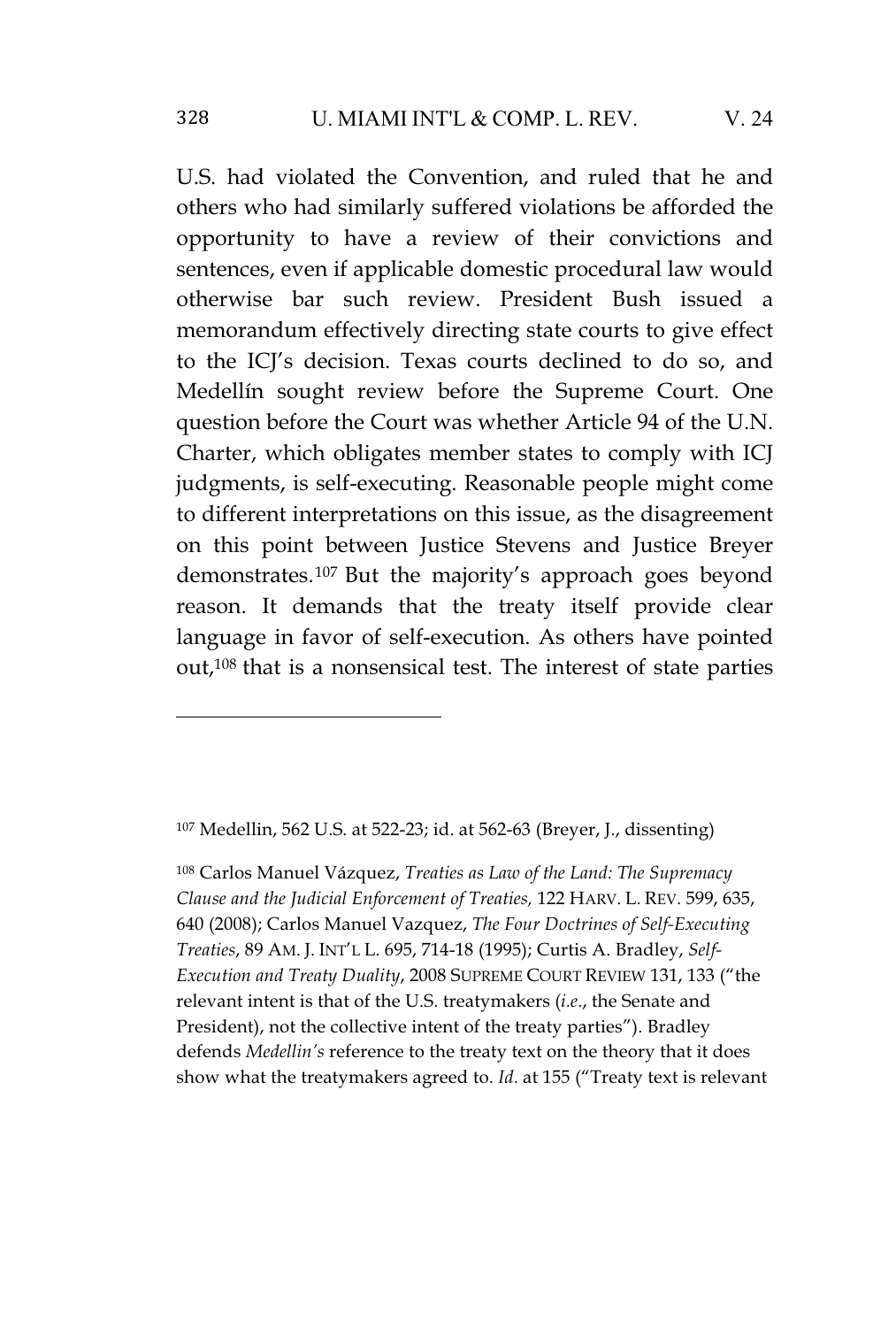U.S. had violated the Convention, and ruled that he and others who had similarly suffered violations be afforded the opportunity to have a review of their convictions and sentences, even if applicable domestic procedural law would otherwise bar such review. President Bush issued a memorandum effectively directing state courts to give effect to the ICJ's decision. Texas courts declined to do so, and Medellín sought review before the Supreme Court. One question before the Court was whether Article 94 of the U.N. Charter, which obligates member states to comply with ICJ judgments, is self-executing. Reasonable people might come to different interpretations on this issue, as the disagreement on this point between Justice Stevens and Justice Breyer demonstrates.[107] But the majority's approach goes beyond reason. It demands that the treaty itself provide clear language in favor of self-execution. As others have pointed out,[108] that is a nonsensical test. The interest of state parties

---

[107] Medellin, 562 U.S. at 522-23; id. at 562-63 (Breyer, J., dissenting)

[108] Carlos Manuel Vázquez, *Treaties as Law of the Land: The Supremacy Clause and the Judicial Enforcement of Treaties,* 122 HARV. L. REV. 599, 635, 640 (2008); Carlos Manuel Vazquez, *The Four Doctrines of Self-Executing Treaties*, 89 AM. J. INT'L L. 695, 714-18 (1995); Curtis A. Bradley, *Self-Execution and Treaty Duality*, 2008 SUPREME COURT REVIEW 131, 133 ("the relevant intent is that of the U.S. treatymakers (*i.e*., the Senate and President), not the collective intent of the treaty parties"). Bradley defends *Medellin's* reference to the treaty text on the theory that it does show what the treatymakers agreed to. *Id*. at 155 ("Treaty text is relevant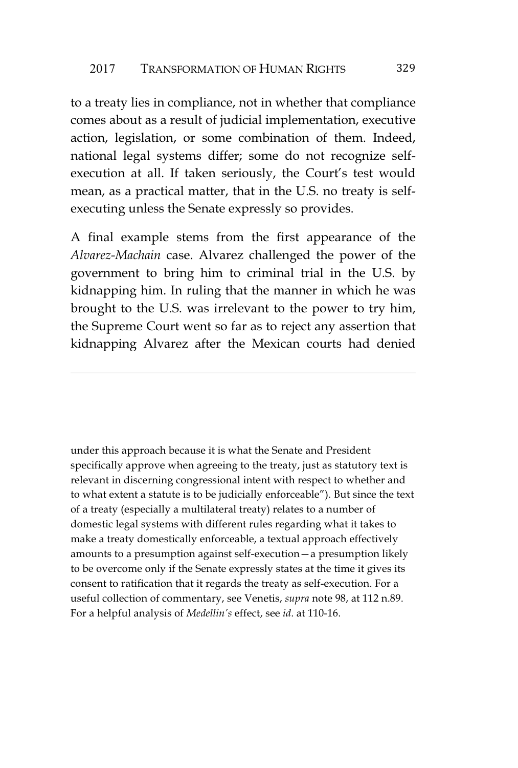to a treaty lies in compliance, not in whether that compliance comes about as a result of judicial implementation, executive action, legislation, or some combination of them. Indeed, national legal systems differ; some do not recognize self-execution at all. If taken seriously, the Court's test would mean, as a practical matter, that in the U.S. no treaty is self-executing unless the Senate expressly so provides.

A final example stems from the first appearance of the *Alvarez-Machain* case. Alvarez challenged the power of the government to bring him to criminal trial in the U.S. by kidnapping him. In ruling that the manner in which he was brought to the U.S. was irrelevant to the power to try him, the Supreme Court went so far as to reject any assertion that kidnapping Alvarez after the Mexican courts had denied

---

under this approach because it is what the Senate and President specifically approve when agreeing to the treaty, just as statutory text is relevant in discerning congressional intent with respect to whether and to what extent a statute is to be judicially enforceable"). But since the text of a treaty (especially a multilateral treaty) relates to a number of domestic legal systems with different rules regarding what it takes to make a treaty domestically enforceable, a textual approach effectively amounts to a presumption against self-execution—a presumption likely to be overcome only if the Senate expressly states at the time it gives its consent to ratification that it regards the treaty as self-execution. For a useful collection of commentary, see Venetis, *supra* note 98, at 112 n.89. For a helpful analysis of *Medellin's* effect, see *id*. at 110-16.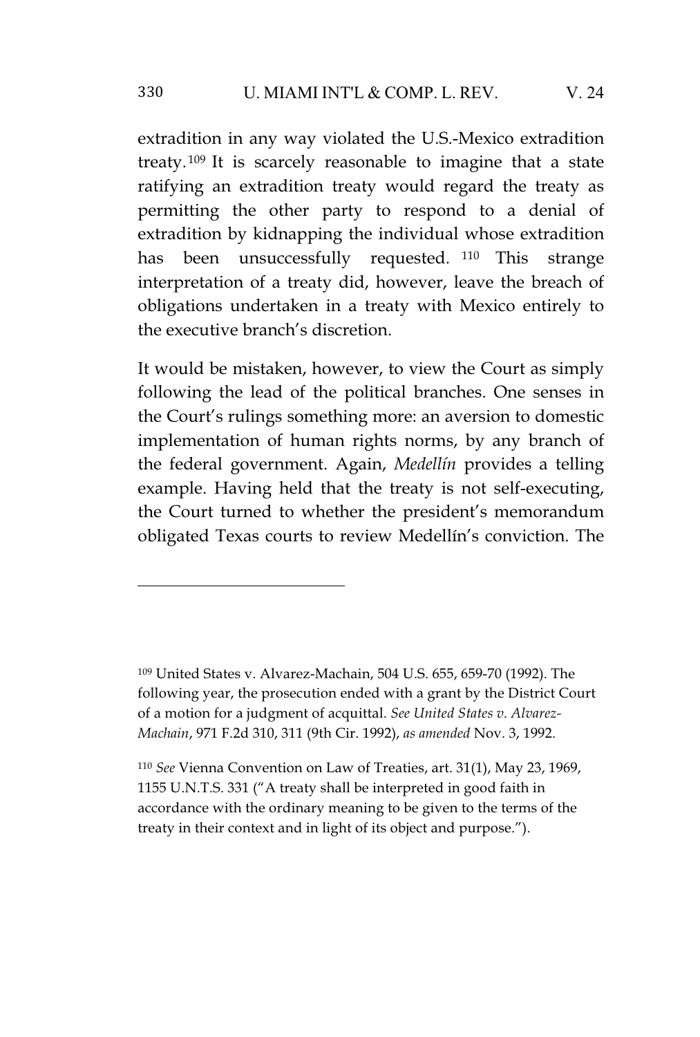extradition in any way violated the U.S.-Mexico extradition treaty.[109] It is scarcely reasonable to imagine that a state ratifying an extradition treaty would regard the treaty as permitting the other party to respond to a denial of extradition by kidnapping the individual whose extradition has been unsuccessfully requested.[110] This strange interpretation of a treaty did, however, leave the breach of obligations undertaken in a treaty with Mexico entirely to the executive branch's discretion.

It would be mistaken, however, to view the Court as simply following the lead of the political branches. One senses in the Court's rulings something more: an aversion to domestic implementation of human rights norms, by any branch of the federal government. Again, *Medellín* provides a telling example. Having held that the treaty is not self-executing, the Court turned to whether the president's memorandum obligated Texas courts to review Medellín's conviction. The

---

[109] United States v. Alvarez-Machain, 504 U.S. 655, 659-70 (1992). The following year, the prosecution ended with a grant by the District Court of a motion for a judgment of acquittal. *See United States v. Alvarez-Machain*, 971 F.2d 310, 311 (9th Cir. 1992), *as amended* Nov. 3, 1992.

[110] *See* Vienna Convention on Law of Treaties, art. 31(1), May 23, 1969, 1155 U.N.T.S. 331 ("A treaty shall be interpreted in good faith in accordance with the ordinary meaning to be given to the terms of the treaty in their context and in light of its object and purpose.").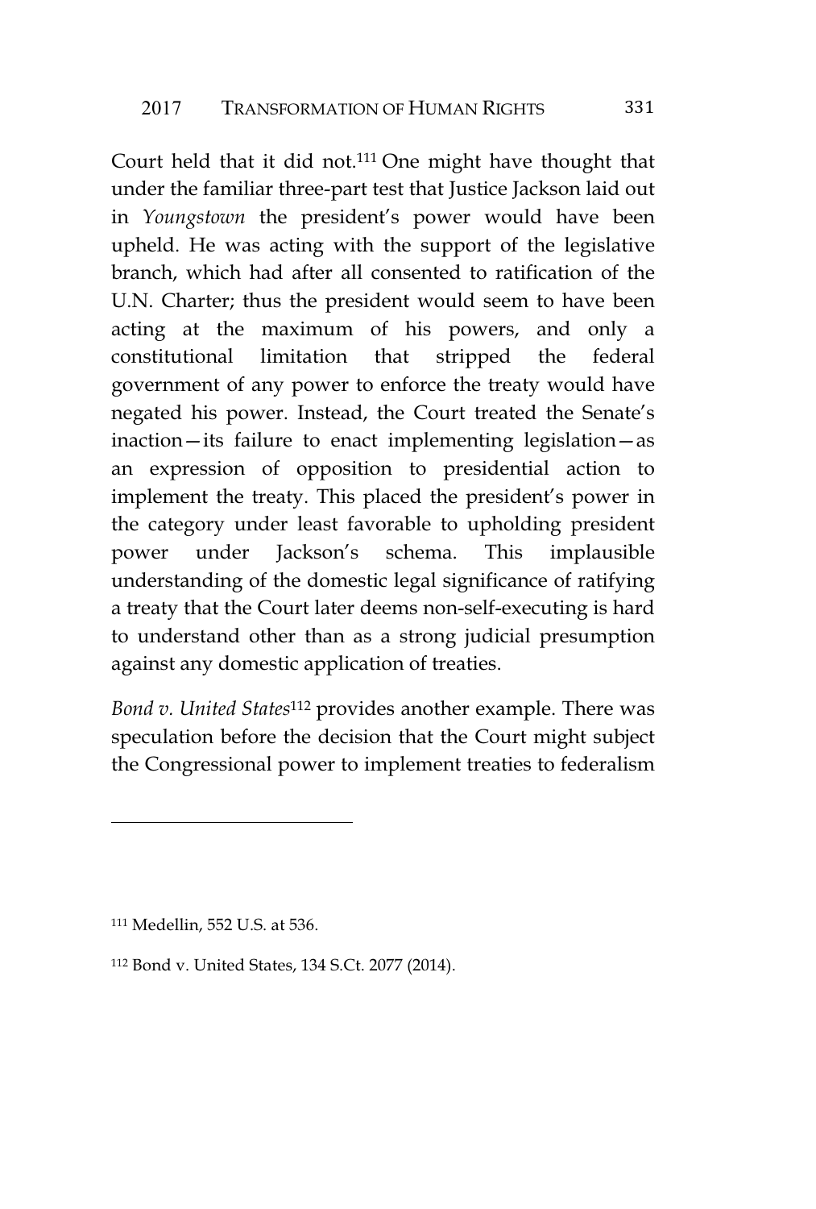Court held that it did not.[111] One might have thought that under the familiar three-part test that Justice Jackson laid out in *Youngstown* the president's power would have been upheld. He was acting with the support of the legislative branch, which had after all consented to ratification of the U.N. Charter; thus the president would seem to have been acting at the maximum of his powers, and only a constitutional limitation that stripped the federal government of any power to enforce the treaty would have negated his power. Instead, the Court treated the Senate's inaction—its failure to enact implementing legislation—as an expression of opposition to presidential action to implement the treaty. This placed the president's power in the category under least favorable to upholding president power under Jackson's schema. This implausible understanding of the domestic legal significance of ratifying a treaty that the Court later deems non-self-executing is hard to understand other than as a strong judicial presumption against any domestic application of treaties.

*Bond v. United States*[112] provides another example. There was speculation before the decision that the Court might subject the Congressional power to implement treaties to federalism

---

[111] Medellin, 552 U.S. at 536.

[112] Bond v. United States, 134 S.Ct. 2077 (2014).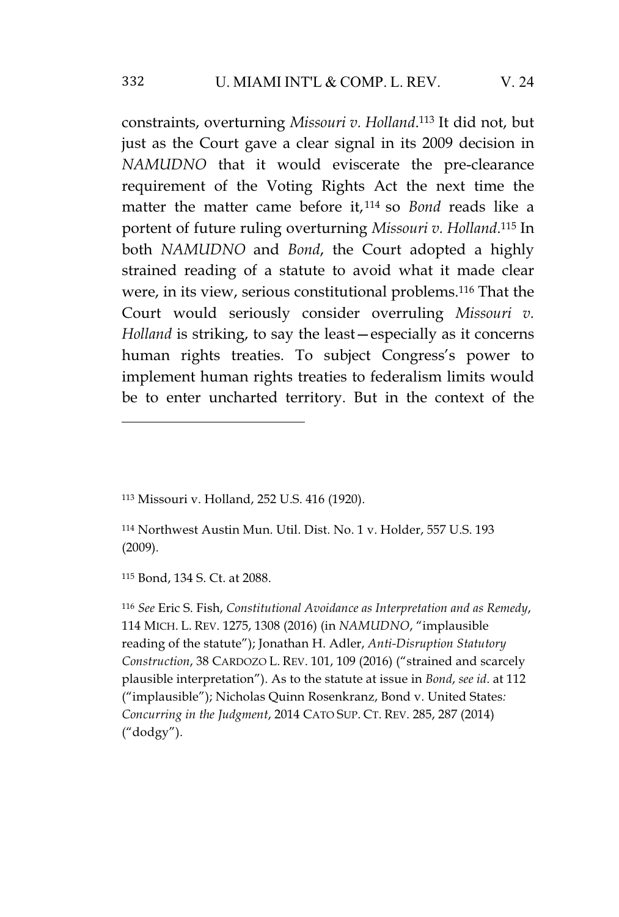constraints, overturning *Missouri v. Holland*.[113] It did not, but just as the Court gave a clear signal in its 2009 decision in *NAMUDNO* that it would eviscerate the pre-clearance requirement of the Voting Rights Act the next time the matter the matter came before it,[114] so *Bond* reads like a portent of future ruling overturning *Missouri v. Holland*.[115] In both *NAMUDNO* and *Bond*, the Court adopted a highly strained reading of a statute to avoid what it made clear were, in its view, serious constitutional problems.[116] That the Court would seriously consider overruling *Missouri v. Holland* is striking, to say the least—especially as it concerns human rights treaties. To subject Congress's power to implement human rights treaties to federalism limits would be to enter uncharted territory. But in the context of the

---

[113] Missouri v. Holland, 252 U.S. 416 (1920).

[114] Northwest Austin Mun. Util. Dist. No. 1 v. Holder, 557 U.S. 193 (2009).

[115] Bond, 134 S. Ct. at 2088.

[116] *See* Eric S. Fish, *Constitutional Avoidance as Interpretation and as Remedy*, 114 MICH. L. REV. 1275, 1308 (2016) (in *NAMUDNO*, "implausible reading of the statute"); Jonathan H. Adler, *Anti-Disruption Statutory Construction*, 38 CARDOZO L. REV. 101, 109 (2016) ("strained and scarcely plausible interpretation"). As to the statute at issue in *Bond*, *see id.* at 112 ("implausible"); Nicholas Quinn Rosenkranz, Bond v. United States*: Concurring in the Judgment*, 2014 CATO SUP. CT. REV. 285, 287 (2014) ("dodgy").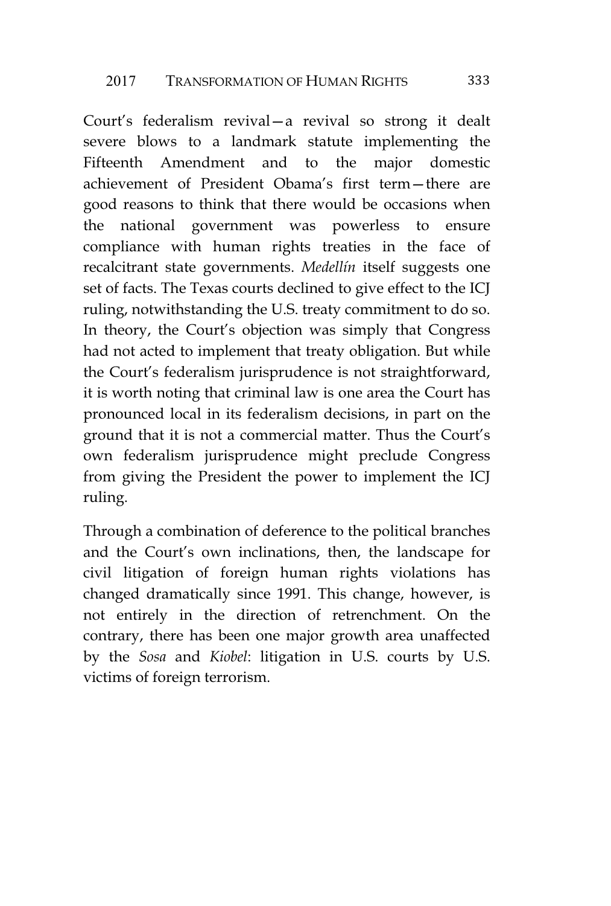Court's federalism revival—a revival so strong it dealt severe blows to a landmark statute implementing the Fifteenth Amendment and to the major domestic achievement of President Obama's first term—there are good reasons to think that there would be occasions when the national government was powerless to ensure compliance with human rights treaties in the face of recalcitrant state governments. *Medellín* itself suggests one set of facts. The Texas courts declined to give effect to the ICJ ruling, notwithstanding the U.S. treaty commitment to do so. In theory, the Court's objection was simply that Congress had not acted to implement that treaty obligation. But while the Court's federalism jurisprudence is not straightforward, it is worth noting that criminal law is one area the Court has pronounced local in its federalism decisions, in part on the ground that it is not a commercial matter. Thus the Court's own federalism jurisprudence might preclude Congress from giving the President the power to implement the ICJ ruling.

Through a combination of deference to the political branches and the Court's own inclinations, then, the landscape for civil litigation of foreign human rights violations has changed dramatically since 1991. This change, however, is not entirely in the direction of retrenchment. On the contrary, there has been one major growth area unaffected by the *Sosa* and *Kiobel*: litigation in U.S. courts by U.S. victims of foreign terrorism.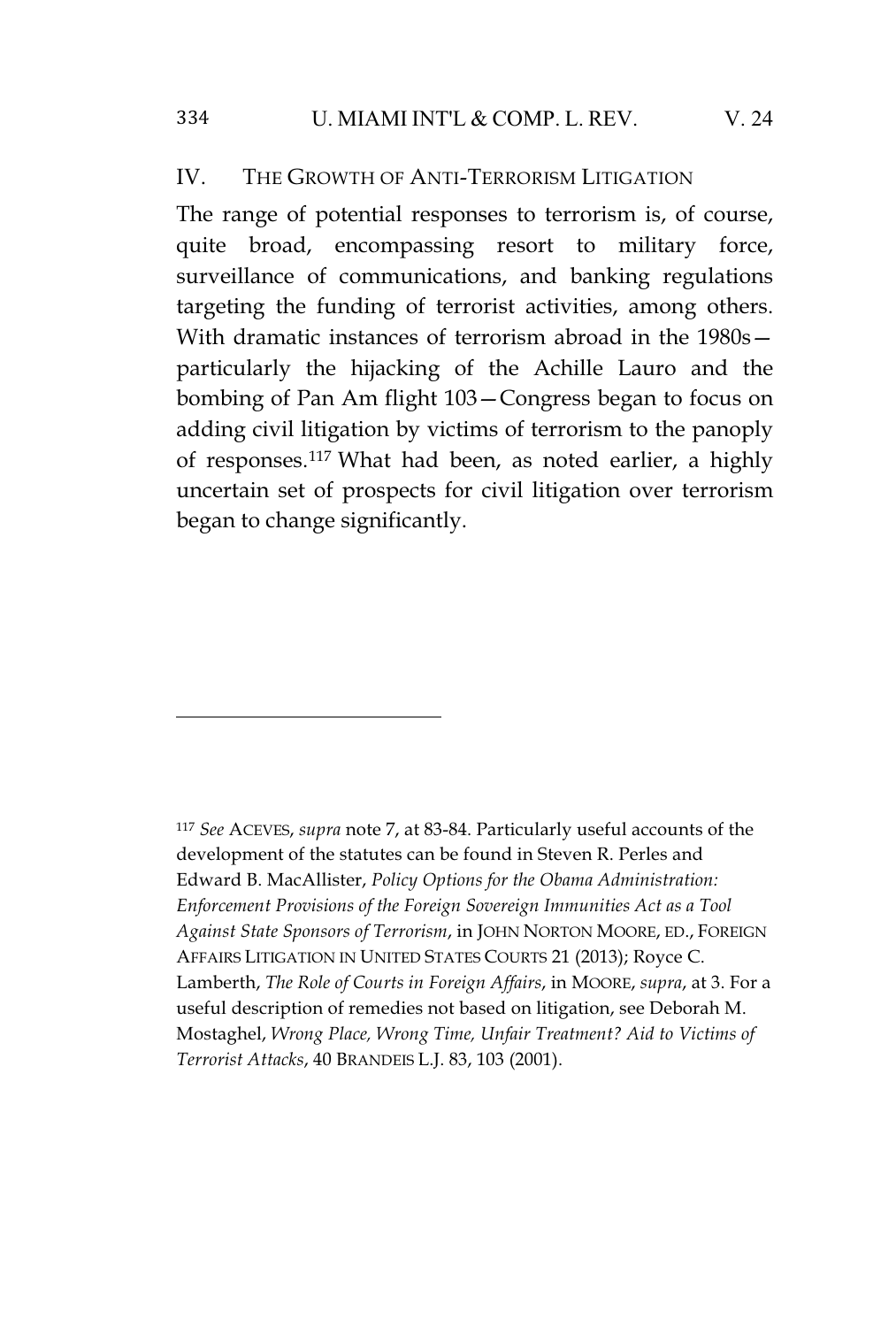## IV. THE GROWTH OF ANTI-TERRORISM LITIGATION

The range of potential responses to terrorism is, of course, quite broad, encompassing resort to military force, surveillance of communications, and banking regulations targeting the funding of terrorist activities, among others. With dramatic instances of terrorism abroad in the 1980s—particularly the hijacking of the Achille Lauro and the bombing of Pan Am flight 103—Congress began to focus on adding civil litigation by victims of terrorism to the panoply of responses.[117] What had been, as noted earlier, a highly uncertain set of prospects for civil litigation over terrorism began to change significantly.

---

[117] *See* ACEVES, *supra* note 7, at 83-84. Particularly useful accounts of the development of the statutes can be found in Steven R. Perles and Edward B. MacAllister, *Policy Options for the Obama Administration: Enforcement Provisions of the Foreign Sovereign Immunities Act as a Tool Against State Sponsors of Terrorism*, in JOHN NORTON MOORE, ED., FOREIGN AFFAIRS LITIGATION IN UNITED STATES COURTS 21 (2013); Royce C. Lamberth, *The Role of Courts in Foreign Affairs*, in MOORE, *supra*, at 3. For a useful description of remedies not based on litigation, see Deborah M. Mostaghel, *Wrong Place, Wrong Time, Unfair Treatment? Aid to Victims of Terrorist Attacks*, 40 BRANDEIS L.J. 83, 103 (2001).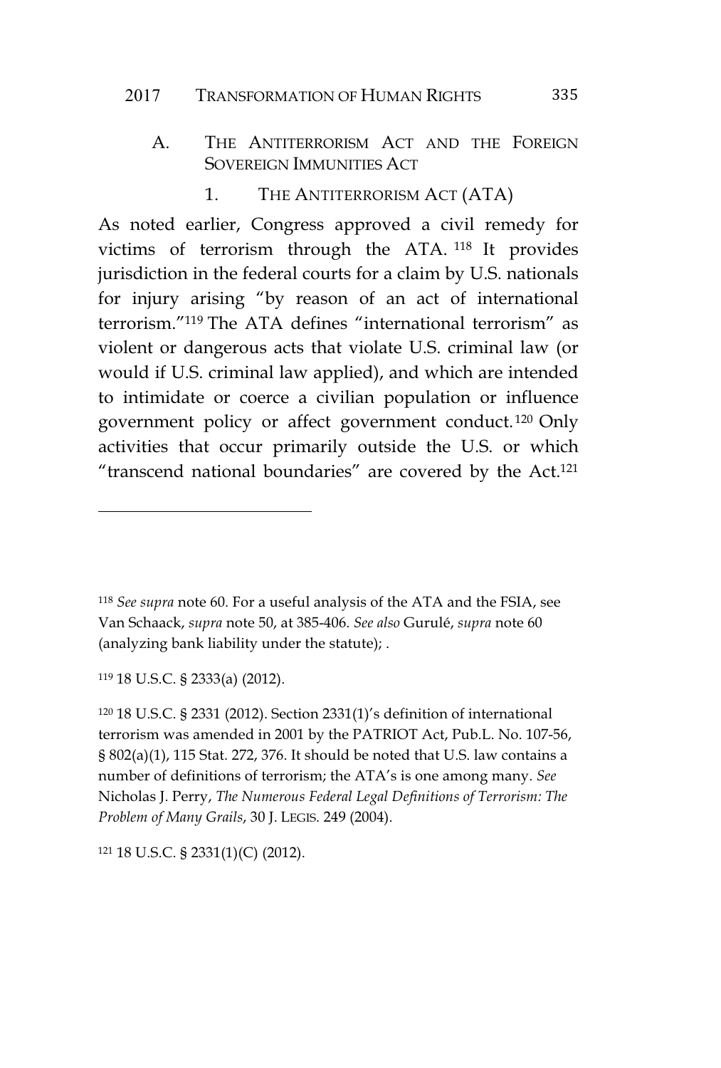## A. THE ANTITERRORISM ACT AND THE FOREIGN SOVEREIGN IMMUNITIES ACT

### 1. THE ANTITERRORISM ACT (ATA)

As noted earlier, Congress approved a civil remedy for victims of terrorism through the ATA.[118] It provides jurisdiction in the federal courts for a claim by U.S. nationals for injury arising "by reason of an act of international terrorism."[119] The ATA defines "international terrorism" as violent or dangerous acts that violate U.S. criminal law (or would if U.S. criminal law applied), and which are intended to intimidate or coerce a civilian population or influence government policy or affect government conduct.[120] Only activities that occur primarily outside the U.S. or which "transcend national boundaries" are covered by the Act.[121]

---

[118] *See supra* note 60. For a useful analysis of the ATA and the FSIA, see Van Schaack, *supra* note 50, at 385-406. *See also* Gurulé, *supra* note 60 (analyzing bank liability under the statute); .

[119] 18 U.S.C. § 2333(a) (2012).

[120] 18 U.S.C. § 2331 (2012). Section 2331(1)'s definition of international terrorism was amended in 2001 by the PATRIOT Act, Pub.L. No. 107-56, § 802(a)(1), 115 Stat. 272, 376. It should be noted that U.S. law contains a number of definitions of terrorism; the ATA's is one among many. *See* Nicholas J. Perry, *The Numerous Federal Legal Definitions of Terrorism: The Problem of Many Grails*, 30 J. LEGIS. 249 (2004).

[121] 18 U.S.C. § 2331(1)(C) (2012).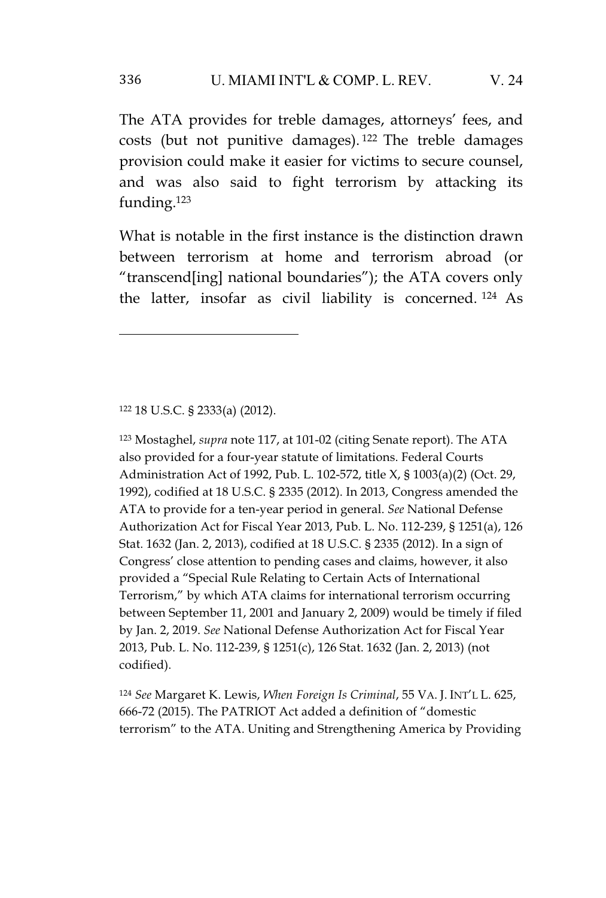The ATA provides for treble damages, attorneys' fees, and costs (but not punitive damages).[122] The treble damages provision could make it easier for victims to secure counsel, and was also said to fight terrorism by attacking its funding.[123]

What is notable in the first instance is the distinction drawn between terrorism at home and terrorism abroad (or "transcend[ing] national boundaries"); the ATA covers only the latter, insofar as civil liability is concerned.[124] As

---

[122] 18 U.S.C. § 2333(a) (2012).

[123] Mostaghel, *supra* note 117, at 101-02 (citing Senate report). The ATA also provided for a four-year statute of limitations. Federal Courts Administration Act of 1992, Pub. L. 102-572, title X, § 1003(a)(2) (Oct. 29, 1992), codified at 18 U.S.C. § 2335 (2012). In 2013, Congress amended the ATA to provide for a ten-year period in general. *See* National Defense Authorization Act for Fiscal Year 2013, Pub. L. No. 112-239, § 1251(a), 126 Stat. 1632 (Jan. 2, 2013), codified at 18 U.S.C. § 2335 (2012). In a sign of Congress' close attention to pending cases and claims, however, it also provided a "Special Rule Relating to Certain Acts of International Terrorism," by which ATA claims for international terrorism occurring between September 11, 2001 and January 2, 2009) would be timely if filed by Jan. 2, 2019. *See* National Defense Authorization Act for Fiscal Year 2013, Pub. L. No. 112-239, § 1251(c), 126 Stat. 1632 (Jan. 2, 2013) (not codified).

[124] *See* Margaret K. Lewis, *When Foreign Is Criminal*, 55 VA. J. INT'L L. 625, 666-72 (2015). The PATRIOT Act added a definition of "domestic terrorism" to the ATA. Uniting and Strengthening America by Providing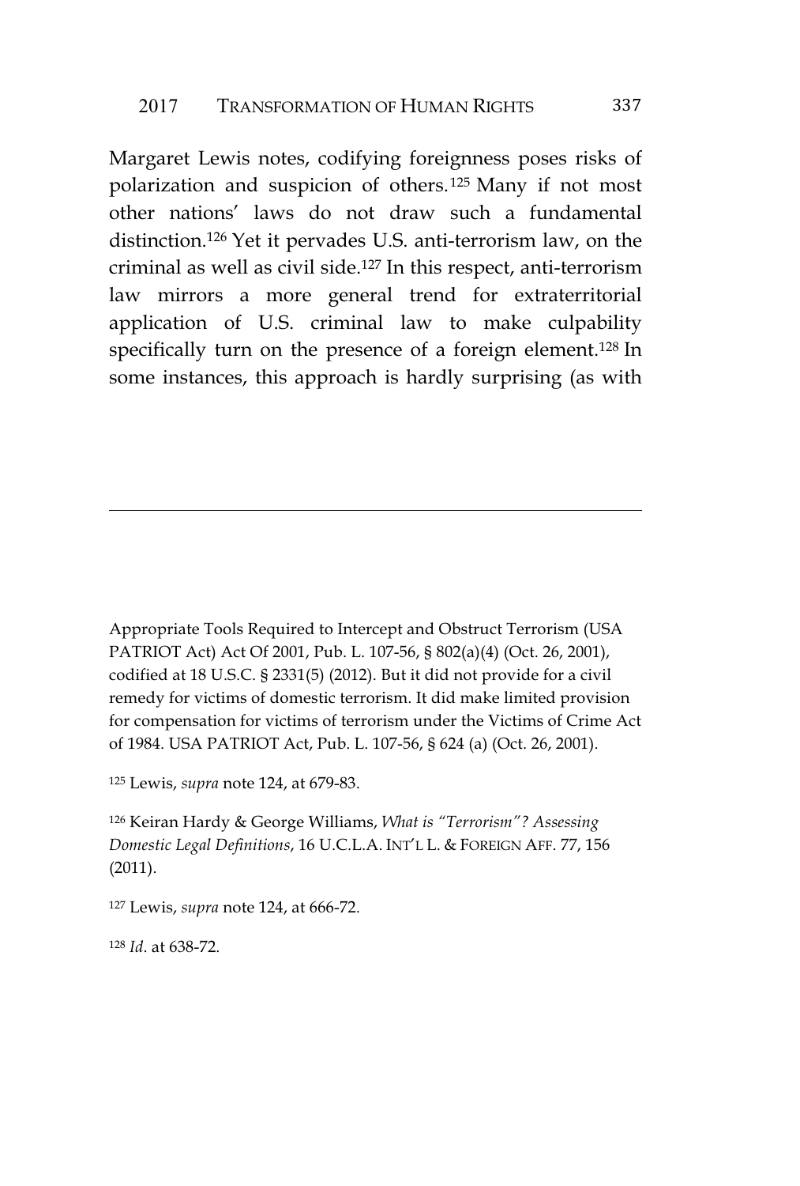Margaret Lewis notes, codifying foreignness poses risks of polarization and suspicion of others.[125] Many if not most other nations' laws do not draw such a fundamental distinction.[126] Yet it pervades U.S. anti-terrorism law, on the criminal as well as civil side.[127] In this respect, anti-terrorism law mirrors a more general trend for extraterritorial application of U.S. criminal law to make culpability specifically turn on the presence of a foreign element.[128] In some instances, this approach is hardly surprising (as with

---

Appropriate Tools Required to Intercept and Obstruct Terrorism (USA PATRIOT Act) Act Of 2001, Pub. L. 107-56, § 802(a)(4) (Oct. 26, 2001), codified at 18 U.S.C. § 2331(5) (2012). But it did not provide for a civil remedy for victims of domestic terrorism. It did make limited provision for compensation for victims of terrorism under the Victims of Crime Act of 1984. USA PATRIOT Act, Pub. L. 107-56, § 624 (a) (Oct. 26, 2001).

[125] Lewis, *supra* note 124, at 679-83.

[126] Keiran Hardy & George Williams, *What is "Terrorism"? Assessing Domestic Legal Definitions*, 16 U.C.L.A. INT'L L. & FOREIGN AFF. 77, 156 (2011).

[127] Lewis, *supra* note 124, at 666-72.

[128] *Id*. at 638-72.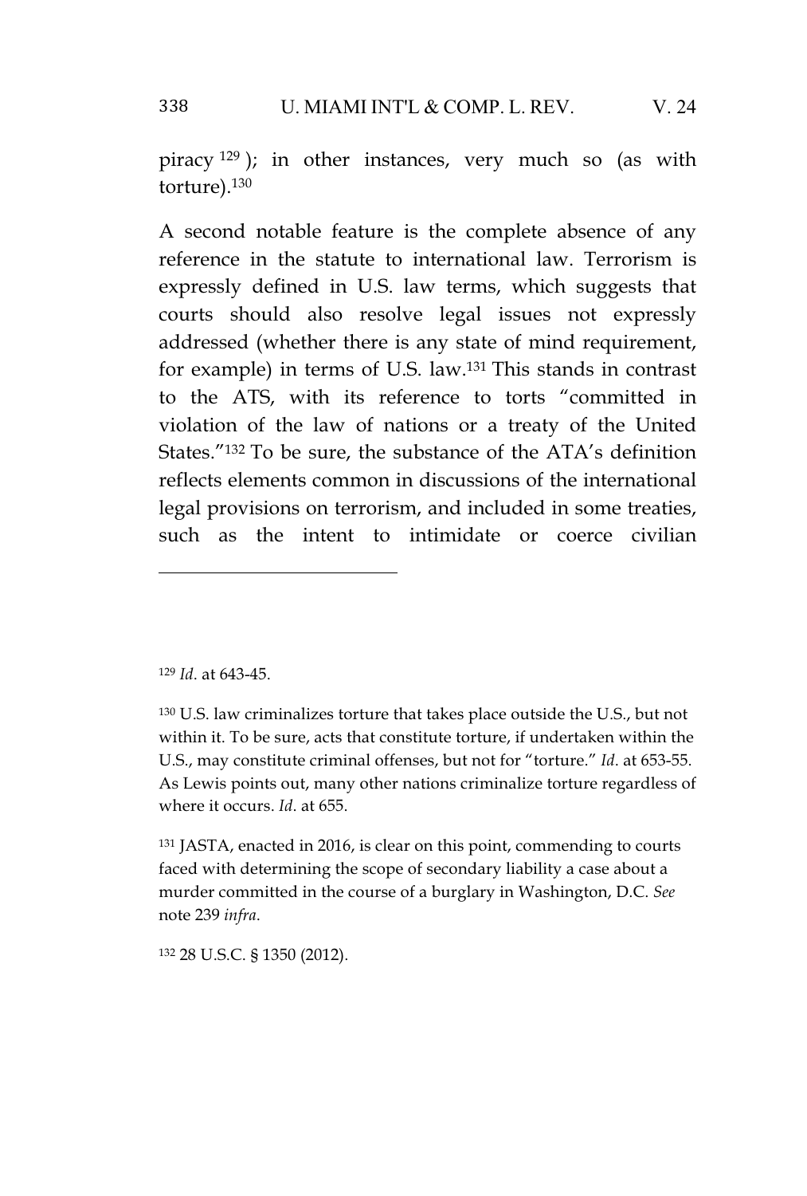piracy[129]); in other instances, very much so (as with torture).[130]

A second notable feature is the complete absence of any reference in the statute to international law. Terrorism is expressly defined in U.S. law terms, which suggests that courts should also resolve legal issues not expressly addressed (whether there is any state of mind requirement, for example) in terms of U.S. law.[131] This stands in contrast to the ATS, with its reference to torts "committed in violation of the law of nations or a treaty of the United States."[132] To be sure, the substance of the ATA's definition reflects elements common in discussions of the international legal provisions on terrorism, and included in some treaties, such as the intent to intimidate or coerce civilian

---

[129] *Id*. at 643-45.

[130] U.S. law criminalizes torture that takes place outside the U.S., but not within it. To be sure, acts that constitute torture, if undertaken within the U.S., may constitute criminal offenses, but not for "torture." *Id*. at 653-55. As Lewis points out, many other nations criminalize torture regardless of where it occurs. *Id*. at 655.

[131] JASTA, enacted in 2016, is clear on this point, commending to courts faced with determining the scope of secondary liability a case about a murder committed in the course of a burglary in Washington, D.C. *See* note 239 *infra*.

[132] 28 U.S.C. § 1350 (2012).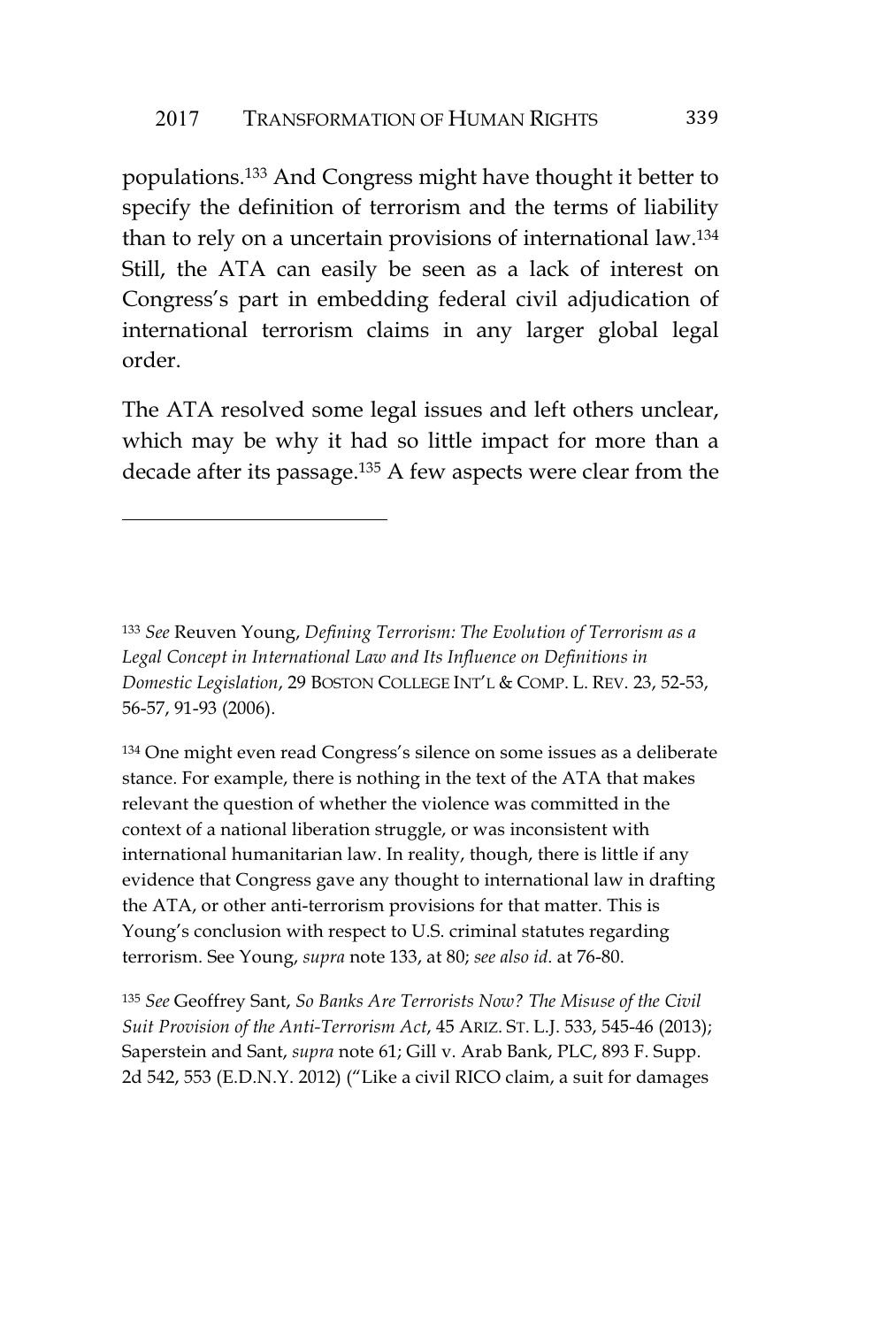populations.[133] And Congress might have thought it better to specify the definition of terrorism and the terms of liability than to rely on a uncertain provisions of international law.[134] Still, the ATA can easily be seen as a lack of interest on Congress's part in embedding federal civil adjudication of international terrorism claims in any larger global legal order.

The ATA resolved some legal issues and left others unclear, which may be why it had so little impact for more than a decade after its passage.[135] A few aspects were clear from the

---

[133] *See* Reuven Young, *Defining Terrorism: The Evolution of Terrorism as a Legal Concept in International Law and Its Influence on Definitions in Domestic Legislation*, 29 BOSTON COLLEGE INT'L & COMP. L. REV. 23, 52-53, 56-57, 91-93 (2006).

[134] One might even read Congress's silence on some issues as a deliberate stance. For example, there is nothing in the text of the ATA that makes relevant the question of whether the violence was committed in the context of a national liberation struggle, or was inconsistent with international humanitarian law. In reality, though, there is little if any evidence that Congress gave any thought to international law in drafting the ATA, or other anti-terrorism provisions for that matter. This is Young's conclusion with respect to U.S. criminal statutes regarding terrorism. See Young, *supra* note 133, at 80; *see also id.* at 76-80.

[135] *See* Geoffrey Sant, *So Banks Are Terrorists Now? The Misuse of the Civil Suit Provision of the Anti-Terrorism Act*, 45 ARIZ. ST. L.J. 533, 545-46 (2013); Saperstein and Sant, *supra* note 61; Gill v. Arab Bank, PLC, 893 F. Supp. 2d 542, 553 (E.D.N.Y. 2012) ("Like a civil RICO claim, a suit for damages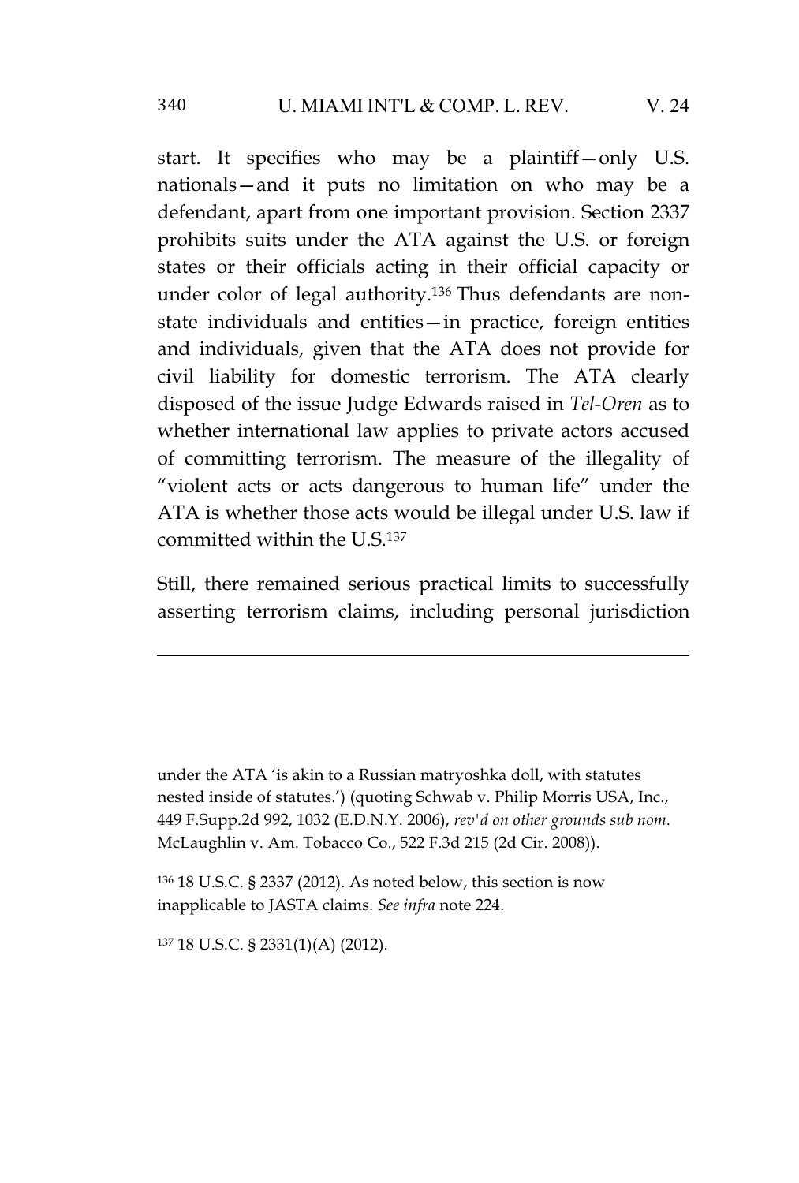start. It specifies who may be a plaintiff—only U.S. nationals—and it puts no limitation on who may be a defendant, apart from one important provision. Section 2337 prohibits suits under the ATA against the U.S. or foreign states or their officials acting in their official capacity or under color of legal authority.[136] Thus defendants are non-state individuals and entities—in practice, foreign entities and individuals, given that the ATA does not provide for civil liability for domestic terrorism. The ATA clearly disposed of the issue Judge Edwards raised in *Tel-Oren* as to whether international law applies to private actors accused of committing terrorism. The measure of the illegality of "violent acts or acts dangerous to human life" under the ATA is whether those acts would be illegal under U.S. law if committed within the U.S.[137]

Still, there remained serious practical limits to successfully asserting terrorism claims, including personal jurisdiction

---

under the ATA 'is akin to a Russian matryoshka doll, with statutes nested inside of statutes.') (quoting Schwab v. Philip Morris USA, Inc., 449 F.Supp.2d 992, 1032 (E.D.N.Y. 2006), *rev'd on other grounds sub nom.* McLaughlin v. Am. Tobacco Co., 522 F.3d 215 (2d Cir. 2008)).

[136] 18 U.S.C. § 2337 (2012). As noted below, this section is now inapplicable to JASTA claims. *See infra* note 224.

[137] 18 U.S.C. § 2331(1)(A) (2012).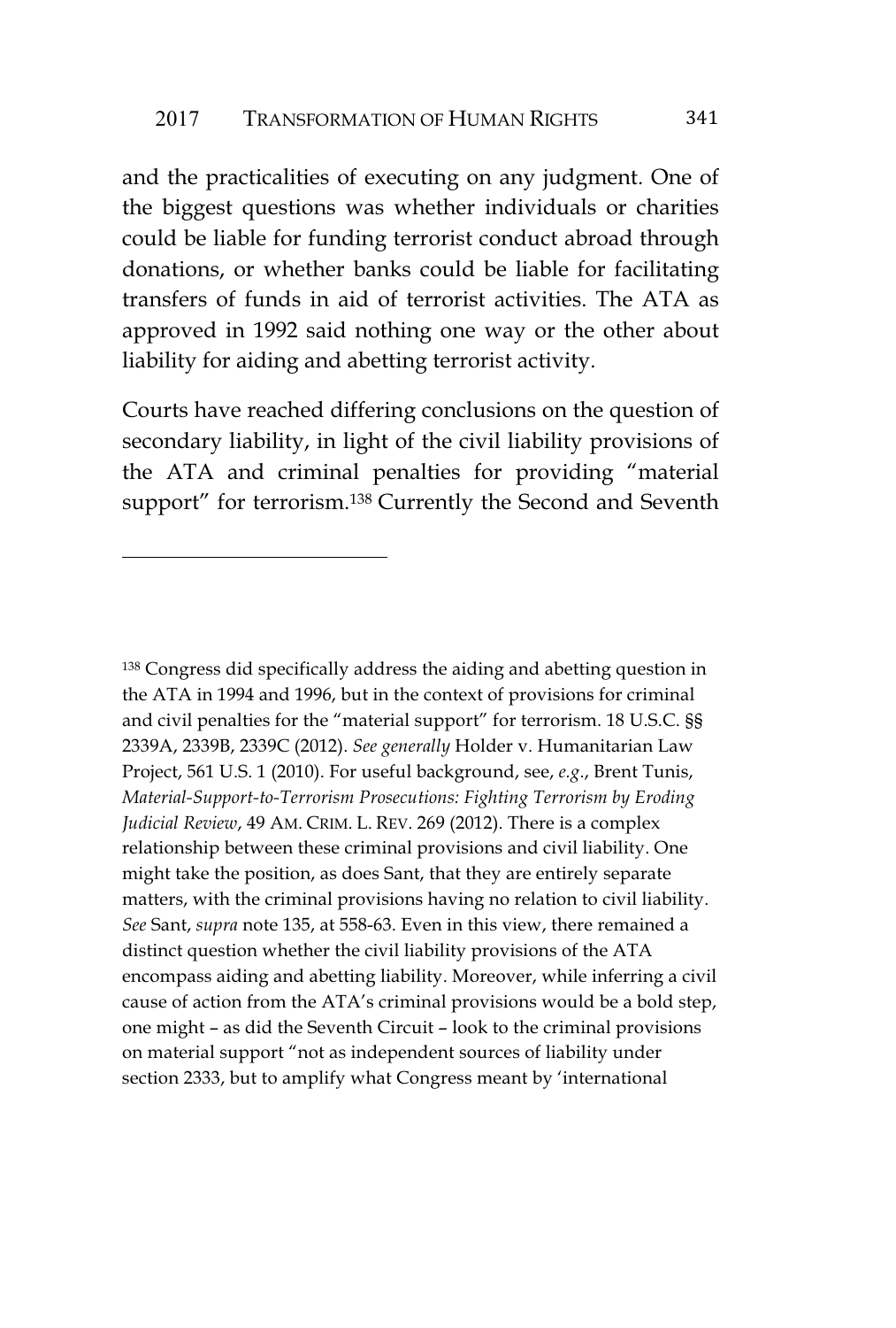and the practicalities of executing on any judgment. One of the biggest questions was whether individuals or charities could be liable for funding terrorist conduct abroad through donations, or whether banks could be liable for facilitating transfers of funds in aid of terrorist activities. The ATA as approved in 1992 said nothing one way or the other about liability for aiding and abetting terrorist activity.

Courts have reached differing conclusions on the question of secondary liability, in light of the civil liability provisions of the ATA and criminal penalties for providing "material support" for terrorism.[138] Currently the Second and Seventh

---

[138] Congress did specifically address the aiding and abetting question in the ATA in 1994 and 1996, but in the context of provisions for criminal and civil penalties for the "material support" for terrorism. 18 U.S.C. §§ 2339A, 2339B, 2339C (2012). *See generally* Holder v. Humanitarian Law Project, 561 U.S. 1 (2010). For useful background, see, *e.g*., Brent Tunis, *Material-Support-to-Terrorism Prosecutions: Fighting Terrorism by Eroding Judicial Review*, 49 AM. CRIM. L. REV. 269 (2012). There is a complex relationship between these criminal provisions and civil liability. One might take the position, as does Sant, that they are entirely separate matters, with the criminal provisions having no relation to civil liability. *See* Sant, *supra* note 135, at 558-63. Even in this view, there remained a distinct question whether the civil liability provisions of the ATA encompass aiding and abetting liability. Moreover, while inferring a civil cause of action from the ATA's criminal provisions would be a bold step, one might – as did the Seventh Circuit – look to the criminal provisions on material support "not as independent sources of liability under section 2333, but to amplify what Congress meant by 'international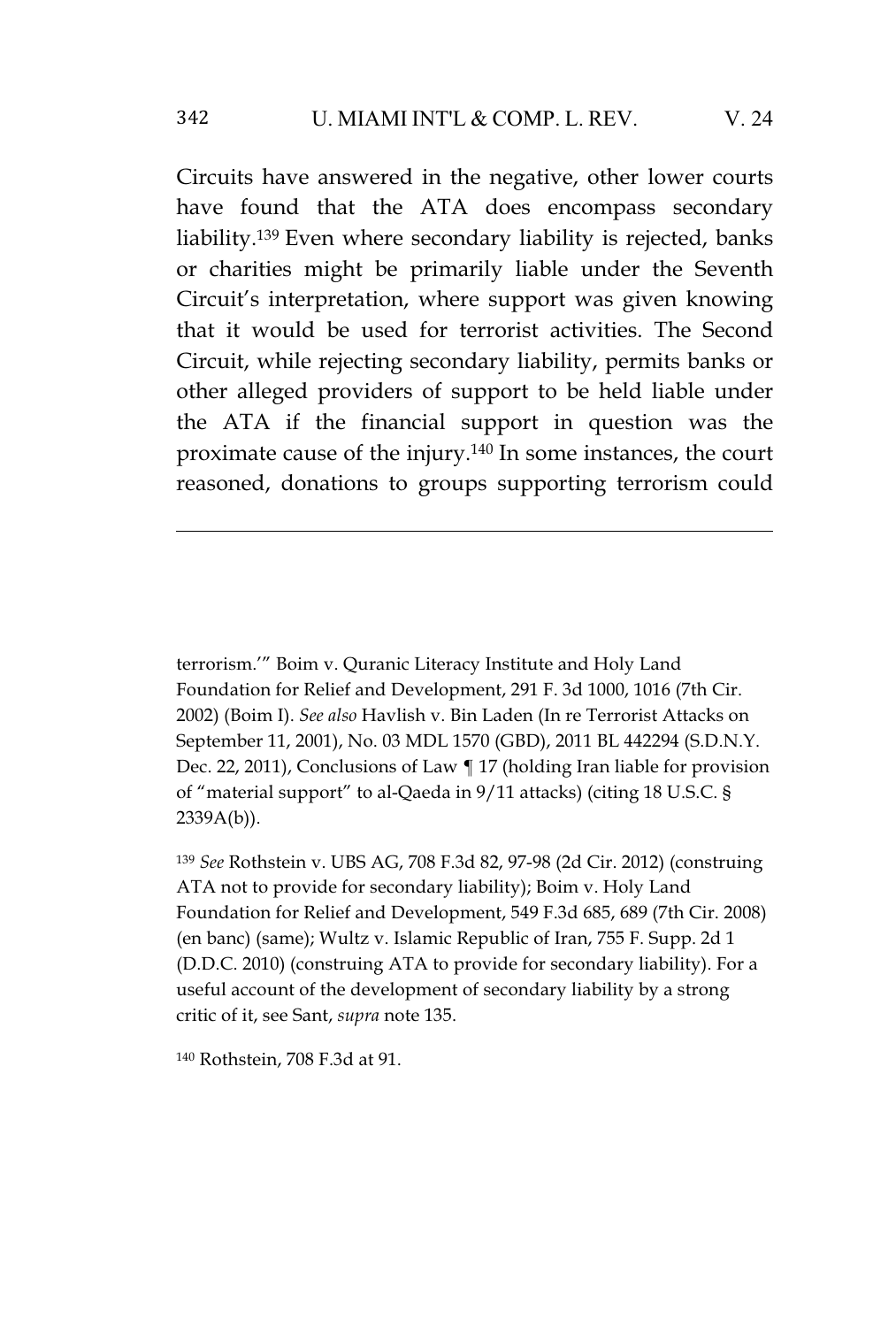Circuits have answered in the negative, other lower courts have found that the ATA does encompass secondary liability.[139] Even where secondary liability is rejected, banks or charities might be primarily liable under the Seventh Circuit's interpretation, where support was given knowing that it would be used for terrorist activities. The Second Circuit, while rejecting secondary liability, permits banks or other alleged providers of support to be held liable under the ATA if the financial support in question was the proximate cause of the injury.[140] In some instances, the court reasoned, donations to groups supporting terrorism could

---

terrorism.'" Boim v. Quranic Literacy Institute and Holy Land Foundation for Relief and Development, 291 F. 3d 1000, 1016 (7th Cir. 2002) (Boim I). *See also* Havlish v. Bin Laden (In re Terrorist Attacks on September 11, 2001), No. 03 MDL 1570 (GBD), 2011 BL 442294 (S.D.N.Y. Dec. 22, 2011), Conclusions of Law ¶ 17 (holding Iran liable for provision of "material support" to al-Qaeda in 9/11 attacks) (citing 18 U.S.C. § 2339A(b)).

[139] *See* Rothstein v. UBS AG, 708 F.3d 82, 97-98 (2d Cir. 2012) (construing ATA not to provide for secondary liability); Boim v. Holy Land Foundation for Relief and Development, 549 F.3d 685, 689 (7th Cir. 2008) (en banc) (same); Wultz v. Islamic Republic of Iran, 755 F. Supp. 2d 1 (D.D.C. 2010) (construing ATA to provide for secondary liability). For a useful account of the development of secondary liability by a strong critic of it, see Sant, *supra* note 135.

[140] Rothstein, 708 F.3d at 91.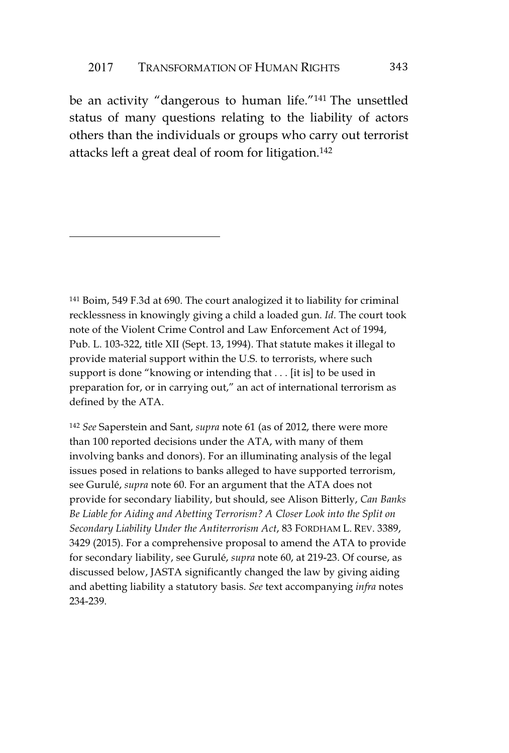be an activity "dangerous to human life."[141] The unsettled status of many questions relating to the liability of actors others than the individuals or groups who carry out terrorist attacks left a great deal of room for litigation.[142]

---

[141] Boim, 549 F.3d at 690. The court analogized it to liability for criminal recklessness in knowingly giving a child a loaded gun. *Id*. The court took note of the Violent Crime Control and Law Enforcement Act of 1994, Pub. L. 103-322, title XII (Sept. 13, 1994). That statute makes it illegal to provide material support within the U.S. to terrorists, where such support is done "knowing or intending that . . . [it is] to be used in preparation for, or in carrying out," an act of international terrorism as defined by the ATA.

[142] *See* Saperstein and Sant, *supra* note 61 (as of 2012, there were more than 100 reported decisions under the ATA, with many of them involving banks and donors). For an illuminating analysis of the legal issues posed in relations to banks alleged to have supported terrorism, see Gurulé, *supra* note 60. For an argument that the ATA does not provide for secondary liability, but should, see Alison Bitterly, *Can Banks Be Liable for Aiding and Abetting Terrorism? A Closer Look into the Split on Secondary Liability Under the Antiterrorism Act*, 83 FORDHAM L. REV. 3389, 3429 (2015). For a comprehensive proposal to amend the ATA to provide for secondary liability, see Gurulé, *supra* note 60, at 219-23. Of course, as discussed below, JASTA significantly changed the law by giving aiding and abetting liability a statutory basis. *See* text accompanying *infra* notes 234-239.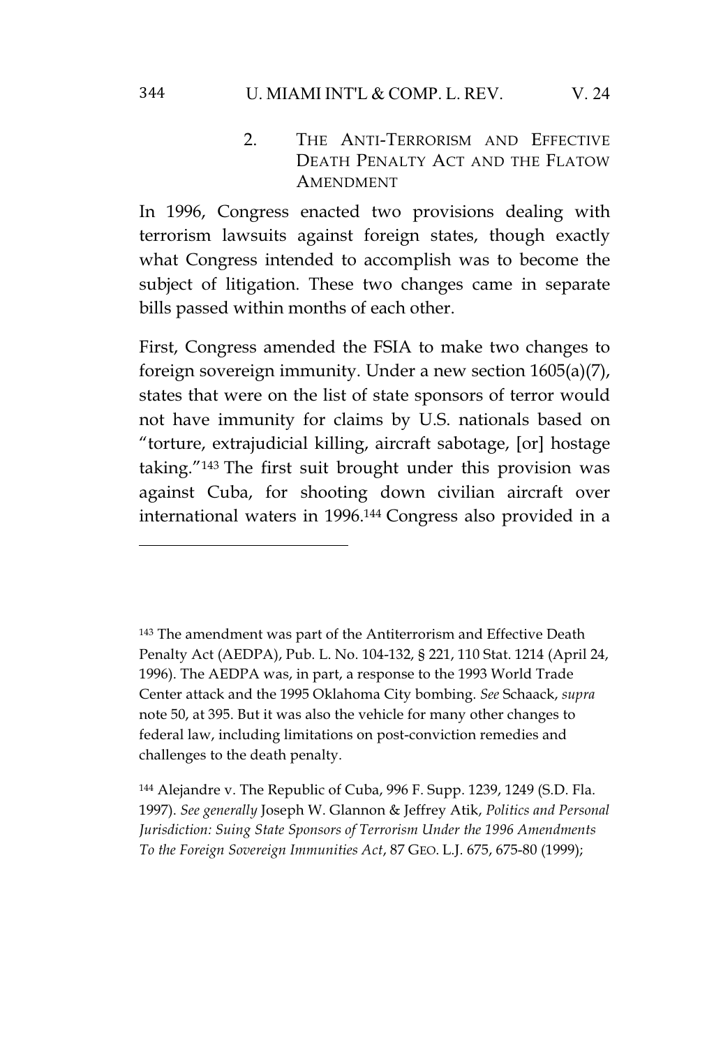### 2. The Anti-Terrorism and Effective Death Penalty Act and the Flatow Amendment

In 1996, Congress enacted two provisions dealing with terrorism lawsuits against foreign states, though exactly what Congress intended to accomplish was to become the subject of litigation. These two changes came in separate bills passed within months of each other.

First, Congress amended the FSIA to make two changes to foreign sovereign immunity. Under a new section 1605(a)(7), states that were on the list of state sponsors of terror would not have immunity for claims by U.S. nationals based on "torture, extrajudicial killing, aircraft sabotage, [or] hostage taking."[143] The first suit brought under this provision was against Cuba, for shooting down civilian aircraft over international waters in 1996.[144] Congress also provided in a

---

[143] The amendment was part of the Antiterrorism and Effective Death Penalty Act (AEDPA), Pub. L. No. 104-132, § 221, 110 Stat. 1214 (April 24, 1996). The AEDPA was, in part, a response to the 1993 World Trade Center attack and the 1995 Oklahoma City bombing. *See* Schaack, *supra* note 50, at 395. But it was also the vehicle for many other changes to federal law, including limitations on post-conviction remedies and challenges to the death penalty.

[144] Alejandre v. The Republic of Cuba, 996 F. Supp. 1239, 1249 (S.D. Fla. 1997). *See generally* Joseph W. Glannon & Jeffrey Atik, *Politics and Personal Jurisdiction: Suing State Sponsors of Terrorism Under the 1996 Amendments To the Foreign Sovereign Immunities Act*, 87 GEO. L.J. 675, 675-80 (1999);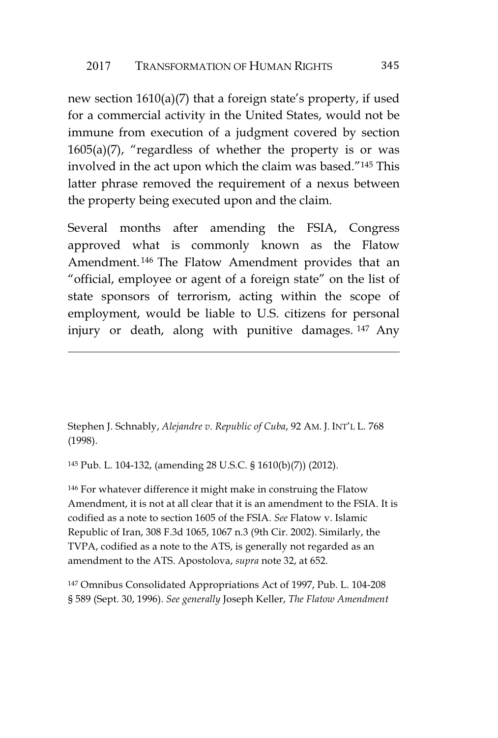new section 1610(a)(7) that a foreign state's property, if used for a commercial activity in the United States, would not be immune from execution of a judgment covered by section 1605(a)(7), "regardless of whether the property is or was involved in the act upon which the claim was based."[145] This latter phrase removed the requirement of a nexus between the property being executed upon and the claim.

Several months after amending the FSIA, Congress approved what is commonly known as the Flatow Amendment.[146] The Flatow Amendment provides that an "official, employee or agent of a foreign state" on the list of state sponsors of terrorism, acting within the scope of employment, would be liable to U.S. citizens for personal injury or death, along with punitive damages.[147] Any

---

Stephen J. Schnably, *Alejandre v. Republic of Cuba*, 92 AM. J. INT'L L. 768 (1998).

[145] Pub. L. 104-132, (amending 28 U.S.C. § 1610(b)(7)) (2012).

[146] For whatever difference it might make in construing the Flatow Amendment, it is not at all clear that it is an amendment to the FSIA. It is codified as a note to section 1605 of the FSIA. *See* Flatow v. Islamic Republic of Iran, 308 F.3d 1065, 1067 n.3 (9th Cir. 2002). Similarly, the TVPA, codified as a note to the ATS, is generally not regarded as an amendment to the ATS. Apostolova, *supra* note 32, at 652.

[147] Omnibus Consolidated Appropriations Act of 1997, Pub. L. 104-208 § 589 (Sept. 30, 1996). *See generally* Joseph Keller, *The Flatow Amendment*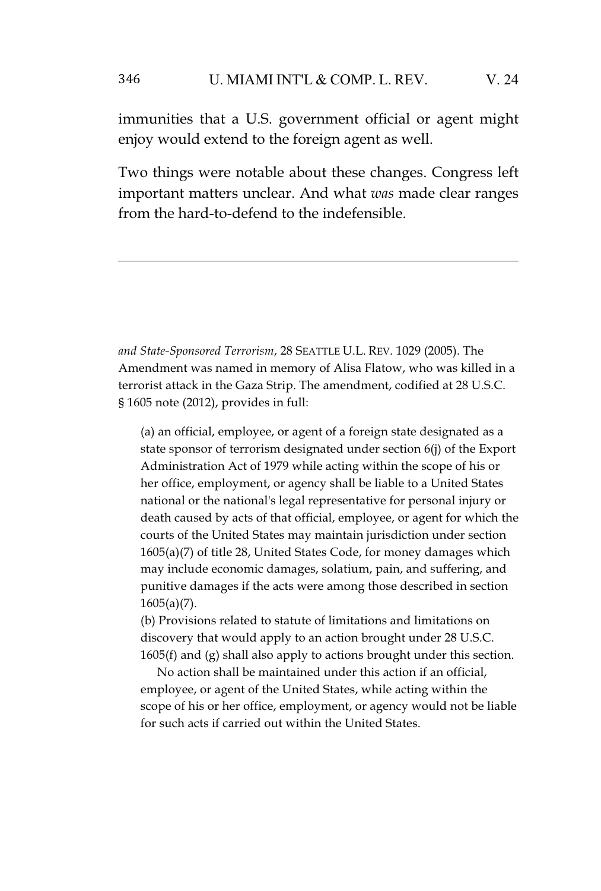immunities that a U.S. government official or agent might enjoy would extend to the foreign agent as well.

Two things were notable about these changes. Congress left important matters unclear. And what *was* made clear ranges from the hard-to-defend to the indefensible.

---

*and State-Sponsored Terrorism*, 28 SEATTLE U.L. REV. 1029 (2005). The Amendment was named in memory of Alisa Flatow, who was killed in a terrorist attack in the Gaza Strip. The amendment, codified at 28 U.S.C. § 1605 note (2012), provides in full:

> (a) an official, employee, or agent of a foreign state designated as a state sponsor of terrorism designated under section 6(j) of the Export Administration Act of 1979 while acting within the scope of his or her office, employment, or agency shall be liable to a United States national or the national's legal representative for personal injury or death caused by acts of that official, employee, or agent for which the courts of the United States may maintain jurisdiction under section 1605(a)(7) of title 28, United States Code, for money damages which may include economic damages, solatium, pain, and suffering, and punitive damages if the acts were among those described in section 1605(a)(7).
>
> (b) Provisions related to statute of limitations and limitations on discovery that would apply to an action brought under 28 U.S.C. 1605(f) and (g) shall also apply to actions brought under this section.
>
> No action shall be maintained under this action if an official, employee, or agent of the United States, while acting within the scope of his or her office, employment, or agency would not be liable for such acts if carried out within the United States.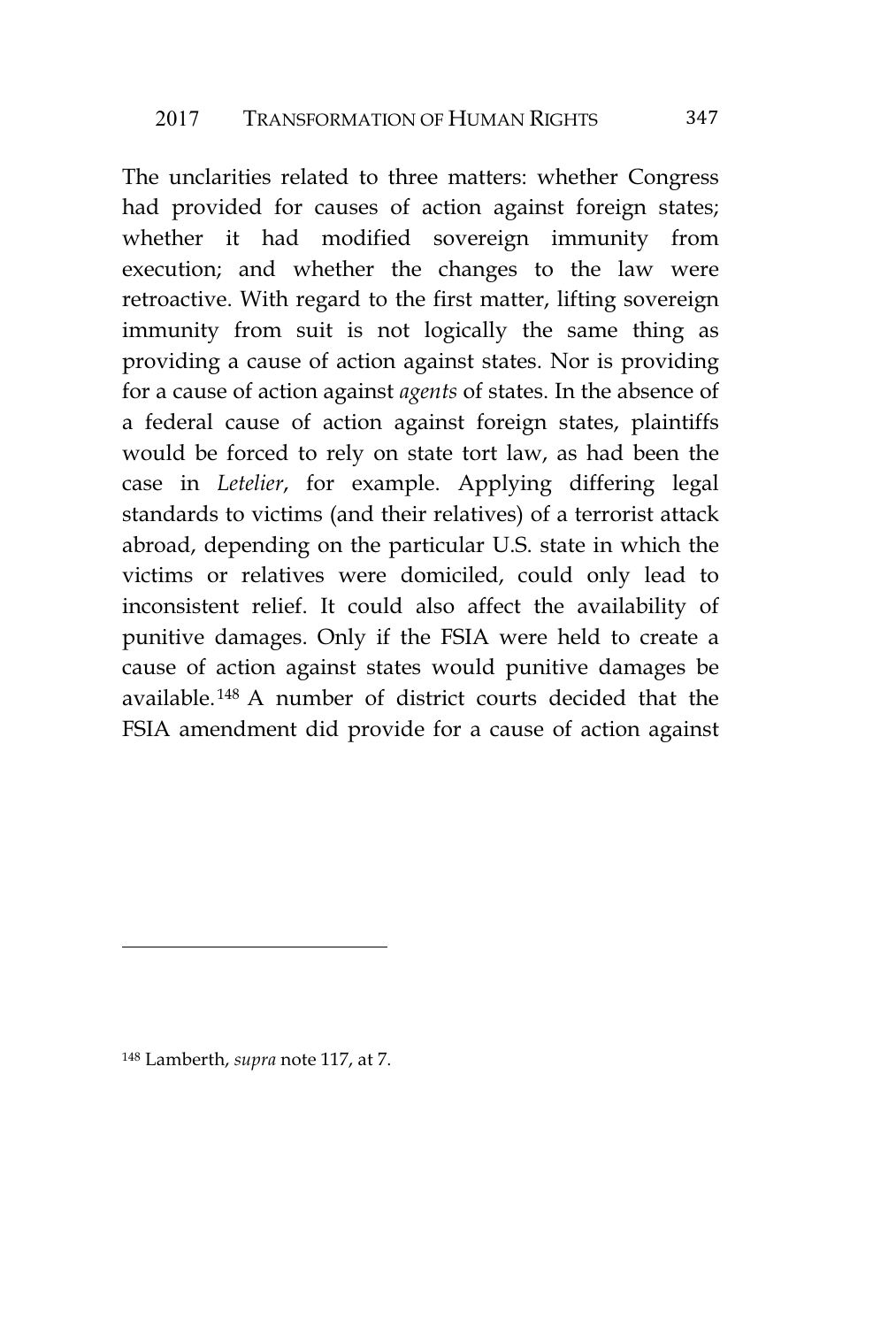The unclarities related to three matters: whether Congress had provided for causes of action against foreign states; whether it had modified sovereign immunity from execution; and whether the changes to the law were retroactive. With regard to the first matter, lifting sovereign immunity from suit is not logically the same thing as providing a cause of action against states. Nor is providing for a cause of action against *agents* of states. In the absence of a federal cause of action against foreign states, plaintiffs would be forced to rely on state tort law, as had been the case in *Letelier*, for example. Applying differing legal standards to victims (and their relatives) of a terrorist attack abroad, depending on the particular U.S. state in which the victims or relatives were domiciled, could only lead to inconsistent relief. It could also affect the availability of punitive damages. Only if the FSIA were held to create a cause of action against states would punitive damages be available.[148] A number of district courts decided that the FSIA amendment did provide for a cause of action against

---

[148] Lamberth, *supra* note 117, at 7.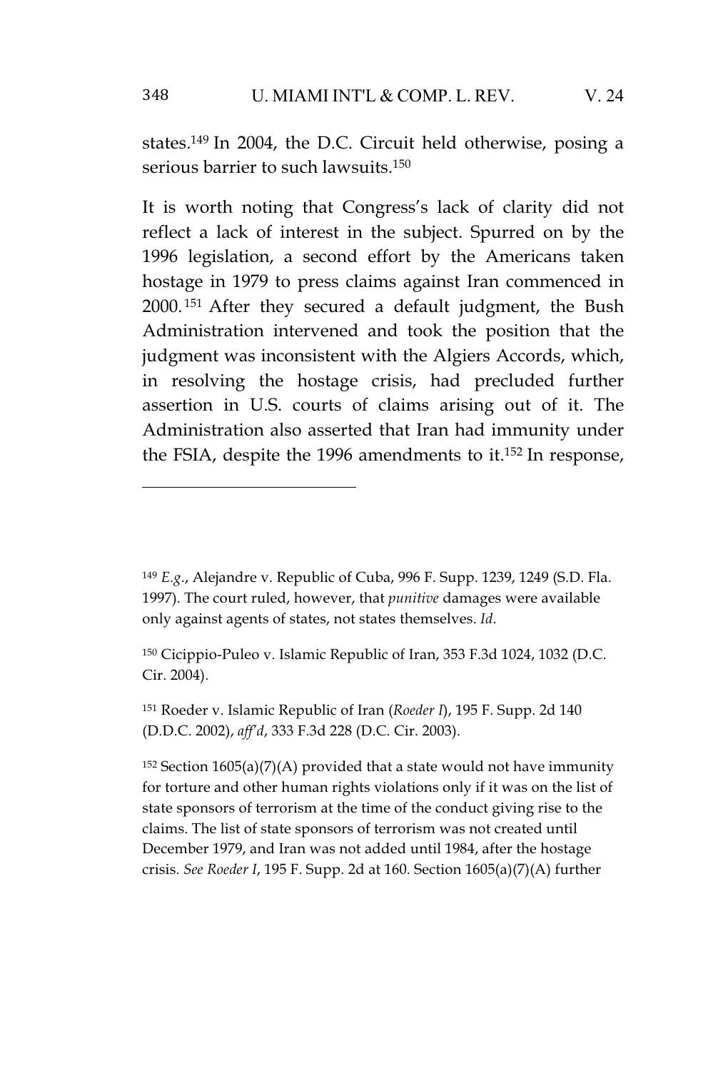states.[149] In 2004, the D.C. Circuit held otherwise, posing a serious barrier to such lawsuits.[150]

It is worth noting that Congress's lack of clarity did not reflect a lack of interest in the subject. Spurred on by the 1996 legislation, a second effort by the Americans taken hostage in 1979 to press claims against Iran commenced in 2000.[151] After they secured a default judgment, the Bush Administration intervened and took the position that the judgment was inconsistent with the Algiers Accords, which, in resolving the hostage crisis, had precluded further assertion in U.S. courts of claims arising out of it. The Administration also asserted that Iran had immunity under the FSIA, despite the 1996 amendments to it.[152] In response,

---

[149] *E.g.*, Alejandre v. Republic of Cuba, 996 F. Supp. 1239, 1249 (S.D. Fla. 1997). The court ruled, however, that *punitive* damages were available only against agents of states, not states themselves. *Id*.

[150] Cicippio-Puleo v. Islamic Republic of Iran, 353 F.3d 1024, 1032 (D.C. Cir. 2004).

[151] Roeder v. Islamic Republic of Iran (*Roeder I*), 195 F. Supp. 2d 140 (D.D.C. 2002), *aff'd*, 333 F.3d 228 (D.C. Cir. 2003).

[152] Section 1605(a)(7)(A) provided that a state would not have immunity for torture and other human rights violations only if it was on the list of state sponsors of terrorism at the time of the conduct giving rise to the claims. The list of state sponsors of terrorism was not created until December 1979, and Iran was not added until 1984, after the hostage crisis. *See Roeder I*, 195 F. Supp. 2d at 160. Section 1605(a)(7)(A) further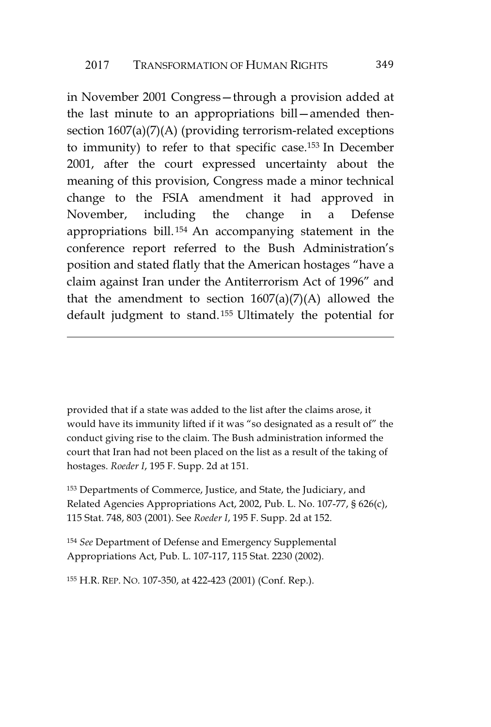in November 2001 Congress—through a provision added at the last minute to an appropriations bill—amended then-section 1607(a)(7)(A) (providing terrorism-related exceptions to immunity) to refer to that specific case.[153] In December 2001, after the court expressed uncertainty about the meaning of this provision, Congress made a minor technical change to the FSIA amendment it had approved in November, including the change in a Defense appropriations bill.[154] An accompanying statement in the conference report referred to the Bush Administration's position and stated flatly that the American hostages "have a claim against Iran under the Antiterrorism Act of 1996" and that the amendment to section 1607(a)(7)(A) allowed the default judgment to stand.[155] Ultimately the potential for

---

provided that if a state was added to the list after the claims arose, it would have its immunity lifted if it was "so designated as a result of" the conduct giving rise to the claim. The Bush administration informed the court that Iran had not been placed on the list as a result of the taking of hostages. *Roeder I*, 195 F. Supp. 2d at 151.

[153] Departments of Commerce, Justice, and State, the Judiciary, and Related Agencies Appropriations Act, 2002, Pub. L. No. 107-77, § 626(c), 115 Stat. 748, 803 (2001). See *Roeder I*, 195 F. Supp. 2d at 152.

[154] *See* Department of Defense and Emergency Supplemental Appropriations Act, Pub. L. 107-117, 115 Stat. 2230 (2002).

[155] H.R. REP. NO. 107-350, at 422-423 (2001) (Conf. Rep.).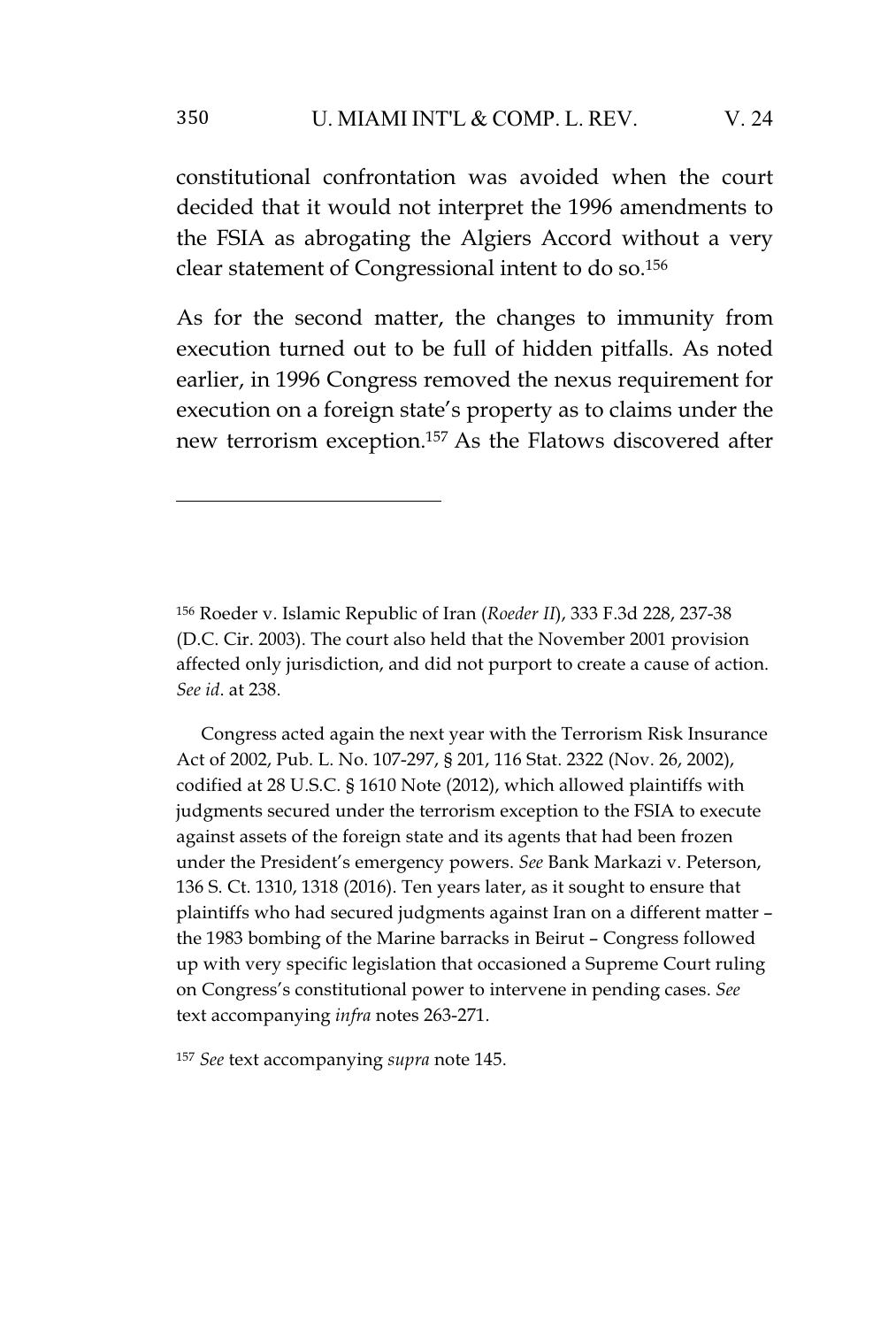constitutional confrontation was avoided when the court decided that it would not interpret the 1996 amendments to the FSIA as abrogating the Algiers Accord without a very clear statement of Congressional intent to do so.[156]

As for the second matter, the changes to immunity from execution turned out to be full of hidden pitfalls. As noted earlier, in 1996 Congress removed the nexus requirement for execution on a foreign state's property as to claims under the new terrorism exception.[157] As the Flatows discovered after

---

[156] Roeder v. Islamic Republic of Iran (*Roeder II*), 333 F.3d 228, 237-38 (D.C. Cir. 2003). The court also held that the November 2001 provision affected only jurisdiction, and did not purport to create a cause of action. *See id*. at 238.

Congress acted again the next year with the Terrorism Risk Insurance Act of 2002, Pub. L. No. 107-297, § 201, 116 Stat. 2322 (Nov. 26, 2002), codified at 28 U.S.C. § 1610 Note (2012), which allowed plaintiffs with judgments secured under the terrorism exception to the FSIA to execute against assets of the foreign state and its agents that had been frozen under the President's emergency powers. *See* Bank Markazi v. Peterson, 136 S. Ct. 1310, 1318 (2016). Ten years later, as it sought to ensure that plaintiffs who had secured judgments against Iran on a different matter – the 1983 bombing of the Marine barracks in Beirut – Congress followed up with very specific legislation that occasioned a Supreme Court ruling on Congress's constitutional power to intervene in pending cases. *See* text accompanying *infra* notes 263-271.

[157] *See* text accompanying *supra* note 145.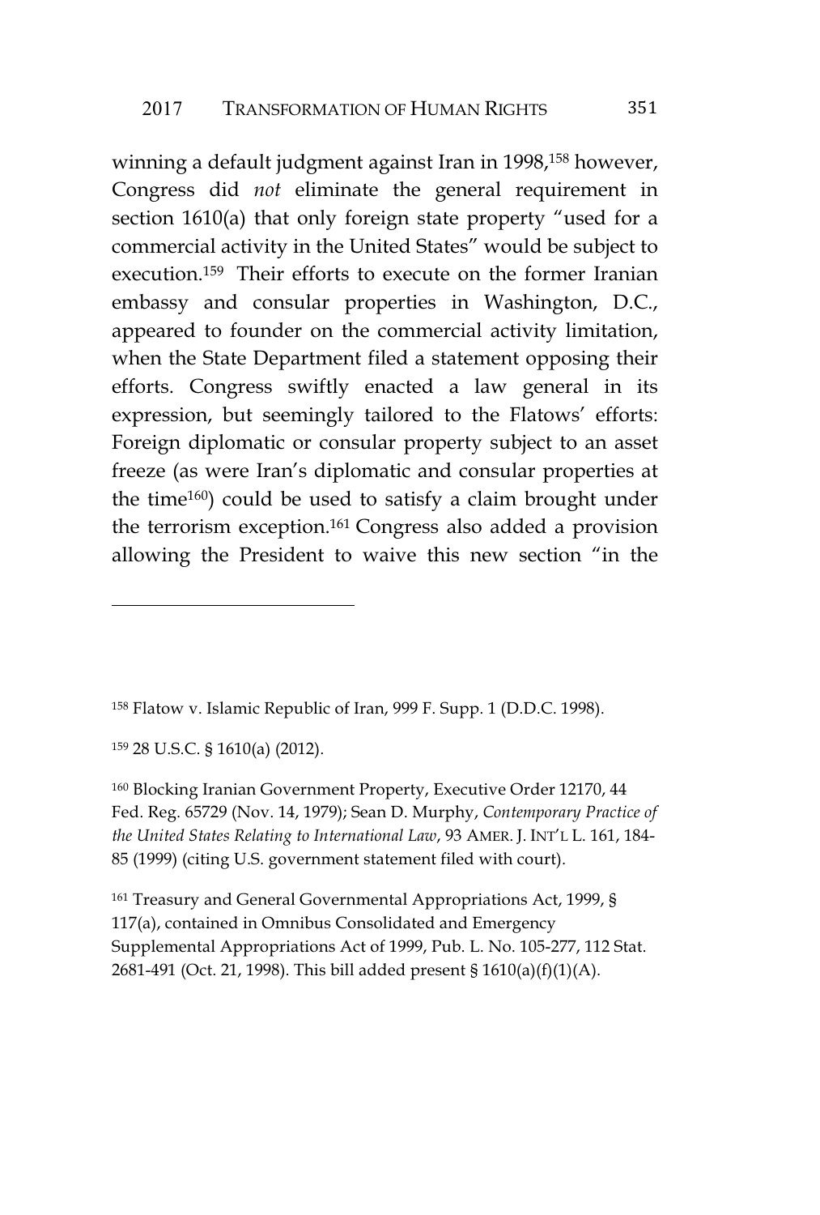winning a default judgment against Iran in 1998,[158] however, Congress did *not* eliminate the general requirement in section 1610(a) that only foreign state property "used for a commercial activity in the United States" would be subject to execution.[159] Their efforts to execute on the former Iranian embassy and consular properties in Washington, D.C., appeared to founder on the commercial activity limitation, when the State Department filed a statement opposing their efforts. Congress swiftly enacted a law general in its expression, but seemingly tailored to the Flatows' efforts: Foreign diplomatic or consular property subject to an asset freeze (as were Iran's diplomatic and consular properties at the time[160]) could be used to satisfy a claim brought under the terrorism exception.[161] Congress also added a provision allowing the President to waive this new section "in the

---

[158] Flatow v. Islamic Republic of Iran, 999 F. Supp. 1 (D.D.C. 1998).

[159] 28 U.S.C. § 1610(a) (2012).

[160] Blocking Iranian Government Property, Executive Order 12170, 44 Fed. Reg. 65729 (Nov. 14, 1979); Sean D. Murphy, *Contemporary Practice of the United States Relating to International Law*, 93 AMER. J. INT'L L. 161, 184-85 (1999) (citing U.S. government statement filed with court).

[161] Treasury and General Governmental Appropriations Act, 1999, § 117(a), contained in Omnibus Consolidated and Emergency Supplemental Appropriations Act of 1999, Pub. L. No. 105-277, 112 Stat. 2681-491 (Oct. 21, 1998). This bill added present § 1610(a)(f)(1)(A).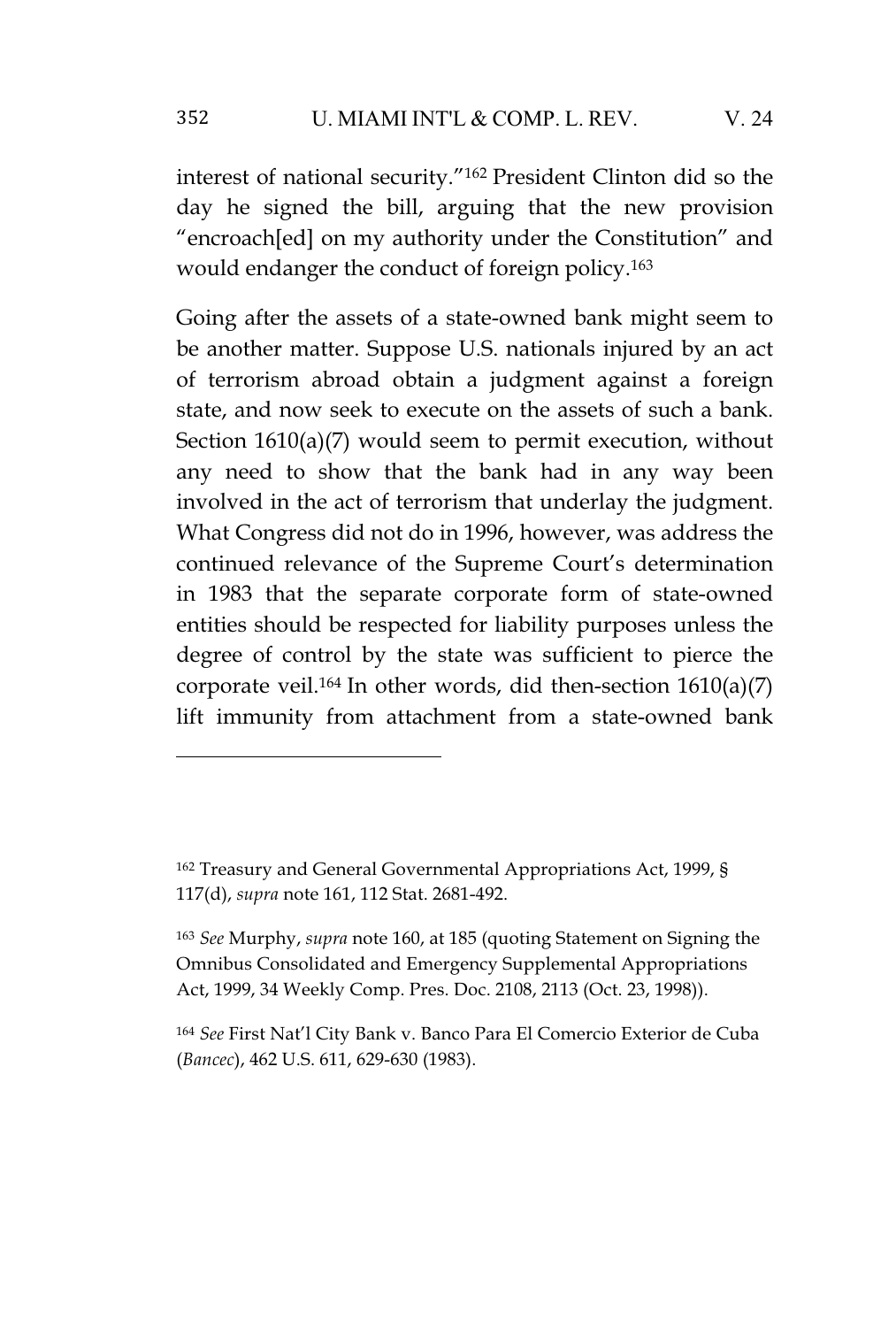interest of national security."[162] President Clinton did so the day he signed the bill, arguing that the new provision "encroach[ed] on my authority under the Constitution" and would endanger the conduct of foreign policy.[163]

Going after the assets of a state-owned bank might seem to be another matter. Suppose U.S. nationals injured by an act of terrorism abroad obtain a judgment against a foreign state, and now seek to execute on the assets of such a bank. Section 1610(a)(7) would seem to permit execution, without any need to show that the bank had in any way been involved in the act of terrorism that underlay the judgment. What Congress did not do in 1996, however, was address the continued relevance of the Supreme Court's determination in 1983 that the separate corporate form of state-owned entities should be respected for liability purposes unless the degree of control by the state was sufficient to pierce the corporate veil.[164] In other words, did then-section 1610(a)(7) lift immunity from attachment from a state-owned bank

---

[162] Treasury and General Governmental Appropriations Act, 1999, § 117(d), *supra* note 161, 112 Stat. 2681-492.

[163] *See* Murphy, *supra* note 160, at 185 (quoting Statement on Signing the Omnibus Consolidated and Emergency Supplemental Appropriations Act, 1999, 34 Weekly Comp. Pres. Doc. 2108, 2113 (Oct. 23, 1998)).

[164] *See* First Nat'l City Bank v. Banco Para El Comercio Exterior de Cuba (*Bancec*), 462 U.S. 611, 629-630 (1983).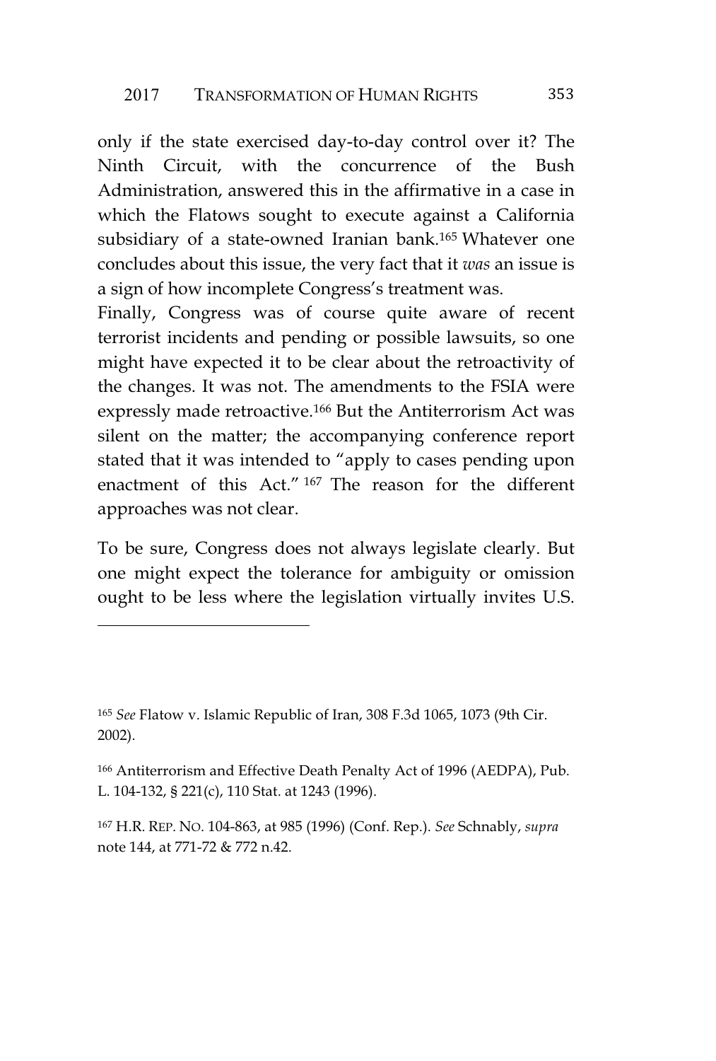only if the state exercised day-to-day control over it? The Ninth Circuit, with the concurrence of the Bush Administration, answered this in the affirmative in a case in which the Flatows sought to execute against a California subsidiary of a state-owned Iranian bank.[165] Whatever one concludes about this issue, the very fact that it *was* an issue is a sign of how incomplete Congress's treatment was.

Finally, Congress was of course quite aware of recent terrorist incidents and pending or possible lawsuits, so one might have expected it to be clear about the retroactivity of the changes. It was not. The amendments to the FSIA were expressly made retroactive.[166] But the Antiterrorism Act was silent on the matter; the accompanying conference report stated that it was intended to "apply to cases pending upon enactment of this Act."[167] The reason for the different approaches was not clear.

To be sure, Congress does not always legislate clearly. But one might expect the tolerance for ambiguity or omission ought to be less where the legislation virtually invites U.S.

---

[165] *See* Flatow v. Islamic Republic of Iran, 308 F.3d 1065, 1073 (9th Cir. 2002).

[166] Antiterrorism and Effective Death Penalty Act of 1996 (AEDPA), Pub. L. 104-132, § 221(c), 110 Stat. at 1243 (1996).

[167] H.R. REP. NO. 104-863, at 985 (1996) (Conf. Rep.). *See* Schnably, *supra* note 144, at 771-72 & 772 n.42.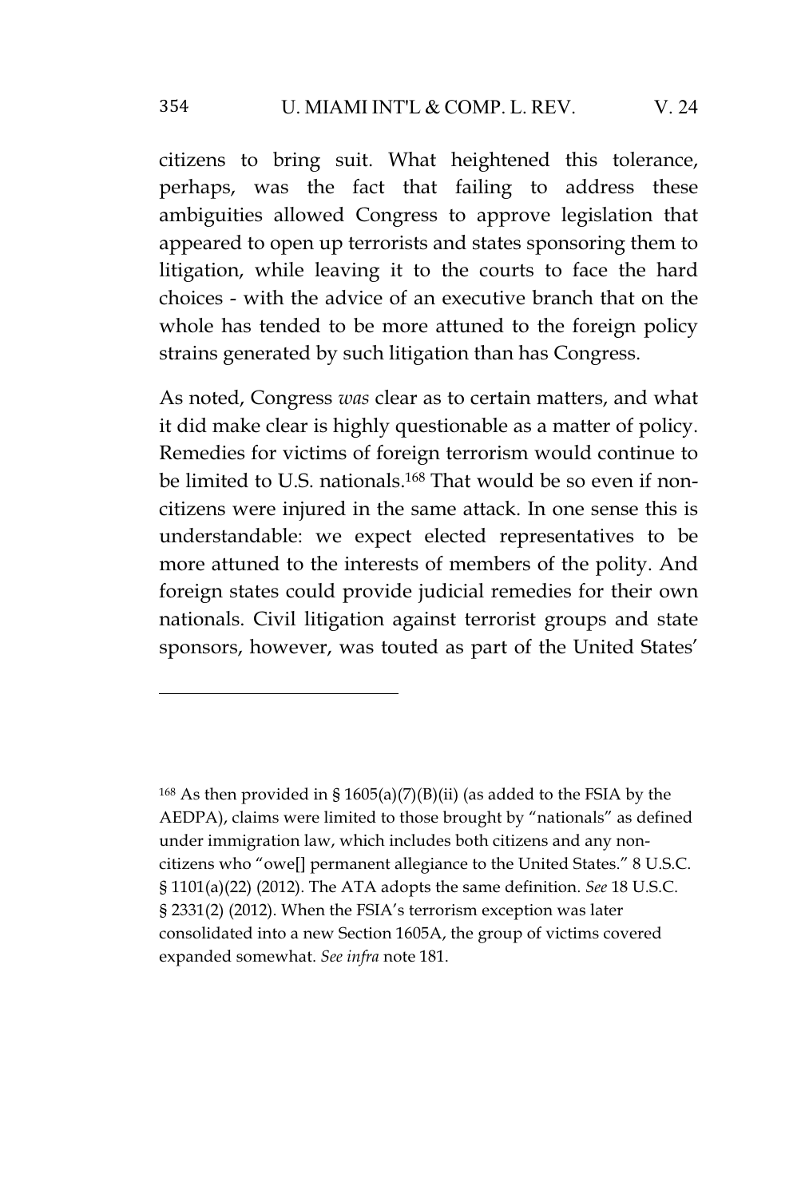citizens to bring suit. What heightened this tolerance, perhaps, was the fact that failing to address these ambiguities allowed Congress to approve legislation that appeared to open up terrorists and states sponsoring them to litigation, while leaving it to the courts to face the hard choices - with the advice of an executive branch that on the whole has tended to be more attuned to the foreign policy strains generated by such litigation than has Congress.

As noted, Congress *was* clear as to certain matters, and what it did make clear is highly questionable as a matter of policy. Remedies for victims of foreign terrorism would continue to be limited to U.S. nationals.[168] That would be so even if non-citizens were injured in the same attack. In one sense this is understandable: we expect elected representatives to be more attuned to the interests of members of the polity. And foreign states could provide judicial remedies for their own nationals. Civil litigation against terrorist groups and state sponsors, however, was touted as part of the United States'

---

[168] As then provided in § 1605(a)(7)(B)(ii) (as added to the FSIA by the AEDPA), claims were limited to those brought by "nationals" as defined under immigration law, which includes both citizens and any non-citizens who "owe[] permanent allegiance to the United States." 8 U.S.C. § 1101(a)(22) (2012). The ATA adopts the same definition. *See* 18 U.S.C. § 2331(2) (2012). When the FSIA's terrorism exception was later consolidated into a new Section 1605A, the group of victims covered expanded somewhat. *See infra* note 181.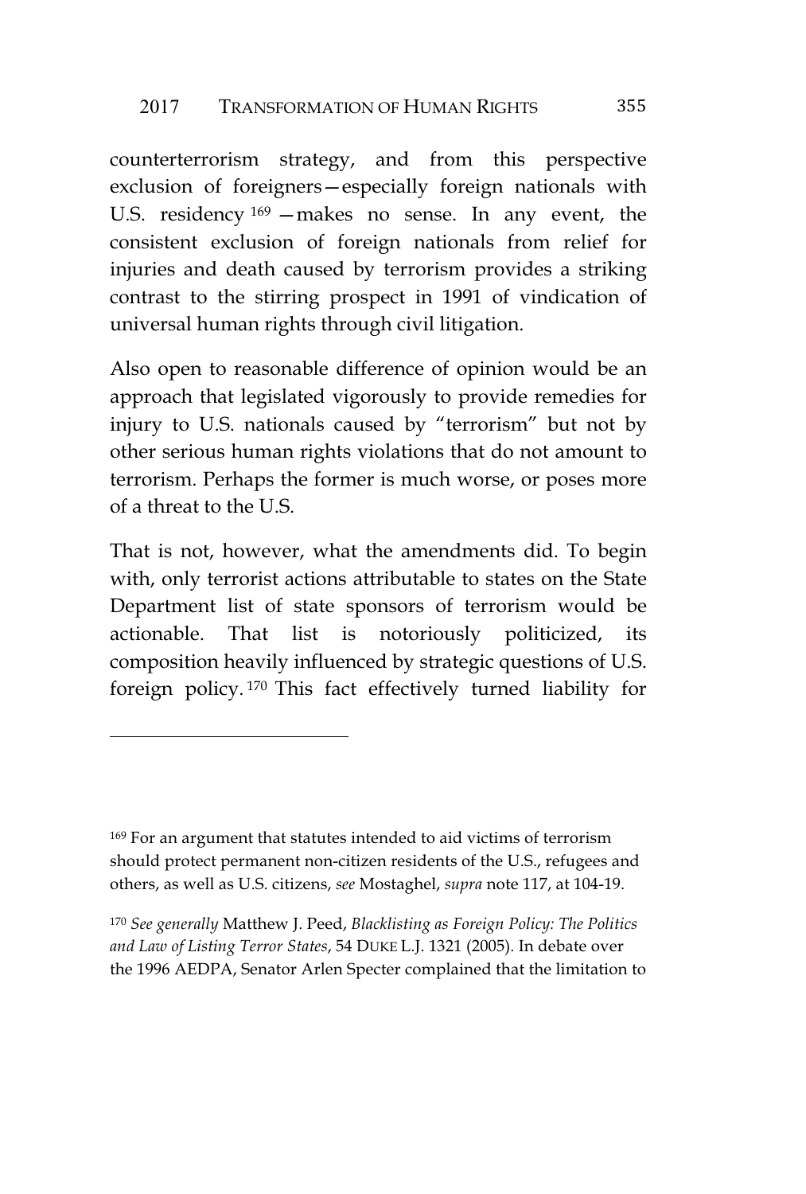counterterrorism strategy, and from this perspective exclusion of foreigners—especially foreign nationals with U.S. residency [169] —makes no sense. In any event, the consistent exclusion of foreign nationals from relief for injuries and death caused by terrorism provides a striking contrast to the stirring prospect in 1991 of vindication of universal human rights through civil litigation.

Also open to reasonable difference of opinion would be an approach that legislated vigorously to provide remedies for injury to U.S. nationals caused by "terrorism" but not by other serious human rights violations that do not amount to terrorism. Perhaps the former is much worse, or poses more of a threat to the U.S.

That is not, however, what the amendments did. To begin with, only terrorist actions attributable to states on the State Department list of state sponsors of terrorism would be actionable. That list is notoriously politicized, its composition heavily influenced by strategic questions of U.S. foreign policy. [170] This fact effectively turned liability for

---

[169] For an argument that statutes intended to aid victims of terrorism should protect permanent non-citizen residents of the U.S., refugees and others, as well as U.S. citizens, *see* Mostaghel, *supra* note 117, at 104-19.

[170] *See generally* Matthew J. Peed, *Blacklisting as Foreign Policy: The Politics and Law of Listing Terror States*, 54 DUKE L.J. 1321 (2005). In debate over the 1996 AEDPA, Senator Arlen Specter complained that the limitation to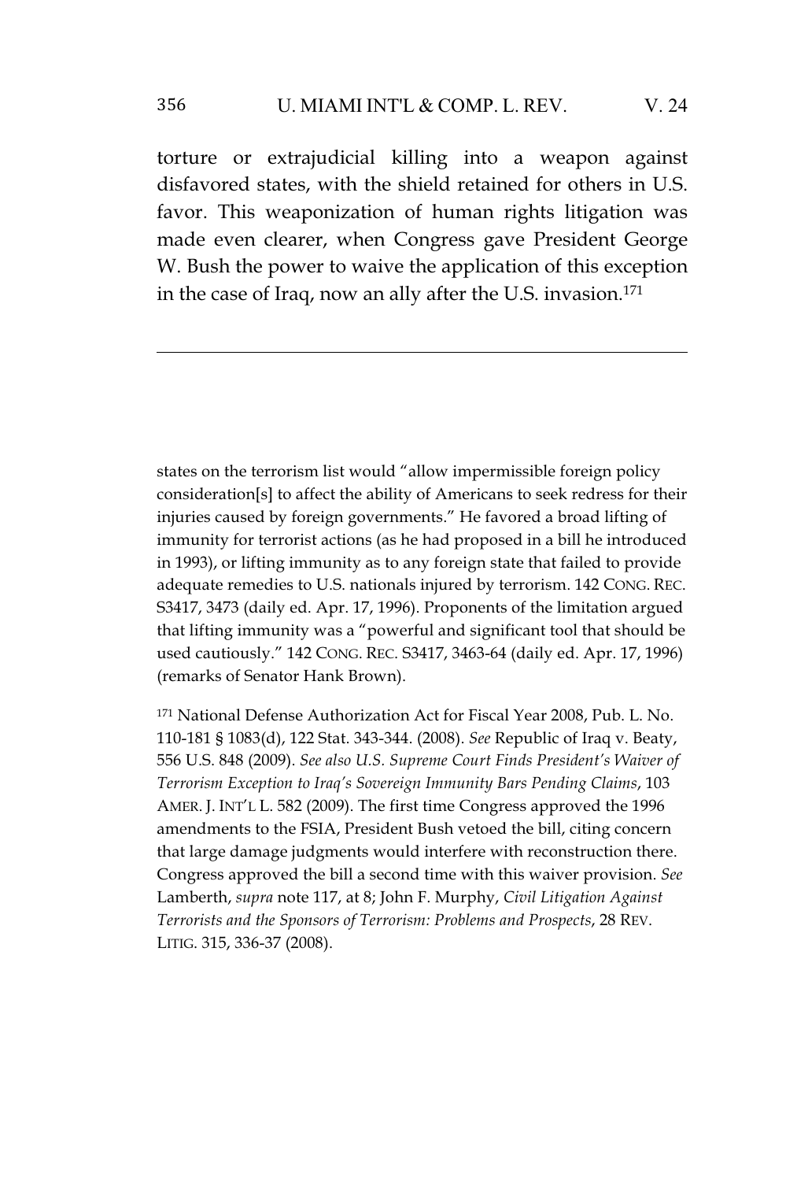torture or extrajudicial killing into a weapon against disfavored states, with the shield retained for others in U.S. favor. This weaponization of human rights litigation was made even clearer, when Congress gave President George W. Bush the power to waive the application of this exception in the case of Iraq, now an ally after the U.S. invasion.[171]

---

states on the terrorism list would "allow impermissible foreign policy consideration[s] to affect the ability of Americans to seek redress for their injuries caused by foreign governments." He favored a broad lifting of immunity for terrorist actions (as he had proposed in a bill he introduced in 1993), or lifting immunity as to any foreign state that failed to provide adequate remedies to U.S. nationals injured by terrorism. 142 CONG. REC. S3417, 3473 (daily ed. Apr. 17, 1996). Proponents of the limitation argued that lifting immunity was a "powerful and significant tool that should be used cautiously." 142 CONG. REC. S3417, 3463-64 (daily ed. Apr. 17, 1996) (remarks of Senator Hank Brown).

[171] National Defense Authorization Act for Fiscal Year 2008, Pub. L. No. 110-181 § 1083(d), 122 Stat. 343-344. (2008). *See* Republic of Iraq v. Beaty, 556 U.S. 848 (2009). *See also U.S. Supreme Court Finds President's Waiver of Terrorism Exception to Iraq's Sovereign Immunity Bars Pending Claims*, 103 AMER. J. INT'L L. 582 (2009). The first time Congress approved the 1996 amendments to the FSIA, President Bush vetoed the bill, citing concern that large damage judgments would interfere with reconstruction there. Congress approved the bill a second time with this waiver provision. *See* Lamberth, *supra* note 117, at 8; John F. Murphy, *Civil Litigation Against Terrorists and the Sponsors of Terrorism: Problems and Prospects*, 28 REV. LITIG. 315, 336-37 (2008).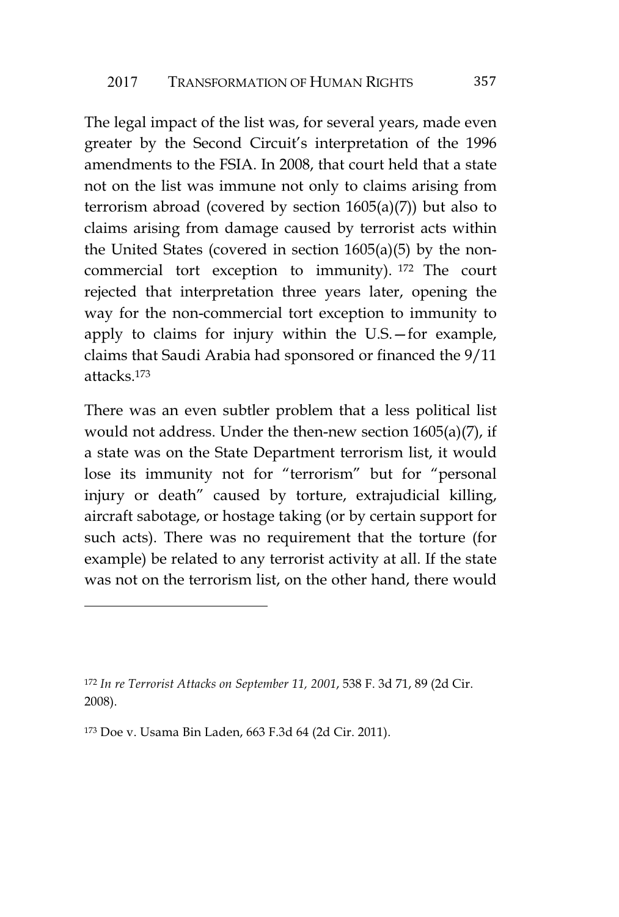The legal impact of the list was, for several years, made even greater by the Second Circuit's interpretation of the 1996 amendments to the FSIA. In 2008, that court held that a state not on the list was immune not only to claims arising from terrorism abroad (covered by section 1605(a)(7)) but also to claims arising from damage caused by terrorist acts within the United States (covered in section 1605(a)(5) by the non-commercial tort exception to immunity).[172] The court rejected that interpretation three years later, opening the way for the non-commercial tort exception to immunity to apply to claims for injury within the U.S.—for example, claims that Saudi Arabia had sponsored or financed the 9/11 attacks.[173]

There was an even subtler problem that a less political list would not address. Under the then-new section 1605(a)(7), if a state was on the State Department terrorism list, it would lose its immunity not for "terrorism" but for "personal injury or death" caused by torture, extrajudicial killing, aircraft sabotage, or hostage taking (or by certain support for such acts). There was no requirement that the torture (for example) be related to any terrorist activity at all. If the state was not on the terrorism list, on the other hand, there would

---

[172] *In re Terrorist Attacks on September 11, 2001*, 538 F. 3d 71, 89 (2d Cir. 2008).

[173] Doe v. Usama Bin Laden, 663 F.3d 64 (2d Cir. 2011).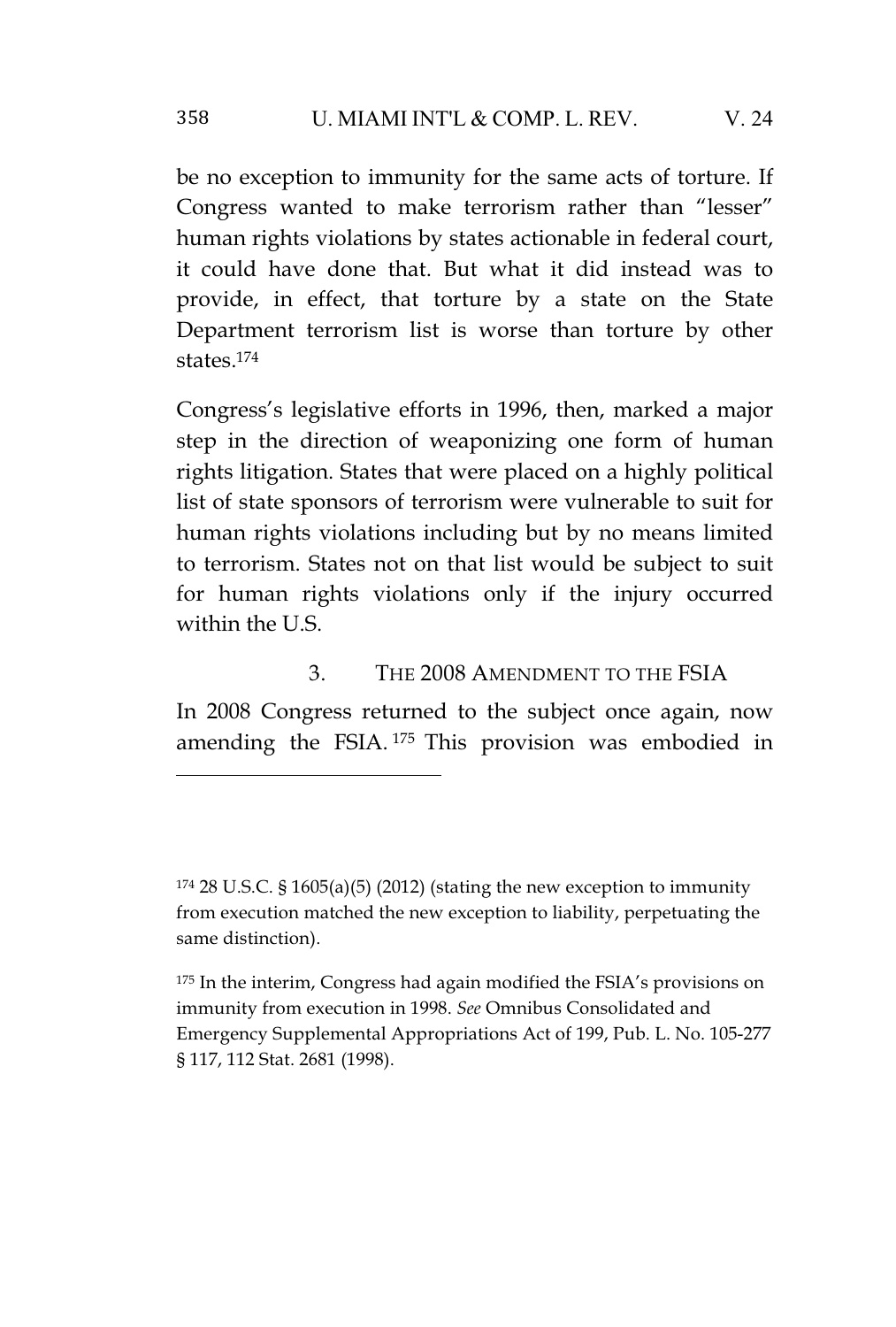be no exception to immunity for the same acts of torture. If Congress wanted to make terrorism rather than "lesser" human rights violations by states actionable in federal court, it could have done that. But what it did instead was to provide, in effect, that torture by a state on the State Department terrorism list is worse than torture by other states.[174]

Congress's legislative efforts in 1996, then, marked a major step in the direction of weaponizing one form of human rights litigation. States that were placed on a highly political list of state sponsors of terrorism were vulnerable to suit for human rights violations including but by no means limited to terrorism. States not on that list would be subject to suit for human rights violations only if the injury occurred within the U.S.

### 3. THE 2008 AMENDMENT TO THE FSIA

In 2008 Congress returned to the subject once again, now amending the FSIA.[175] This provision was embodied in

---

[174] 28 U.S.C. § 1605(a)(5) (2012) (stating the new exception to immunity from execution matched the new exception to liability, perpetuating the same distinction).

[175] In the interim, Congress had again modified the FSIA's provisions on immunity from execution in 1998. *See* Omnibus Consolidated and Emergency Supplemental Appropriations Act of 199, Pub. L. No. 105-277 § 117, 112 Stat. 2681 (1998).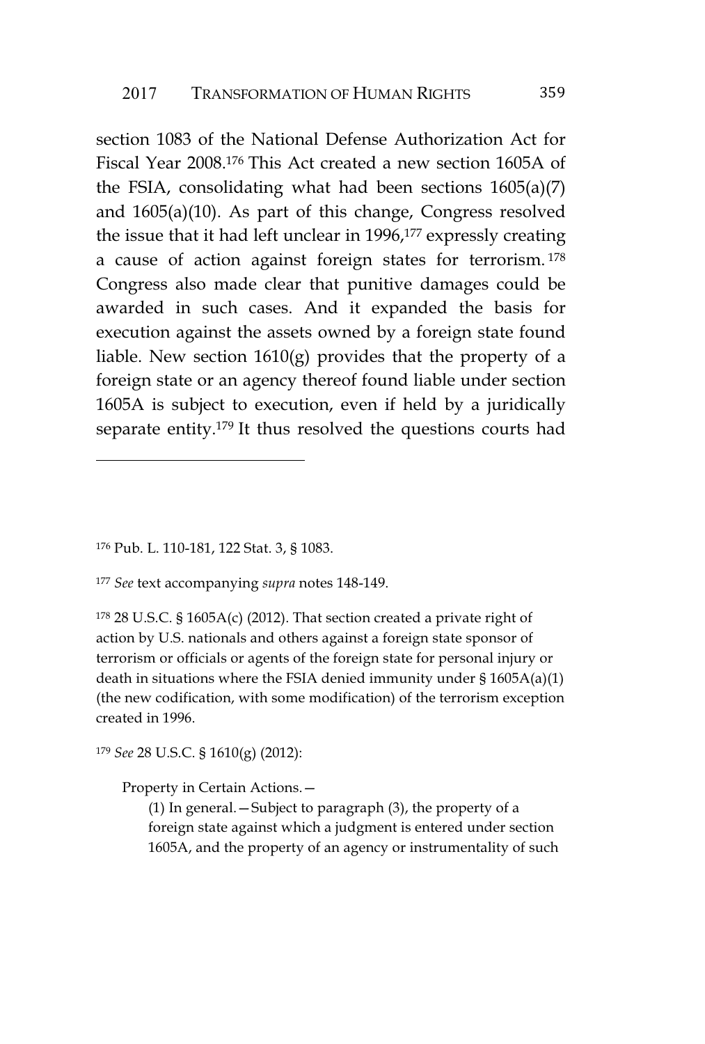section 1083 of the National Defense Authorization Act for Fiscal Year 2008.[176] This Act created a new section 1605A of the FSIA, consolidating what had been sections 1605(a)(7) and 1605(a)(10). As part of this change, Congress resolved the issue that it had left unclear in 1996,[177] expressly creating a cause of action against foreign states for terrorism.[178] Congress also made clear that punitive damages could be awarded in such cases. And it expanded the basis for execution against the assets owned by a foreign state found liable. New section 1610(g) provides that the property of a foreign state or an agency thereof found liable under section 1605A is subject to execution, even if held by a juridically separate entity.[179] It thus resolved the questions courts had

---

[176] Pub. L. 110-181, 122 Stat. 3, § 1083.

[177] *See* text accompanying *supra* notes 148-149.

[178] 28 U.S.C. § 1605A(c) (2012). That section created a private right of action by U.S. nationals and others against a foreign state sponsor of terrorism or officials or agents of the foreign state for personal injury or death in situations where the FSIA denied immunity under § 1605A(a)(1) (the new codification, with some modification) of the terrorism exception created in 1996.

[179] *See* 28 U.S.C. § 1610(g) (2012):

> Property in Certain Actions.—
>
> (1) In general.—Subject to paragraph (3), the property of a foreign state against which a judgment is entered under section 1605A, and the property of an agency or instrumentality of such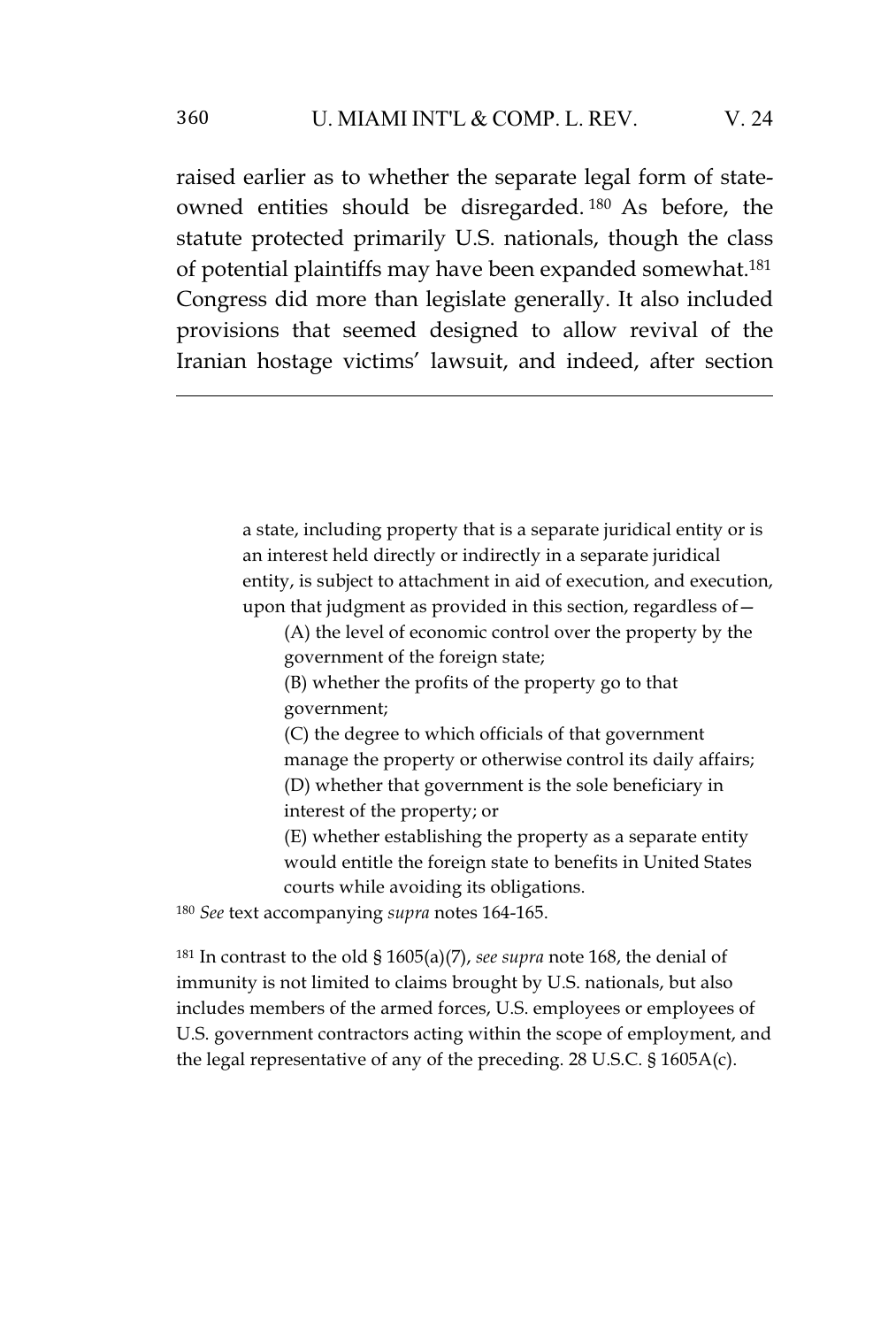raised earlier as to whether the separate legal form of state-owned entities should be disregarded.[180] As before, the statute protected primarily U.S. nationals, though the class of potential plaintiffs may have been expanded somewhat.[181] Congress did more than legislate generally. It also included provisions that seemed designed to allow revival of the Iranian hostage victims' lawsuit, and indeed, after section

---

> a state, including property that is a separate juridical entity or is an interest held directly or indirectly in a separate juridical entity, is subject to attachment in aid of execution, and execution, upon that judgment as provided in this section, regardless of—
>
> (A) the level of economic control over the property by the government of the foreign state;
>
> (B) whether the profits of the property go to that government;
>
> (C) the degree to which officials of that government manage the property or otherwise control its daily affairs;
>
> (D) whether that government is the sole beneficiary in interest of the property; or
>
> (E) whether establishing the property as a separate entity would entitle the foreign state to benefits in United States courts while avoiding its obligations.

[180] *See* text accompanying *supra* notes 164-165.

[181] In contrast to the old § 1605(a)(7), *see supra* note 168, the denial of immunity is not limited to claims brought by U.S. nationals, but also includes members of the armed forces, U.S. employees or employees of U.S. government contractors acting within the scope of employment, and the legal representative of any of the preceding. 28 U.S.C. § 1605A(c).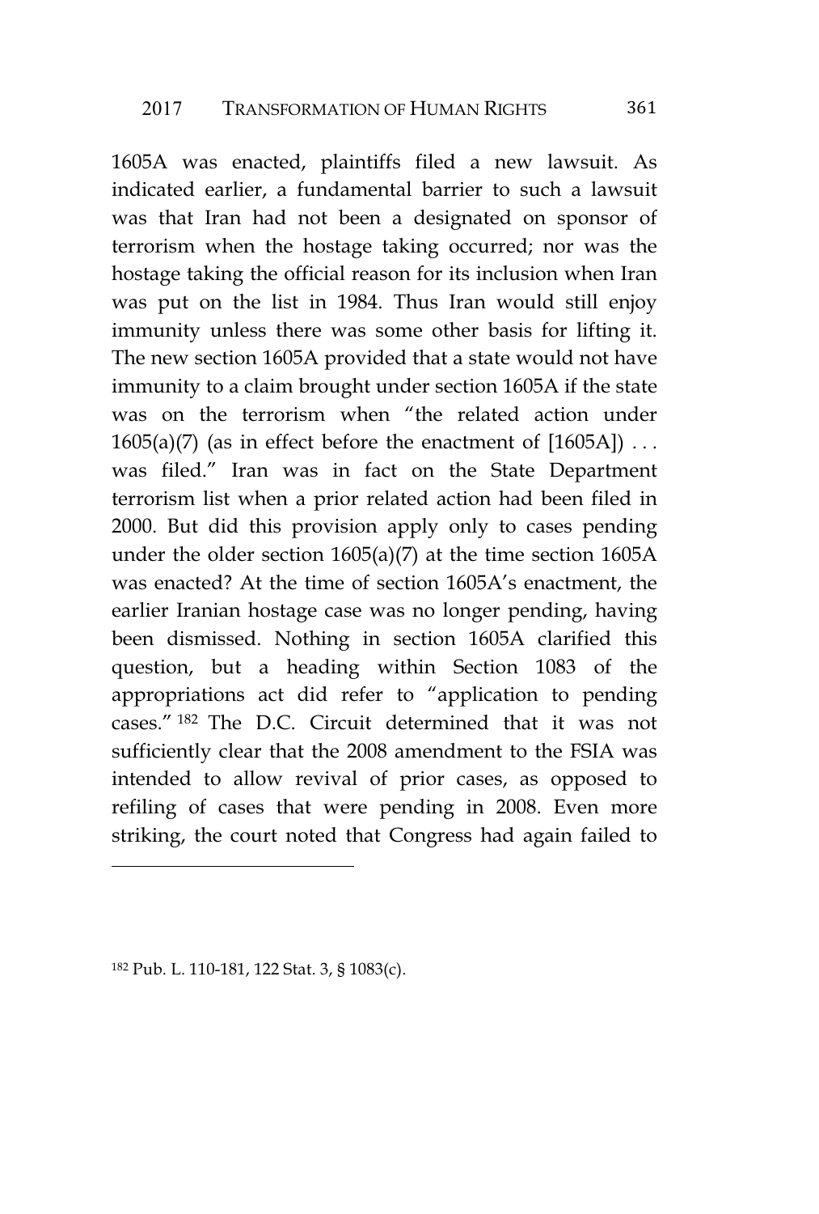1605A was enacted, plaintiffs filed a new lawsuit. As indicated earlier, a fundamental barrier to such a lawsuit was that Iran had not been a designated on sponsor of terrorism when the hostage taking occurred; nor was the hostage taking the official reason for its inclusion when Iran was put on the list in 1984. Thus Iran would still enjoy immunity unless there was some other basis for lifting it. The new section 1605A provided that a state would not have immunity to a claim brought under section 1605A if the state was on the terrorism when "the related action under 1605(a)(7) (as in effect before the enactment of [1605A]) . . . was filed." Iran was in fact on the State Department terrorism list when a prior related action had been filed in 2000. But did this provision apply only to cases pending under the older section 1605(a)(7) at the time section 1605A was enacted? At the time of section 1605A's enactment, the earlier Iranian hostage case was no longer pending, having been dismissed. Nothing in section 1605A clarified this question, but a heading within Section 1083 of the appropriations act did refer to "application to pending cases."[182] The D.C. Circuit determined that it was not sufficiently clear that the 2008 amendment to the FSIA was intended to allow revival of prior cases, as opposed to refiling of cases that were pending in 2008. Even more striking, the court noted that Congress had again failed to

---

[182] Pub. L. 110-181, 122 Stat. 3, § 1083(c).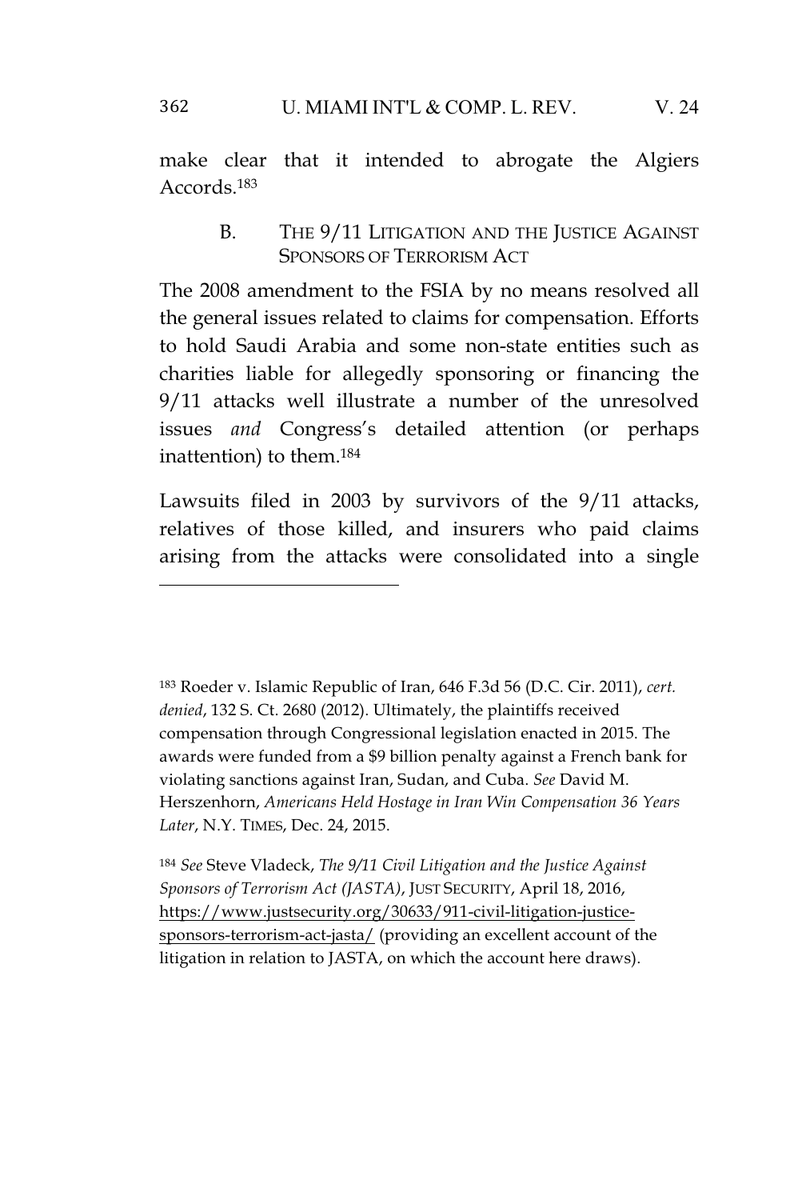make clear that it intended to abrogate the Algiers Accords.[183]

### B. THE 9/11 LITIGATION AND THE JUSTICE AGAINST SPONSORS OF TERRORISM ACT

The 2008 amendment to the FSIA by no means resolved all the general issues related to claims for compensation. Efforts to hold Saudi Arabia and some non-state entities such as charities liable for allegedly sponsoring or financing the 9/11 attacks well illustrate a number of the unresolved issues *and* Congress's detailed attention (or perhaps inattention) to them.[184]

Lawsuits filed in 2003 by survivors of the 9/11 attacks, relatives of those killed, and insurers who paid claims arising from the attacks were consolidated into a single

---

[183] Roeder v. Islamic Republic of Iran, 646 F.3d 56 (D.C. Cir. 2011), *cert. denied*, 132 S. Ct. 2680 (2012). Ultimately, the plaintiffs received compensation through Congressional legislation enacted in 2015. The awards were funded from a $9 billion penalty against a French bank for violating sanctions against Iran, Sudan, and Cuba. *See* David M. Herszenhorn, *Americans Held Hostage in Iran Win Compensation 36 Years Later*, N.Y. TIMES, Dec. 24, 2015.

[184] *See* Steve Vladeck, *The 9/11 Civil Litigation and the Justice Against Sponsors of Terrorism Act (JASTA)*, JUST SECURITY, April 18, 2016, https://www.justsecurity.org/30633/911-civil-litigation-justice-sponsors-terrorism-act-jasta/ (providing an excellent account of the litigation in relation to JASTA, on which the account here draws).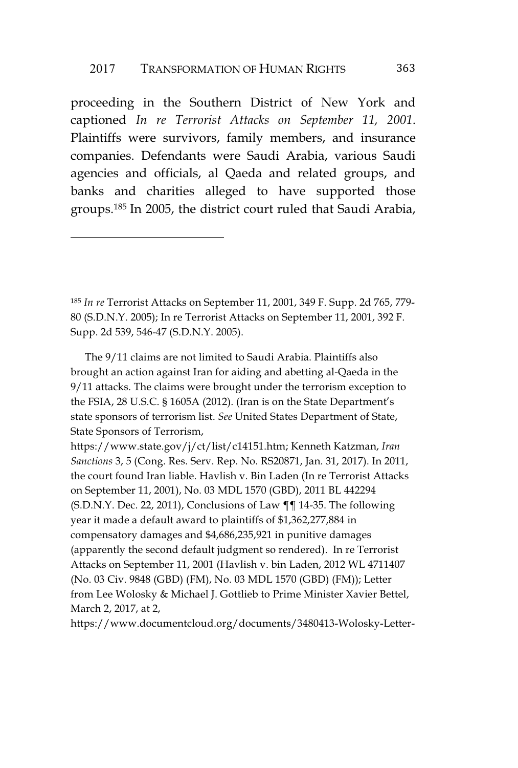proceeding in the Southern District of New York and captioned *In re Terrorist Attacks on September 11, 2001*. Plaintiffs were survivors, family members, and insurance companies. Defendants were Saudi Arabia, various Saudi agencies and officials, al Qaeda and related groups, and banks and charities alleged to have supported those groups.[185] In 2005, the district court ruled that Saudi Arabia,

---

[185] *In re* Terrorist Attacks on September 11, 2001, 349 F. Supp. 2d 765, 779-80 (S.D.N.Y. 2005); In re Terrorist Attacks on September 11, 2001, 392 F. Supp. 2d 539, 546-47 (S.D.N.Y. 2005).

The 9/11 claims are not limited to Saudi Arabia. Plaintiffs also brought an action against Iran for aiding and abetting al-Qaeda in the 9/11 attacks. The claims were brought under the terrorism exception to the FSIA, 28 U.S.C. § 1605A (2012). (Iran is on the State Department's state sponsors of terrorism list. *See* United States Department of State, State Sponsors of Terrorism, https://www.state.gov/j/ct/list/c14151.htm; Kenneth Katzman, *Iran Sanctions* 3, 5 (Cong. Res. Serv. Rep. No. RS20871, Jan. 31, 2017). In 2011, the court found Iran liable. Havlish v. Bin Laden (In re Terrorist Attacks on September 11, 2001), No. 03 MDL 1570 (GBD), 2011 BL 442294 (S.D.N.Y. Dec. 22, 2011), Conclusions of Law ¶¶ 14-35. The following year it made a default award to plaintiffs of $1,362,277,884 in compensatory damages and $4,686,235,921 in punitive damages (apparently the second default judgment so rendered). In re Terrorist Attacks on September 11, 2001 (Havlish v. bin Laden, 2012 WL 4711407 (No. 03 Civ. 9848 (GBD) (FM), No. 03 MDL 1570 (GBD) (FM)); Letter from Lee Wolosky & Michael J. Gottlieb to Prime Minister Xavier Bettel, March 2, 2017, at 2, https://www.documentcloud.org/documents/3480413-Wolosky-Letter-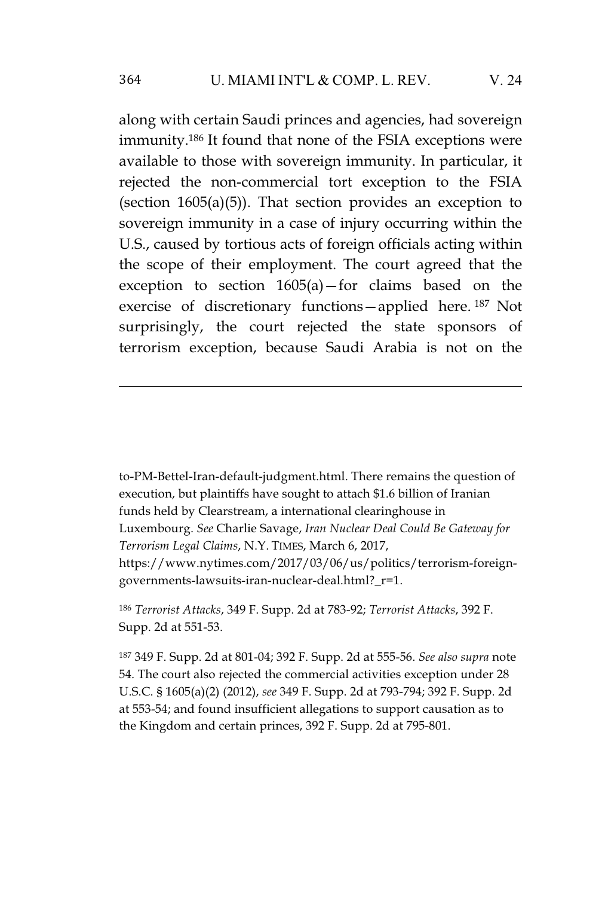along with certain Saudi princes and agencies, had sovereign immunity.[186] It found that none of the FSIA exceptions were available to those with sovereign immunity. In particular, it rejected the non-commercial tort exception to the FSIA (section 1605(a)(5)). That section provides an exception to sovereign immunity in a case of injury occurring within the U.S., caused by tortious acts of foreign officials acting within the scope of their employment. The court agreed that the exception to section 1605(a)—for claims based on the exercise of discretionary functions—applied here.[187] Not surprisingly, the court rejected the state sponsors of terrorism exception, because Saudi Arabia is not on the

---

to-PM-Bettel-Iran-default-judgment.html. There remains the question of execution, but plaintiffs have sought to attach $1.6 billion of Iranian funds held by Clearstream, a international clearinghouse in Luxembourg. *See* Charlie Savage, *Iran Nuclear Deal Could Be Gateway for Terrorism Legal Claims*, N.Y. TIMES, March 6, 2017, https://www.nytimes.com/2017/03/06/us/politics/terrorism-foreign-governments-lawsuits-iran-nuclear-deal.html?_r=1.

[186] *Terrorist Attacks*, 349 F. Supp. 2d at 783-92; *Terrorist Attacks*, 392 F. Supp. 2d at 551-53.

[187] 349 F. Supp. 2d at 801-04; 392 F. Supp. 2d at 555-56. *See also supra* note 54. The court also rejected the commercial activities exception under 28 U.S.C. § 1605(a)(2) (2012), *see* 349 F. Supp. 2d at 793-794; 392 F. Supp. 2d at 553-54; and found insufficient allegations to support causation as to the Kingdom and certain princes, 392 F. Supp. 2d at 795-801.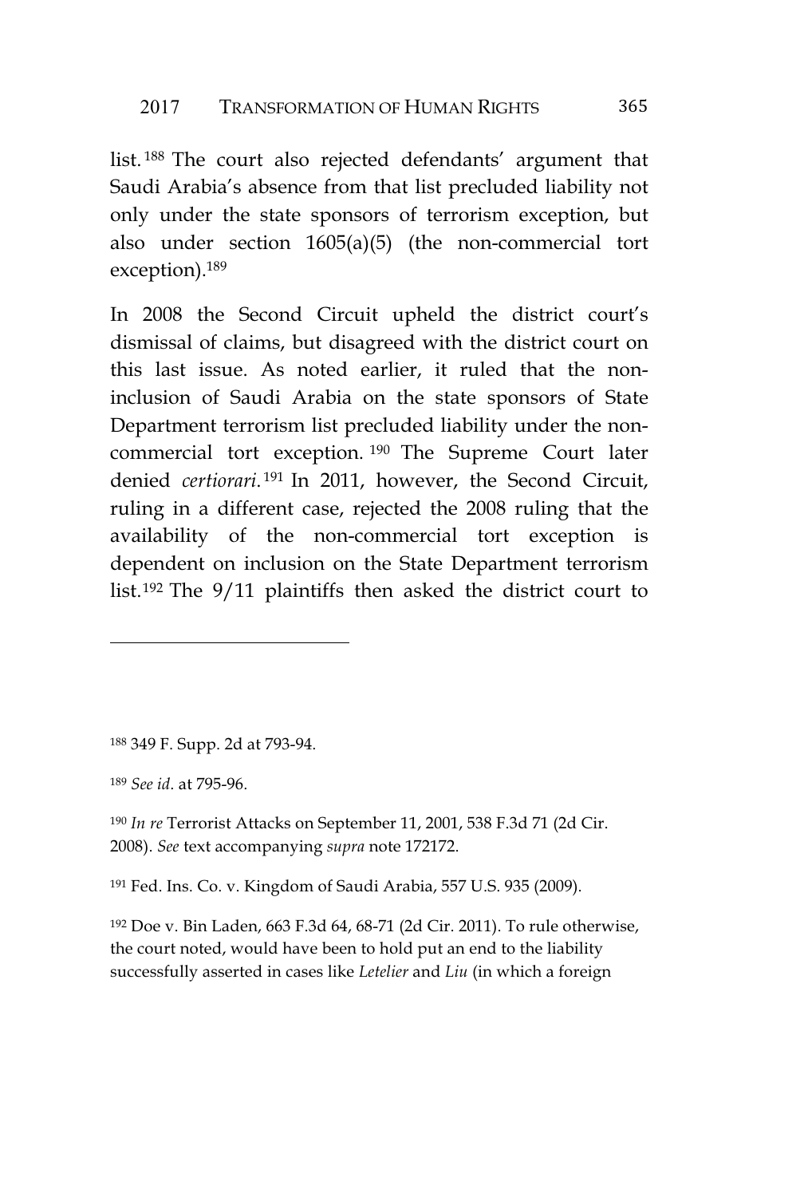list.[188] The court also rejected defendants' argument that Saudi Arabia's absence from that list precluded liability not only under the state sponsors of terrorism exception, but also under section 1605(a)(5) (the non-commercial tort exception).[189]

In 2008 the Second Circuit upheld the district court's dismissal of claims, but disagreed with the district court on this last issue. As noted earlier, it ruled that the non-inclusion of Saudi Arabia on the state sponsors of State Department terrorism list precluded liability under the non-commercial tort exception.[190] The Supreme Court later denied *certiorari*.[191] In 2011, however, the Second Circuit, ruling in a different case, rejected the 2008 ruling that the availability of the non-commercial tort exception is dependent on inclusion on the State Department terrorism list.[192] The 9/11 plaintiffs then asked the district court to

---

[188] 349 F. Supp. 2d at 793-94.

[189] *See id*. at 795-96.

[190] *In re* Terrorist Attacks on September 11, 2001, 538 F.3d 71 (2d Cir. 2008). *See* text accompanying *supra* note 172172.

[191] Fed. Ins. Co. v. Kingdom of Saudi Arabia, 557 U.S. 935 (2009).

[192] Doe v. Bin Laden, 663 F.3d 64, 68-71 (2d Cir. 2011). To rule otherwise, the court noted, would have been to hold put an end to the liability successfully asserted in cases like *Letelier* and *Liu* (in which a foreign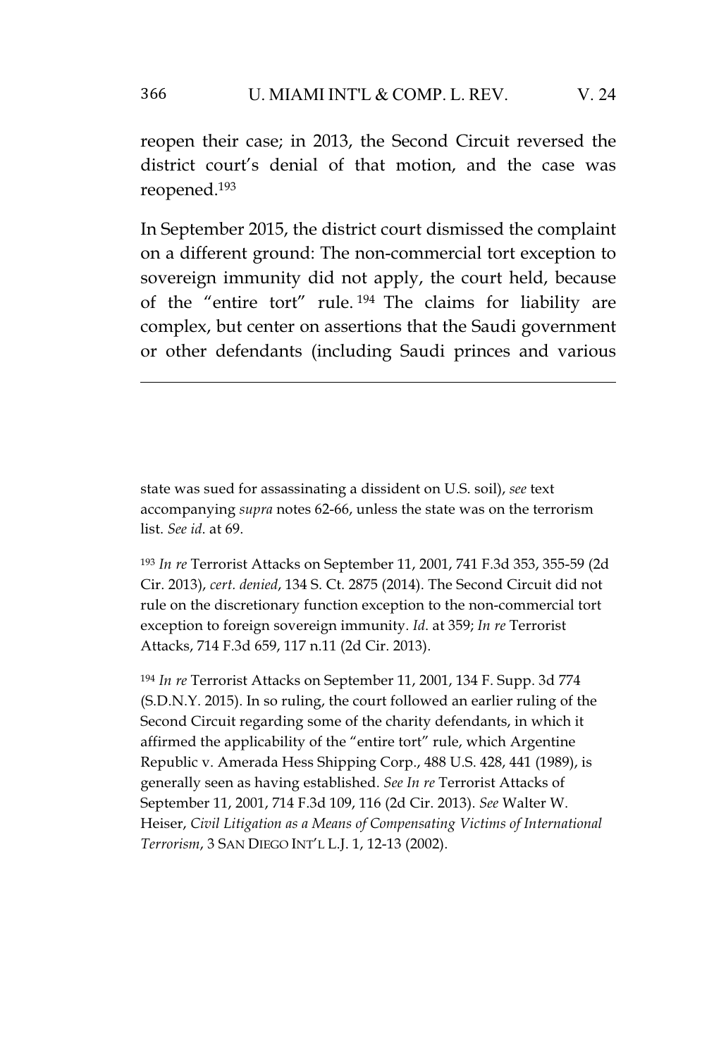reopen their case; in 2013, the Second Circuit reversed the district court's denial of that motion, and the case was reopened.[193]

In September 2015, the district court dismissed the complaint on a different ground: The non-commercial tort exception to sovereign immunity did not apply, the court held, because of the "entire tort" rule.[194] The claims for liability are complex, but center on assertions that the Saudi government or other defendants (including Saudi princes and various

---

state was sued for assassinating a dissident on U.S. soil), *see* text accompanying *supra* notes 62-66, unless the state was on the terrorism list. *See id.* at 69.

[193] *In re* Terrorist Attacks on September 11, 2001, 741 F.3d 353, 355-59 (2d Cir. 2013), *cert. denied*, 134 S. Ct. 2875 (2014). The Second Circuit did not rule on the discretionary function exception to the non-commercial tort exception to foreign sovereign immunity. *Id.* at 359; *In re* Terrorist Attacks, 714 F.3d 659, 117 n.11 (2d Cir. 2013).

[194] *In re* Terrorist Attacks on September 11, 2001, 134 F. Supp. 3d 774 (S.D.N.Y. 2015). In so ruling, the court followed an earlier ruling of the Second Circuit regarding some of the charity defendants, in which it affirmed the applicability of the "entire tort" rule, which Argentine Republic v. Amerada Hess Shipping Corp., 488 U.S. 428, 441 (1989), is generally seen as having established. *See In re* Terrorist Attacks of September 11, 2001, 714 F.3d 109, 116 (2d Cir. 2013). *See* Walter W. Heiser, *Civil Litigation as a Means of Compensating Victims of International Terrorism*, 3 SAN DIEGO INT'L L.J. 1, 12-13 (2002).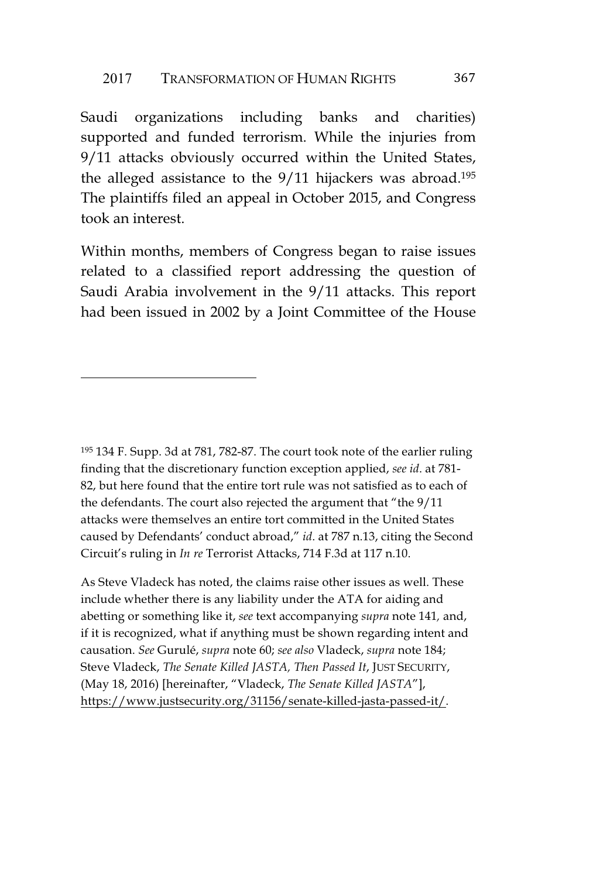Saudi organizations including banks and charities) supported and funded terrorism. While the injuries from 9/11 attacks obviously occurred within the United States, the alleged assistance to the 9/11 hijackers was abroad.[195] The plaintiffs filed an appeal in October 2015, and Congress took an interest.

Within months, members of Congress began to raise issues related to a classified report addressing the question of Saudi Arabia involvement in the 9/11 attacks. This report had been issued in 2002 by a Joint Committee of the House

---

[195] 134 F. Supp. 3d at 781, 782-87. The court took note of the earlier ruling finding that the discretionary function exception applied, *see id.* at 781-82, but here found that the entire tort rule was not satisfied as to each of the defendants. The court also rejected the argument that "the 9/11 attacks were themselves an entire tort committed in the United States caused by Defendants' conduct abroad," *id.* at 787 n.13, citing the Second Circuit's ruling in *In re* Terrorist Attacks, 714 F.3d at 117 n.10.

As Steve Vladeck has noted, the claims raise other issues as well. These include whether there is any liability under the ATA for aiding and abetting or something like it, *see* text accompanying *supra* note 141, and, if it is recognized, what if anything must be shown regarding intent and causation. *See* Gurulé, *supra* note 60; *see also* Vladeck, *supra* note 184; Steve Vladeck, *The Senate Killed JASTA, Then Passed It*, JUST SECURITY, (May 18, 2016) [hereinafter, "Vladeck, *The Senate Killed JASTA*"], https://www.justsecurity.org/31156/senate-killed-jasta-passed-it/.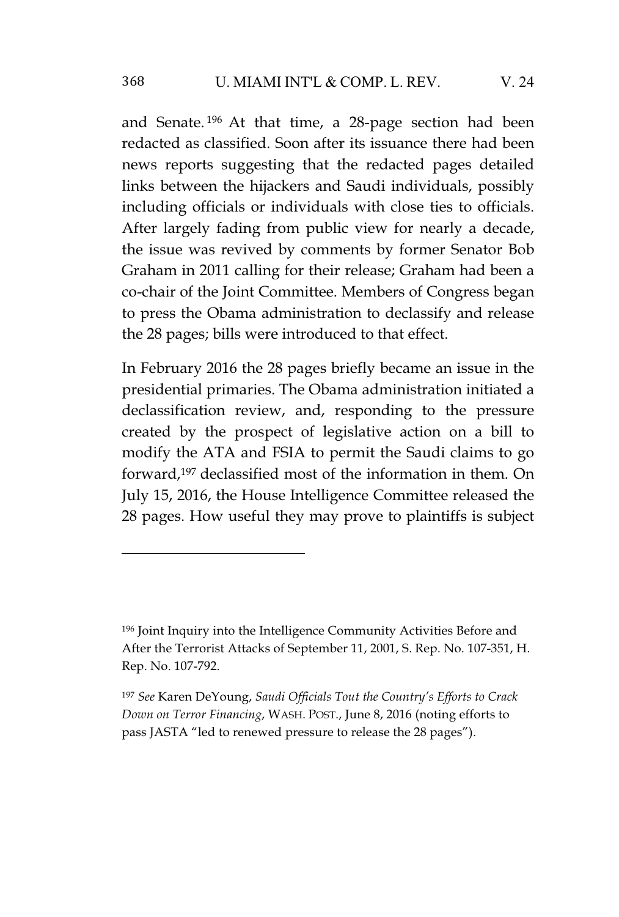and Senate.[196] At that time, a 28-page section had been redacted as classified. Soon after its issuance there had been news reports suggesting that the redacted pages detailed links between the hijackers and Saudi individuals, possibly including officials or individuals with close ties to officials. After largely fading from public view for nearly a decade, the issue was revived by comments by former Senator Bob Graham in 2011 calling for their release; Graham had been a co-chair of the Joint Committee. Members of Congress began to press the Obama administration to declassify and release the 28 pages; bills were introduced to that effect.

In February 2016 the 28 pages briefly became an issue in the presidential primaries. The Obama administration initiated a declassification review, and, responding to the pressure created by the prospect of legislative action on a bill to modify the ATA and FSIA to permit the Saudi claims to go forward,[197] declassified most of the information in them. On July 15, 2016, the House Intelligence Committee released the 28 pages. How useful they may prove to plaintiffs is subject

---

[196] Joint Inquiry into the Intelligence Community Activities Before and After the Terrorist Attacks of September 11, 2001, S. Rep. No. 107-351, H. Rep. No. 107-792.

[197] *See* Karen DeYoung, *Saudi Officials Tout the Country's Efforts to Crack Down on Terror Financing*, WASH. POST., June 8, 2016 (noting efforts to pass JASTA "led to renewed pressure to release the 28 pages").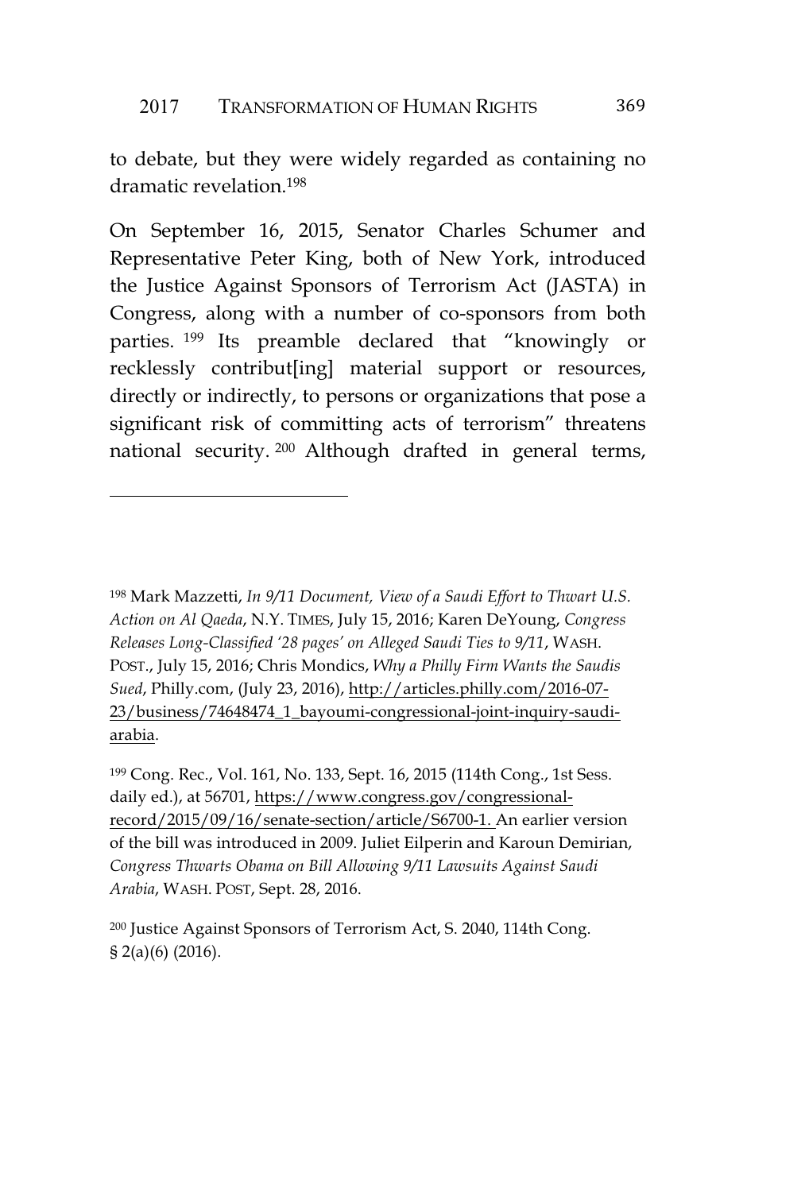to debate, but they were widely regarded as containing no dramatic revelation.[198]

On September 16, 2015, Senator Charles Schumer and Representative Peter King, both of New York, introduced the Justice Against Sponsors of Terrorism Act (JASTA) in Congress, along with a number of co-sponsors from both parties.[199] Its preamble declared that "knowingly or recklessly contribut[ing] material support or resources, directly or indirectly, to persons or organizations that pose a significant risk of committing acts of terrorism" threatens national security.[200] Although drafted in general terms,

---

[198] Mark Mazzetti, *In 9/11 Document, View of a Saudi Effort to Thwart U.S. Action on Al Qaeda*, N.Y. TIMES, July 15, 2016; Karen DeYoung, *Congress Releases Long-Classified '28 pages' on Alleged Saudi Ties to 9/11*, WASH. POST., July 15, 2016; Chris Mondics, *Why a Philly Firm Wants the Saudis Sued*, Philly.com, (July 23, 2016), http://articles.philly.com/2016-07-23/business/74648474_1_bayoumi-congressional-joint-inquiry-saudi-arabia.

[199] Cong. Rec., Vol. 161, No. 133, Sept. 16, 2015 (114th Cong., 1st Sess. daily ed.), at 56701, https://www.congress.gov/congressional-record/2015/09/16/senate-section/article/S6700-1. An earlier version of the bill was introduced in 2009. Juliet Eilperin and Karoun Demirian, *Congress Thwarts Obama on Bill Allowing 9/11 Lawsuits Against Saudi Arabia*, WASH. POST, Sept. 28, 2016.

[200] Justice Against Sponsors of Terrorism Act, S. 2040, 114th Cong. § 2(a)(6) (2016).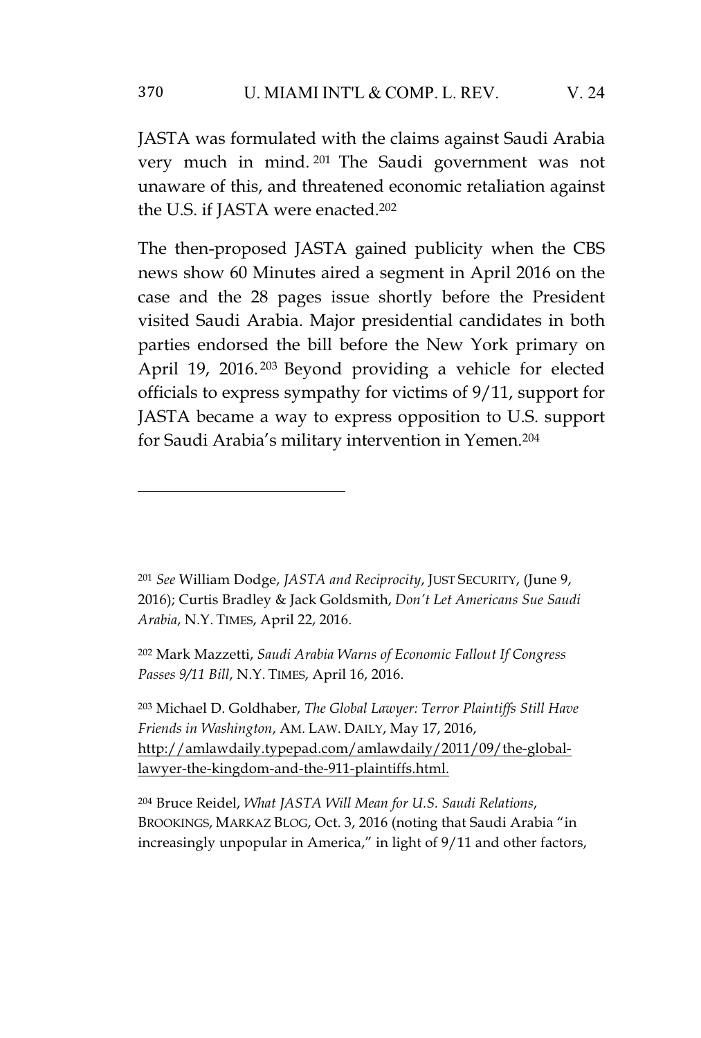JASTA was formulated with the claims against Saudi Arabia very much in mind.[201] The Saudi government was not unaware of this, and threatened economic retaliation against the U.S. if JASTA were enacted.[202]

The then-proposed JASTA gained publicity when the CBS news show 60 Minutes aired a segment in April 2016 on the case and the 28 pages issue shortly before the President visited Saudi Arabia. Major presidential candidates in both parties endorsed the bill before the New York primary on April 19, 2016.[203] Beyond providing a vehicle for elected officials to express sympathy for victims of 9/11, support for JASTA became a way to express opposition to U.S. support for Saudi Arabia's military intervention in Yemen.[204]

---

[201] *See* William Dodge, *JASTA and Reciprocity*, JUST SECURITY, (June 9, 2016); Curtis Bradley & Jack Goldsmith, *Don't Let Americans Sue Saudi Arabia*, N.Y. TIMES, April 22, 2016.

[202] Mark Mazzetti, *Saudi Arabia Warns of Economic Fallout If Congress Passes 9/11 Bill*, N.Y. TIMES, April 16, 2016.

[203] Michael D. Goldhaber, *The Global Lawyer: Terror Plaintiffs Still Have Friends in Washington*, AM. LAW. DAILY, May 17, 2016, http://amlawdaily.typepad.com/amlawdaily/2011/09/the-global-lawyer-the-kingdom-and-the-911-plaintiffs.html.

[204] Bruce Reidel, *What JASTA Will Mean for U.S. Saudi Relations*, BROOKINGS, MARKAZ BLOG, Oct. 3, 2016 (noting that Saudi Arabia "in increasingly unpopular in America," in light of 9/11 and other factors,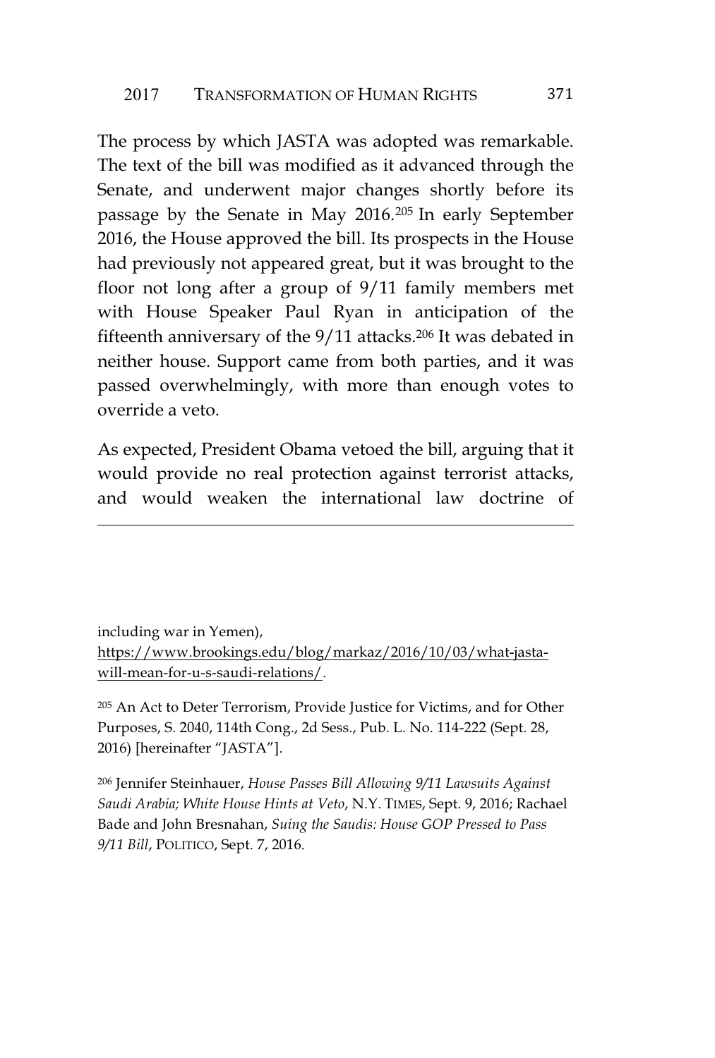The process by which JASTA was adopted was remarkable. The text of the bill was modified as it advanced through the Senate, and underwent major changes shortly before its passage by the Senate in May 2016.[205] In early September 2016, the House approved the bill. Its prospects in the House had previously not appeared great, but it was brought to the floor not long after a group of 9/11 family members met with House Speaker Paul Ryan in anticipation of the fifteenth anniversary of the 9/11 attacks.[206] It was debated in neither house. Support came from both parties, and it was passed overwhelmingly, with more than enough votes to override a veto.

As expected, President Obama vetoed the bill, arguing that it would provide no real protection against terrorist attacks, and would weaken the international law doctrine of

---

including war in Yemen), https://www.brookings.edu/blog/markaz/2016/10/03/what-jasta-will-mean-for-u-s-saudi-relations/.

[205] An Act to Deter Terrorism, Provide Justice for Victims, and for Other Purposes, S. 2040, 114th Cong., 2d Sess., Pub. L. No. 114-222 (Sept. 28, 2016) [hereinafter "JASTA"].

[206] Jennifer Steinhauer, *House Passes Bill Allowing 9/11 Lawsuits Against Saudi Arabia; White House Hints at Veto*, N.Y. TIMES, Sept. 9, 2016; Rachael Bade and John Bresnahan, *Suing the Saudis: House GOP Pressed to Pass 9/11 Bill*, POLITICO, Sept. 7, 2016.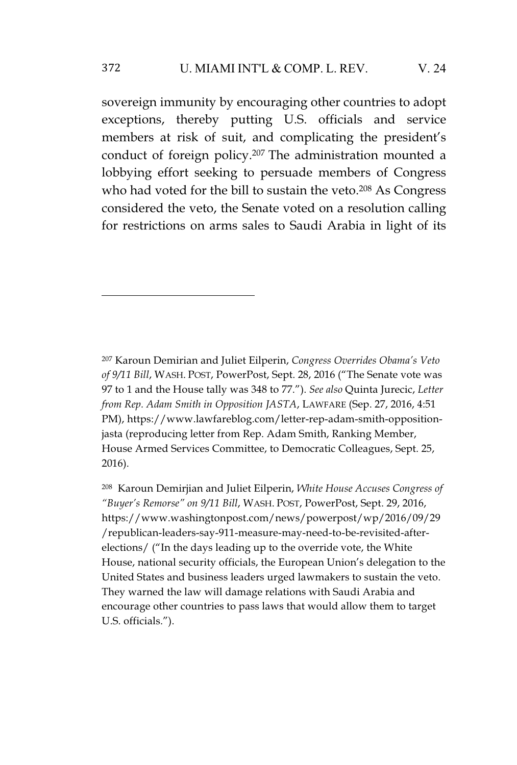sovereign immunity by encouraging other countries to adopt exceptions, thereby putting U.S. officials and service members at risk of suit, and complicating the president's conduct of foreign policy.[207] The administration mounted a lobbying effort seeking to persuade members of Congress who had voted for the bill to sustain the veto.[208] As Congress considered the veto, the Senate voted on a resolution calling for restrictions on arms sales to Saudi Arabia in light of its

---

[207] Karoun Demirian and Juliet Eilperin, *Congress Overrides Obama's Veto of 9/11 Bill*, WASH. POST, PowerPost, Sept. 28, 2016 ("The Senate vote was 97 to 1 and the House tally was 348 to 77."). *See also* Quinta Jurecic, *Letter from Rep. Adam Smith in Opposition JASTA*, LAWFARE (Sep. 27, 2016, 4:51 PM), https://www.lawfareblog.com/letter-rep-adam-smith-opposition-jasta (reproducing letter from Rep. Adam Smith, Ranking Member, House Armed Services Committee, to Democratic Colleagues, Sept. 25, 2016).

[208] Karoun Demirjian and Juliet Eilperin, *White House Accuses Congress of "Buyer's Remorse" on 9/11 Bill*, WASH. POST, PowerPost, Sept. 29, 2016, https://www.washingtonpost.com/news/powerpost/wp/2016/09/29/republican-leaders-say-911-measure-may-need-to-be-revisited-after-elections/ ("In the days leading up to the override vote, the White House, national security officials, the European Union's delegation to the United States and business leaders urged lawmakers to sustain the veto. They warned the law will damage relations with Saudi Arabia and encourage other countries to pass laws that would allow them to target U.S. officials.").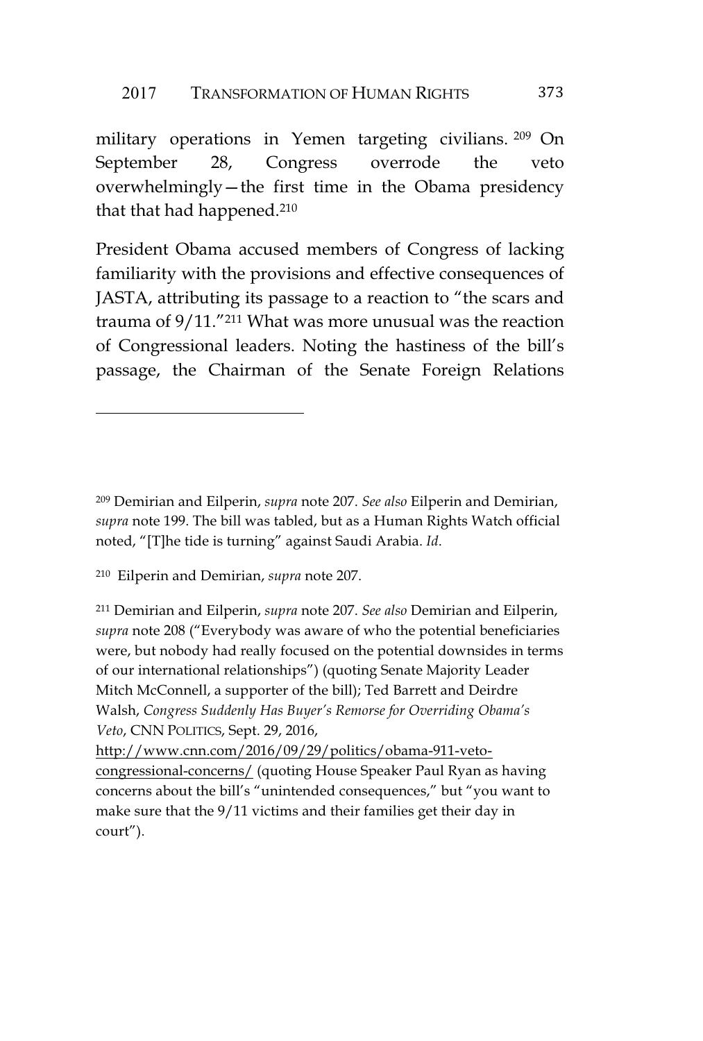military operations in Yemen targeting civilians.[209] On September 28, Congress overrode the veto overwhelmingly—the first time in the Obama presidency that that had happened.[210]

President Obama accused members of Congress of lacking familiarity with the provisions and effective consequences of JASTA, attributing its passage to a reaction to "the scars and trauma of 9/11."[211] What was more unusual was the reaction of Congressional leaders. Noting the hastiness of the bill's passage, the Chairman of the Senate Foreign Relations

---

[209] Demirian and Eilperin, *supra* note 207. *See also* Eilperin and Demirian, *supra* note 199. The bill was tabled, but as a Human Rights Watch official noted, "[T]he tide is turning" against Saudi Arabia. *Id*.

[210] Eilperin and Demirian, *supra* note 207.

[211] Demirian and Eilperin, *supra* note 207. *See also* Demirian and Eilperin, *supra* note 208 ("Everybody was aware of who the potential beneficiaries were, but nobody had really focused on the potential downsides in terms of our international relationships") (quoting Senate Majority Leader Mitch McConnell, a supporter of the bill); Ted Barrett and Deirdre Walsh, *Congress Suddenly Has Buyer's Remorse for Overriding Obama's Veto*, CNN POLITICS, Sept. 29, 2016, http://www.cnn.com/2016/09/29/politics/obama-911-veto-congressional-concerns/ (quoting House Speaker Paul Ryan as having concerns about the bill's "unintended consequences," but "you want to make sure that the 9/11 victims and their families get their day in court").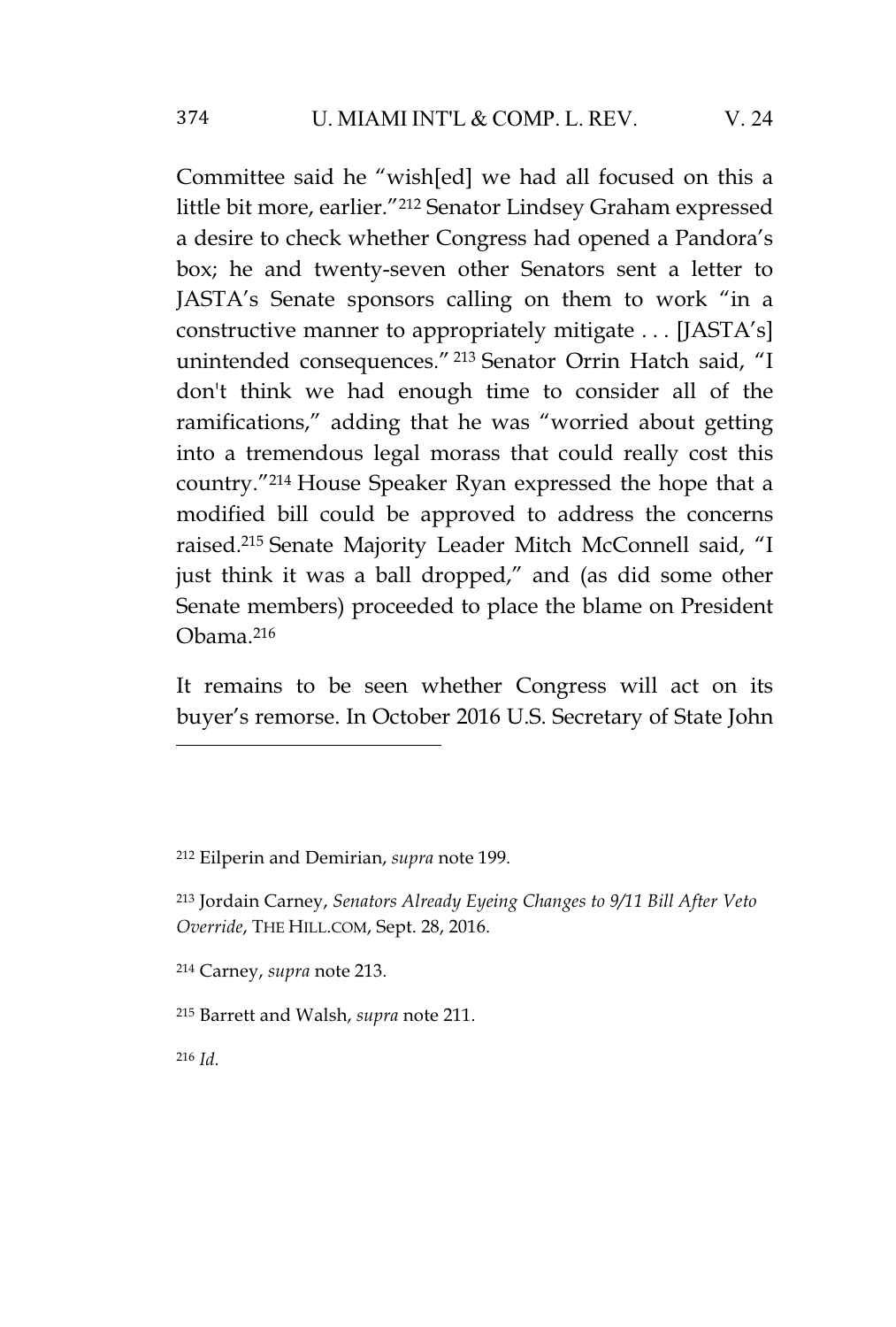Committee said he "wish[ed] we had all focused on this a little bit more, earlier."[212] Senator Lindsey Graham expressed a desire to check whether Congress had opened a Pandora's box; he and twenty-seven other Senators sent a letter to JASTA's Senate sponsors calling on them to work "in a constructive manner to appropriately mitigate . . . [JASTA's] unintended consequences."[213] Senator Orrin Hatch said, "I don't think we had enough time to consider all of the ramifications," adding that he was "worried about getting into a tremendous legal morass that could really cost this country."[214] House Speaker Ryan expressed the hope that a modified bill could be approved to address the concerns raised.[215] Senate Majority Leader Mitch McConnell said, "I just think it was a ball dropped," and (as did some other Senate members) proceeded to place the blame on President Obama.[216]

It remains to be seen whether Congress will act on its buyer's remorse. In October 2016 U.S. Secretary of State John

---

[212] Eilperin and Demirian, *supra* note 199.

[213] Jordain Carney, *Senators Already Eyeing Changes to 9/11 Bill After Veto Override*, THE HILL.COM, Sept. 28, 2016.

[214] Carney, *supra* note 213.

[215] Barrett and Walsh, *supra* note 211.

[216] *Id.*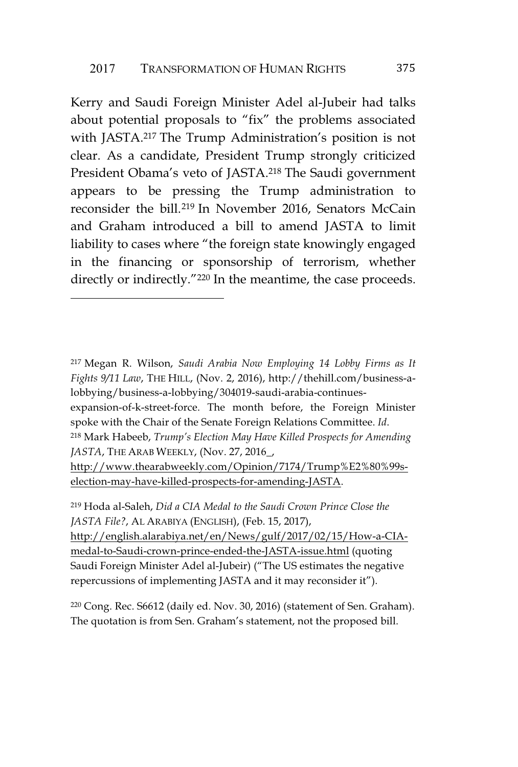Kerry and Saudi Foreign Minister Adel al-Jubeir had talks about potential proposals to "fix" the problems associated with JASTA.[217] The Trump Administration's position is not clear. As a candidate, President Trump strongly criticized President Obama's veto of JASTA.[218] The Saudi government appears to be pressing the Trump administration to reconsider the bill.[219] In November 2016, Senators McCain and Graham introduced a bill to amend JASTA to limit liability to cases where "the foreign state knowingly engaged in the financing or sponsorship of terrorism, whether directly or indirectly."[220] In the meantime, the case proceeds.

---

[217] Megan R. Wilson, *Saudi Arabia Now Employing 14 Lobby Firms as It Fights 9/11 Law*, THE HILL, (Nov. 2, 2016), http://thehill.com/business-a-lobbying/business-a-lobbying/304019-saudi-arabia-continues-expansion-of-k-street-force. The month before, the Foreign Minister spoke with the Chair of the Senate Foreign Relations Committee. *Id*.

[218] Mark Habeeb, *Trump's Election May Have Killed Prospects for Amending JASTA*, THE ARAB WEEKLY, (Nov. 27, 2016_, http://www.thearabweekly.com/Opinion/7174/Trump%E2%80%99s-election-may-have-killed-prospects-for-amending-JASTA.

[219] Hoda al-Saleh, *Did a CIA Medal to the Saudi Crown Prince Close the JASTA File?*, AL ARABIYA (ENGLISH), (Feb. 15, 2017), http://english.alarabiya.net/en/News/gulf/2017/02/15/How-a-CIA-medal-to-Saudi-crown-prince-ended-the-JASTA-issue.html (quoting Saudi Foreign Minister Adel al-Jubeir) ("The US estimates the negative repercussions of implementing JASTA and it may reconsider it").

[220] Cong. Rec. S6612 (daily ed. Nov. 30, 2016) (statement of Sen. Graham). The quotation is from Sen. Graham's statement, not the proposed bill.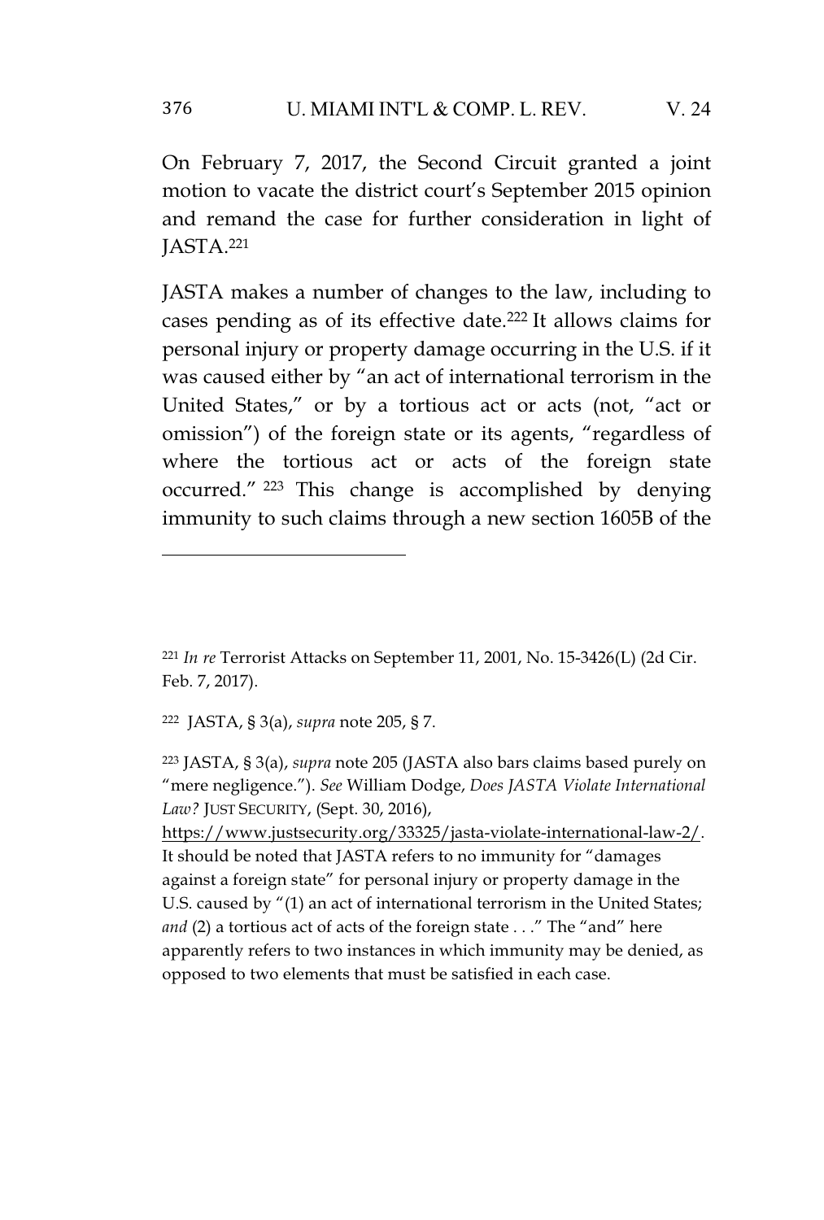On February 7, 2017, the Second Circuit granted a joint motion to vacate the district court's September 2015 opinion and remand the case for further consideration in light of JASTA.[221]

JASTA makes a number of changes to the law, including to cases pending as of its effective date.[222] It allows claims for personal injury or property damage occurring in the U.S. if it was caused either by "an act of international terrorism in the United States," or by a tortious act or acts (not, "act or omission") of the foreign state or its agents, "regardless of where the tortious act or acts of the foreign state occurred." [223] This change is accomplished by denying immunity to such claims through a new section 1605B of the

---

[221] *In re* Terrorist Attacks on September 11, 2001, No. 15-3426(L) (2d Cir. Feb. 7, 2017).

[222] JASTA, § 3(a), *supra* note 205, § 7.

[223] JASTA, § 3(a), *supra* note 205 (JASTA also bars claims based purely on "mere negligence."). *See* William Dodge, *Does JASTA Violate International Law?* JUST SECURITY, (Sept. 30, 2016), https://www.justsecurity.org/33325/jasta-violate-international-law-2/. It should be noted that JASTA refers to no immunity for "damages against a foreign state" for personal injury or property damage in the U.S. caused by "(1) an act of international terrorism in the United States; *and* (2) a tortious act of acts of the foreign state . . ." The "and" here apparently refers to two instances in which immunity may be denied, as opposed to two elements that must be satisfied in each case.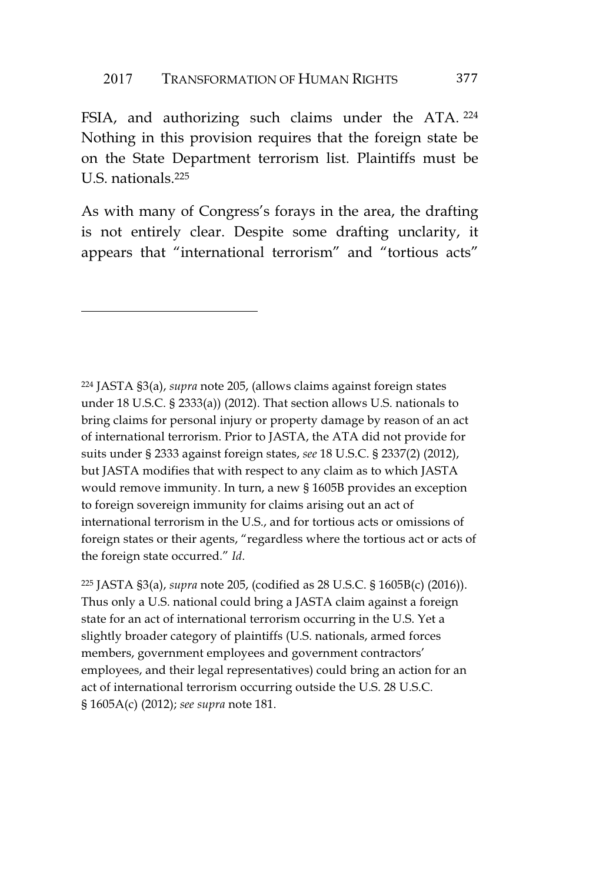FSIA, and authorizing such claims under the ATA.[224] Nothing in this provision requires that the foreign state be on the State Department terrorism list. Plaintiffs must be U.S. nationals.[225]

As with many of Congress's forays in the area, the drafting is not entirely clear. Despite some drafting unclarity, it appears that "international terrorism" and "tortious acts"

---

[224] JASTA §3(a), *supra* note 205, (allows claims against foreign states under 18 U.S.C. § 2333(a)) (2012). That section allows U.S. nationals to bring claims for personal injury or property damage by reason of an act of international terrorism. Prior to JASTA, the ATA did not provide for suits under § 2333 against foreign states, *see* 18 U.S.C. § 2337(2) (2012), but JASTA modifies that with respect to any claim as to which JASTA would remove immunity. In turn, a new § 1605B provides an exception to foreign sovereign immunity for claims arising out an act of international terrorism in the U.S., and for tortious acts or omissions of foreign states or their agents, "regardless where the tortious act or acts of the foreign state occurred." *Id.*

[225] JASTA §3(a), *supra* note 205, (codified as 28 U.S.C. § 1605B(c) (2016)). Thus only a U.S. national could bring a JASTA claim against a foreign state for an act of international terrorism occurring in the U.S. Yet a slightly broader category of plaintiffs (U.S. nationals, armed forces members, government employees and government contractors' employees, and their legal representatives) could bring an action for an act of international terrorism occurring outside the U.S. 28 U.S.C. § 1605A(c) (2012); *see supra* note 181.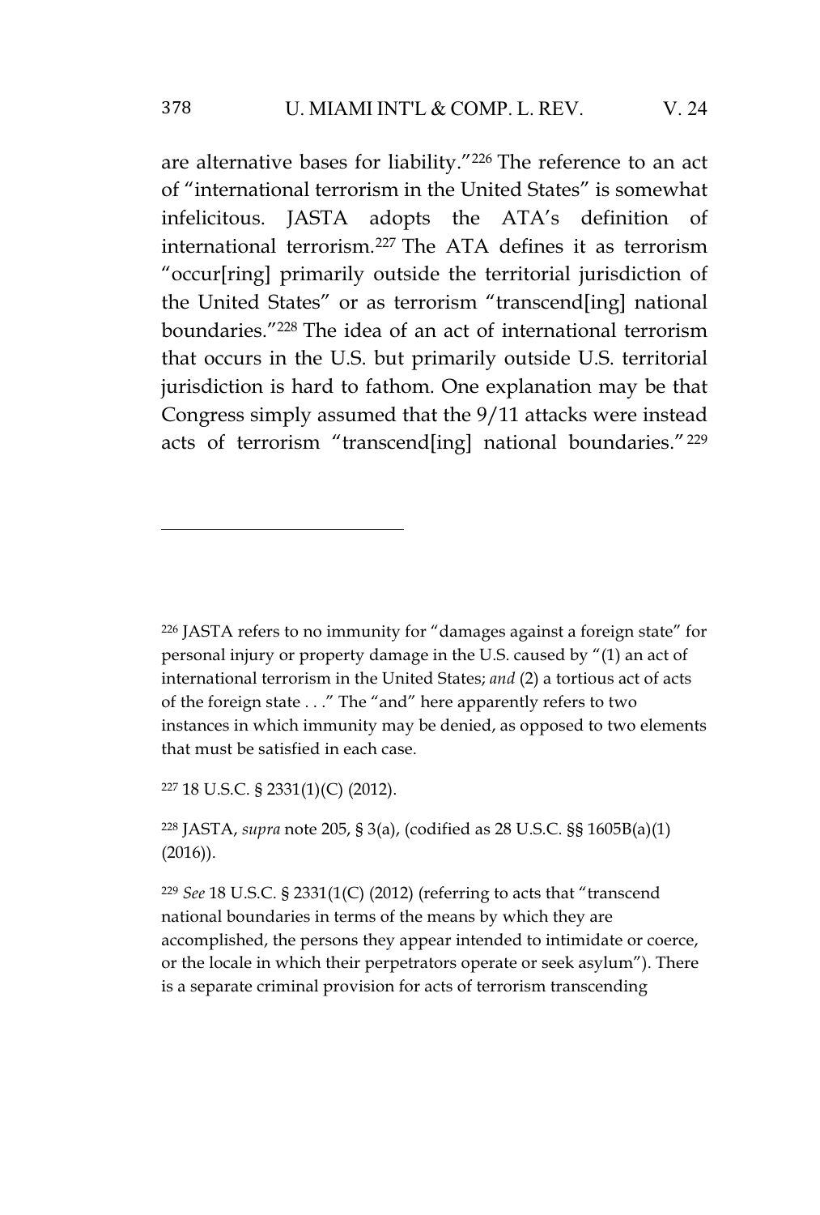are alternative bases for liability."[226] The reference to an act of "international terrorism in the United States" is somewhat infelicitous. JASTA adopts the ATA's definition of international terrorism.[227] The ATA defines it as terrorism "occur[ring] primarily outside the territorial jurisdiction of the United States" or as terrorism "transcend[ing] national boundaries."[228] The idea of an act of international terrorism that occurs in the U.S. but primarily outside U.S. territorial jurisdiction is hard to fathom. One explanation may be that Congress simply assumed that the 9/11 attacks were instead acts of terrorism "transcend[ing] national boundaries."[229]

---

[226] JASTA refers to no immunity for "damages against a foreign state" for personal injury or property damage in the U.S. caused by "(1) an act of international terrorism in the United States; *and* (2) a tortious act of acts of the foreign state . . ." The "and" here apparently refers to two instances in which immunity may be denied, as opposed to two elements that must be satisfied in each case.

[227] 18 U.S.C. § 2331(1)(C) (2012).

[228] JASTA, *supra* note 205, § 3(a), (codified as 28 U.S.C. §§ 1605B(a)(1) (2016)).

[229] *See* 18 U.S.C. § 2331(1(C) (2012) (referring to acts that "transcend national boundaries in terms of the means by which they are accomplished, the persons they appear intended to intimidate or coerce, or the locale in which their perpetrators operate or seek asylum"). There is a separate criminal provision for acts of terrorism transcending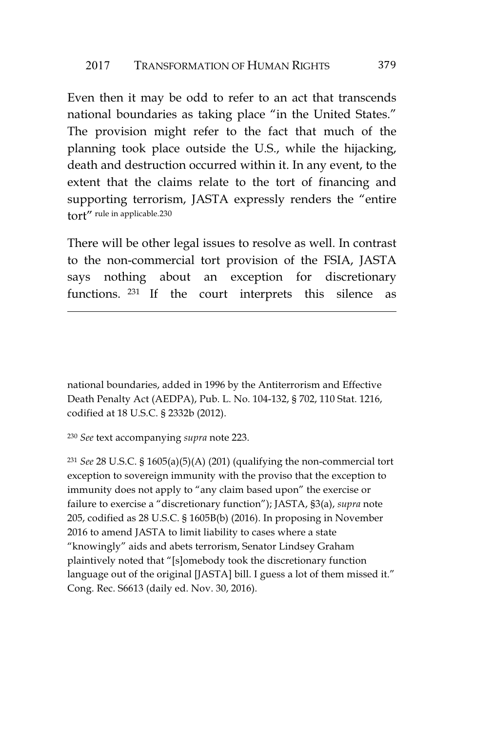Even then it may be odd to refer to an act that transcends national boundaries as taking place "in the United States." The provision might refer to the fact that much of the planning took place outside the U.S., while the hijacking, death and destruction occurred within it. In any event, to the extent that the claims relate to the tort of financing and supporting terrorism, JASTA expressly renders the "entire tort" rule in applicable.[230]

There will be other legal issues to resolve as well. In contrast to the non-commercial tort provision of the FSIA, JASTA says nothing about an exception for discretionary functions.[231] If the court interprets this silence as

---

national boundaries, added in 1996 by the Antiterrorism and Effective Death Penalty Act (AEDPA), Pub. L. No. 104-132, § 702, 110 Stat. 1216, codified at 18 U.S.C. § 2332b (2012).

[230] *See* text accompanying *supra* note 223.

[231] *See* 28 U.S.C. § 1605(a)(5)(A) (201) (qualifying the non-commercial tort exception to sovereign immunity with the proviso that the exception to immunity does not apply to "any claim based upon" the exercise or failure to exercise a "discretionary function"); JASTA, §3(a), *supra* note 205, codified as 28 U.S.C. § 1605B(b) (2016). In proposing in November 2016 to amend JASTA to limit liability to cases where a state "knowingly" aids and abets terrorism, Senator Lindsey Graham plaintively noted that "[s]omebody took the discretionary function language out of the original [JASTA] bill. I guess a lot of them missed it." Cong. Rec. S6613 (daily ed. Nov. 30, 2016).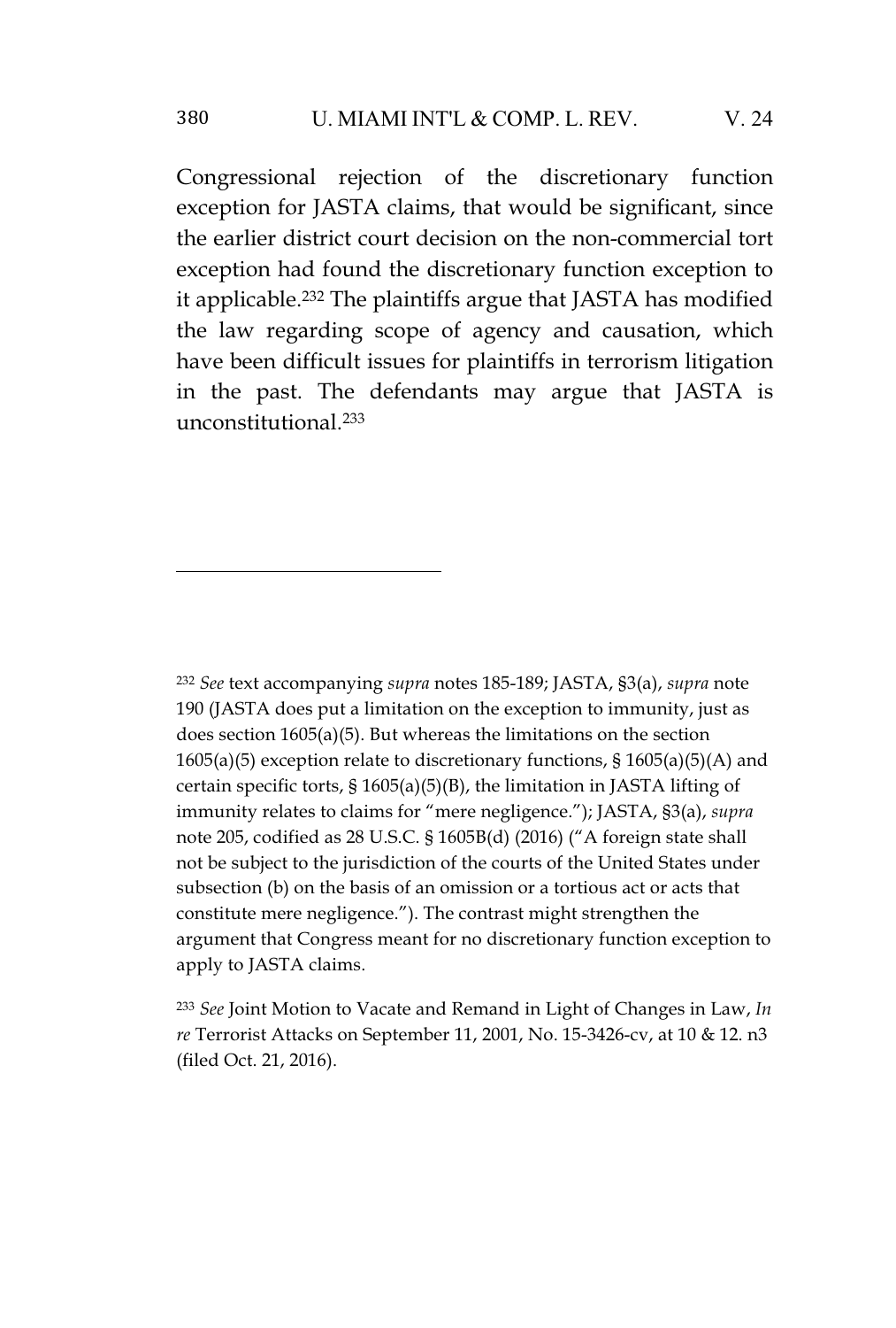Congressional rejection of the discretionary function exception for JASTA claims, that would be significant, since the earlier district court decision on the non-commercial tort exception had found the discretionary function exception to it applicable.[232] The plaintiffs argue that JASTA has modified the law regarding scope of agency and causation, which have been difficult issues for plaintiffs in terrorism litigation in the past. The defendants may argue that JASTA is unconstitutional.[233]

---

[232] *See* text accompanying *supra* notes 185-189; JASTA, §3(a), *supra* note 190 (JASTA does put a limitation on the exception to immunity, just as does section 1605(a)(5). But whereas the limitations on the section 1605(a)(5) exception relate to discretionary functions, § 1605(a)(5)(A) and certain specific torts, § 1605(a)(5)(B), the limitation in JASTA lifting of immunity relates to claims for "mere negligence."); JASTA, §3(a), *supra* note 205, codified as 28 U.S.C. § 1605B(d) (2016) ("A foreign state shall not be subject to the jurisdiction of the courts of the United States under subsection (b) on the basis of an omission or a tortious act or acts that constitute mere negligence."). The contrast might strengthen the argument that Congress meant for no discretionary function exception to apply to JASTA claims.

[233] *See* Joint Motion to Vacate and Remand in Light of Changes in Law, *In re* Terrorist Attacks on September 11, 2001, No. 15-3426-cv, at 10 & 12. n3 (filed Oct. 21, 2016).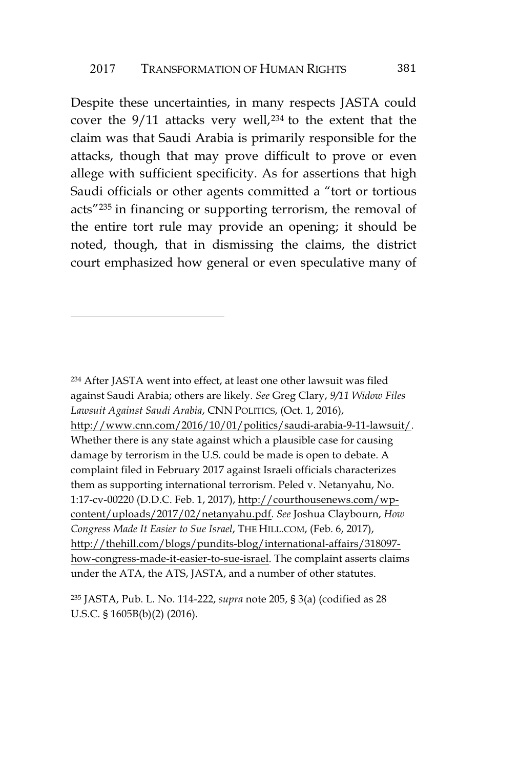Despite these uncertainties, in many respects JASTA could cover the 9/11 attacks very well,[234] to the extent that the claim was that Saudi Arabia is primarily responsible for the attacks, though that may prove difficult to prove or even allege with sufficient specificity. As for assertions that high Saudi officials or other agents committed a "tort or tortious acts"[235] in financing or supporting terrorism, the removal of the entire tort rule may provide an opening; it should be noted, though, that in dismissing the claims, the district court emphasized how general or even speculative many of

---

[234] After JASTA went into effect, at least one other lawsuit was filed against Saudi Arabia; others are likely. *See* Greg Clary, *9/11 Widow Files Lawsuit Against Saudi Arabia*, CNN POLITICS, (Oct. 1, 2016), http://www.cnn.com/2016/10/01/politics/saudi-arabia-9-11-lawsuit/. Whether there is any state against which a plausible case for causing damage by terrorism in the U.S. could be made is open to debate. A complaint filed in February 2017 against Israeli officials characterizes them as supporting international terrorism. Peled v. Netanyahu, No. 1:17-cv-00220 (D.D.C. Feb. 1, 2017), http://courthousenews.com/wp-content/uploads/2017/02/netanyahu.pdf. *See* Joshua Claybourn, *How Congress Made It Easier to Sue Israel*, THE HILL.COM, (Feb. 6, 2017), http://thehill.com/blogs/pundits-blog/international-affairs/318097-how-congress-made-it-easier-to-sue-israel. The complaint asserts claims under the ATA, the ATS, JASTA, and a number of other statutes.

[235] JASTA, Pub. L. No. 114-222, *supra* note 205, § 3(a) (codified as 28 U.S.C. § 1605B(b)(2) (2016).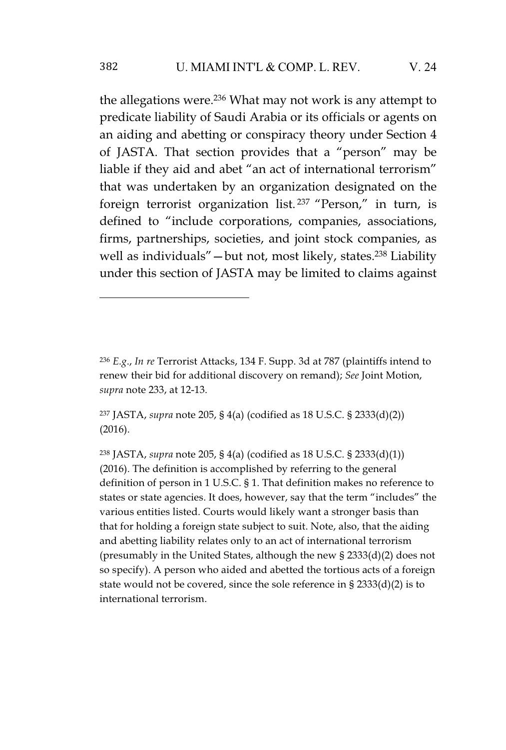the allegations were.[236] What may not work is any attempt to predicate liability of Saudi Arabia or its officials or agents on an aiding and abetting or conspiracy theory under Section 4 of JASTA. That section provides that a "person" may be liable if they aid and abet "an act of international terrorism" that was undertaken by an organization designated on the foreign terrorist organization list.[237] "Person," in turn, is defined to "include corporations, companies, associations, firms, partnerships, societies, and joint stock companies, as well as individuals"—but not, most likely, states.[238] Liability under this section of JASTA may be limited to claims against

---

[236] *E.g.*, *In re* Terrorist Attacks, 134 F. Supp. 3d at 787 (plaintiffs intend to renew their bid for additional discovery on remand); *See* Joint Motion, *supra* note 233, at 12-13.

[237] JASTA, *supra* note 205, § 4(a) (codified as 18 U.S.C. § 2333(d)(2)) (2016).

[238] JASTA, *supra* note 205, § 4(a) (codified as 18 U.S.C. § 2333(d)(1)) (2016). The definition is accomplished by referring to the general definition of person in 1 U.S.C. § 1. That definition makes no reference to states or state agencies. It does, however, say that the term "includes" the various entities listed. Courts would likely want a stronger basis than that for holding a foreign state subject to suit. Note, also, that the aiding and abetting liability relates only to an act of international terrorism (presumably in the United States, although the new § 2333(d)(2) does not so specify). A person who aided and abetted the tortious acts of a foreign state would not be covered, since the sole reference in § 2333(d)(2) is to international terrorism.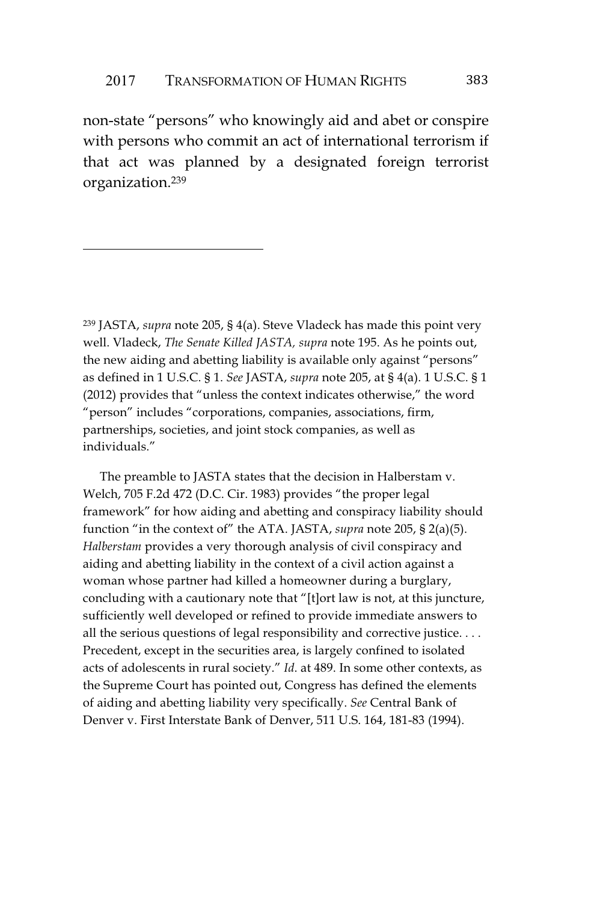non-state "persons" who knowingly aid and abet or conspire with persons who commit an act of international terrorism if that act was planned by a designated foreign terrorist organization.[239]

---

[239] JASTA, *supra* note 205, § 4(a). Steve Vladeck has made this point very well. Vladeck, *The Senate Killed JASTA, supra* note 195. As he points out, the new aiding and abetting liability is available only against "persons" as defined in 1 U.S.C. § 1. *See* JASTA, *supra* note 205, at § 4(a). 1 U.S.C. § 1 (2012) provides that "unless the context indicates otherwise," the word "person" includes "corporations, companies, associations, firm, partnerships, societies, and joint stock companies, as well as individuals."

The preamble to JASTA states that the decision in Halberstam v. Welch, 705 F.2d 472 (D.C. Cir. 1983) provides "the proper legal framework" for how aiding and abetting and conspiracy liability should function "in the context of" the ATA. JASTA, *supra* note 205, § 2(a)(5). *Halberstam* provides a very thorough analysis of civil conspiracy and aiding and abetting liability in the context of a civil action against a woman whose partner had killed a homeowner during a burglary, concluding with a cautionary note that "[t]ort law is not, at this juncture, sufficiently well developed or refined to provide immediate answers to all the serious questions of legal responsibility and corrective justice. . . . Precedent, except in the securities area, is largely confined to isolated acts of adolescents in rural society." *Id*. at 489. In some other contexts, as the Supreme Court has pointed out, Congress has defined the elements of aiding and abetting liability very specifically. *See* Central Bank of Denver v. First Interstate Bank of Denver, 511 U.S. 164, 181-83 (1994).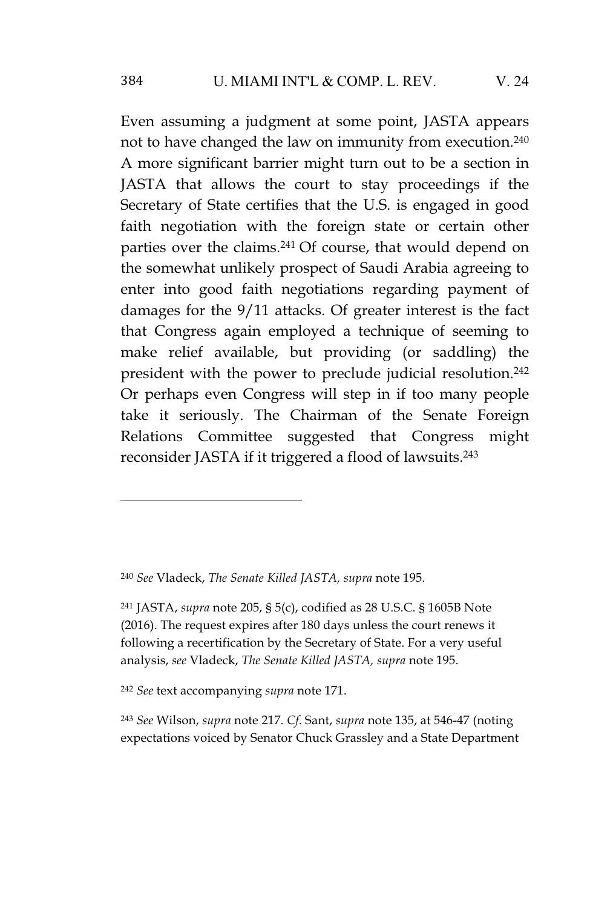Even assuming a judgment at some point, JASTA appears not to have changed the law on immunity from execution.[240] A more significant barrier might turn out to be a section in JASTA that allows the court to stay proceedings if the Secretary of State certifies that the U.S. is engaged in good faith negotiation with the foreign state or certain other parties over the claims.[241] Of course, that would depend on the somewhat unlikely prospect of Saudi Arabia agreeing to enter into good faith negotiations regarding payment of damages for the 9/11 attacks. Of greater interest is the fact that Congress again employed a technique of seeming to make relief available, but providing (or saddling) the president with the power to preclude judicial resolution.[242] Or perhaps even Congress will step in if too many people take it seriously. The Chairman of the Senate Foreign Relations Committee suggested that Congress might reconsider JASTA if it triggered a flood of lawsuits.[243]

---

[240] *See* Vladeck, *The Senate Killed JASTA, supra* note 195.

[241] JASTA, *supra* note 205, § 5(c), codified as 28 U.S.C. § 1605B Note (2016). The request expires after 180 days unless the court renews it following a recertification by the Secretary of State. For a very useful analysis, *see* Vladeck, *The Senate Killed JASTA, supra* note 195.

[242] *See* text accompanying *supra* note 171.

[243] *See* Wilson, *supra* note 217. *Cf.* Sant, *supra* note 135, at 546-47 (noting expectations voiced by Senator Chuck Grassley and a State Department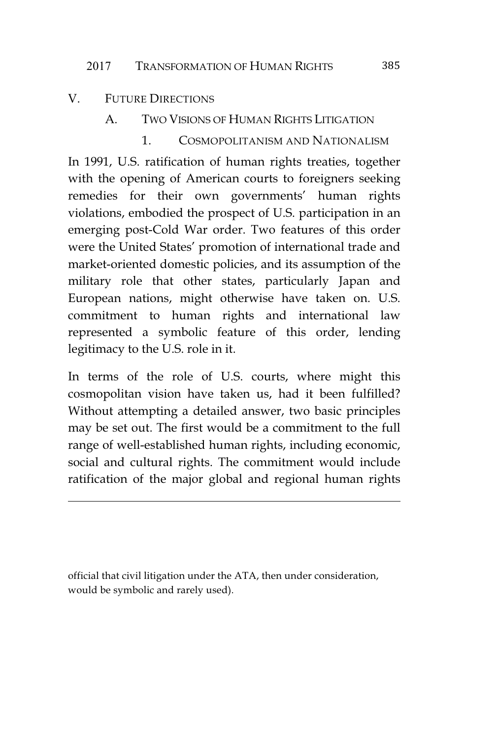## V. FUTURE DIRECTIONS

### A. TWO VISIONS OF HUMAN RIGHTS LITIGATION

#### 1. COSMOPOLITANISM AND NATIONALISM

In 1991, U.S. ratification of human rights treaties, together with the opening of American courts to foreigners seeking remedies for their own governments' human rights violations, embodied the prospect of U.S. participation in an emerging post-Cold War order. Two features of this order were the United States' promotion of international trade and market-oriented domestic policies, and its assumption of the military role that other states, particularly Japan and European nations, might otherwise have taken on. U.S. commitment to human rights and international law represented a symbolic feature of this order, lending legitimacy to the U.S. role in it.

In terms of the role of U.S. courts, where might this cosmopolitan vision have taken us, had it been fulfilled? Without attempting a detailed answer, two basic principles may be set out. The first would be a commitment to the full range of well-established human rights, including economic, social and cultural rights. The commitment would include ratification of the major global and regional human rights

---

official that civil litigation under the ATA, then under consideration, would be symbolic and rarely used).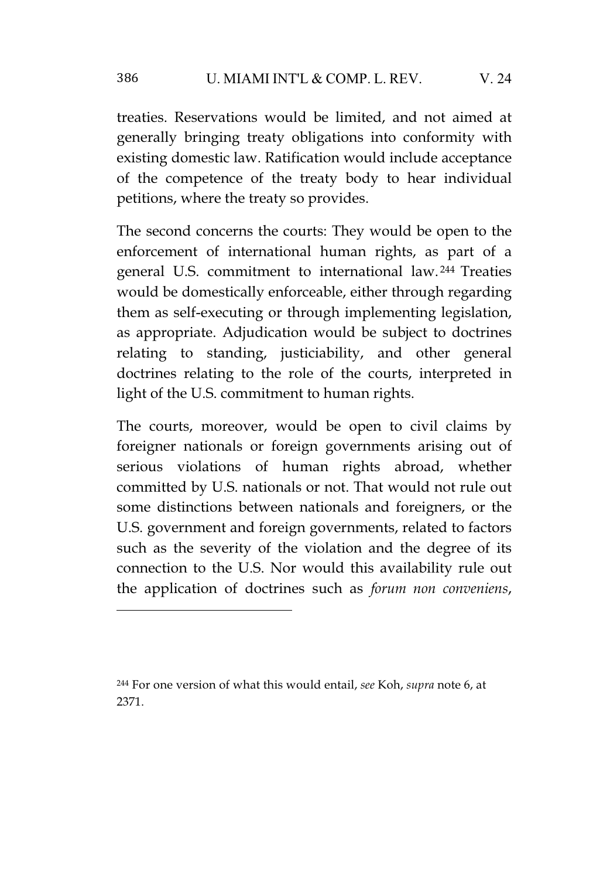treaties. Reservations would be limited, and not aimed at generally bringing treaty obligations into conformity with existing domestic law. Ratification would include acceptance of the competence of the treaty body to hear individual petitions, where the treaty so provides.

The second concerns the courts: They would be open to the enforcement of international human rights, as part of a general U.S. commitment to international law.[244] Treaties would be domestically enforceable, either through regarding them as self-executing or through implementing legislation, as appropriate. Adjudication would be subject to doctrines relating to standing, justiciability, and other general doctrines relating to the role of the courts, interpreted in light of the U.S. commitment to human rights.

The courts, moreover, would be open to civil claims by foreigner nationals or foreign governments arising out of serious violations of human rights abroad, whether committed by U.S. nationals or not. That would not rule out some distinctions between nationals and foreigners, or the U.S. government and foreign governments, related to factors such as the severity of the violation and the degree of its connection to the U.S. Nor would this availability rule out the application of doctrines such as *forum non conveniens*,

---

[244] For one version of what this would entail, *see* Koh, *supra* note 6, at 2371.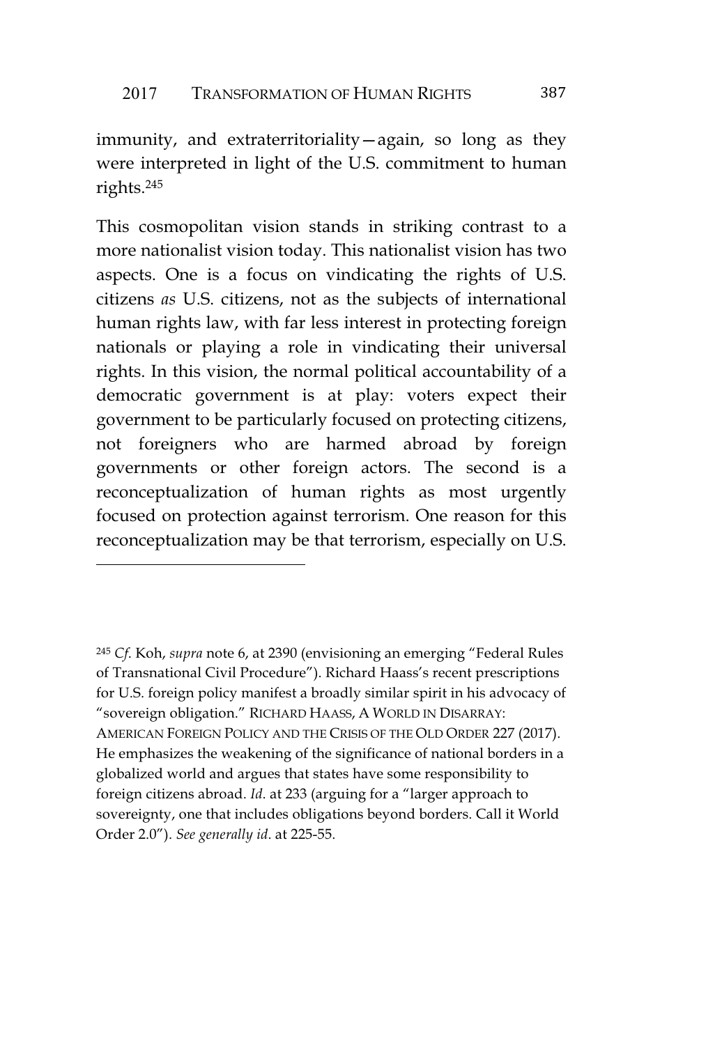immunity, and extraterritoriality—again, so long as they were interpreted in light of the U.S. commitment to human rights.[245]

This cosmopolitan vision stands in striking contrast to a more nationalist vision today. This nationalist vision has two aspects. One is a focus on vindicating the rights of U.S. citizens *as* U.S. citizens, not as the subjects of international human rights law, with far less interest in protecting foreign nationals or playing a role in vindicating their universal rights. In this vision, the normal political accountability of a democratic government is at play: voters expect their government to be particularly focused on protecting citizens, not foreigners who are harmed abroad by foreign governments or other foreign actors. The second is a reconceptualization of human rights as most urgently focused on protection against terrorism. One reason for this reconceptualization may be that terrorism, especially on U.S.

---

[245] *Cf.* Koh, *supra* note 6, at 2390 (envisioning an emerging "Federal Rules of Transnational Civil Procedure"). Richard Haass's recent prescriptions for U.S. foreign policy manifest a broadly similar spirit in his advocacy of "sovereign obligation." RICHARD HAASS, A WORLD IN DISARRAY: AMERICAN FOREIGN POLICY AND THE CRISIS OF THE OLD ORDER 227 (2017). He emphasizes the weakening of the significance of national borders in a globalized world and argues that states have some responsibility to foreign citizens abroad. *Id.* at 233 (arguing for a "larger approach to sovereignty, one that includes obligations beyond borders. Call it World Order 2.0"). *See generally id*. at 225-55.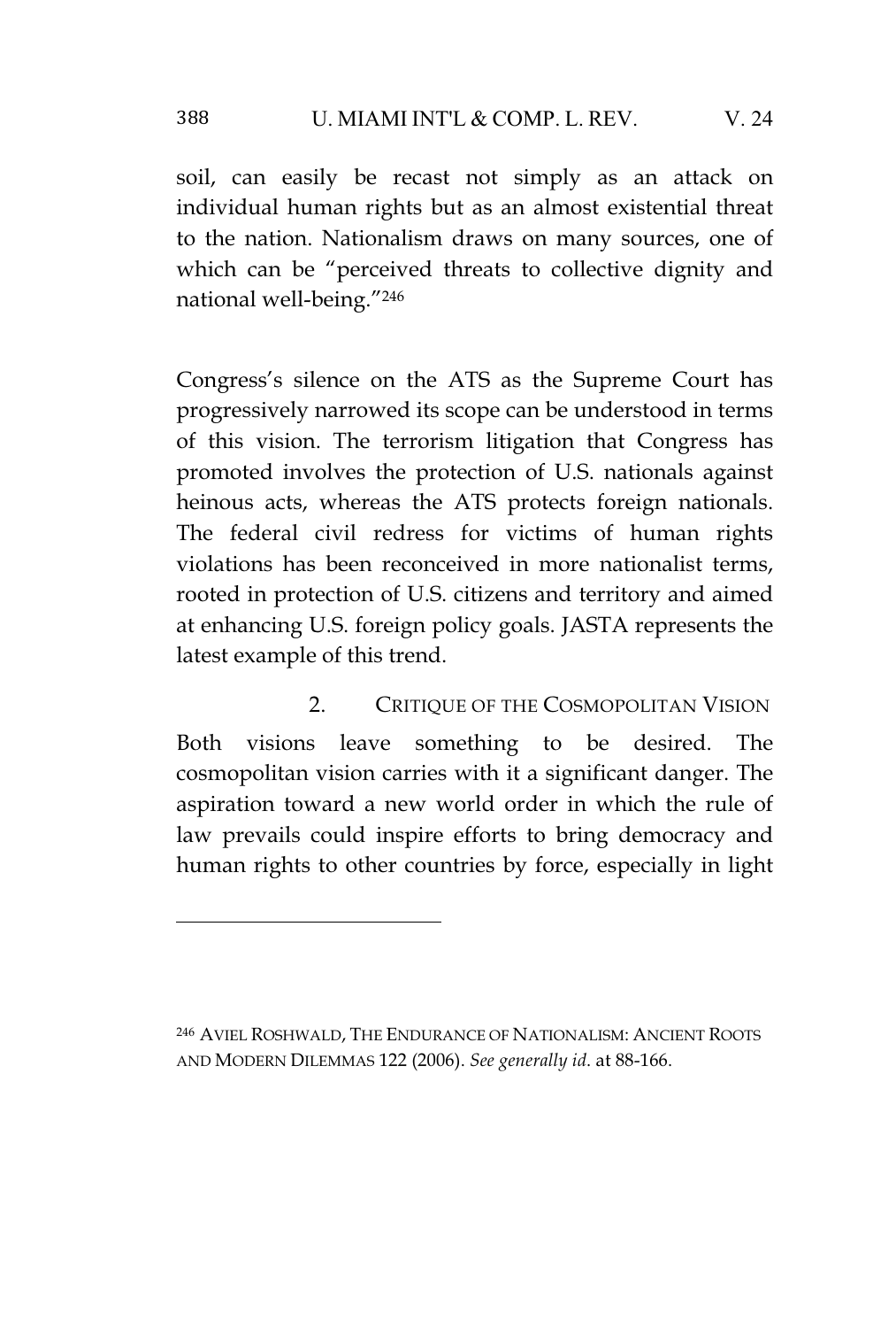soil, can easily be recast not simply as an attack on individual human rights but as an almost existential threat to the nation. Nationalism draws on many sources, one of which can be "perceived threats to collective dignity and national well-being."[246]

Congress's silence on the ATS as the Supreme Court has progressively narrowed its scope can be understood in terms of this vision. The terrorism litigation that Congress has promoted involves the protection of U.S. nationals against heinous acts, whereas the ATS protects foreign nationals. The federal civil redress for victims of human rights violations has been reconceived in more nationalist terms, rooted in protection of U.S. citizens and territory and aimed at enhancing U.S. foreign policy goals. JASTA represents the latest example of this trend.

### 2. CRITIQUE OF THE COSMOPOLITAN VISION

Both visions leave something to be desired. The cosmopolitan vision carries with it a significant danger. The aspiration toward a new world order in which the rule of law prevails could inspire efforts to bring democracy and human rights to other countries by force, especially in light

---

[246] AVIEL ROSHWALD, THE ENDURANCE OF NATIONALISM: ANCIENT ROOTS AND MODERN DILEMMAS 122 (2006). *See generally id.* at 88-166.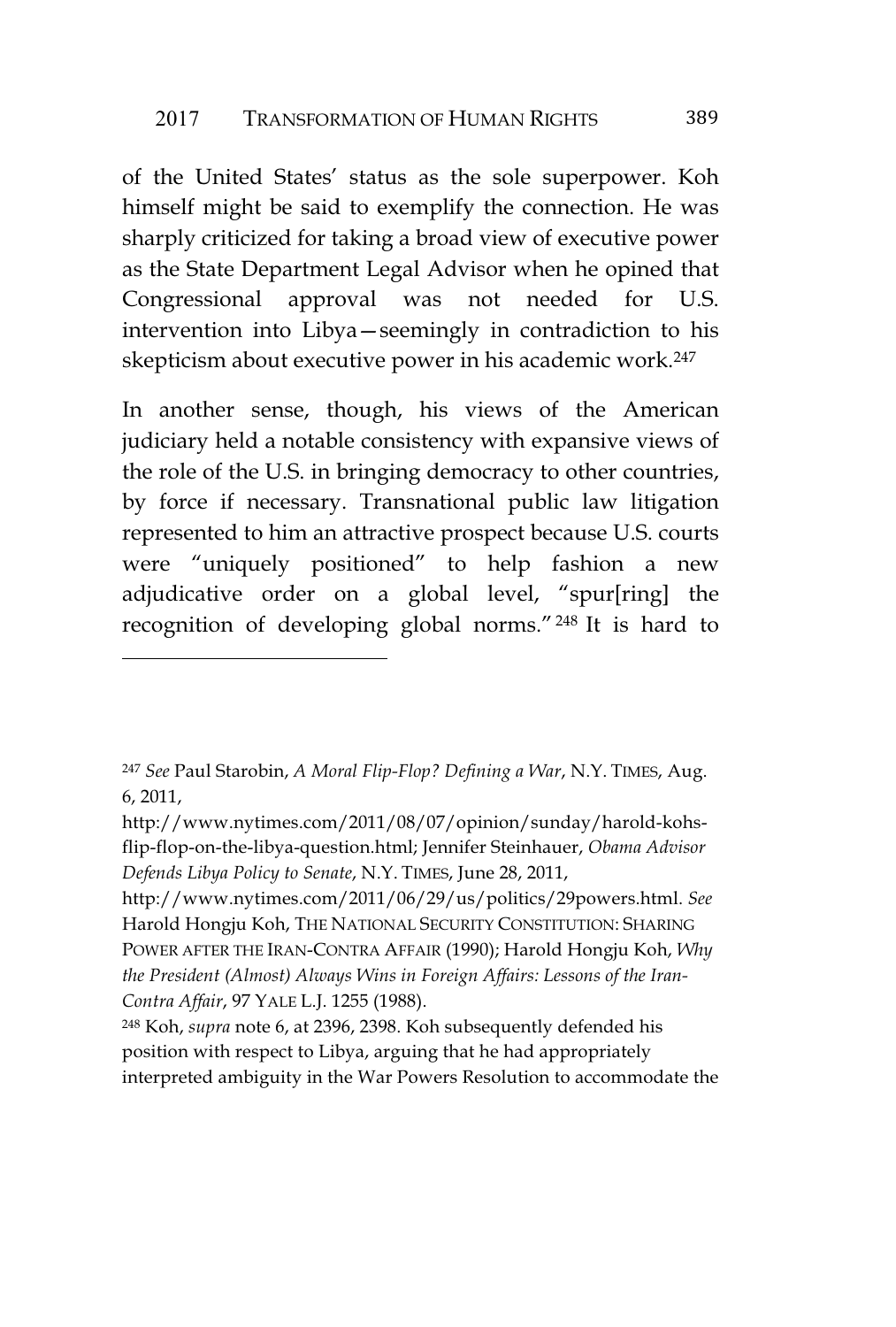of the United States' status as the sole superpower. Koh himself might be said to exemplify the connection. He was sharply criticized for taking a broad view of executive power as the State Department Legal Advisor when he opined that Congressional approval was not needed for U.S. intervention into Libya—seemingly in contradiction to his skepticism about executive power in his academic work.[247]

In another sense, though, his views of the American judiciary held a notable consistency with expansive views of the role of the U.S. in bringing democracy to other countries, by force if necessary. Transnational public law litigation represented to him an attractive prospect because U.S. courts were "uniquely positioned" to help fashion a new adjudicative order on a global level, "spur[ring] the recognition of developing global norms."[248] It is hard to

---

[247] *See* Paul Starobin, *A Moral Flip-Flop? Defining a War*, N.Y. TIMES, Aug. 6, 2011, http://www.nytimes.com/2011/08/07/opinion/sunday/harold-kohs-flip-flop-on-the-libya-question.html; Jennifer Steinhauer, *Obama Advisor Defends Libya Policy to Senate*, N.Y. TIMES, June 28, 2011, http://www.nytimes.com/2011/06/29/us/politics/29powers.html. *See* Harold Hongju Koh, THE NATIONAL SECURITY CONSTITUTION: SHARING POWER AFTER THE IRAN-CONTRA AFFAIR (1990); Harold Hongju Koh, *Why the President (Almost) Always Wins in Foreign Affairs: Lessons of the Iran-Contra Affair*, 97 YALE L.J. 1255 (1988).

[248] Koh, *supra* note 6, at 2396, 2398. Koh subsequently defended his position with respect to Libya, arguing that he had appropriately interpreted ambiguity in the War Powers Resolution to accommodate the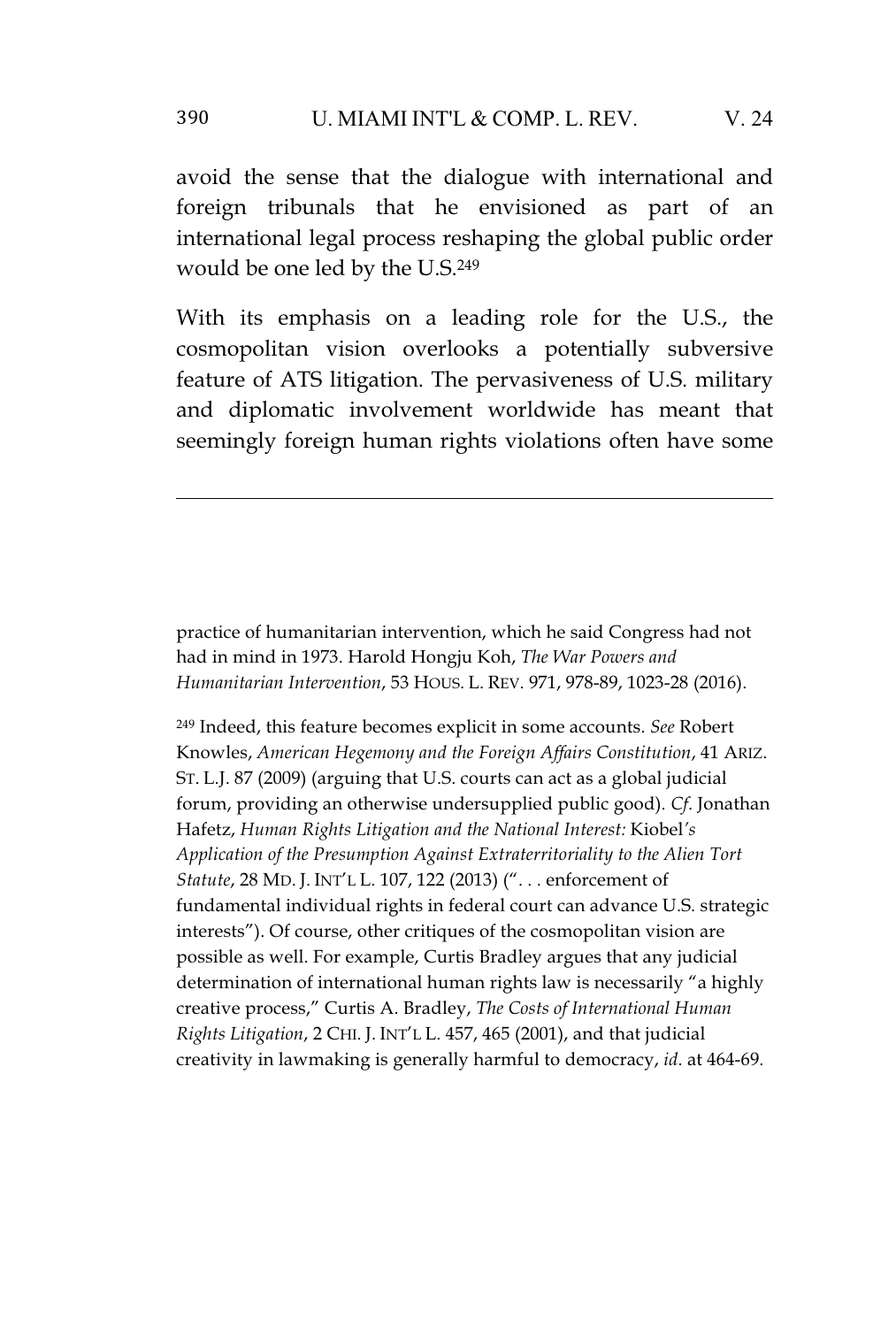avoid the sense that the dialogue with international and foreign tribunals that he envisioned as part of an international legal process reshaping the global public order would be one led by the U.S.[249]

With its emphasis on a leading role for the U.S., the cosmopolitan vision overlooks a potentially subversive feature of ATS litigation. The pervasiveness of U.S. military and diplomatic involvement worldwide has meant that seemingly foreign human rights violations often have some

---

practice of humanitarian intervention, which he said Congress had not had in mind in 1973. Harold Hongju Koh, *The War Powers and Humanitarian Intervention*, 53 HOUS. L. REV. 971, 978-89, 1023-28 (2016).

[249] Indeed, this feature becomes explicit in some accounts. *See* Robert Knowles, *American Hegemony and the Foreign Affairs Constitution*, 41 ARIZ. ST. L.J. 87 (2009) (arguing that U.S. courts can act as a global judicial forum, providing an otherwise undersupplied public good). *Cf*. Jonathan Hafetz, *Human Rights Litigation and the National Interest:* Kiobel*'s Application of the Presumption Against Extraterritoriality to the Alien Tort Statute*, 28 MD. J. INT'L L. 107, 122 (2013) (". . . enforcement of fundamental individual rights in federal court can advance U.S. strategic interests"). Of course, other critiques of the cosmopolitan vision are possible as well. For example, Curtis Bradley argues that any judicial determination of international human rights law is necessarily "a highly creative process," Curtis A. Bradley, *The Costs of International Human Rights Litigation*, 2 CHI. J. INT'L L. 457, 465 (2001), and that judicial creativity in lawmaking is generally harmful to democracy, *id*. at 464-69.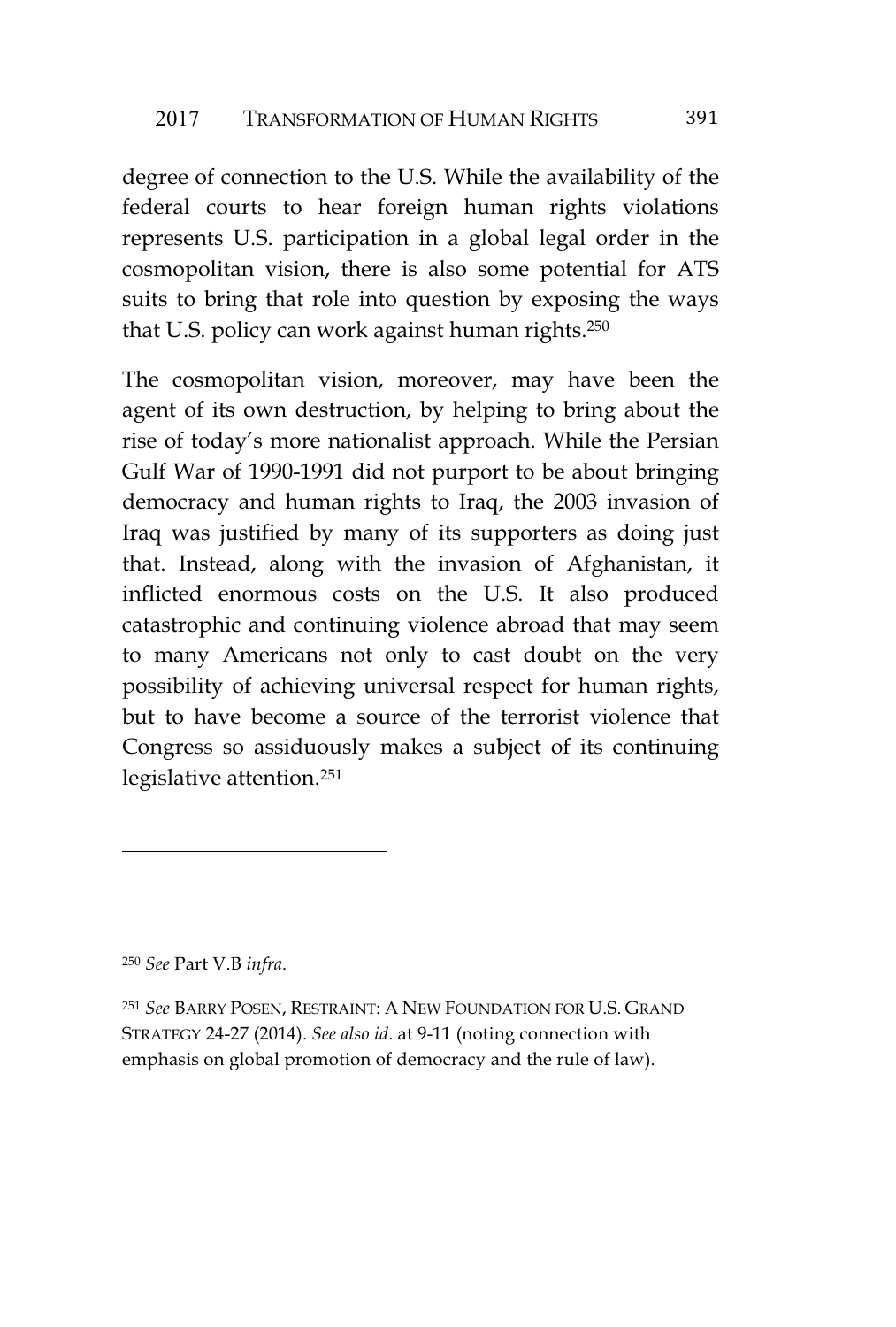degree of connection to the U.S. While the availability of the federal courts to hear foreign human rights violations represents U.S. participation in a global legal order in the cosmopolitan vision, there is also some potential for ATS suits to bring that role into question by exposing the ways that U.S. policy can work against human rights.[250]

The cosmopolitan vision, moreover, may have been the agent of its own destruction, by helping to bring about the rise of today's more nationalist approach. While the Persian Gulf War of 1990-1991 did not purport to be about bringing democracy and human rights to Iraq, the 2003 invasion of Iraq was justified by many of its supporters as doing just that. Instead, along with the invasion of Afghanistan, it inflicted enormous costs on the U.S. It also produced catastrophic and continuing violence abroad that may seem to many Americans not only to cast doubt on the very possibility of achieving universal respect for human rights, but to have become a source of the terrorist violence that Congress so assiduously makes a subject of its continuing legislative attention.[251]

---

[250] *See* Part V.B *infra*.

[251] *See* BARRY POSEN, RESTRAINT: A NEW FOUNDATION FOR U.S. GRAND STRATEGY 24-27 (2014). *See also id*. at 9-11 (noting connection with emphasis on global promotion of democracy and the rule of law).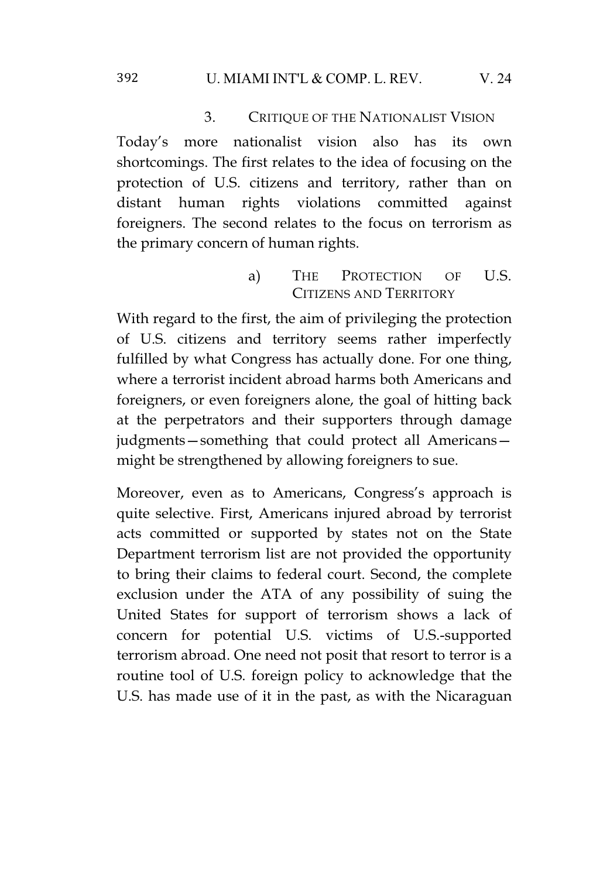### 3. Critique of the Nationalist Vision

Today's more nationalist vision also has its own shortcomings. The first relates to the idea of focusing on the protection of U.S. citizens and territory, rather than on distant human rights violations committed against foreigners. The second relates to the focus on terrorism as the primary concern of human rights.

#### a) The Protection of U.S. Citizens and Territory

With regard to the first, the aim of privileging the protection of U.S. citizens and territory seems rather imperfectly fulfilled by what Congress has actually done. For one thing, where a terrorist incident abroad harms both Americans and foreigners, or even foreigners alone, the goal of hitting back at the perpetrators and their supporters through damage judgments—something that could protect all Americans—might be strengthened by allowing foreigners to sue.

Moreover, even as to Americans, Congress's approach is quite selective. First, Americans injured abroad by terrorist acts committed or supported by states not on the State Department terrorism list are not provided the opportunity to bring their claims to federal court. Second, the complete exclusion under the ATA of any possibility of suing the United States for support of terrorism shows a lack of concern for potential U.S. victims of U.S.-supported terrorism abroad. One need not posit that resort to terror is a routine tool of U.S. foreign policy to acknowledge that the U.S. has made use of it in the past, as with the Nicaraguan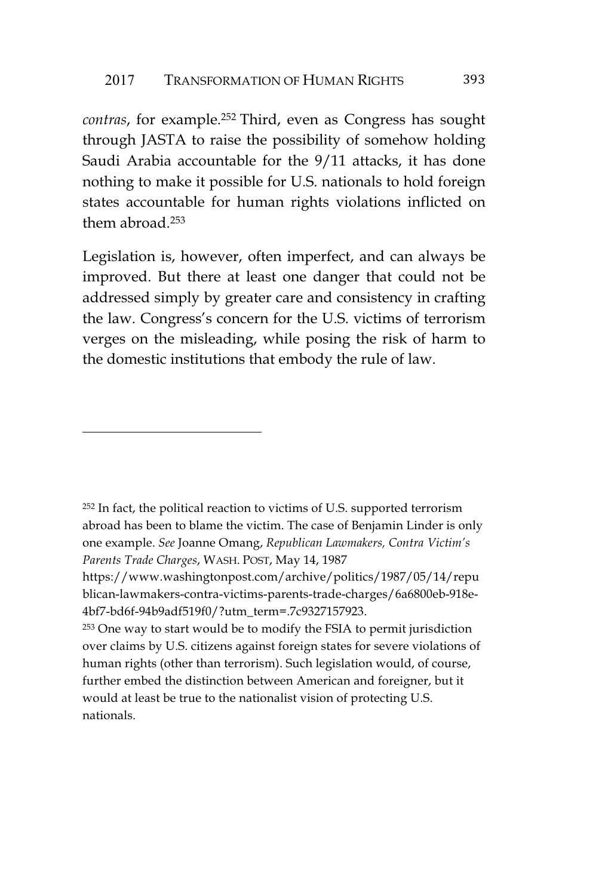*contras*, for example.[252] Third, even as Congress has sought through JASTA to raise the possibility of somehow holding Saudi Arabia accountable for the 9/11 attacks, it has done nothing to make it possible for U.S. nationals to hold foreign states accountable for human rights violations inflicted on them abroad.[253]

Legislation is, however, often imperfect, and can always be improved. But there at least one danger that could not be addressed simply by greater care and consistency in crafting the law. Congress's concern for the U.S. victims of terrorism verges on the misleading, while posing the risk of harm to the domestic institutions that embody the rule of law.

---

[252] In fact, the political reaction to victims of U.S. supported terrorism abroad has been to blame the victim. The case of Benjamin Linder is only one example. *See* Joanne Omang, *Republican Lawmakers, Contra Victim's Parents Trade Charges*, WASH. POST, May 14, 1987 https://www.washingtonpost.com/archive/politics/1987/05/14/republican-lawmakers-contra-victims-parents-trade-charges/6a6800eb-918e-4bf7-bd6f-94b9adf519f0/?utm_term=.7c9327157923.

[253] One way to start would be to modify the FSIA to permit jurisdiction over claims by U.S. citizens against foreign states for severe violations of human rights (other than terrorism). Such legislation would, of course, further embed the distinction between American and foreigner, but it would at least be true to the nationalist vision of protecting U.S. nationals.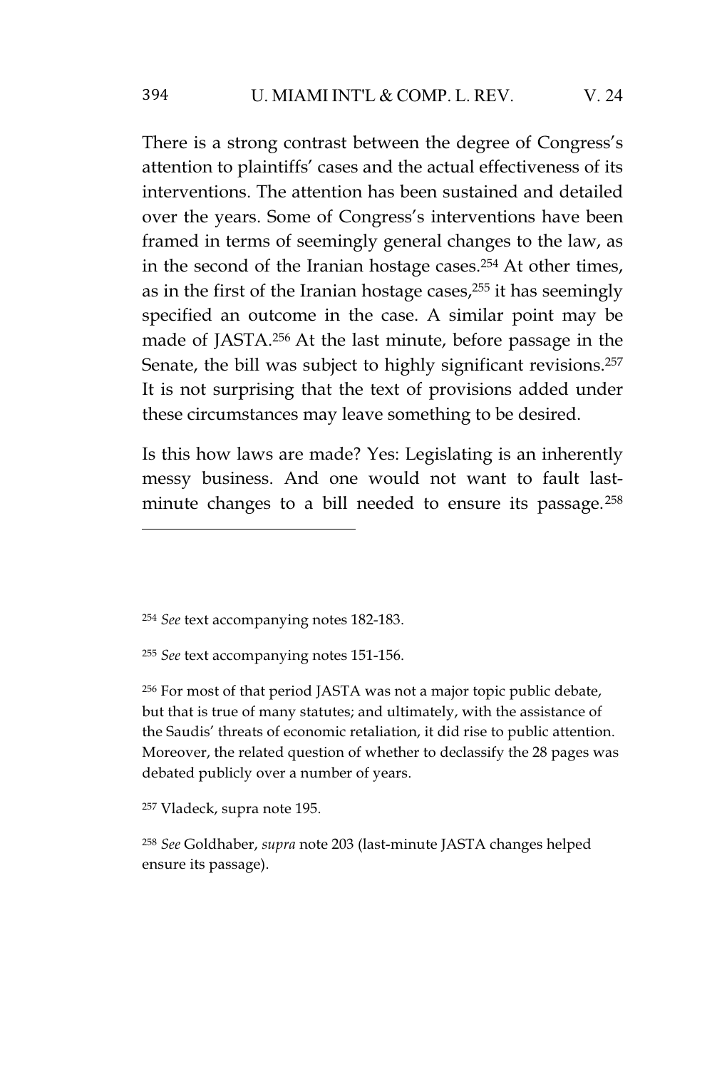There is a strong contrast between the degree of Congress's attention to plaintiffs' cases and the actual effectiveness of its interventions. The attention has been sustained and detailed over the years. Some of Congress's interventions have been framed in terms of seemingly general changes to the law, as in the second of the Iranian hostage cases.[254] At other times, as in the first of the Iranian hostage cases,[255] it has seemingly specified an outcome in the case. A similar point may be made of JASTA.[256] At the last minute, before passage in the Senate, the bill was subject to highly significant revisions.[257] It is not surprising that the text of provisions added under these circumstances may leave something to be desired.

Is this how laws are made? Yes: Legislating is an inherently messy business. And one would not want to fault last-minute changes to a bill needed to ensure its passage.[258]

---

[254] *See* text accompanying notes 182-183.

[255] *See* text accompanying notes 151-156.

[256] For most of that period JASTA was not a major topic public debate, but that is true of many statutes; and ultimately, with the assistance of the Saudis' threats of economic retaliation, it did rise to public attention. Moreover, the related question of whether to declassify the 28 pages was debated publicly over a number of years.

[257] Vladeck, supra note 195.

[258] *See* Goldhaber, *supra* note 203 (last-minute JASTA changes helped ensure its passage).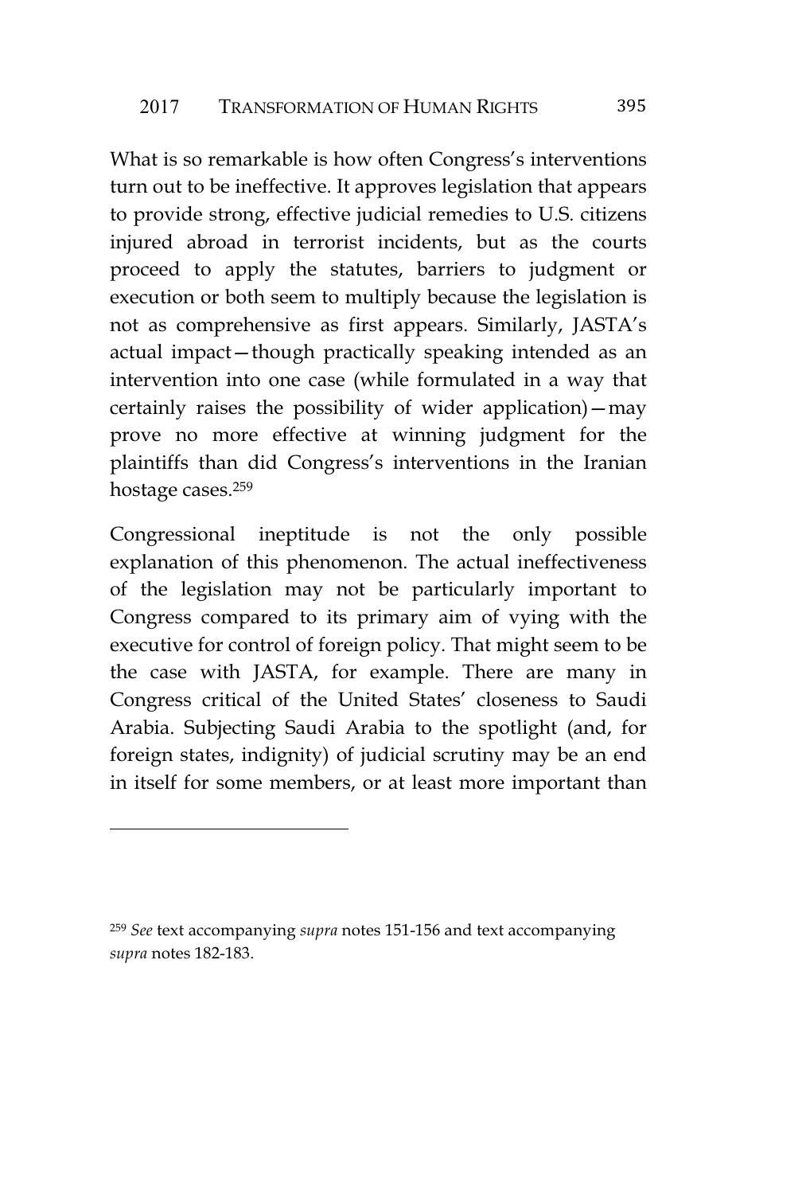What is so remarkable is how often Congress's interventions turn out to be ineffective. It approves legislation that appears to provide strong, effective judicial remedies to U.S. citizens injured abroad in terrorist incidents, but as the courts proceed to apply the statutes, barriers to judgment or execution or both seem to multiply because the legislation is not as comprehensive as first appears. Similarly, JASTA's actual impact—though practically speaking intended as an intervention into one case (while formulated in a way that certainly raises the possibility of wider application)—may prove no more effective at winning judgment for the plaintiffs than did Congress's interventions in the Iranian hostage cases.[259]

Congressional ineptitude is not the only possible explanation of this phenomenon. The actual ineffectiveness of the legislation may not be particularly important to Congress compared to its primary aim of vying with the executive for control of foreign policy. That might seem to be the case with JASTA, for example. There are many in Congress critical of the United States' closeness to Saudi Arabia. Subjecting Saudi Arabia to the spotlight (and, for foreign states, indignity) of judicial scrutiny may be an end in itself for some members, or at least more important than

---

[259] *See* text accompanying *supra* notes 151-156 and text accompanying *supra* notes 182-183.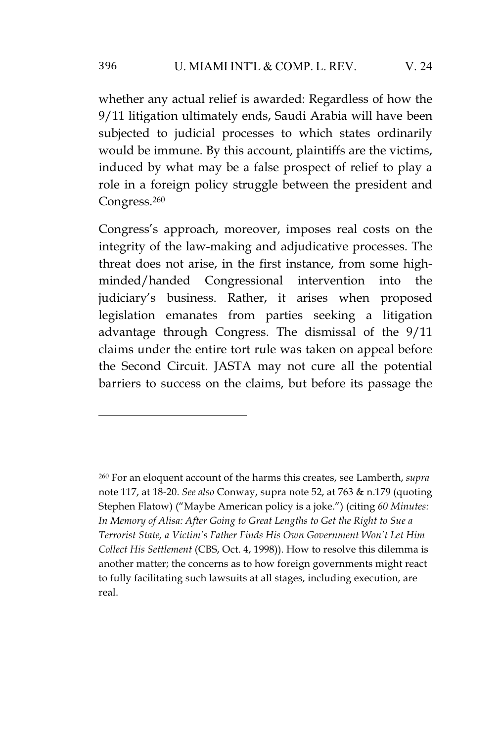whether any actual relief is awarded: Regardless of how the 9/11 litigation ultimately ends, Saudi Arabia will have been subjected to judicial processes to which states ordinarily would be immune. By this account, plaintiffs are the victims, induced by what may be a false prospect of relief to play a role in a foreign policy struggle between the president and Congress.[260]

Congress's approach, moreover, imposes real costs on the integrity of the law-making and adjudicative processes. The threat does not arise, in the first instance, from some high-minded/handed Congressional intervention into the judiciary's business. Rather, it arises when proposed legislation emanates from parties seeking a litigation advantage through Congress. The dismissal of the 9/11 claims under the entire tort rule was taken on appeal before the Second Circuit. JASTA may not cure all the potential barriers to success on the claims, but before its passage the

---

[260] For an eloquent account of the harms this creates, see Lamberth, *supra* note 117, at 18-20. *See also* Conway, supra note 52, at 763 & n.179 (quoting Stephen Flatow) ("Maybe American policy is a joke.") (citing *60 Minutes: In Memory of Alisa: After Going to Great Lengths to Get the Right to Sue a Terrorist State, a Victim's Father Finds His Own Government Won't Let Him Collect His Settlement* (CBS, Oct. 4, 1998)). How to resolve this dilemma is another matter; the concerns as to how foreign governments might react to fully facilitating such lawsuits at all stages, including execution, are real.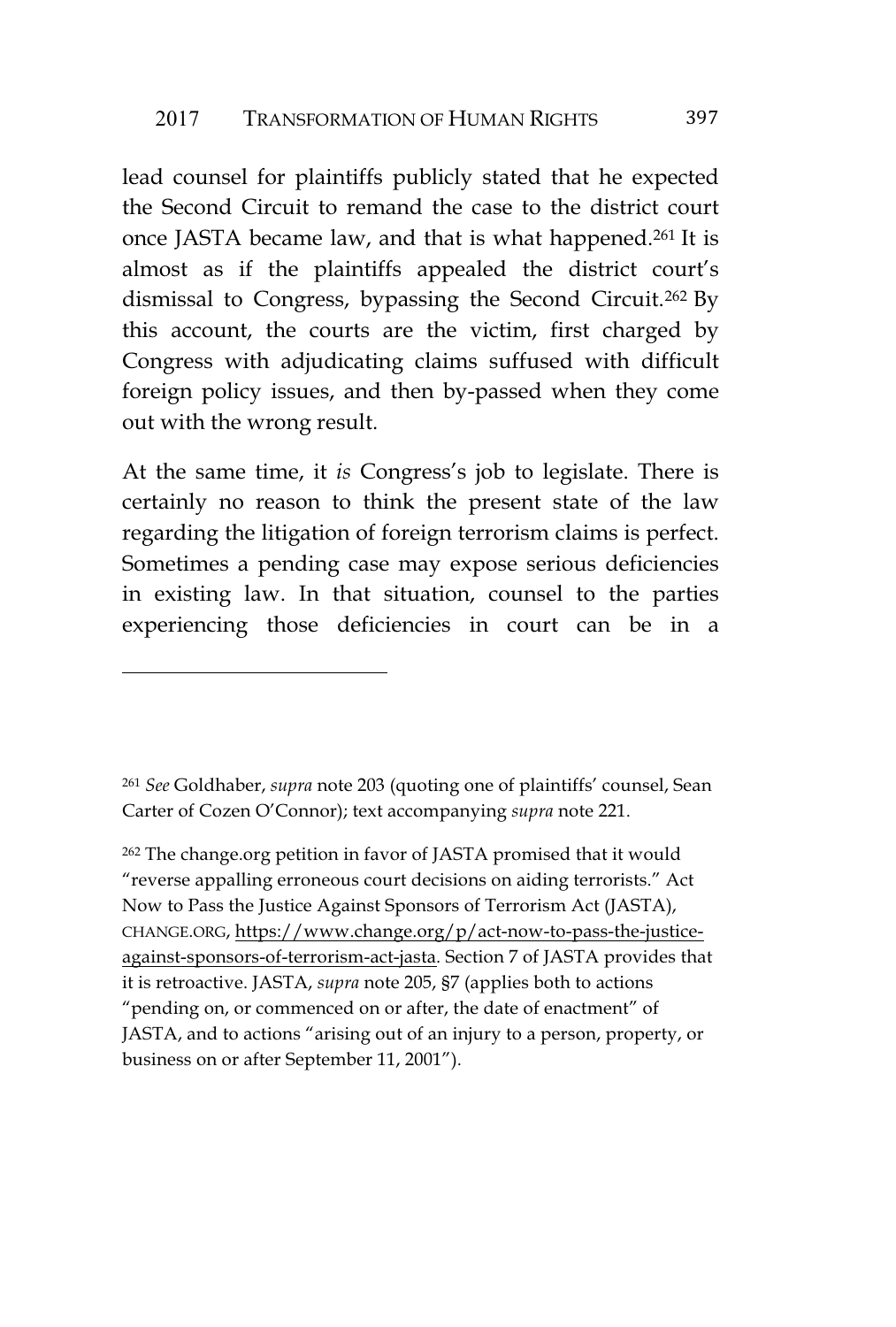lead counsel for plaintiffs publicly stated that he expected the Second Circuit to remand the case to the district court once JASTA became law, and that is what happened.[261] It is almost as if the plaintiffs appealed the district court's dismissal to Congress, bypassing the Second Circuit.[262] By this account, the courts are the victim, first charged by Congress with adjudicating claims suffused with difficult foreign policy issues, and then by-passed when they come out with the wrong result.

At the same time, it *is* Congress's job to legislate. There is certainly no reason to think the present state of the law regarding the litigation of foreign terrorism claims is perfect. Sometimes a pending case may expose serious deficiencies in existing law. In that situation, counsel to the parties experiencing those deficiencies in court can be in a

---

[261] *See* Goldhaber, *supra* note 203 (quoting one of plaintiffs' counsel, Sean Carter of Cozen O'Connor); text accompanying *supra* note 221.

[262] The change.org petition in favor of JASTA promised that it would "reverse appalling erroneous court decisions on aiding terrorists." Act Now to Pass the Justice Against Sponsors of Terrorism Act (JASTA), CHANGE.ORG, https://www.change.org/p/act-now-to-pass-the-justice-against-sponsors-of-terrorism-act-jasta. Section 7 of JASTA provides that it is retroactive. JASTA, *supra* note 205, §7 (applies both to actions "pending on, or commenced on or after, the date of enactment" of JASTA, and to actions "arising out of an injury to a person, property, or business on or after September 11, 2001").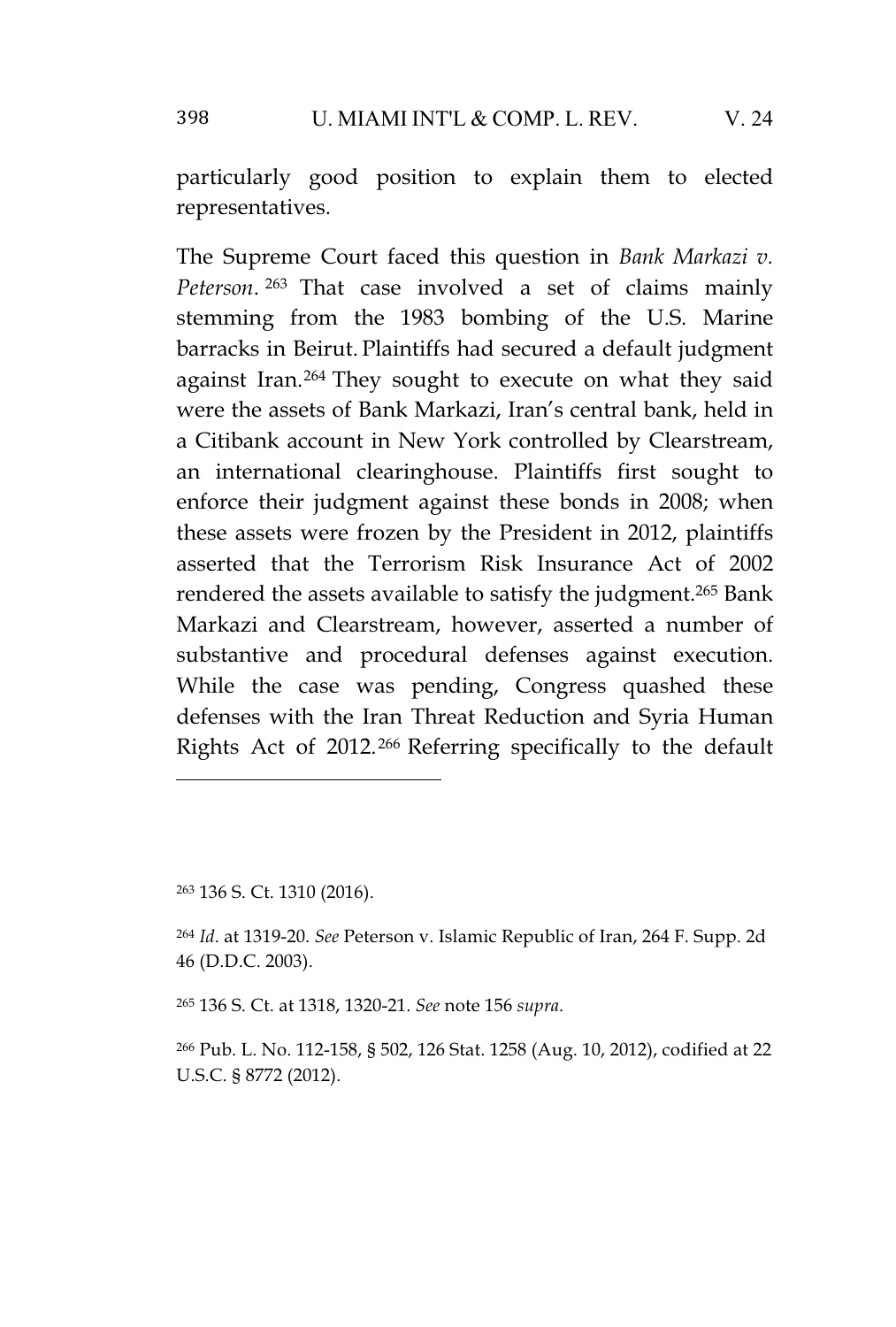particularly good position to explain them to elected representatives.

The Supreme Court faced this question in *Bank Markazi v. Peterson*.[263] That case involved a set of claims mainly stemming from the 1983 bombing of the U.S. Marine barracks in Beirut. Plaintiffs had secured a default judgment against Iran.[264] They sought to execute on what they said were the assets of Bank Markazi, Iran's central bank, held in a Citibank account in New York controlled by Clearstream, an international clearinghouse. Plaintiffs first sought to enforce their judgment against these bonds in 2008; when these assets were frozen by the President in 2012, plaintiffs asserted that the Terrorism Risk Insurance Act of 2002 rendered the assets available to satisfy the judgment.[265] Bank Markazi and Clearstream, however, asserted a number of substantive and procedural defenses against execution. While the case was pending, Congress quashed these defenses with the Iran Threat Reduction and Syria Human Rights Act of 2012.[266] Referring specifically to the default

---

[263] 136 S. Ct. 1310 (2016).

[264] *Id*. at 1319-20. *See* Peterson v. Islamic Republic of Iran, 264 F. Supp. 2d 46 (D.D.C. 2003).

[265] 136 S. Ct. at 1318, 1320-21. *See* note 156 *supra*.

[266] Pub. L. No. 112-158, § 502, 126 Stat. 1258 (Aug. 10, 2012), codified at 22 U.S.C. § 8772 (2012).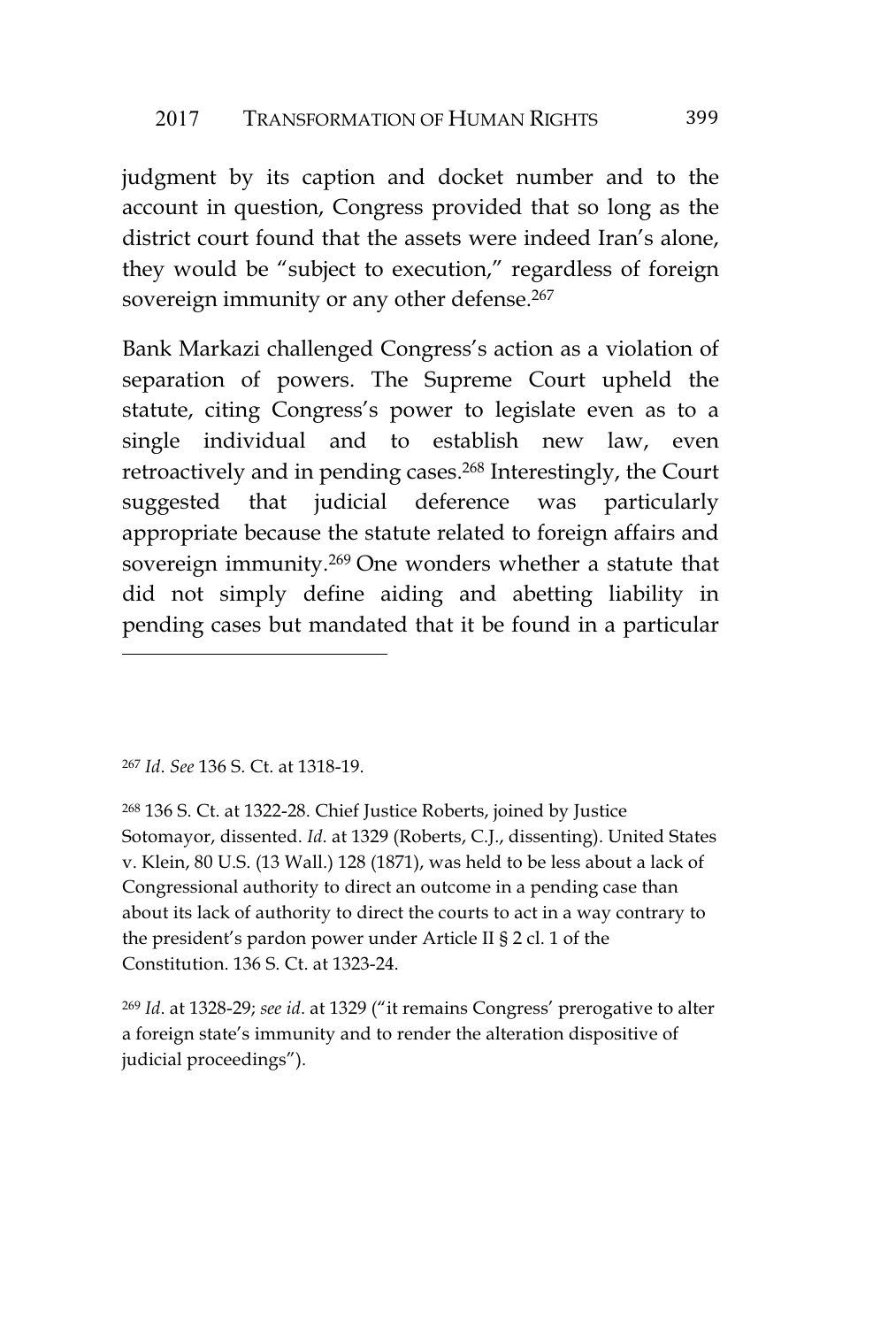judgment by its caption and docket number and to the account in question, Congress provided that so long as the district court found that the assets were indeed Iran's alone, they would be "subject to execution," regardless of foreign sovereign immunity or any other defense.[267]

Bank Markazi challenged Congress's action as a violation of separation of powers. The Supreme Court upheld the statute, citing Congress's power to legislate even as to a single individual and to establish new law, even retroactively and in pending cases.[268] Interestingly, the Court suggested that judicial deference was particularly appropriate because the statute related to foreign affairs and sovereign immunity.[269] One wonders whether a statute that did not simply define aiding and abetting liability in pending cases but mandated that it be found in a particular

---

[267] *Id*. *See* 136 S. Ct. at 1318-19.

[268] 136 S. Ct. at 1322-28. Chief Justice Roberts, joined by Justice Sotomayor, dissented. *Id*. at 1329 (Roberts, C.J., dissenting). United States v. Klein, 80 U.S. (13 Wall.) 128 (1871), was held to be less about a lack of Congressional authority to direct an outcome in a pending case than about its lack of authority to direct the courts to act in a way contrary to the president's pardon power under Article II § 2 cl. 1 of the Constitution. 136 S. Ct. at 1323-24.

[269] *Id*. at 1328-29; *see id*. at 1329 ("it remains Congress' prerogative to alter a foreign state's immunity and to render the alteration dispositive of judicial proceedings").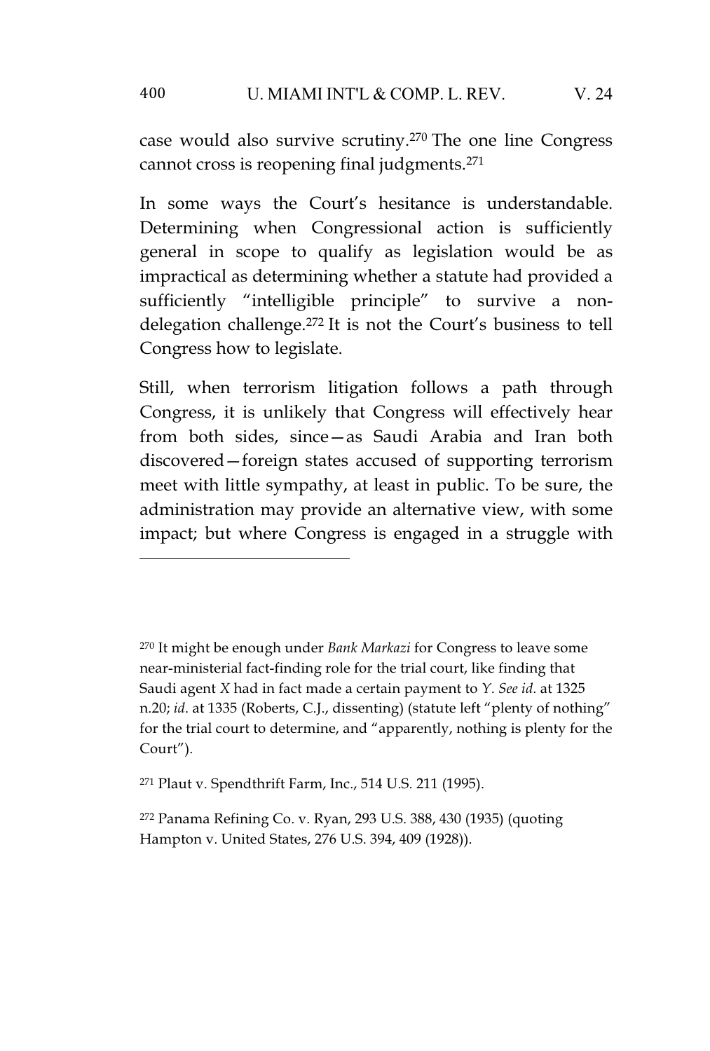case would also survive scrutiny.[270] The one line Congress cannot cross is reopening final judgments.[271]

In some ways the Court's hesitance is understandable. Determining when Congressional action is sufficiently general in scope to qualify as legislation would be as impractical as determining whether a statute had provided a sufficiently "intelligible principle" to survive a non-delegation challenge.[272] It is not the Court's business to tell Congress how to legislate.

Still, when terrorism litigation follows a path through Congress, it is unlikely that Congress will effectively hear from both sides, since—as Saudi Arabia and Iran both discovered—foreign states accused of supporting terrorism meet with little sympathy, at least in public. To be sure, the administration may provide an alternative view, with some impact; but where Congress is engaged in a struggle with

---

[270] It might be enough under *Bank Markazi* for Congress to leave some near-ministerial fact-finding role for the trial court, like finding that Saudi agent *X* had in fact made a certain payment to *Y*. *See id.* at 1325 n.20; *id.* at 1335 (Roberts, C.J., dissenting) (statute left "plenty of nothing" for the trial court to determine, and "apparently, nothing is plenty for the Court").

[271] Plaut v. Spendthrift Farm, Inc., 514 U.S. 211 (1995).

[272] Panama Refining Co. v. Ryan, 293 U.S. 388, 430 (1935) (quoting Hampton v. United States, 276 U.S. 394, 409 (1928)).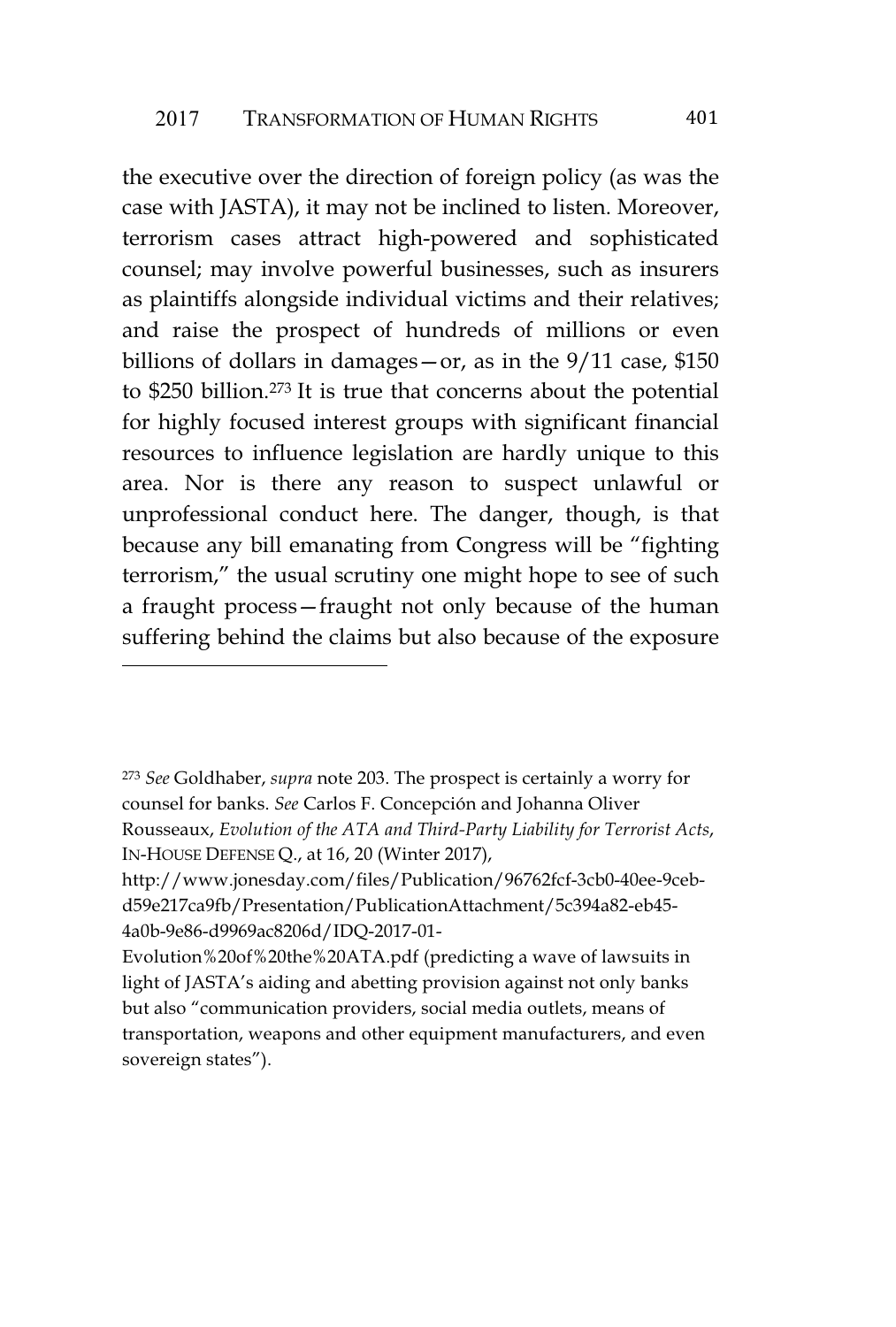the executive over the direction of foreign policy (as was the case with JASTA), it may not be inclined to listen. Moreover, terrorism cases attract high-powered and sophisticated counsel; may involve powerful businesses, such as insurers as plaintiffs alongside individual victims and their relatives; and raise the prospect of hundreds of millions or even billions of dollars in damages—or, as in the 9/11 case, $150 to $250 billion.[273] It is true that concerns about the potential for highly focused interest groups with significant financial resources to influence legislation are hardly unique to this area. Nor is there any reason to suspect unlawful or unprofessional conduct here. The danger, though, is that because any bill emanating from Congress will be "fighting terrorism," the usual scrutiny one might hope to see of such a fraught process—fraught not only because of the human suffering behind the claims but also because of the exposure

---

[273] *See* Goldhaber, *supra* note 203. The prospect is certainly a worry for counsel for banks. *See* Carlos F. Concepción and Johanna Oliver Rousseaux, *Evolution of the ATA and Third-Party Liability for Terrorist Acts*, IN-HOUSE DEFENSE Q., at 16, 20 (Winter 2017), http://www.jonesday.com/files/Publication/96762fcf-3cb0-40ee-9ceb-d59e217ca9fb/Presentation/PublicationAttachment/5c394a82-eb45-4a0b-9e86-d9969ac8206d/IDQ-2017-01-Evolution%20of%20the%20ATA.pdf (predicting a wave of lawsuits in light of JASTA's aiding and abetting provision against not only banks but also "communication providers, social media outlets, means of transportation, weapons and other equipment manufacturers, and even sovereign states").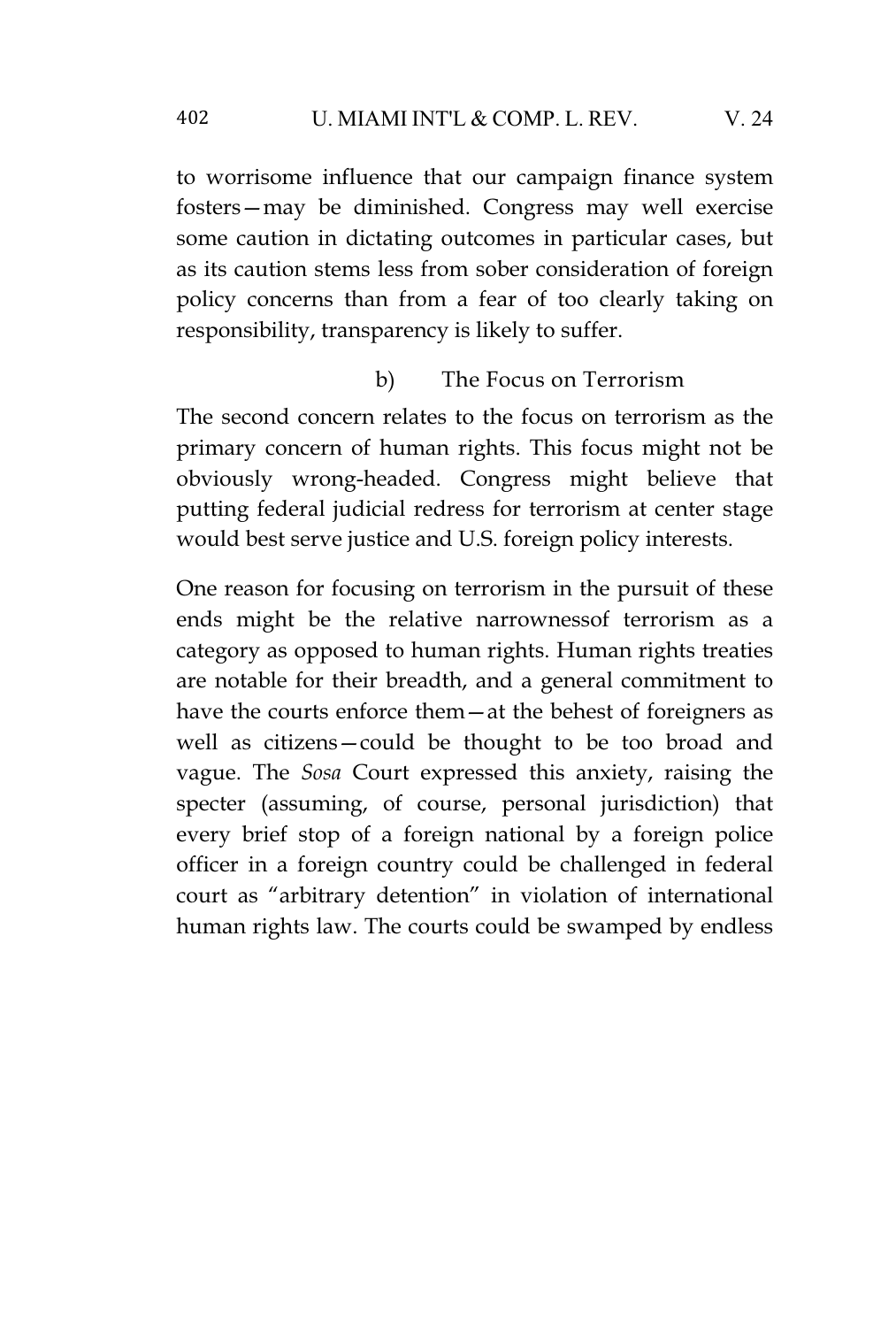to worrisome influence that our campaign finance system fosters—may be diminished. Congress may well exercise some caution in dictating outcomes in particular cases, but as its caution stems less from sober consideration of foreign policy concerns than from a fear of too clearly taking on responsibility, transparency is likely to suffer.

#### b) The Focus on Terrorism

The second concern relates to the focus on terrorism as the primary concern of human rights. This focus might not be obviously wrong-headed. Congress might believe that putting federal judicial redress for terrorism at center stage would best serve justice and U.S. foreign policy interests.

One reason for focusing on terrorism in the pursuit of these ends might be the relative narrownessof terrorism as a category as opposed to human rights. Human rights treaties are notable for their breadth, and a general commitment to have the courts enforce them—at the behest of foreigners as well as citizens—could be thought to be too broad and vague. The *Sosa* Court expressed this anxiety, raising the specter (assuming, of course, personal jurisdiction) that every brief stop of a foreign national by a foreign police officer in a foreign country could be challenged in federal court as "arbitrary detention" in violation of international human rights law. The courts could be swamped by endless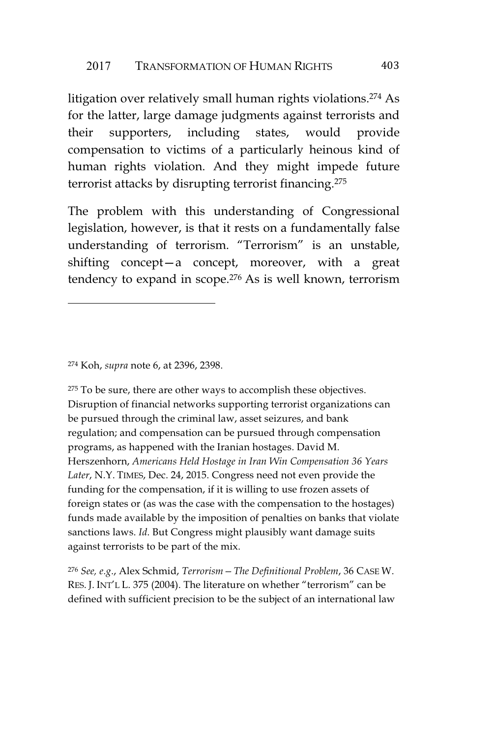litigation over relatively small human rights violations.[274] As for the latter, large damage judgments against terrorists and their supporters, including states, would provide compensation to victims of a particularly heinous kind of human rights violation. And they might impede future terrorist attacks by disrupting terrorist financing.[275]

The problem with this understanding of Congressional legislation, however, is that it rests on a fundamentally false understanding of terrorism. "Terrorism" is an unstable, shifting concept—a concept, moreover, with a great tendency to expand in scope.[276] As is well known, terrorism

---

[274] Koh, *supra* note 6, at 2396, 2398.

[275] To be sure, there are other ways to accomplish these objectives. Disruption of financial networks supporting terrorist organizations can be pursued through the criminal law, asset seizures, and bank regulation; and compensation can be pursued through compensation programs, as happened with the Iranian hostages. David M. Herszenhorn, *Americans Held Hostage in Iran Win Compensation 36 Years Later*, N.Y. TIMES, Dec. 24, 2015. Congress need not even provide the funding for the compensation, if it is willing to use frozen assets of foreign states or (as was the case with the compensation to the hostages) funds made available by the imposition of penalties on banks that violate sanctions laws. *Id.* But Congress might plausibly want damage suits against terrorists to be part of the mix.

[276] *See, e.g.*, Alex Schmid, *Terrorism – The Definitional Problem*, 36 CASE W. RES. J. INT'L L. 375 (2004). The literature on whether "terrorism" can be defined with sufficient precision to be the subject of an international law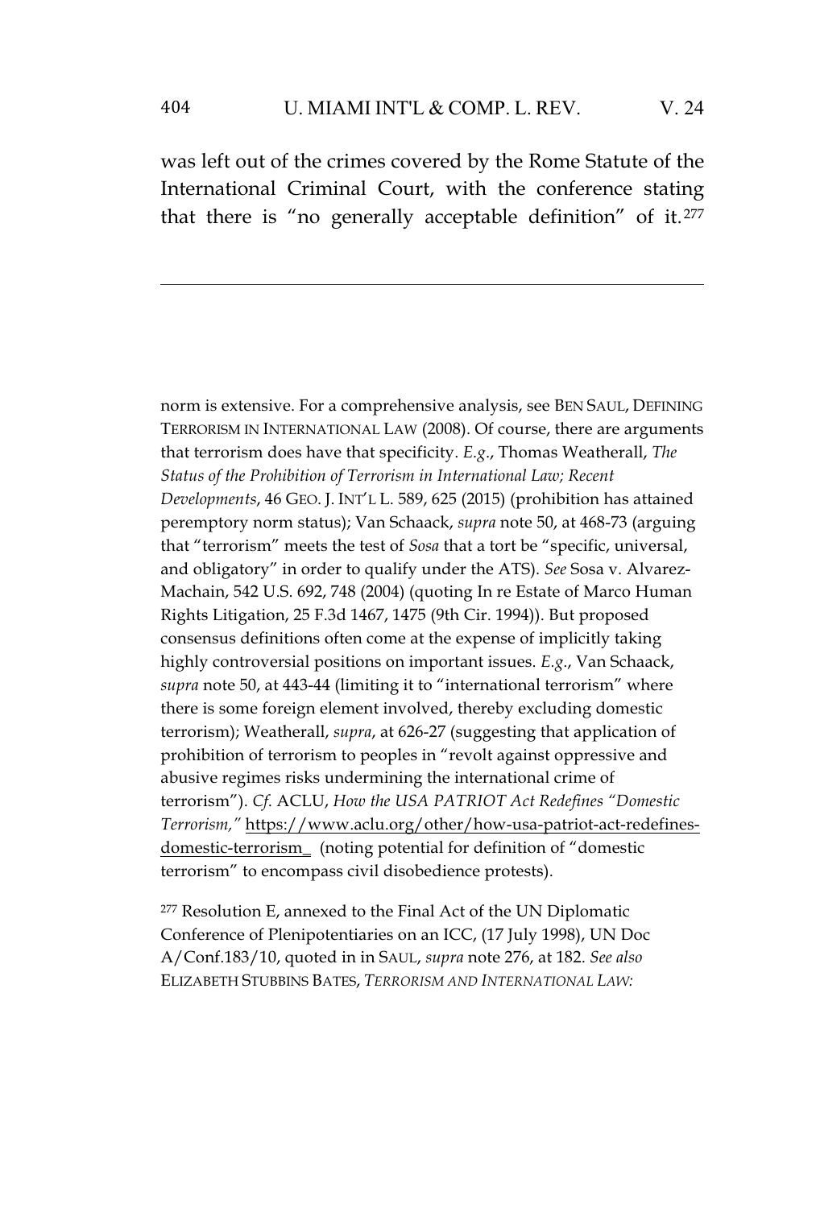was left out of the crimes covered by the Rome Statute of the International Criminal Court, with the conference stating that there is "no generally acceptable definition" of it.[277]

---

norm is extensive. For a comprehensive analysis, see BEN SAUL, DEFINING TERRORISM IN INTERNATIONAL LAW (2008). Of course, there are arguments that terrorism does have that specificity. *E.g.*, Thomas Weatherall, *The Status of the Prohibition of Terrorism in International Law; Recent Developments*, 46 GEO. J. INT'L L. 589, 625 (2015) (prohibition has attained peremptory norm status); Van Schaack, *supra* note 50, at 468-73 (arguing that "terrorism" meets the test of *Sosa* that a tort be "specific, universal, and obligatory" in order to qualify under the ATS). *See* Sosa v. Alvarez-Machain, 542 U.S. 692, 748 (2004) (quoting In re Estate of Marco Human Rights Litigation, 25 F.3d 1467, 1475 (9th Cir. 1994)). But proposed consensus definitions often come at the expense of implicitly taking highly controversial positions on important issues. *E.g.*, Van Schaack, *supra* note 50, at 443-44 (limiting it to "international terrorism" where there is some foreign element involved, thereby excluding domestic terrorism); Weatherall, *supra*, at 626-27 (suggesting that application of prohibition of terrorism to peoples in "revolt against oppressive and abusive regimes risks undermining the international crime of terrorism"). *Cf.* ACLU, *How the USA PATRIOT Act Redefines "Domestic Terrorism,"* https://www.aclu.org/other/how-usa-patriot-act-redefines-domestic-terrorism_ (noting potential for definition of "domestic terrorism" to encompass civil disobedience protests).

[277] Resolution E, annexed to the Final Act of the UN Diplomatic Conference of Plenipotentiaries on an ICC, (17 July 1998), UN Doc A/Conf.183/10, quoted in in SAUL, *supra* note 276, at 182. *See also* ELIZABETH STUBBINS BATES, *TERRORISM AND INTERNATIONAL LAW:*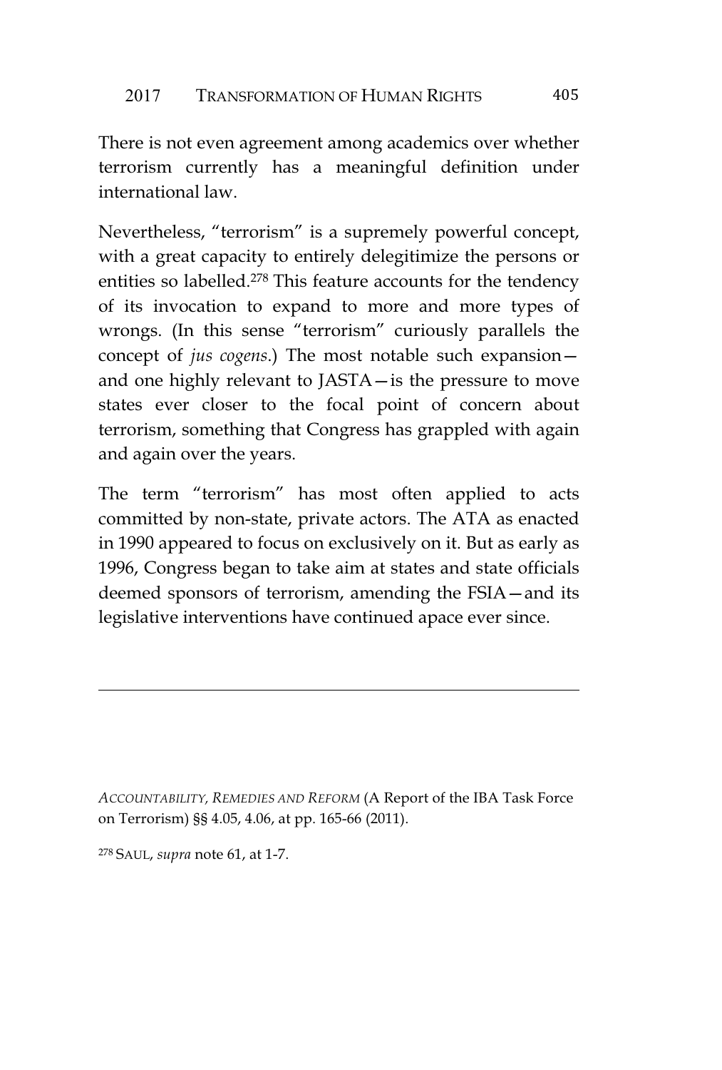There is not even agreement among academics over whether terrorism currently has a meaningful definition under international law.

Nevertheless, "terrorism" is a supremely powerful concept, with a great capacity to entirely delegitimize the persons or entities so labelled.[278] This feature accounts for the tendency of its invocation to expand to more and more types of wrongs. (In this sense "terrorism" curiously parallels the concept of *jus cogens*.) The most notable such expansion—and one highly relevant to JASTA—is the pressure to move states ever closer to the focal point of concern about terrorism, something that Congress has grappled with again and again over the years.

The term "terrorism" has most often applied to acts committed by non-state, private actors. The ATA as enacted in 1990 appeared to focus on exclusively on it. But as early as 1996, Congress began to take aim at states and state officials deemed sponsors of terrorism, amending the FSIA—and its legislative interventions have continued apace ever since.

---

*ACCOUNTABILITY, REMEDIES AND REFORM* (A Report of the IBA Task Force on Terrorism) §§ 4.05, 4.06, at pp. 165-66 (2011).

[278] SAUL, *supra* note 61, at 1-7.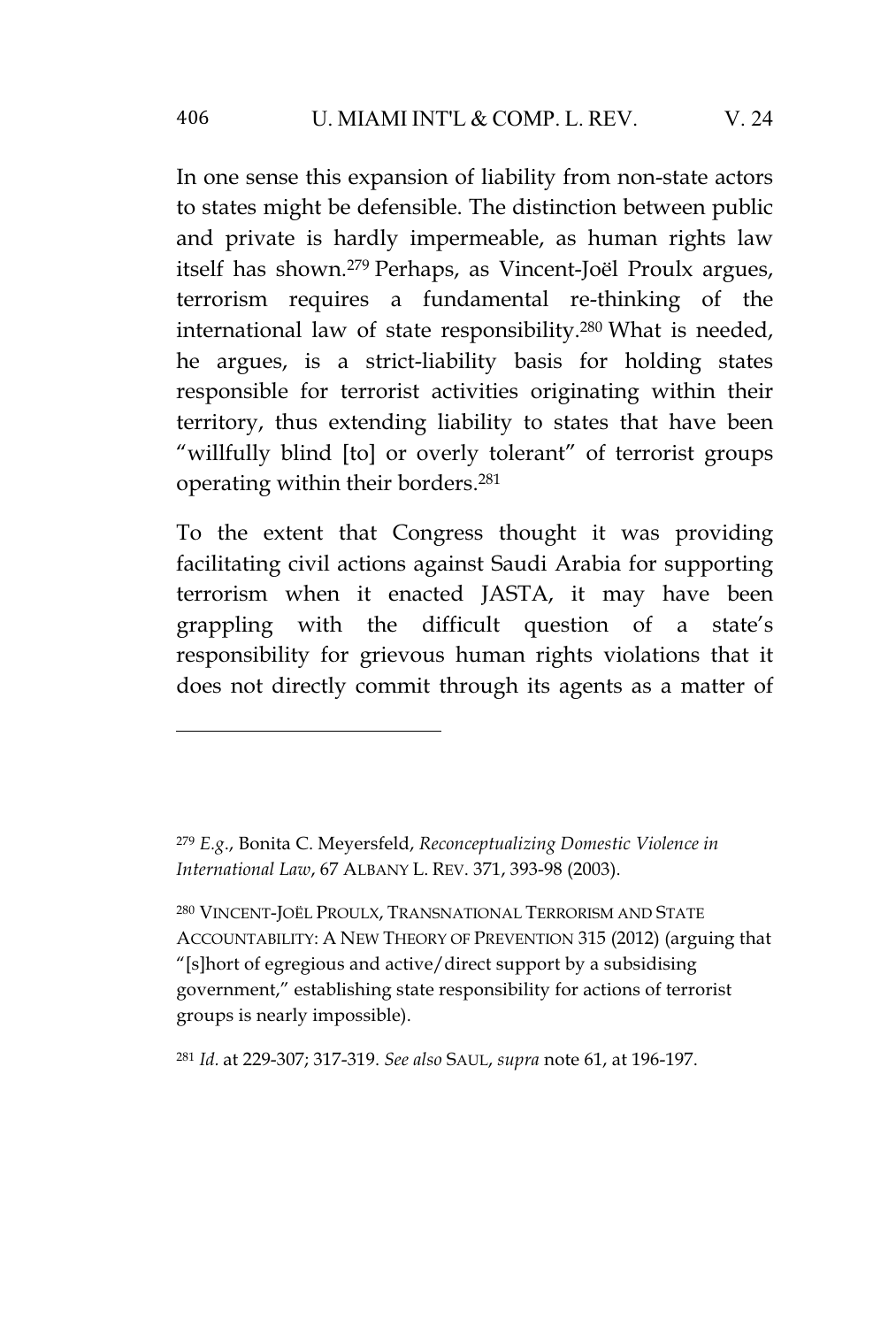In one sense this expansion of liability from non-state actors to states might be defensible. The distinction between public and private is hardly impermeable, as human rights law itself has shown.[279] Perhaps, as Vincent-Joël Proulx argues, terrorism requires a fundamental re-thinking of the international law of state responsibility.[280] What is needed, he argues, is a strict-liability basis for holding states responsible for terrorist activities originating within their territory, thus extending liability to states that have been "willfully blind [to] or overly tolerant" of terrorist groups operating within their borders.[281]

To the extent that Congress thought it was providing facilitating civil actions against Saudi Arabia for supporting terrorism when it enacted JASTA, it may have been grappling with the difficult question of a state's responsibility for grievous human rights violations that it does not directly commit through its agents as a matter of

---

[279] *E.g.*, Bonita C. Meyersfeld, *Reconceptualizing Domestic Violence in International Law*, 67 ALBANY L. REV. 371, 393-98 (2003).

[280] VINCENT-JOËL PROULX, TRANSNATIONAL TERRORISM AND STATE ACCOUNTABILITY: A NEW THEORY OF PREVENTION 315 (2012) (arguing that "[s]hort of egregious and active/direct support by a subsidising government," establishing state responsibility for actions of terrorist groups is nearly impossible).

[281] *Id.* at 229-307; 317-319. *See also* SAUL, *supra* note 61, at 196-197.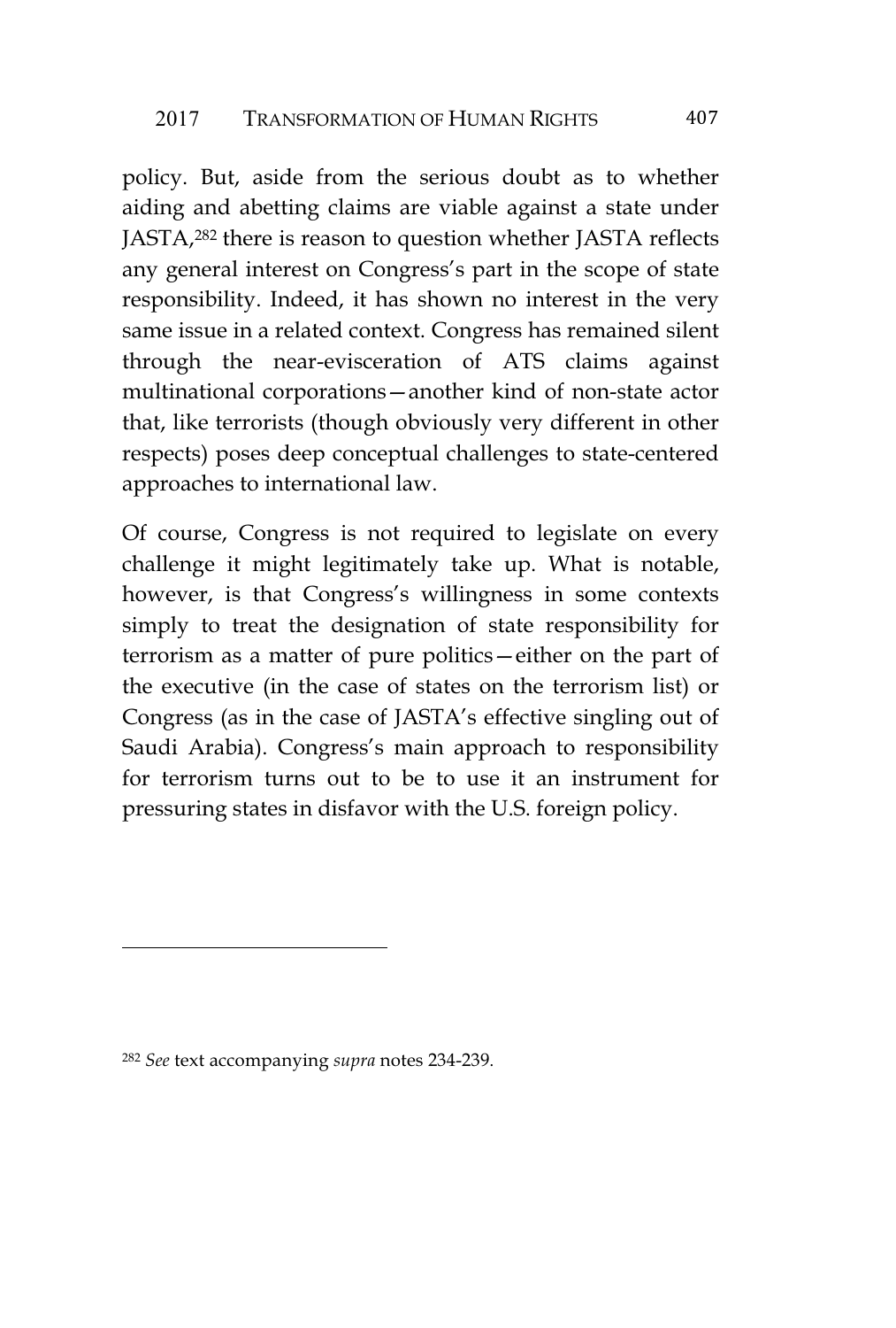policy. But, aside from the serious doubt as to whether aiding and abetting claims are viable against a state under JASTA,[282] there is reason to question whether JASTA reflects any general interest on Congress's part in the scope of state responsibility. Indeed, it has shown no interest in the very same issue in a related context. Congress has remained silent through the near-evisceration of ATS claims against multinational corporations—another kind of non-state actor that, like terrorists (though obviously very different in other respects) poses deep conceptual challenges to state-centered approaches to international law.

Of course, Congress is not required to legislate on every challenge it might legitimately take up. What is notable, however, is that Congress's willingness in some contexts simply to treat the designation of state responsibility for terrorism as a matter of pure politics—either on the part of the executive (in the case of states on the terrorism list) or Congress (as in the case of JASTA's effective singling out of Saudi Arabia). Congress's main approach to responsibility for terrorism turns out to be to use it an instrument for pressuring states in disfavor with the U.S. foreign policy.

---

[282] *See* text accompanying *supra* notes 234-239.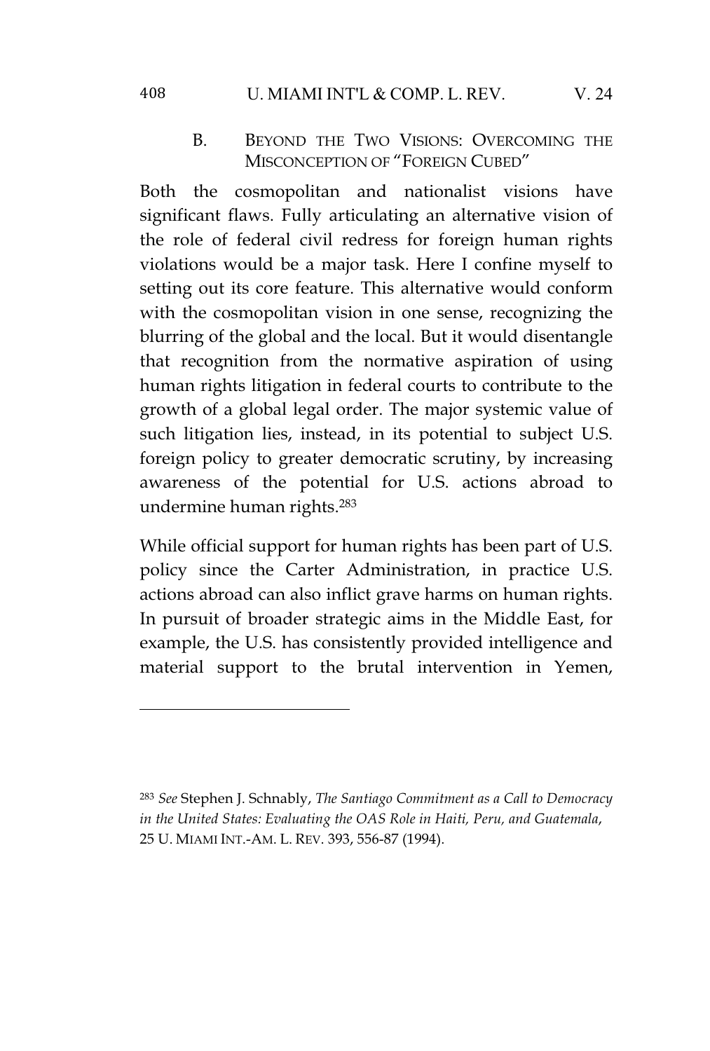### B. BEYOND THE TWO VISIONS: OVERCOMING THE MISCONCEPTION OF "FOREIGN CUBED"

Both the cosmopolitan and nationalist visions have significant flaws. Fully articulating an alternative vision of the role of federal civil redress for foreign human rights violations would be a major task. Here I confine myself to setting out its core feature. This alternative would conform with the cosmopolitan vision in one sense, recognizing the blurring of the global and the local. But it would disentangle that recognition from the normative aspiration of using human rights litigation in federal courts to contribute to the growth of a global legal order. The major systemic value of such litigation lies, instead, in its potential to subject U.S. foreign policy to greater democratic scrutiny, by increasing awareness of the potential for U.S. actions abroad to undermine human rights.[283]

While official support for human rights has been part of U.S. policy since the Carter Administration, in practice U.S. actions abroad can also inflict grave harms on human rights. In pursuit of broader strategic aims in the Middle East, for example, the U.S. has consistently provided intelligence and material support to the brutal intervention in Yemen,

---

[283] *See* Stephen J. Schnably, *The Santiago Commitment as a Call to Democracy in the United States: Evaluating the OAS Role in Haiti, Peru, and Guatemala*, 25 U. MIAMI INT.-AM. L. REV. 393, 556-87 (1994).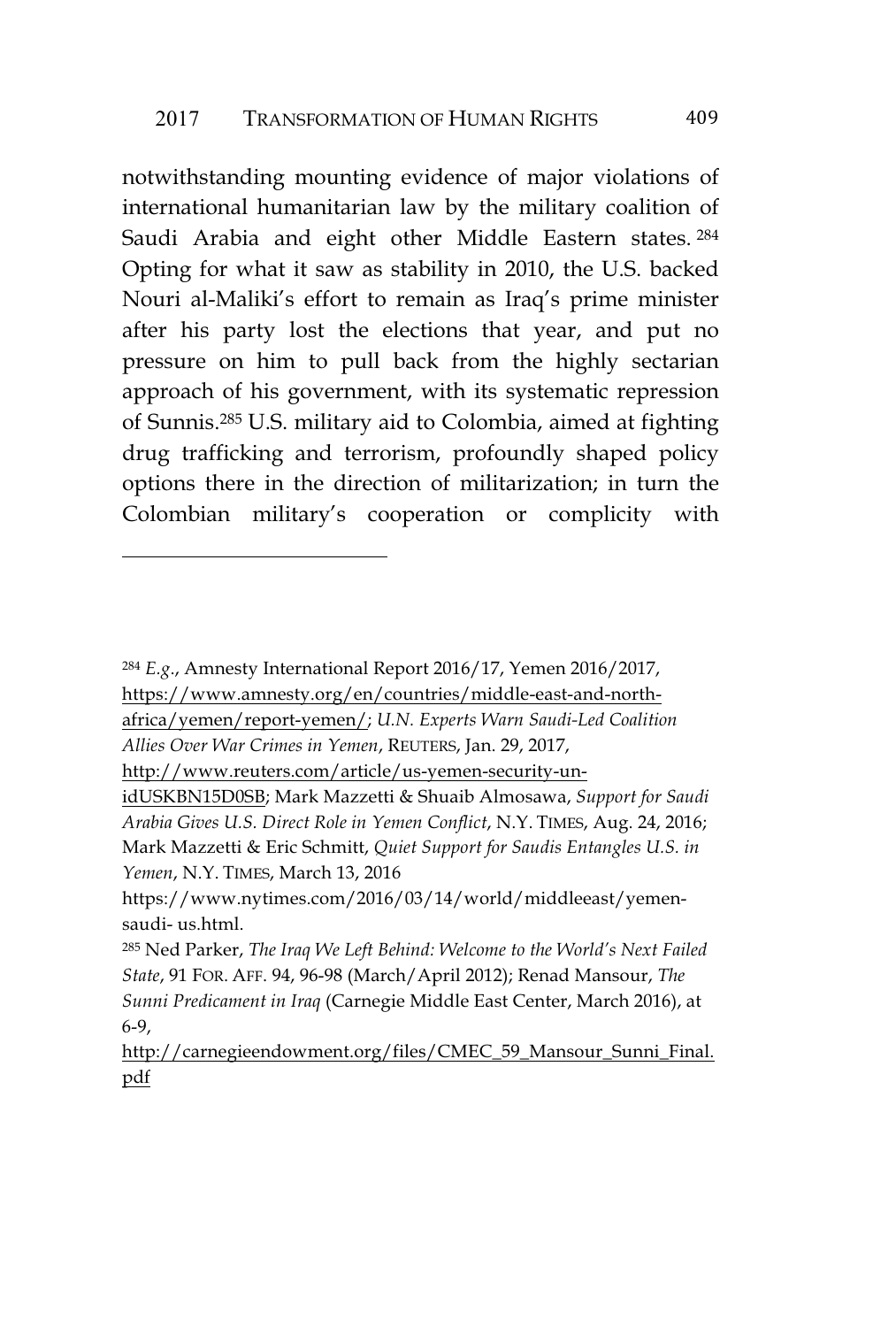notwithstanding mounting evidence of major violations of international humanitarian law by the military coalition of Saudi Arabia and eight other Middle Eastern states.[284] Opting for what it saw as stability in 2010, the U.S. backed Nouri al-Maliki's effort to remain as Iraq's prime minister after his party lost the elections that year, and put no pressure on him to pull back from the highly sectarian approach of his government, with its systematic repression of Sunnis.[285] U.S. military aid to Colombia, aimed at fighting drug trafficking and terrorism, profoundly shaped policy options there in the direction of militarization; in turn the Colombian military's cooperation or complicity with

---

[284] *E.g*., Amnesty International Report 2016/17, Yemen 2016/2017, https://www.amnesty.org/en/countries/middle-east-and-north-africa/yemen/report-yemen/; *U.N. Experts Warn Saudi-Led Coalition Allies Over War Crimes in Yemen*, REUTERS, Jan. 29, 2017, http://www.reuters.com/article/us-yemen-security-un-idUSKBN15D0SB; Mark Mazzetti & Shuaib Almosawa, *Support for Saudi Arabia Gives U.S. Direct Role in Yemen Conflict*, N.Y. TIMES, Aug. 24, 2016; Mark Mazzetti & Eric Schmitt, *Quiet Support for Saudis Entangles U.S. in Yemen*, N.Y. TIMES, March 13, 2016 https://www.nytimes.com/2016/03/14/world/middleeast/yemen-saudi- us.html.

[285] Ned Parker, *The Iraq We Left Behind: Welcome to the World's Next Failed State*, 91 FOR. AFF. 94, 96-98 (March/April 2012); Renad Mansour, *The Sunni Predicament in Iraq* (Carnegie Middle East Center, March 2016), at 6-9, http://carnegieendowment.org/files/CMEC_59_Mansour_Sunni_Final.pdf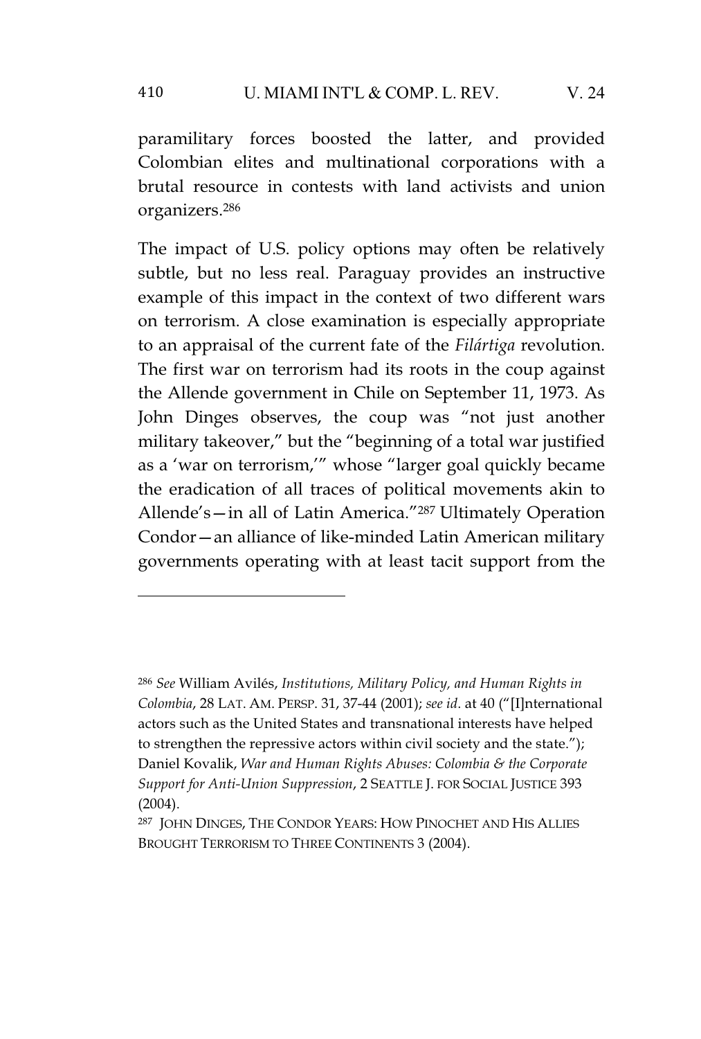paramilitary forces boosted the latter, and provided Colombian elites and multinational corporations with a brutal resource in contests with land activists and union organizers.[286]

The impact of U.S. policy options may often be relatively subtle, but no less real. Paraguay provides an instructive example of this impact in the context of two different wars on terrorism. A close examination is especially appropriate to an appraisal of the current fate of the *Filártiga* revolution. The first war on terrorism had its roots in the coup against the Allende government in Chile on September 11, 1973. As John Dinges observes, the coup was "not just another military takeover," but the "beginning of a total war justified as a 'war on terrorism,'" whose "larger goal quickly became the eradication of all traces of political movements akin to Allende's—in all of Latin America."[287] Ultimately Operation Condor—an alliance of like-minded Latin American military governments operating with at least tacit support from the

---

[286] *See* William Avilés, *Institutions, Military Policy, and Human Rights in Colombia*, 28 LAT. AM. PERSP. 31, 37-44 (2001); *see id.* at 40 ("[I]nternational actors such as the United States and transnational interests have helped to strengthen the repressive actors within civil society and the state."); Daniel Kovalik, *War and Human Rights Abuses: Colombia & the Corporate Support for Anti-Union Suppression*, 2 SEATTLE J. FOR SOCIAL JUSTICE 393 (2004).

[287] JOHN DINGES, THE CONDOR YEARS: HOW PINOCHET AND HIS ALLIES BROUGHT TERRORISM TO THREE CONTINENTS 3 (2004).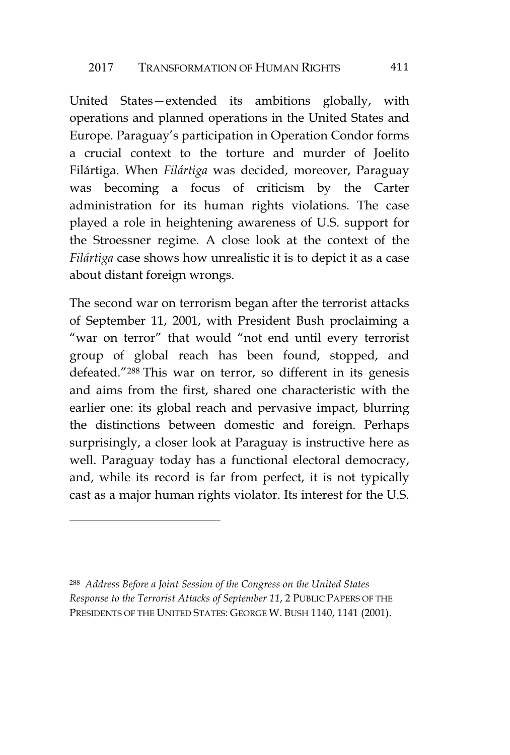United States—extended its ambitions globally, with operations and planned operations in the United States and Europe. Paraguay's participation in Operation Condor forms a crucial context to the torture and murder of Joelito Filártiga. When *Filártiga* was decided, moreover, Paraguay was becoming a focus of criticism by the Carter administration for its human rights violations. The case played a role in heightening awareness of U.S. support for the Stroessner regime. A close look at the context of the *Filártiga* case shows how unrealistic it is to depict it as a case about distant foreign wrongs.

The second war on terrorism began after the terrorist attacks of September 11, 2001, with President Bush proclaiming a "war on terror" that would "not end until every terrorist group of global reach has been found, stopped, and defeated."[288] This war on terror, so different in its genesis and aims from the first, shared one characteristic with the earlier one: its global reach and pervasive impact, blurring the distinctions between domestic and foreign. Perhaps surprisingly, a closer look at Paraguay is instructive here as well. Paraguay today has a functional electoral democracy, and, while its record is far from perfect, it is not typically cast as a major human rights violator. Its interest for the U.S.

---

[288] *Address Before a Joint Session of the Congress on the United States Response to the Terrorist Attacks of September 11*, 2 PUBLIC PAPERS OF THE PRESIDENTS OF THE UNITED STATES: GEORGE W. BUSH 1140, 1141 (2001).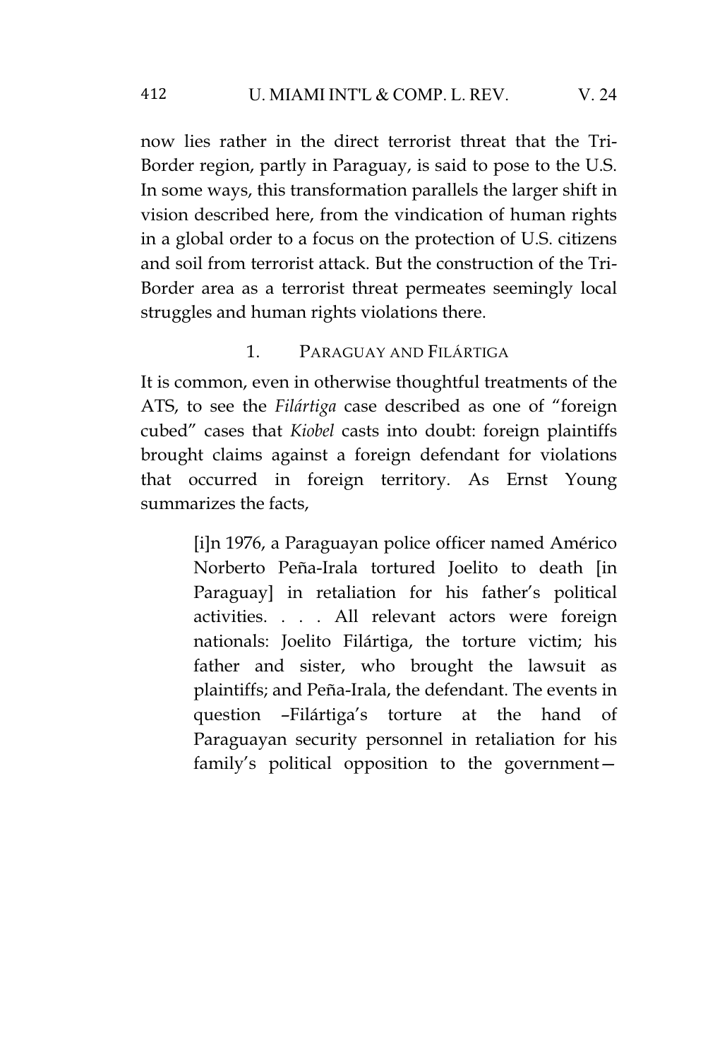now lies rather in the direct terrorist threat that the Tri-Border region, partly in Paraguay, is said to pose to the U.S. In some ways, this transformation parallels the larger shift in vision described here, from the vindication of human rights in a global order to a focus on the protection of U.S. citizens and soil from terrorist attack. But the construction of the Tri-Border area as a terrorist threat permeates seemingly local struggles and human rights violations there.

### 1. PARAGUAY AND FILÁRTIGA

It is common, even in otherwise thoughtful treatments of the ATS, to see the *Filártiga* case described as one of "foreign cubed" cases that *Kiobel* casts into doubt: foreign plaintiffs brought claims against a foreign defendant for violations that occurred in foreign territory. As Ernst Young summarizes the facts,

> [i]n 1976, a Paraguayan police officer named Américo Norberto Peña-Irala tortured Joelito to death [in Paraguay] in retaliation for his father's political activities. . . . All relevant actors were foreign nationals: Joelito Filártiga, the torture victim; his father and sister, who brought the lawsuit as plaintiffs; and Peña-Irala, the defendant. The events in question –Filártiga's torture at the hand of Paraguayan security personnel in retaliation for his family's political opposition to the government—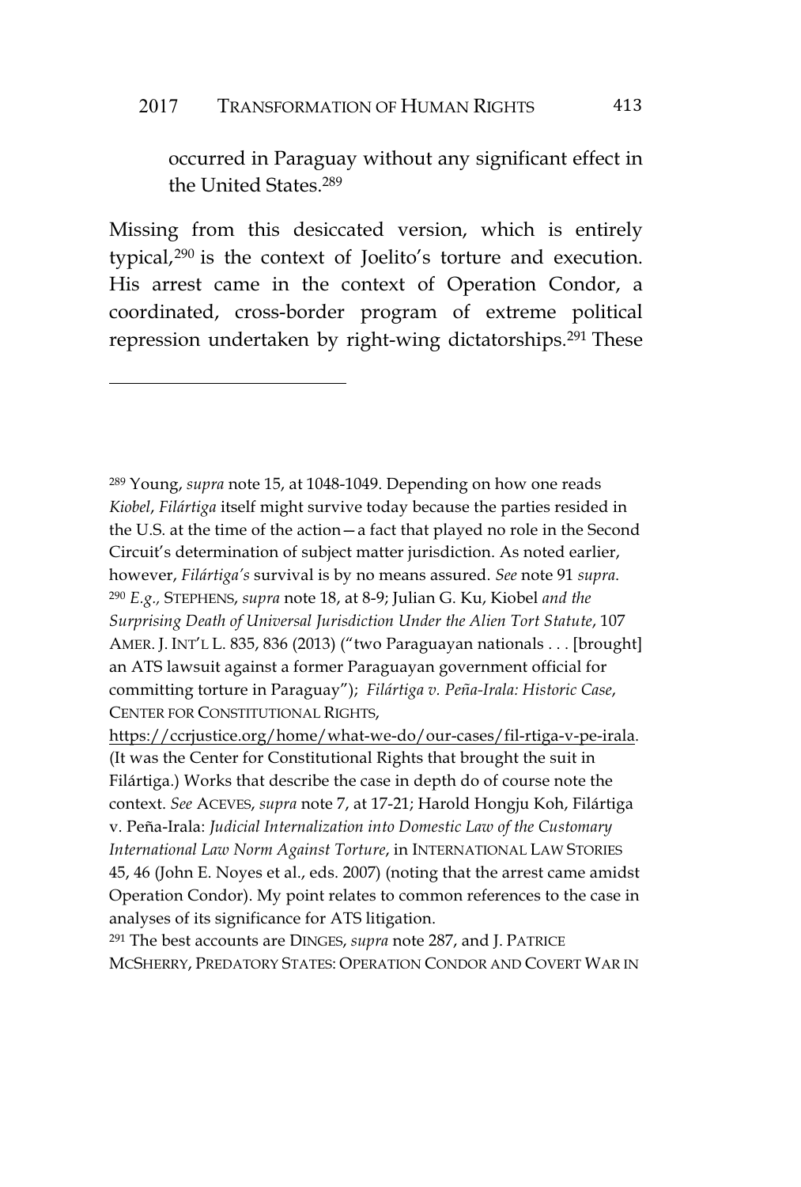occurred in Paraguay without any significant effect in the United States.[289]

Missing from this desiccated version, which is entirely typical,[290] is the context of Joelito's torture and execution. His arrest came in the context of Operation Condor, a coordinated, cross-border program of extreme political repression undertaken by right-wing dictatorships.[291] These

---

[289] Young, *supra* note 15, at 1048-1049. Depending on how one reads *Kiobel*, *Filártiga* itself might survive today because the parties resided in the U.S. at the time of the action—a fact that played no role in the Second Circuit's determination of subject matter jurisdiction. As noted earlier, however, *Filártiga's* survival is by no means assured. *See* note 91 *supra*.

[290] *E.g.*, STEPHENS, *supra* note 18, at 8-9; Julian G. Ku, Kiobel *and the Surprising Death of Universal Jurisdiction Under the Alien Tort Statute*, 107 AMER. J. INT'L L. 835, 836 (2013) ("two Paraguayan nationals . . . [brought] an ATS lawsuit against a former Paraguayan government official for committing torture in Paraguay"); *Filártiga v. Peña-Irala: Historic Case*, CENTER FOR CONSTITUTIONAL RIGHTS, https://ccrjustice.org/home/what-we-do/our-cases/fil-rtiga-v-pe-irala. (It was the Center for Constitutional Rights that brought the suit in Filártiga.) Works that describe the case in depth do of course note the context. *See* ACEVES, *supra* note 7, at 17-21; Harold Hongju Koh, Filártiga v. Peña-Irala: *Judicial Internalization into Domestic Law of the Customary International Law Norm Against Torture*, in INTERNATIONAL LAW STORIES 45, 46 (John E. Noyes et al., eds. 2007) (noting that the arrest came amidst Operation Condor). My point relates to common references to the case in analyses of its significance for ATS litigation.

[291] The best accounts are DINGES, *supra* note 287, and J. PATRICE MCSHERRY, PREDATORY STATES: OPERATION CONDOR AND COVERT WAR IN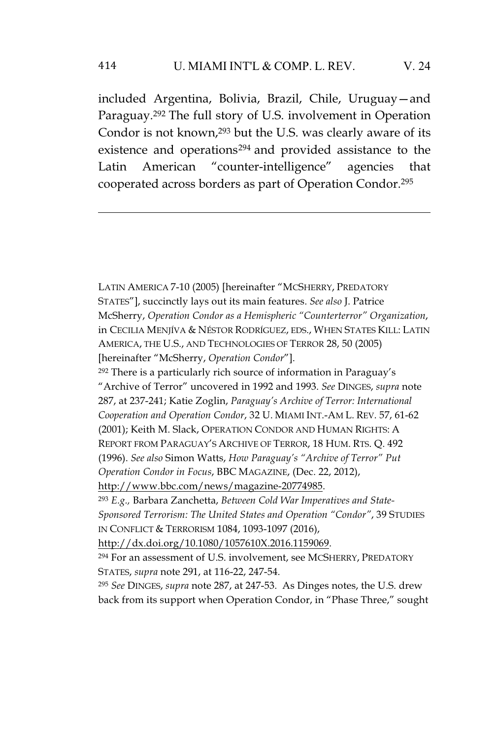included Argentina, Bolivia, Brazil, Chile, Uruguay—and Paraguay.[292] The full story of U.S. involvement in Operation Condor is not known,[293] but the U.S. was clearly aware of its existence and operations[294] and provided assistance to the Latin American "counter-intelligence" agencies that cooperated across borders as part of Operation Condor.[295]

---

LATIN AMERICA 7-10 (2005) [hereinafter "MCSHERRY, PREDATORY STATES"], succinctly lays out its main features. *See also* J. Patrice McSherry, *Operation Condor as a Hemispheric "Counterterror" Organization*, in CECILIA MENJÍVA & NÉSTOR RODRÍGUEZ, EDS., WHEN STATES KILL: LATIN AMERICA, THE U.S., AND TECHNOLOGIES OF TERROR 28, 50 (2005) [hereinafter "McSherry, *Operation Condor*"].

[292] There is a particularly rich source of information in Paraguay's "Archive of Terror" uncovered in 1992 and 1993. *See* DINGES, *supra* note 287, at 237-241; Katie Zoglin, *Paraguay's Archive of Terror: International Cooperation and Operation Condor*, 32 U. MIAMI INT.-AM L. REV. 57, 61-62 (2001); Keith M. Slack, OPERATION CONDOR AND HUMAN RIGHTS: A REPORT FROM PARAGUAY'S ARCHIVE OF TERROR, 18 HUM. RTS. Q. 492 (1996). *See also* Simon Watts, *How Paraguay's "Archive of Terror" Put Operation Condor in Focus*, BBC MAGAZINE, (Dec. 22, 2012), http://www.bbc.com/news/magazine-20774985.

[293] *E.g.,* Barbara Zanchetta, *Between Cold War Imperatives and State-Sponsored Terrorism: The United States and Operation "Condor"*, 39 STUDIES IN CONFLICT & TERRORISM 1084, 1093-1097 (2016), http://dx.doi.org/10.1080/1057610X.2016.1159069.

[294] For an assessment of U.S. involvement, see MCSHERRY, PREDATORY STATES, *supra* note 291, at 116-22, 247-54.

[295] *See* DINGES, *supra* note 287, at 247-53. As Dinges notes, the U.S. drew back from its support when Operation Condor, in "Phase Three," sought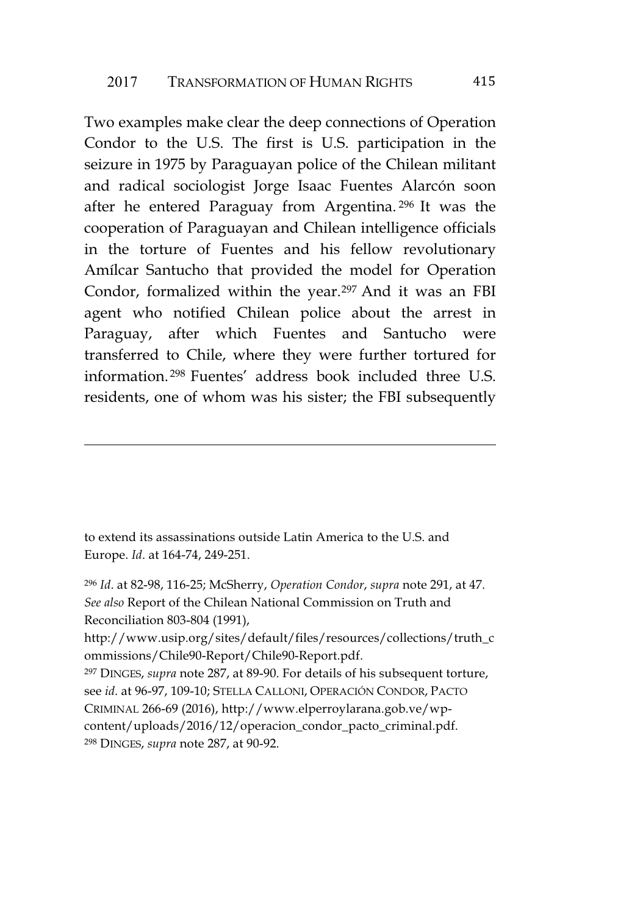Two examples make clear the deep connections of Operation Condor to the U.S. The first is U.S. participation in the seizure in 1975 by Paraguayan police of the Chilean militant and radical sociologist Jorge Isaac Fuentes Alarcón soon after he entered Paraguay from Argentina.[296] It was the cooperation of Paraguayan and Chilean intelligence officials in the torture of Fuentes and his fellow revolutionary Amílcar Santucho that provided the model for Operation Condor, formalized within the year.[297] And it was an FBI agent who notified Chilean police about the arrest in Paraguay, after which Fuentes and Santucho were transferred to Chile, where they were further tortured for information.[298] Fuentes' address book included three U.S. residents, one of whom was his sister; the FBI subsequently

---

to extend its assassinations outside Latin America to the U.S. and Europe. *Id*. at 164-74, 249-251.

[296] *Id*. at 82-98, 116-25; McSherry, *Operation Condor*, *supra* note 291, at 47. *See also* Report of the Chilean National Commission on Truth and Reconciliation 803-804 (1991), http://www.usip.org/sites/default/files/resources/collections/truth_commissions/Chile90-Report/Chile90-Report.pdf.

[297] DINGES, *supra* note 287, at 89-90. For details of his subsequent torture, see *id*. at 96-97, 109-10; STELLA CALLONI, OPERACIÓN CONDOR, PACTO CRIMINAL 266-69 (2016), http://www.elperroylarana.gob.ve/wp-content/uploads/2016/12/operacion_condor_pacto_criminal.pdf.

[298] DINGES, *supra* note 287, at 90-92.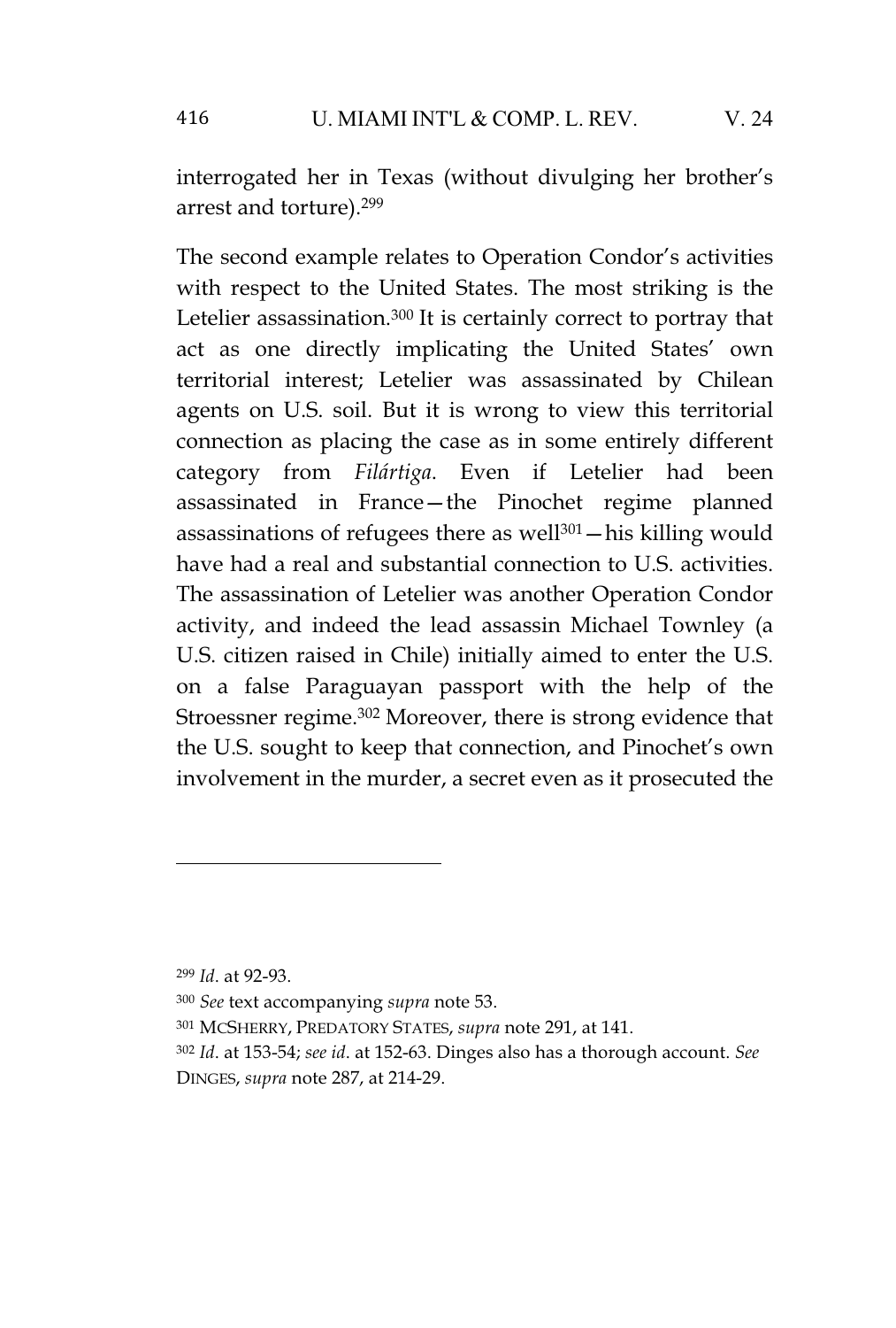interrogated her in Texas (without divulging her brother's arrest and torture).[299]

The second example relates to Operation Condor's activities with respect to the United States. The most striking is the Letelier assassination.[300] It is certainly correct to portray that act as one directly implicating the United States' own territorial interest; Letelier was assassinated by Chilean agents on U.S. soil. But it is wrong to view this territorial connection as placing the case as in some entirely different category from *Filártiga*. Even if Letelier had been assassinated in France—the Pinochet regime planned assassinations of refugees there as well[301]—his killing would have had a real and substantial connection to U.S. activities. The assassination of Letelier was another Operation Condor activity, and indeed the lead assassin Michael Townley (a U.S. citizen raised in Chile) initially aimed to enter the U.S. on a false Paraguayan passport with the help of the Stroessner regime.[302] Moreover, there is strong evidence that the U.S. sought to keep that connection, and Pinochet's own involvement in the murder, a secret even as it prosecuted the

---

[299] *Id*. at 92-93.

[300] *See* text accompanying *supra* note 53.

[301] MCSHERRY, PREDATORY STATES, *supra* note 291, at 141.

[302] *Id*. at 153-54; *see id*. at 152-63. Dinges also has a thorough account. *See* DINGES, *supra* note 287, at 214-29.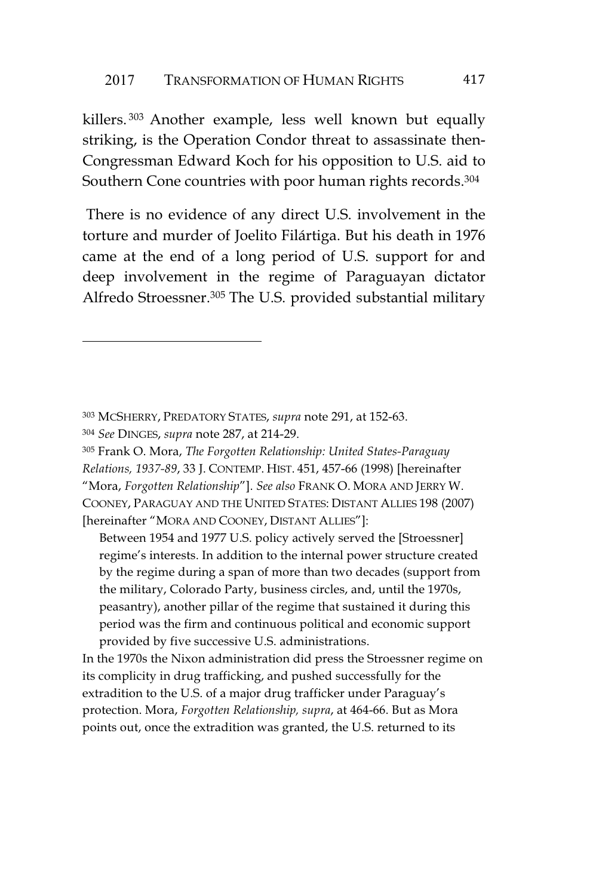killers.[303] Another example, less well known but equally striking, is the Operation Condor threat to assassinate then-Congressman Edward Koch for his opposition to U.S. aid to Southern Cone countries with poor human rights records.[304]

There is no evidence of any direct U.S. involvement in the torture and murder of Joelito Filártiga. But his death in 1976 came at the end of a long period of U.S. support for and deep involvement in the regime of Paraguayan dictator Alfredo Stroessner.[305] The U.S. provided substantial military

---

[303] MCSHERRY, PREDATORY STATES, *supra* note 291, at 152-63.

[304] *See* DINGES, *supra* note 287, at 214-29.

[305] Frank O. Mora, *The Forgotten Relationship: United States-Paraguay Relations, 1937-89*, 33 J. CONTEMP. HIST. 451, 457-66 (1998) [hereinafter "Mora, *Forgotten Relationship*"]. *See also* FRANK O. MORA AND JERRY W. COONEY, PARAGUAY AND THE UNITED STATES: DISTANT ALLIES 198 (2007) [hereinafter "MORA AND COONEY, DISTANT ALLIES"]:

> Between 1954 and 1977 U.S. policy actively served the [Stroessner] regime's interests. In addition to the internal power structure created by the regime during a span of more than two decades (support from the military, Colorado Party, business circles, and, until the 1970s, peasantry), another pillar of the regime that sustained it during this period was the firm and continuous political and economic support provided by five successive U.S. administrations.

In the 1970s the Nixon administration did press the Stroessner regime on its complicity in drug trafficking, and pushed successfully for the extradition to the U.S. of a major drug trafficker under Paraguay's protection. Mora, *Forgotten Relationship, supra*, at 464-66. But as Mora points out, once the extradition was granted, the U.S. returned to its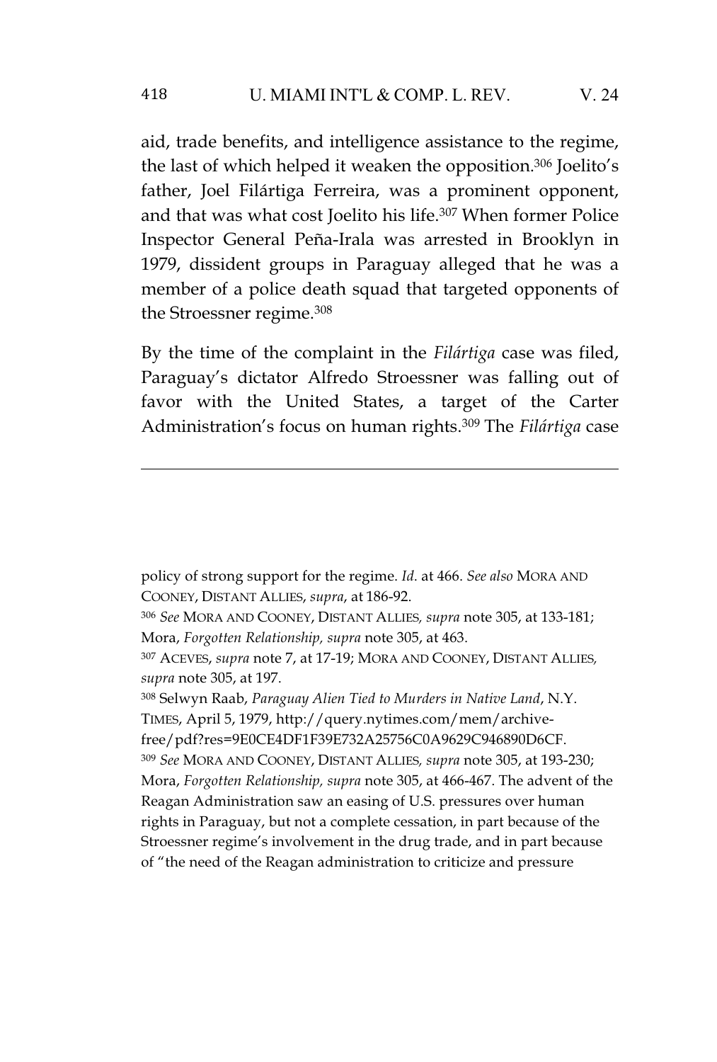aid, trade benefits, and intelligence assistance to the regime, the last of which helped it weaken the opposition.[306] Joelito's father, Joel Filártiga Ferreira, was a prominent opponent, and that was what cost Joelito his life.[307] When former Police Inspector General Peña-Irala was arrested in Brooklyn in 1979, dissident groups in Paraguay alleged that he was a member of a police death squad that targeted opponents of the Stroessner regime.[308]

By the time of the complaint in the *Filártiga* case was filed, Paraguay's dictator Alfredo Stroessner was falling out of favor with the United States, a target of the Carter Administration's focus on human rights.[309] The *Filártiga* case

---

policy of strong support for the regime. *Id.* at 466. *See also* MORA AND COONEY, DISTANT ALLIES, *supra*, at 186-92.

[306] *See* MORA AND COONEY, DISTANT ALLIES, *supra* note 305, at 133-181; Mora, *Forgotten Relationship, supra* note 305, at 463.

[307] ACEVES, *supra* note 7, at 17-19; MORA AND COONEY, DISTANT ALLIES, *supra* note 305, at 197.

[308] Selwyn Raab, *Paraguay Alien Tied to Murders in Native Land*, N.Y. TIMES, April 5, 1979, http://query.nytimes.com/mem/archive-free/pdf?res=9E0CE4DF1F39E732A25756C0A9629C946890D6CF.

[309] *See* MORA AND COONEY, DISTANT ALLIES, *supra* note 305, at 193-230; Mora, *Forgotten Relationship, supra* note 305, at 466-467. The advent of the Reagan Administration saw an easing of U.S. pressures over human rights in Paraguay, but not a complete cessation, in part because of the Stroessner regime's involvement in the drug trade, and in part because of "the need of the Reagan administration to criticize and pressure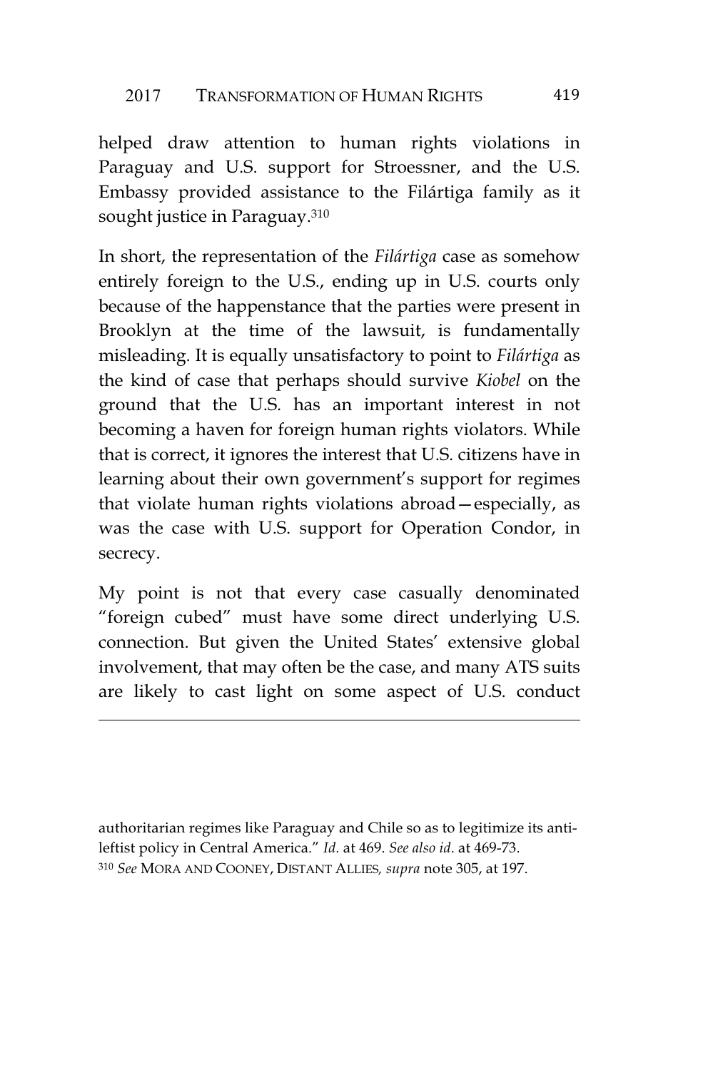helped draw attention to human rights violations in Paraguay and U.S. support for Stroessner, and the U.S. Embassy provided assistance to the Filártiga family as it sought justice in Paraguay.[310]

In short, the representation of the *Filártiga* case as somehow entirely foreign to the U.S., ending up in U.S. courts only because of the happenstance that the parties were present in Brooklyn at the time of the lawsuit, is fundamentally misleading. It is equally unsatisfactory to point to *Filártiga* as the kind of case that perhaps should survive *Kiobel* on the ground that the U.S. has an important interest in not becoming a haven for foreign human rights violators. While that is correct, it ignores the interest that U.S. citizens have in learning about their own government's support for regimes that violate human rights violations abroad—especially, as was the case with U.S. support for Operation Condor, in secrecy.

My point is not that every case casually denominated "foreign cubed" must have some direct underlying U.S. connection. But given the United States' extensive global involvement, that may often be the case, and many ATS suits are likely to cast light on some aspect of U.S. conduct

---

authoritarian regimes like Paraguay and Chile so as to legitimize its anti-leftist policy in Central America." *Id*. at 469. *See also id*. at 469-73.

[310] *See* MORA AND COONEY, DISTANT ALLIES, *supra* note 305, at 197.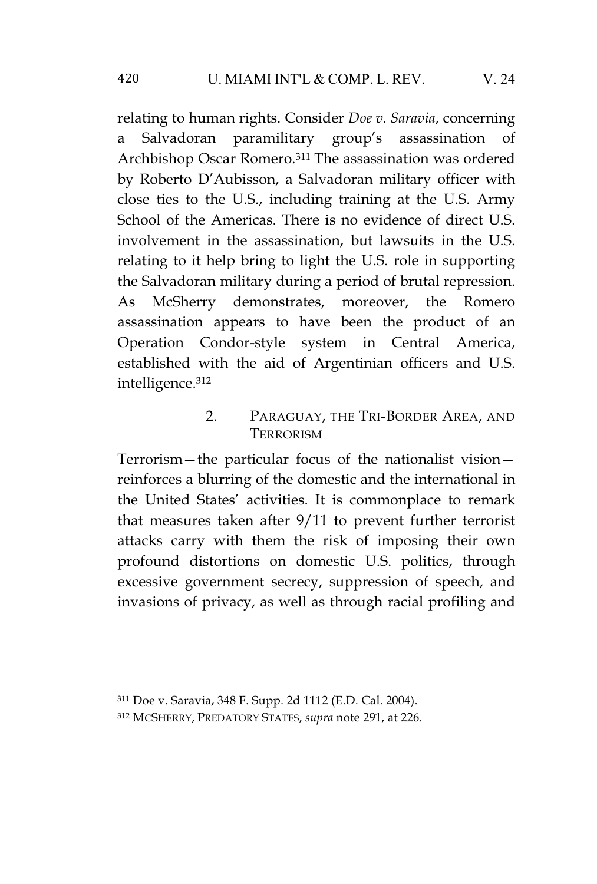relating to human rights. Consider *Doe v. Saravia*, concerning a Salvadoran paramilitary group's assassination of Archbishop Oscar Romero.[311] The assassination was ordered by Roberto D'Aubisson, a Salvadoran military officer with close ties to the U.S., including training at the U.S. Army School of the Americas. There is no evidence of direct U.S. involvement in the assassination, but lawsuits in the U.S. relating to it help bring to light the U.S. role in supporting the Salvadoran military during a period of brutal repression. As McSherry demonstrates, moreover, the Romero assassination appears to have been the product of an Operation Condor-style system in Central America, established with the aid of Argentinian officers and U.S. intelligence.[312]

### 2. PARAGUAY, THE TRI-BORDER AREA, AND TERRORISM

Terrorism—the particular focus of the nationalist vision—reinforces a blurring of the domestic and the international in the United States' activities. It is commonplace to remark that measures taken after 9/11 to prevent further terrorist attacks carry with them the risk of imposing their own profound distortions on domestic U.S. politics, through excessive government secrecy, suppression of speech, and invasions of privacy, as well as through racial profiling and

---

[311] Doe v. Saravia, 348 F. Supp. 2d 1112 (E.D. Cal. 2004).

[312] MCSHERRY, PREDATORY STATES, *supra* note 291, at 226.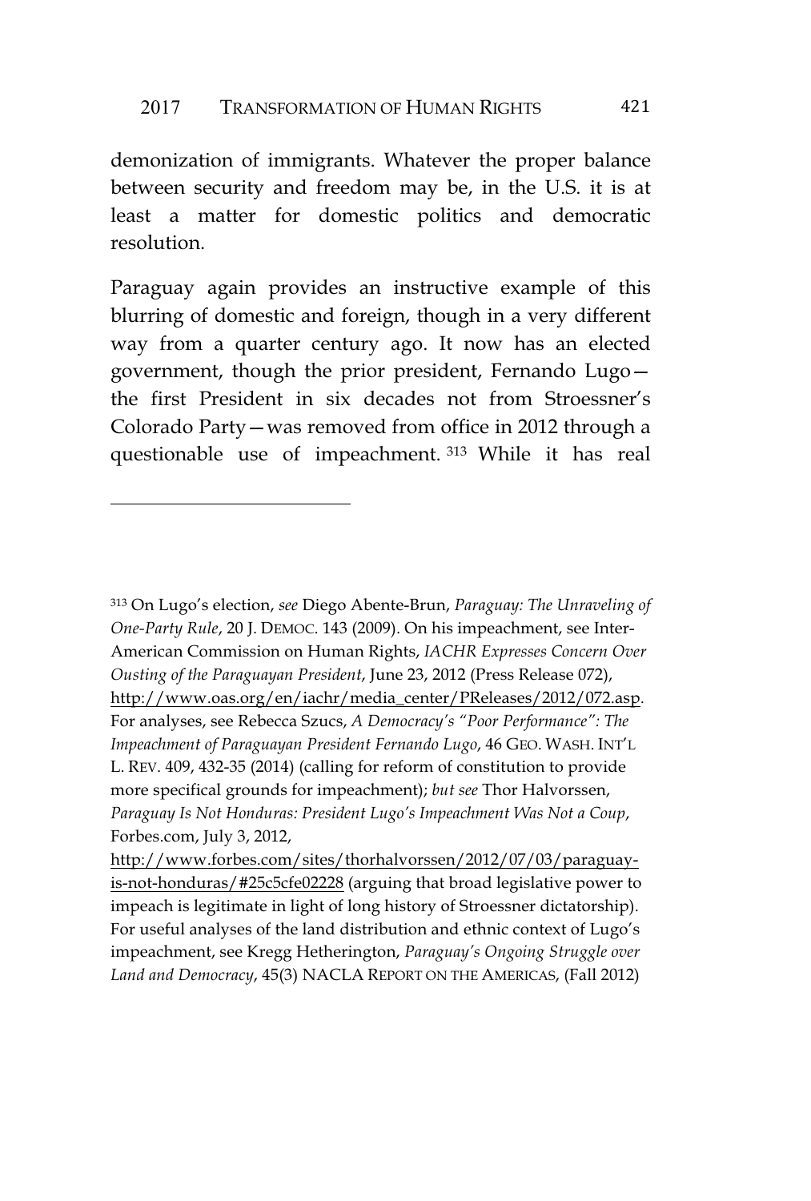demonization of immigrants. Whatever the proper balance between security and freedom may be, in the U.S. it is at least a matter for domestic politics and democratic resolution.

Paraguay again provides an instructive example of this blurring of domestic and foreign, though in a very different way from a quarter century ago. It now has an elected government, though the prior president, Fernando Lugo—the first President in six decades not from Stroessner's Colorado Party—was removed from office in 2012 through a questionable use of impeachment.[313] While it has real

---

[313] On Lugo's election, *see* Diego Abente-Brun, *Paraguay: The Unraveling of One-Party Rule*, 20 J. DEMOC. 143 (2009). On his impeachment, see Inter-American Commission on Human Rights, *IACHR Expresses Concern Over Ousting of the Paraguayan President*, June 23, 2012 (Press Release 072), http://www.oas.org/en/iachr/media_center/PReleases/2012/072.asp. For analyses, see Rebecca Szucs, *A Democracy's "Poor Performance": The Impeachment of Paraguayan President Fernando Lugo*, 46 GEO. WASH. INT'L L. REV. 409, 432-35 (2014) (calling for reform of constitution to provide more specifical grounds for impeachment); *but see* Thor Halvorssen, *Paraguay Is Not Honduras: President Lugo's Impeachment Was Not a Coup*, Forbes.com, July 3, 2012, http://www.forbes.com/sites/thorhalvorssen/2012/07/03/paraguay-is-not-honduras/#25c5cfe02228 (arguing that broad legislative power to impeach is legitimate in light of long history of Stroessner dictatorship). For useful analyses of the land distribution and ethnic context of Lugo's impeachment, see Kregg Hetherington, *Paraguay's Ongoing Struggle over Land and Democracy*, 45(3) NACLA REPORT ON THE AMERICAS, (Fall 2012)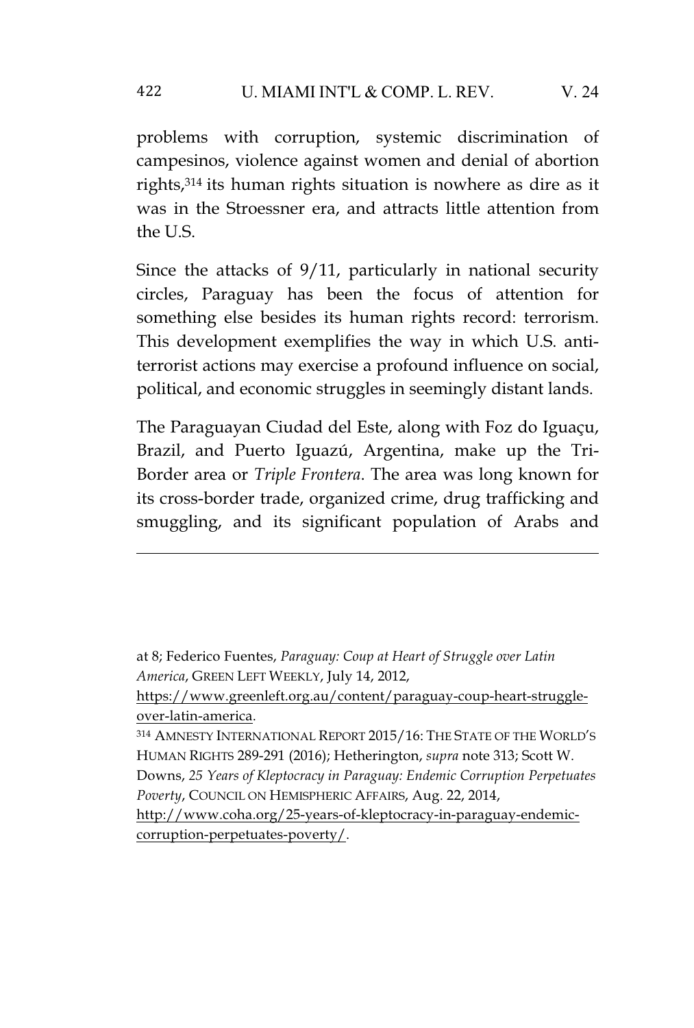problems with corruption, systemic discrimination of campesinos, violence against women and denial of abortion rights,[314] its human rights situation is nowhere as dire as it was in the Stroessner era, and attracts little attention from the U.S.

Since the attacks of 9/11, particularly in national security circles, Paraguay has been the focus of attention for something else besides its human rights record: terrorism. This development exemplifies the way in which U.S. anti-terrorist actions may exercise a profound influence on social, political, and economic struggles in seemingly distant lands.

The Paraguayan Ciudad del Este, along with Foz do Iguaçu, Brazil, and Puerto Iguazú, Argentina, make up the Tri-Border area or *Triple Frontera*. The area was long known for its cross-border trade, organized crime, drug trafficking and smuggling, and its significant population of Arabs and

---

at 8; Federico Fuentes, *Paraguay: Coup at Heart of Struggle over Latin America*, GREEN LEFT WEEKLY, July 14, 2012, https://www.greenleft.org.au/content/paraguay-coup-heart-struggle-over-latin-america.

[314] AMNESTY INTERNATIONAL REPORT 2015/16: THE STATE OF THE WORLD'S HUMAN RIGHTS 289-291 (2016); Hetherington, *supra* note 313; Scott W. Downs, *25 Years of Kleptocracy in Paraguay: Endemic Corruption Perpetuates Poverty*, COUNCIL ON HEMISPHERIC AFFAIRS, Aug. 22, 2014, http://www.coha.org/25-years-of-kleptocracy-in-paraguay-endemic-corruption-perpetuates-poverty/.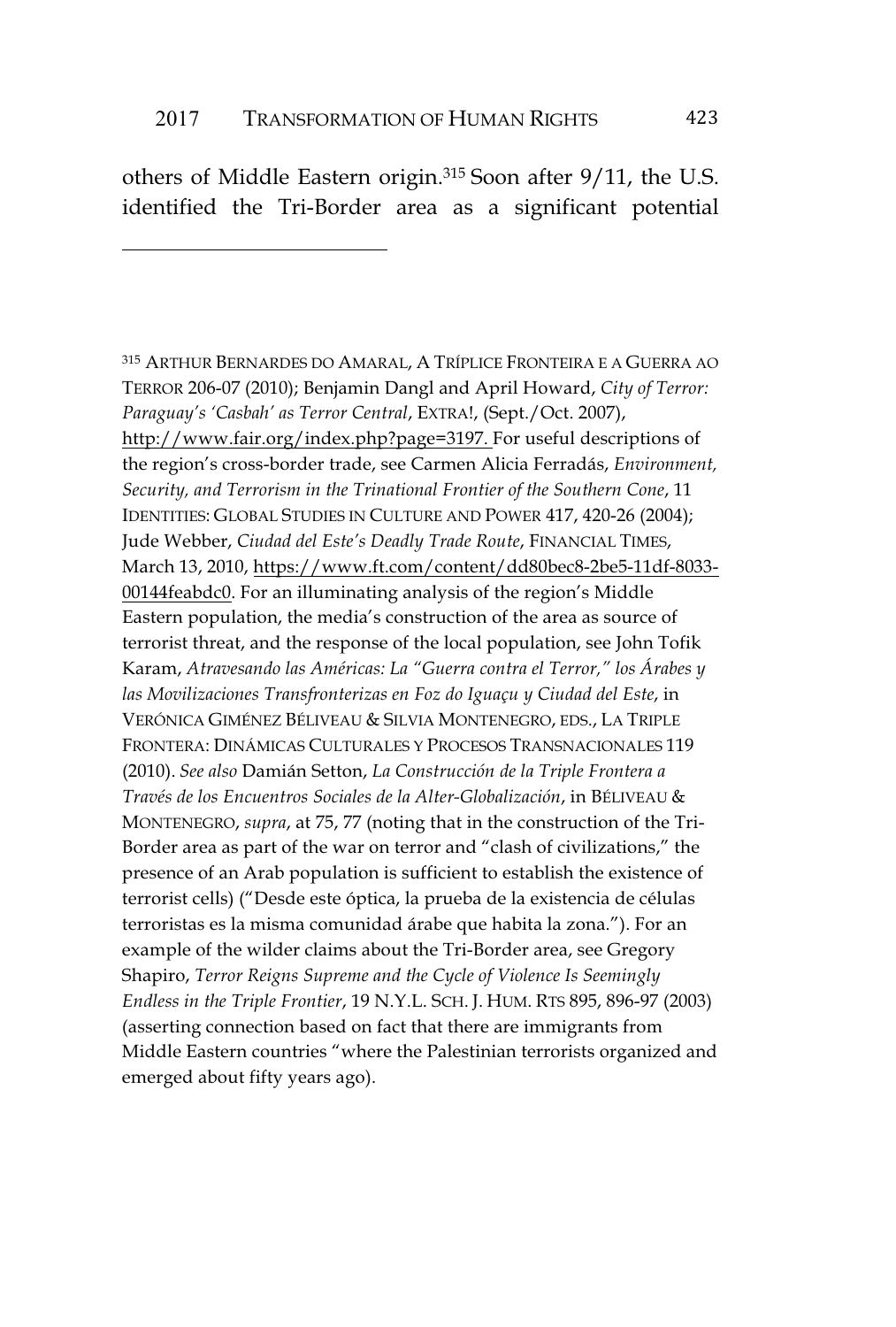others of Middle Eastern origin.[315] Soon after 9/11, the U.S. identified the Tri-Border area as a significant potential

---

[315] ARTHUR BERNARDES DO AMARAL, A TRÍPLICE FRONTEIRA E A GUERRA AO TERROR 206-07 (2010); Benjamin Dangl and April Howard, *City of Terror: Paraguay's 'Casbah' as Terror Central*, EXTRA!, (Sept./Oct. 2007), http://www.fair.org/index.php?page=3197. For useful descriptions of the region's cross-border trade, see Carmen Alicia Ferradás, *Environment, Security, and Terrorism in the Trinational Frontier of the Southern Cone*, 11 IDENTITIES: GLOBAL STUDIES IN CULTURE AND POWER 417, 420-26 (2004); Jude Webber, *Ciudad del Este's Deadly Trade Route*, FINANCIAL TIMES, March 13, 2010, https://www.ft.com/content/dd80bec8-2be5-11df-8033-00144feabdc0. For an illuminating analysis of the region's Middle Eastern population, the media's construction of the area as source of terrorist threat, and the response of the local population, see John Tofik Karam, *Atravesando las Américas: La "Guerra contra el Terror," los Árabes y las Movilizaciones Transfronterizas en Foz do Iguaçu y Ciudad del Este*, in VERÓNICA GIMÉNEZ BÉLIVEAU & SILVIA MONTENEGRO, EDS., LA TRIPLE FRONTERA: DINÁMICAS CULTURALES Y PROCESOS TRANSNACIONALES 119 (2010). *See also* Damián Setton, *La Construcción de la Triple Frontera a Través de los Encuentros Sociales de la Alter-Globalización*, in BÉLIVEAU & MONTENEGRO, *supra*, at 75, 77 (noting that in the construction of the Tri-Border area as part of the war on terror and "clash of civilizations," the presence of an Arab population is sufficient to establish the existence of terrorist cells) ("Desde este óptica, la prueba de la existencia de células terroristas es la misma comunidad árabe que habita la zona."). For an example of the wilder claims about the Tri-Border area, see Gregory Shapiro, *Terror Reigns Supreme and the Cycle of Violence Is Seemingly Endless in the Triple Frontier*, 19 N.Y.L. SCH. J. HUM. RTS 895, 896-97 (2003) (asserting connection based on fact that there are immigrants from Middle Eastern countries "where the Palestinian terrorists organized and emerged about fifty years ago).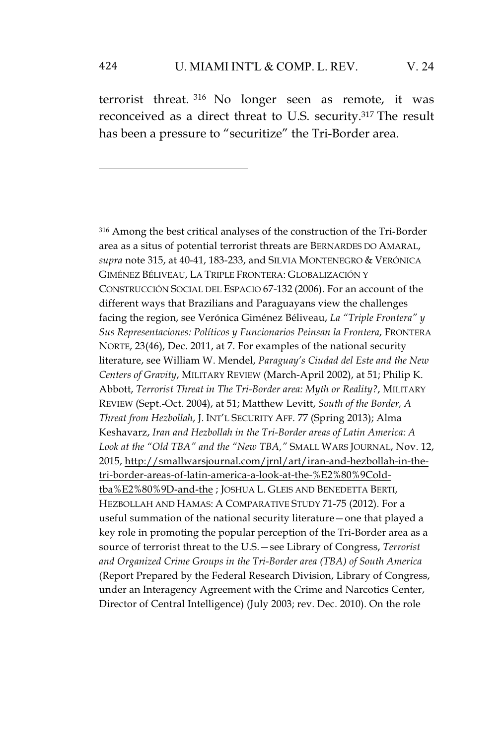terrorist threat.[316] No longer seen as remote, it was reconceived as a direct threat to U.S. security.[317] The result has been a pressure to "securitize" the Tri-Border area.

---

[316] Among the best critical analyses of the construction of the Tri-Border area as a situs of potential terrorist threats are BERNARDES DO AMARAL, *supra* note 315, at 40-41, 183-233, and SILVIA MONTENEGRO & VERÓNICA GIMÉNEZ BÉLIVEAU, LA TRIPLE FRONTERA: GLOBALIZACIÓN Y CONSTRUCCIÓN SOCIAL DEL ESPACIO 67-132 (2006). For an account of the different ways that Brazilians and Paraguayans view the challenges facing the region, see Verónica Giménez Béliveau, *La "Triple Frontera" y Sus Representaciones: Políticos y Funcionarios Peinsan la Frontera*, FRONTERA NORTE, 23(46), Dec. 2011, at 7. For examples of the national security literature, see William W. Mendel, *Paraguay's Ciudad del Este and the New Centers of Gravity*, MILITARY REVIEW (March-April 2002), at 51; Philip K. Abbott, *Terrorist Threat in The Tri-Border area: Myth or Reality?*, MILITARY REVIEW (Sept.-Oct. 2004), at 51; Matthew Levitt, *South of the Border, A Threat from Hezbollah*, J. INT'L SECURITY AFF. 77 (Spring 2013); Alma Keshavarz, *Iran and Hezbollah in the Tri-Border areas of Latin America: A Look at the "Old TBA" and the "New TBA,"* SMALL WARS JOURNAL, Nov. 12, 2015, http://smallwarsjournal.com/jrnl/art/iran-and-hezbollah-in-the-tri-border-areas-of-latin-america-a-look-at-the-%E2%80%9Cold-tba%E2%80%9D-and-the ; JOSHUA L. GLEIS AND BENEDETTA BERTI, HEZBOLLAH AND HAMAS: A COMPARATIVE STUDY 71-75 (2012). For a useful summation of the national security literature—one that played a key role in promoting the popular perception of the Tri-Border area as a source of terrorist threat to the U.S.—see Library of Congress, *Terrorist and Organized Crime Groups in the Tri-Border area (TBA) of South America* (Report Prepared by the Federal Research Division, Library of Congress, under an Interagency Agreement with the Crime and Narcotics Center, Director of Central Intelligence) (July 2003; rev. Dec. 2010). On the role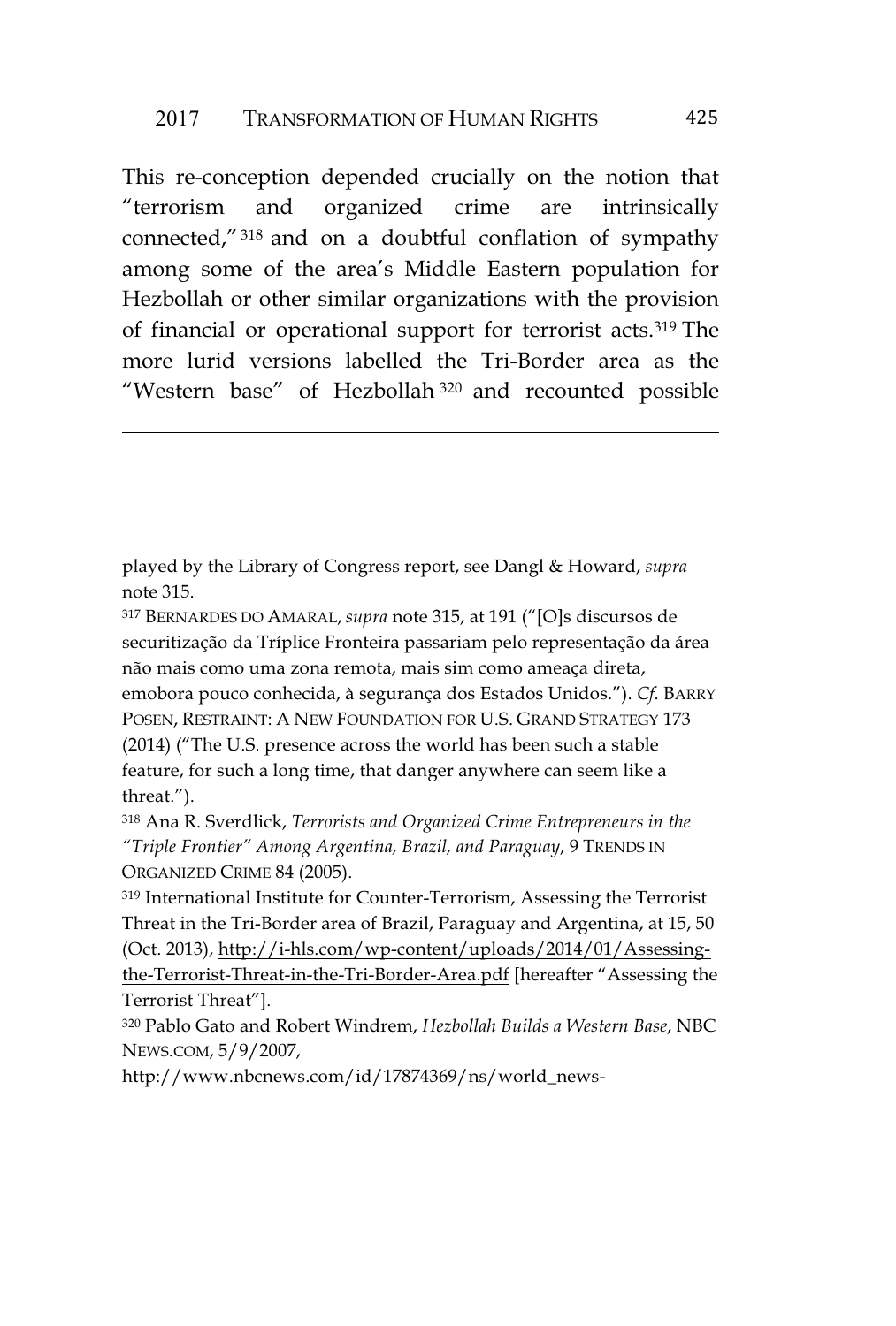This re-conception depended crucially on the notion that "terrorism and organized crime are intrinsically connected,"[318] and on a doubtful conflation of sympathy among some of the area's Middle Eastern population for Hezbollah or other similar organizations with the provision of financial or operational support for terrorist acts.[319] The more lurid versions labelled the Tri-Border area as the "Western base" of Hezbollah[320] and recounted possible

---

played by the Library of Congress report, see Dangl & Howard, *supra* note 315.

317 BERNARDES DO AMARAL, *supra* note 315, at 191 ("[O]s discursos de securitização da Tríplice Fronteira passariam pelo representação da área não mais como uma zona remota, mais sim como ameaça direta, emobora pouco conhecida, à segurança dos Estados Unidos."). *Cf.* BARRY POSEN, RESTRAINT: A NEW FOUNDATION FOR U.S. GRAND STRATEGY 173 (2014) ("The U.S. presence across the world has been such a stable feature, for such a long time, that danger anywhere can seem like a threat.").

318 Ana R. Sverdlick, *Terrorists and Organized Crime Entrepreneurs in the "Triple Frontier" Among Argentina, Brazil, and Paraguay*, 9 TRENDS IN ORGANIZED CRIME 84 (2005).

319 International Institute for Counter-Terrorism, Assessing the Terrorist Threat in the Tri-Border area of Brazil, Paraguay and Argentina, at 15, 50 (Oct. 2013), http://i-hls.com/wp-content/uploads/2014/01/Assessing-the-Terrorist-Threat-in-the-Tri-Border-Area.pdf [hereafter "Assessing the Terrorist Threat"].

320 Pablo Gato and Robert Windrem, *Hezbollah Builds a Western Base*, NBC NEWS.COM, 5/9/2007, http://www.nbcnews.com/id/17874369/ns/world_news-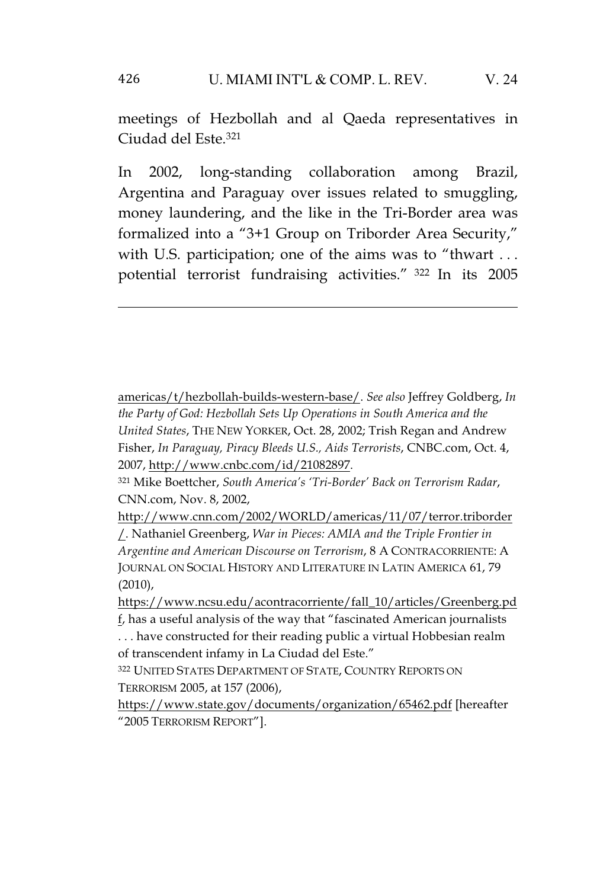meetings of Hezbollah and al Qaeda representatives in Ciudad del Este.[321]

In 2002, long-standing collaboration among Brazil, Argentina and Paraguay over issues related to smuggling, money laundering, and the like in the Tri-Border area was formalized into a "3+1 Group on Triborder Area Security," with U.S. participation; one of the aims was to "thwart . . . potential terrorist fundraising activities." [322] In its 2005

---

americas/t/hezbollah-builds-western-base/. *See also* Jeffrey Goldberg, *In the Party of God: Hezbollah Sets Up Operations in South America and the United States*, THE NEW YORKER, Oct. 28, 2002; Trish Regan and Andrew Fisher, *In Paraguay, Piracy Bleeds U.S., Aids Terrorists*, CNBC.com, Oct. 4, 2007, http://www.cnbc.com/id/21082897.

[321] Mike Boettcher, *South America's 'Tri-Border' Back on Terrorism Radar*, CNN.com, Nov. 8, 2002, http://www.cnn.com/2002/WORLD/americas/11/07/terror.triborder/. Nathaniel Greenberg, *War in Pieces: AMIA and the Triple Frontier in Argentine and American Discourse on Terrorism*, 8 A CONTRACORRIENTE: A JOURNAL ON SOCIAL HISTORY AND LITERATURE IN LATIN AMERICA 61, 79 (2010), https://www.ncsu.edu/acontracorriente/fall_10/articles/Greenberg.pdf, has a useful analysis of the way that "fascinated American journalists . . . have constructed for their reading public a virtual Hobbesian realm of transcendent infamy in La Ciudad del Este."

[322] UNITED STATES DEPARTMENT OF STATE, COUNTRY REPORTS ON TERRORISM 2005, at 157 (2006), https://www.state.gov/documents/organization/65462.pdf [hereafter "2005 TERRORISM REPORT"].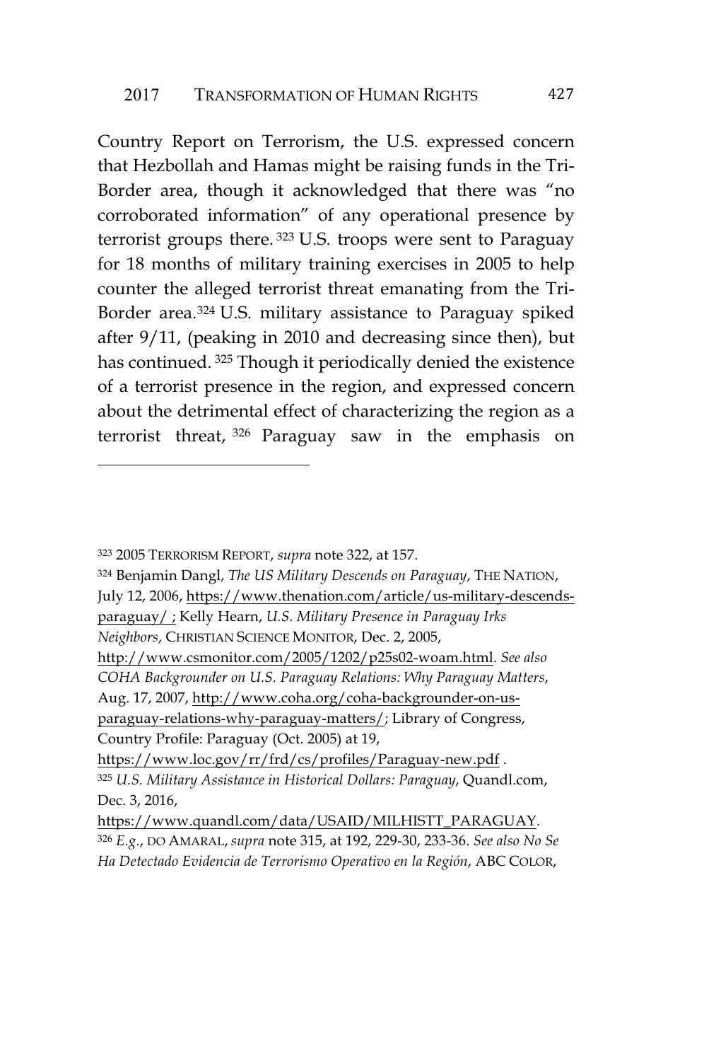Country Report on Terrorism, the U.S. expressed concern that Hezbollah and Hamas might be raising funds in the Tri-Border area, though it acknowledged that there was "no corroborated information" of any operational presence by terrorist groups there.[323] U.S. troops were sent to Paraguay for 18 months of military training exercises in 2005 to help counter the alleged terrorist threat emanating from the Tri-Border area.[324] U.S. military assistance to Paraguay spiked after 9/11, (peaking in 2010 and decreasing since then), but has continued.[325] Though it periodically denied the existence of a terrorist presence in the region, and expressed concern about the detrimental effect of characterizing the region as a terrorist threat,[326] Paraguay saw in the emphasis on

---

[323] 2005 TERRORISM REPORT, *supra* note 322, at 157.

[324] Benjamin Dangl, *The US Military Descends on Paraguay*, THE NATION, July 12, 2006, https://www.thenation.com/article/us-military-descends-paraguay/ ; Kelly Hearn, *U.S. Military Presence in Paraguay Irks Neighbors*, CHRISTIAN SCIENCE MONITOR, Dec. 2, 2005, http://www.csmonitor.com/2005/1202/p25s02-woam.html. *See also COHA Backgrounder on U.S. Paraguay Relations: Why Paraguay Matters*, Aug. 17, 2007, http://www.coha.org/coha-backgrounder-on-us-paraguay-relations-why-paraguay-matters/; Library of Congress, Country Profile: Paraguay (Oct. 2005) at 19, https://www.loc.gov/rr/frd/cs/profiles/Paraguay-new.pdf .

[325] *U.S. Military Assistance in Historical Dollars: Paraguay*, Quandl.com, Dec. 3, 2016, https://www.quandl.com/data/USAID/MILHISTT_PARAGUAY.

[326] *E.g.*, DO AMARAL, *supra* note 315, at 192, 229-30, 233-36. *See also No Se Ha Detectado Evidencia de Terrorismo Operativo en la Región*, ABC COLOR,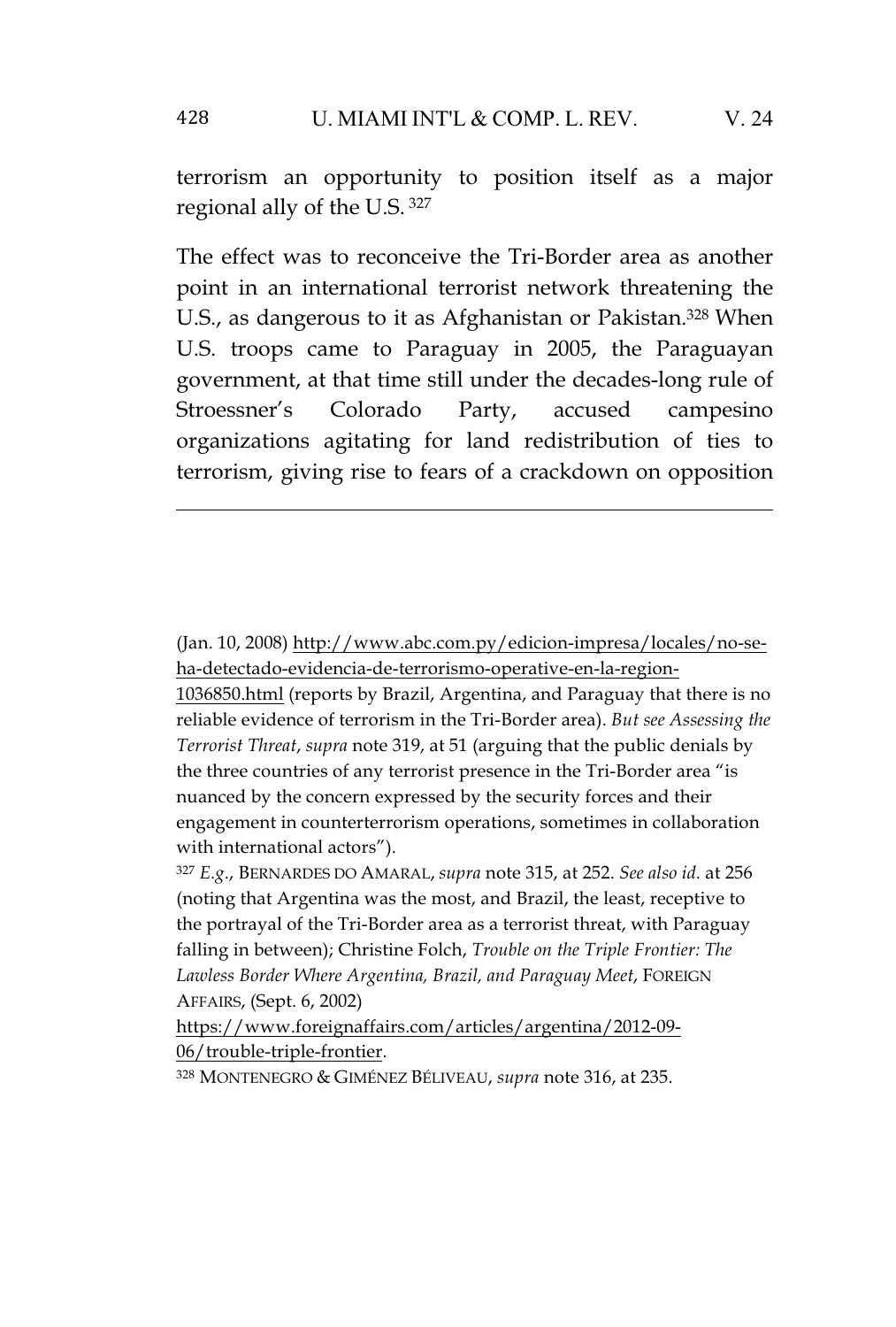terrorism an opportunity to position itself as a major regional ally of the U.S.[327]

The effect was to reconceive the Tri-Border area as another point in an international terrorist network threatening the U.S., as dangerous to it as Afghanistan or Pakistan.[328] When U.S. troops came to Paraguay in 2005, the Paraguayan government, at that time still under the decades-long rule of Stroessner's Colorado Party, accused campesino organizations agitating for land redistribution of ties to terrorism, giving rise to fears of a crackdown on opposition

---

(Jan. 10, 2008) http://www.abc.com.py/edicion-impresa/locales/no-se-ha-detectado-evidencia-de-terrorismo-operative-en-la-region-1036850.html (reports by Brazil, Argentina, and Paraguay that there is no reliable evidence of terrorism in the Tri-Border area). *But see Assessing the Terrorist Threat*, *supra* note 319, at 51 (arguing that the public denials by the three countries of any terrorist presence in the Tri-Border area "is nuanced by the concern expressed by the security forces and their engagement in counterterrorism operations, sometimes in collaboration with international actors").

[327] *E.g.*, BERNARDES DO AMARAL, *supra* note 315, at 252. *See also id.* at 256 (noting that Argentina was the most, and Brazil, the least, receptive to the portrayal of the Tri-Border area as a terrorist threat, with Paraguay falling in between); Christine Folch, *Trouble on the Triple Frontier: The Lawless Border Where Argentina, Brazil, and Paraguay Meet*, FOREIGN AFFAIRS, (Sept. 6, 2002) https://www.foreignaffairs.com/articles/argentina/2012-09-06/trouble-triple-frontier.

[328] MONTENEGRO & GIMÉNEZ BÉLIVEAU, *supra* note 316, at 235.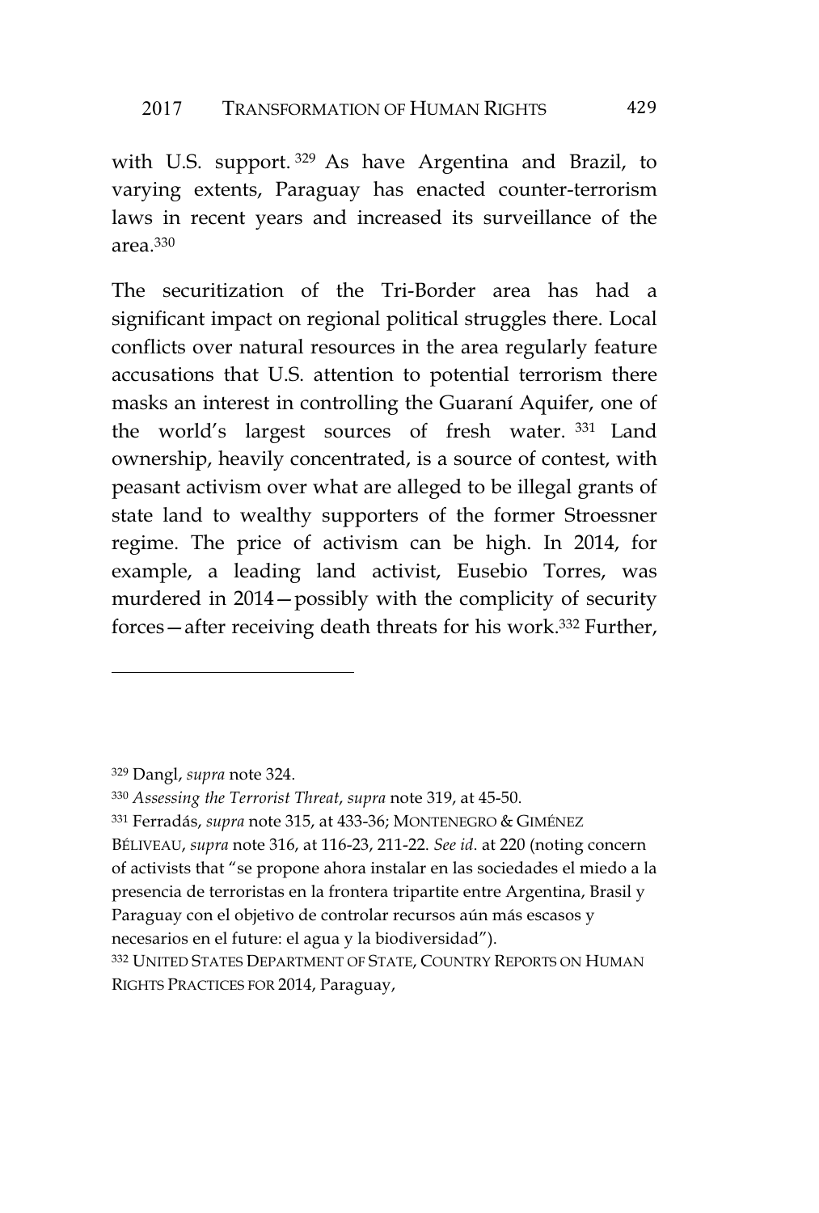with U.S. support.[329] As have Argentina and Brazil, to varying extents, Paraguay has enacted counter-terrorism laws in recent years and increased its surveillance of the area.[330]

The securitization of the Tri-Border area has had a significant impact on regional political struggles there. Local conflicts over natural resources in the area regularly feature accusations that U.S. attention to potential terrorism there masks an interest in controlling the Guaraní Aquifer, one of the world's largest sources of fresh water.[331] Land ownership, heavily concentrated, is a source of contest, with peasant activism over what are alleged to be illegal grants of state land to wealthy supporters of the former Stroessner regime. The price of activism can be high. In 2014, for example, a leading land activist, Eusebio Torres, was murdered in 2014—possibly with the complicity of security forces—after receiving death threats for his work.[332] Further,

---

[329] Dangl, *supra* note 324.

[330] *Assessing the Terrorist Threat*, *supra* note 319, at 45-50.

[331] Ferradás, *supra* note 315, at 433-36; MONTENEGRO & GIMÉNEZ BÉLIVEAU, *supra* note 316, at 116-23, 211-22. *See id*. at 220 (noting concern of activists that "se propone ahora instalar en las sociedades el miedo a la presencia de terroristas en la frontera tripartite entre Argentina, Brasil y Paraguay con el objetivo de controlar recursos aún más escasos y necesarios en el future: el agua y la biodiversidad").

[332] UNITED STATES DEPARTMENT OF STATE, COUNTRY REPORTS ON HUMAN RIGHTS PRACTICES FOR 2014, Paraguay,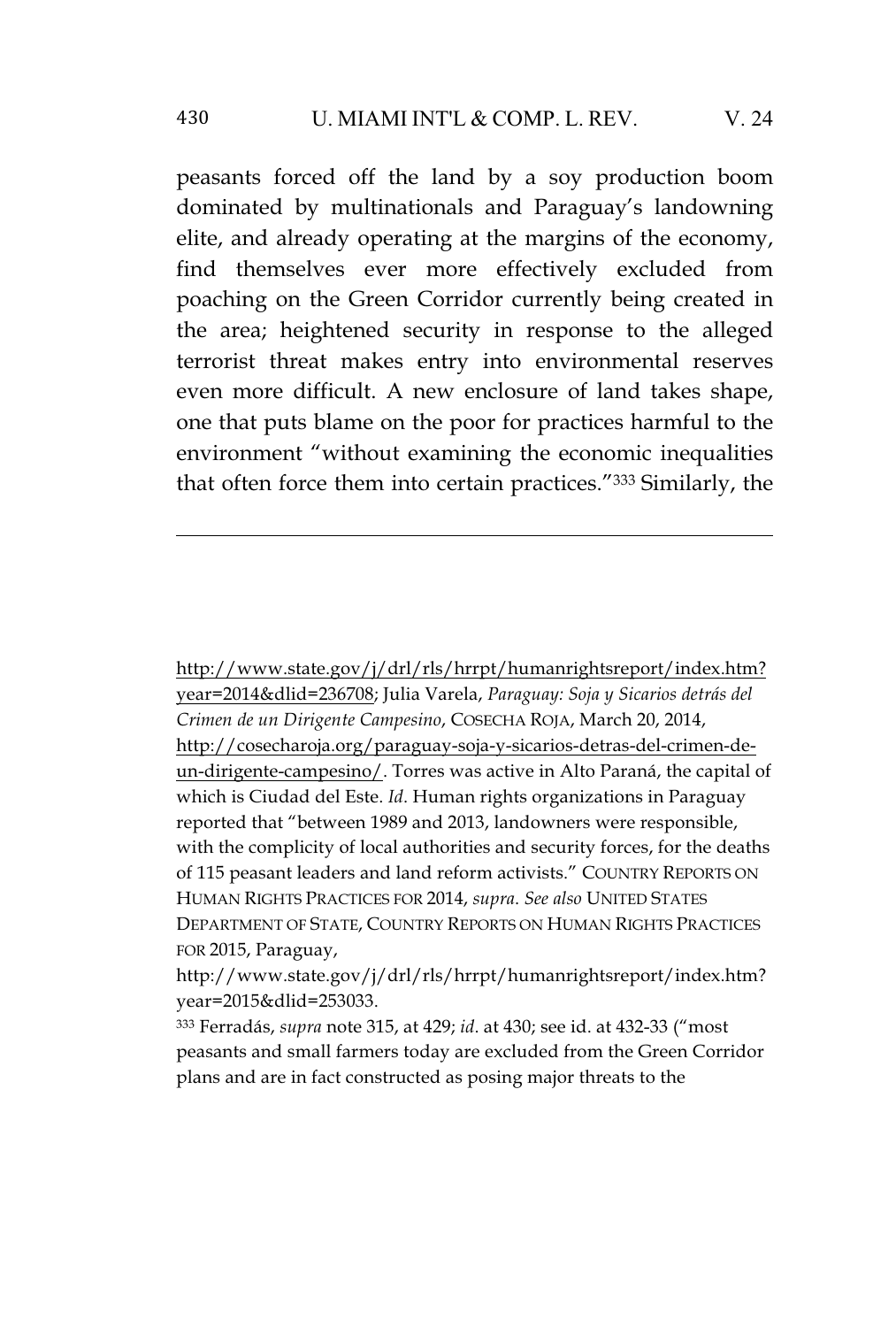peasants forced off the land by a soy production boom dominated by multinationals and Paraguay's landowning elite, and already operating at the margins of the economy, find themselves ever more effectively excluded from poaching on the Green Corridor currently being created in the area; heightened security in response to the alleged terrorist threat makes entry into environmental reserves even more difficult. A new enclosure of land takes shape, one that puts blame on the poor for practices harmful to the environment "without examining the economic inequalities that often force them into certain practices."[333] Similarly, the

---

http://www.state.gov/j/drl/rls/hrrpt/humanrightsreport/index.htm?year=2014&dlid=236708; Julia Varela, *Paraguay: Soja y Sicarios detrás del Crimen de un Dirigente Campesino*, COSECHA ROJA, March 20, 2014, http://cosecharoja.org/paraguay-soja-y-sicarios-detras-del-crimen-de-un-dirigente-campesino/. Torres was active in Alto Paraná, the capital of which is Ciudad del Este. *Id*. Human rights organizations in Paraguay reported that "between 1989 and 2013, landowners were responsible, with the complicity of local authorities and security forces, for the deaths of 115 peasant leaders and land reform activists." COUNTRY REPORTS ON HUMAN RIGHTS PRACTICES FOR 2014, *supra*. *See also* UNITED STATES DEPARTMENT OF STATE, COUNTRY REPORTS ON HUMAN RIGHTS PRACTICES FOR 2015, Paraguay, http://www.state.gov/j/drl/rls/hrrpt/humanrightsreport/index.htm?year=2015&dlid=253033.

[333] Ferradás, *supra* note 315, at 429; *id*. at 430; see id. at 432-33 ("most peasants and small farmers today are excluded from the Green Corridor plans and are in fact constructed as posing major threats to the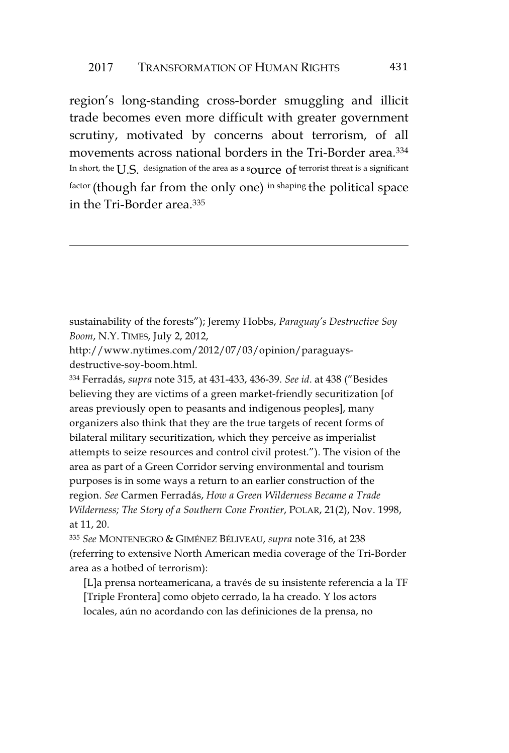region's long-standing cross-border smuggling and illicit trade becomes even more difficult with greater government scrutiny, motivated by concerns about terrorism, of all movements across national borders in the Tri-Border area.[334] In short, the U.S. designation of the area as a source of terrorist threat is a significant factor (though far from the only one) in shaping the political space in the Tri-Border area.[335]

---

sustainability of the forests"); Jeremy Hobbs, *Paraguay's Destructive Soy Boom*, N.Y. TIMES, July 2, 2012, http://www.nytimes.com/2012/07/03/opinion/paraguays-destructive-soy-boom.html.

[334] Ferradás, *supra* note 315, at 431-433, 436-39. *See id.* at 438 ("Besides believing they are victims of a green market-friendly securitization [of areas previously open to peasants and indigenous peoples], many organizers also think that they are the true targets of recent forms of bilateral military securitization, which they perceive as imperialist attempts to seize resources and control civil protest."). The vision of the area as part of a Green Corridor serving environmental and tourism purposes is in some ways a return to an earlier construction of the region. *See* Carmen Ferradás, *How a Green Wilderness Became a Trade Wilderness; The Story of a Southern Cone Frontier*, POLAR, 21(2), Nov. 1998, at 11, 20.

[335] *See* MONTENEGRO & GIMÉNEZ BÉLIVEAU, *supra* note 316, at 238 (referring to extensive North American media coverage of the Tri-Border area as a hotbed of terrorism):

> [L]a prensa norteamericana, a través de su insistente referencia a la TF [Triple Frontera] como objeto cerrado, la ha creado. Y los actores locales, aún no acordando con las definiciones de la prensa, no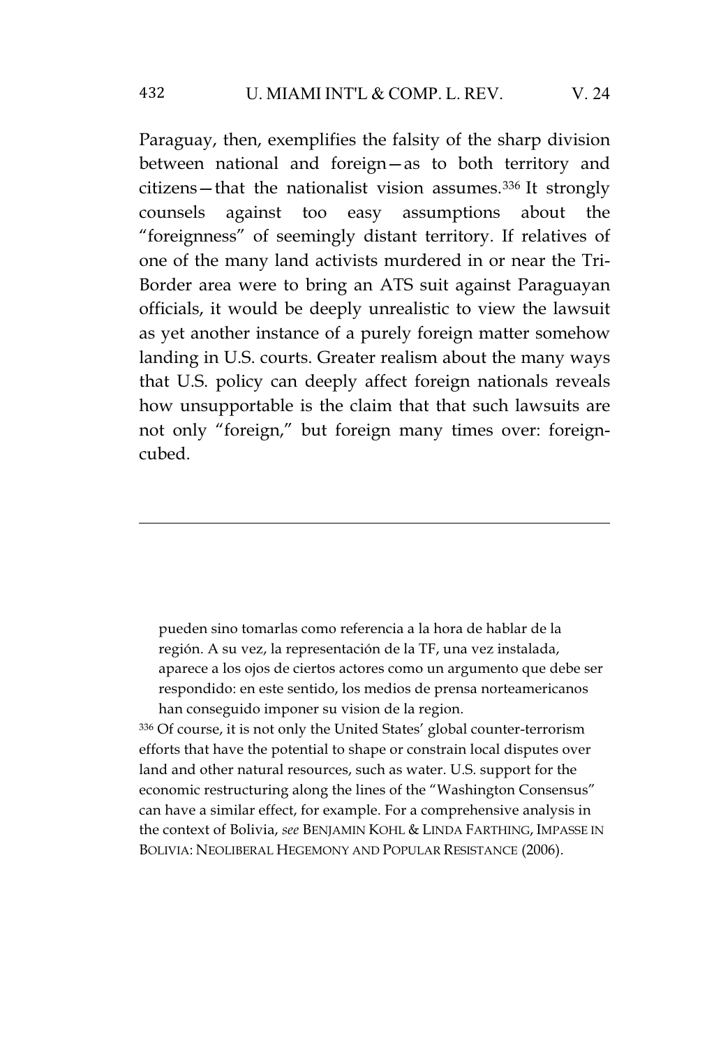Paraguay, then, exemplifies the falsity of the sharp division between national and foreign—as to both territory and citizens—that the nationalist vision assumes.[336] It strongly counsels against too easy assumptions about the "foreignness" of seemingly distant territory. If relatives of one of the many land activists murdered in or near the Tri-Border area were to bring an ATS suit against Paraguayan officials, it would be deeply unrealistic to view the lawsuit as yet another instance of a purely foreign matter somehow landing in U.S. courts. Greater realism about the many ways that U.S. policy can deeply affect foreign nationals reveals how unsupportable is the claim that that such lawsuits are not only "foreign," but foreign many times over: foreign-cubed.

---

pueden sino tomarlas como referencia a la hora de hablar de la región. A su vez, la representación de la TF, una vez instalada, aparece a los ojos de ciertos actores como un argumento que debe ser respondido: en este sentido, los medios de prensa norteamericanos han conseguido imponer su vision de la region.

[336] Of course, it is not only the United States' global counter-terrorism efforts that have the potential to shape or constrain local disputes over land and other natural resources, such as water. U.S. support for the economic restructuring along the lines of the "Washington Consensus" can have a similar effect, for example. For a comprehensive analysis in the context of Bolivia, *see* BENJAMIN KOHL & LINDA FARTHING, IMPASSE IN BOLIVIA: NEOLIBERAL HEGEMONY AND POPULAR RESISTANCE (2006).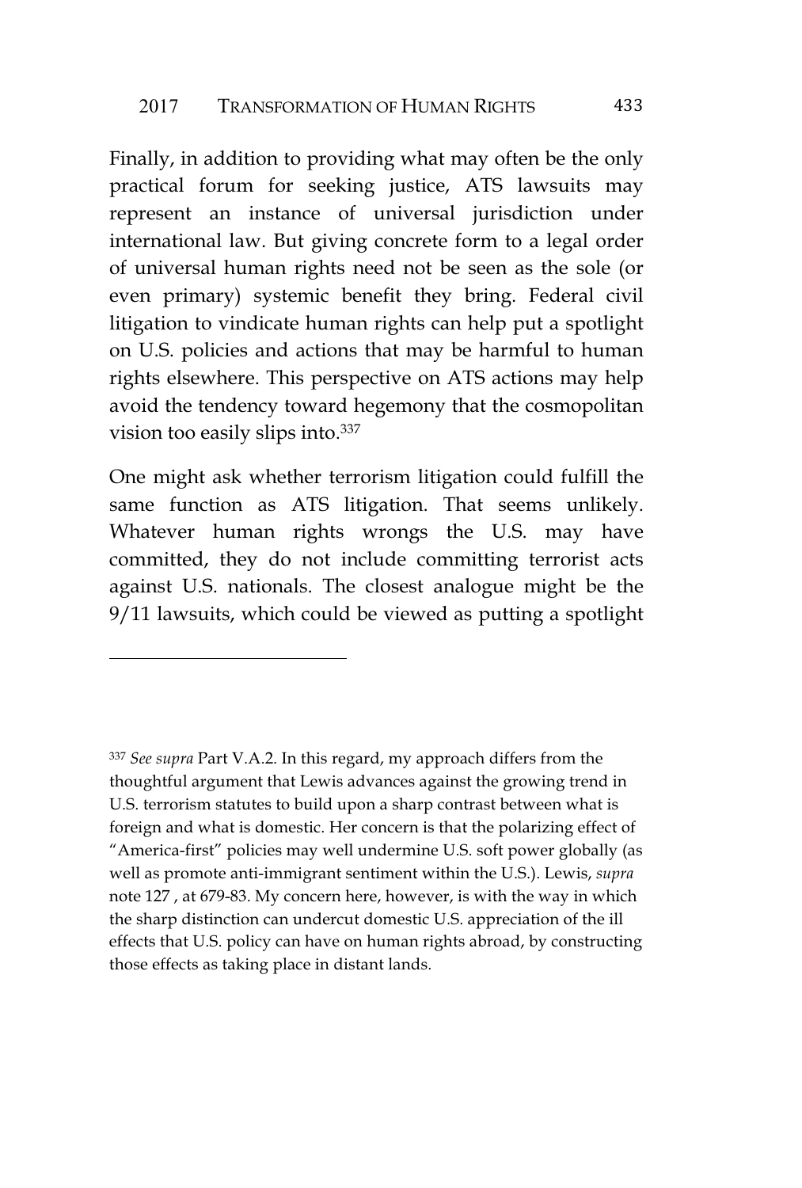Finally, in addition to providing what may often be the only practical forum for seeking justice, ATS lawsuits may represent an instance of universal jurisdiction under international law. But giving concrete form to a legal order of universal human rights need not be seen as the sole (or even primary) systemic benefit they bring. Federal civil litigation to vindicate human rights can help put a spotlight on U.S. policies and actions that may be harmful to human rights elsewhere. This perspective on ATS actions may help avoid the tendency toward hegemony that the cosmopolitan vision too easily slips into.[337]

One might ask whether terrorism litigation could fulfill the same function as ATS litigation. That seems unlikely. Whatever human rights wrongs the U.S. may have committed, they do not include committing terrorist acts against U.S. nationals. The closest analogue might be the 9/11 lawsuits, which could be viewed as putting a spotlight

---

[337] *See supra* Part V.A.2. In this regard, my approach differs from the thoughtful argument that Lewis advances against the growing trend in U.S. terrorism statutes to build upon a sharp contrast between what is foreign and what is domestic. Her concern is that the polarizing effect of "America-first" policies may well undermine U.S. soft power globally (as well as promote anti-immigrant sentiment within the U.S.). Lewis, *supra* note 127 , at 679-83. My concern here, however, is with the way in which the sharp distinction can undercut domestic U.S. appreciation of the ill effects that U.S. policy can have on human rights abroad, by constructing those effects as taking place in distant lands.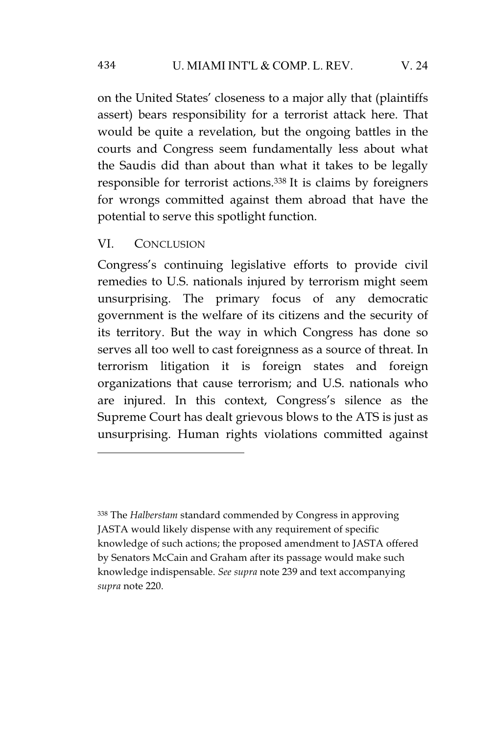on the United States' closeness to a major ally that (plaintiffs assert) bears responsibility for a terrorist attack here. That would be quite a revelation, but the ongoing battles in the courts and Congress seem fundamentally less about what the Saudis did than about than what it takes to be legally responsible for terrorist actions.[338] It is claims by foreigners for wrongs committed against them abroad that have the potential to serve this spotlight function.

## VI. CONCLUSION

Congress's continuing legislative efforts to provide civil remedies to U.S. nationals injured by terrorism might seem unsurprising. The primary focus of any democratic government is the welfare of its citizens and the security of its territory. But the way in which Congress has done so serves all too well to cast foreignness as a source of threat. In terrorism litigation it is foreign states and foreign organizations that cause terrorism; and U.S. nationals who are injured. In this context, Congress's silence as the Supreme Court has dealt grievous blows to the ATS is just as unsurprising. Human rights violations committed against

---

[338] The *Halberstam* standard commended by Congress in approving JASTA would likely dispense with any requirement of specific knowledge of such actions; the proposed amendment to JASTA offered by Senators McCain and Graham after its passage would make such knowledge indispensable. *See supra* note 239 and text accompanying *supra* note 220.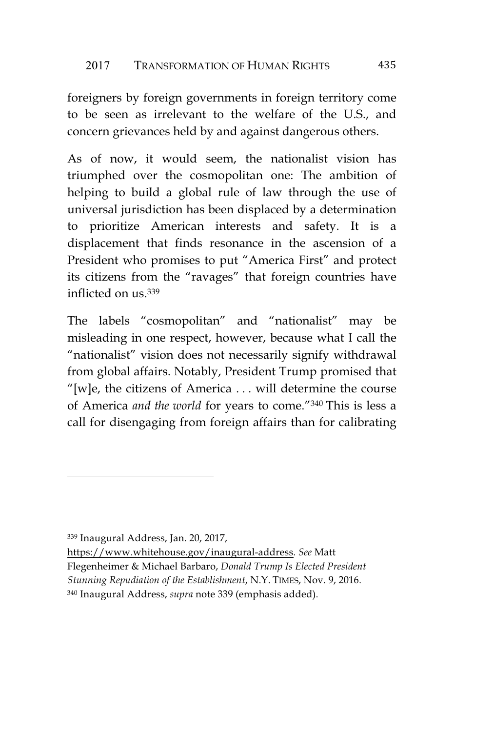foreigners by foreign governments in foreign territory come to be seen as irrelevant to the welfare of the U.S., and concern grievances held by and against dangerous others.

As of now, it would seem, the nationalist vision has triumphed over the cosmopolitan one: The ambition of helping to build a global rule of law through the use of universal jurisdiction has been displaced by a determination to prioritize American interests and safety. It is a displacement that finds resonance in the ascension of a President who promises to put "America First" and protect its citizens from the "ravages" that foreign countries have inflicted on us.[339]

The labels "cosmopolitan" and "nationalist" may be misleading in one respect, however, because what I call the "nationalist" vision does not necessarily signify withdrawal from global affairs. Notably, President Trump promised that "[w]e, the citizens of America . . . will determine the course of America *and the world* for years to come."[340] This is less a call for disengaging from foreign affairs than for calibrating

---

[339] Inaugural Address, Jan. 20, 2017, https://www.whitehouse.gov/inaugural-address. *See* Matt Flegenheimer & Michael Barbaro, *Donald Trump Is Elected President Stunning Repudiation of the Establishment*, N.Y. TIMES, Nov. 9, 2016.

[340] Inaugural Address, *supra* note 339 (emphasis added).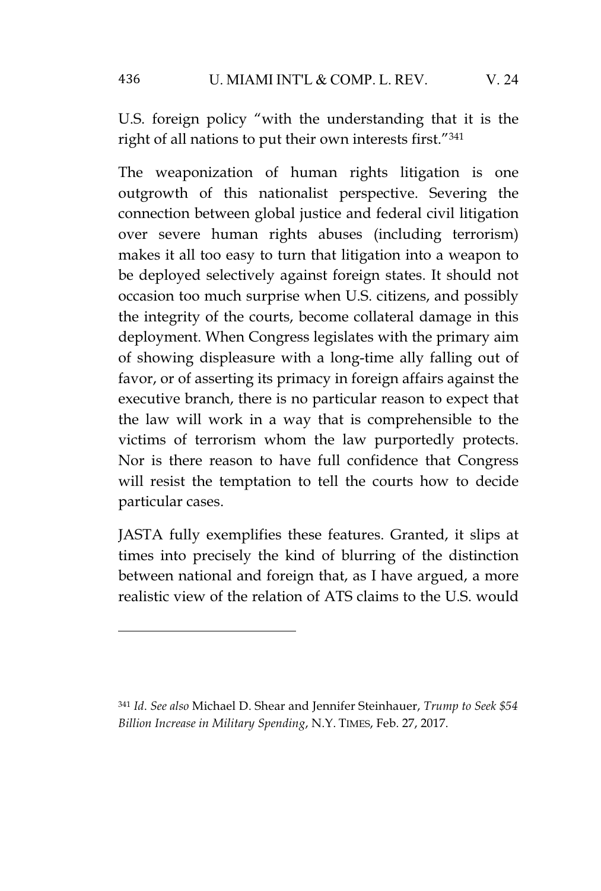U.S. foreign policy "with the understanding that it is the right of all nations to put their own interests first."[341]

The weaponization of human rights litigation is one outgrowth of this nationalist perspective. Severing the connection between global justice and federal civil litigation over severe human rights abuses (including terrorism) makes it all too easy to turn that litigation into a weapon to be deployed selectively against foreign states. It should not occasion too much surprise when U.S. citizens, and possibly the integrity of the courts, become collateral damage in this deployment. When Congress legislates with the primary aim of showing displeasure with a long-time ally falling out of favor, or of asserting its primacy in foreign affairs against the executive branch, there is no particular reason to expect that the law will work in a way that is comprehensible to the victims of terrorism whom the law purportedly protects. Nor is there reason to have full confidence that Congress will resist the temptation to tell the courts how to decide particular cases.

JASTA fully exemplifies these features. Granted, it slips at times into precisely the kind of blurring of the distinction between national and foreign that, as I have argued, a more realistic view of the relation of ATS claims to the U.S. would

---

[341] *Id*. *See also* Michael D. Shear and Jennifer Steinhauer, *Trump to Seek $54 Billion Increase in Military Spending*, N.Y. TIMES, Feb. 27, 2017.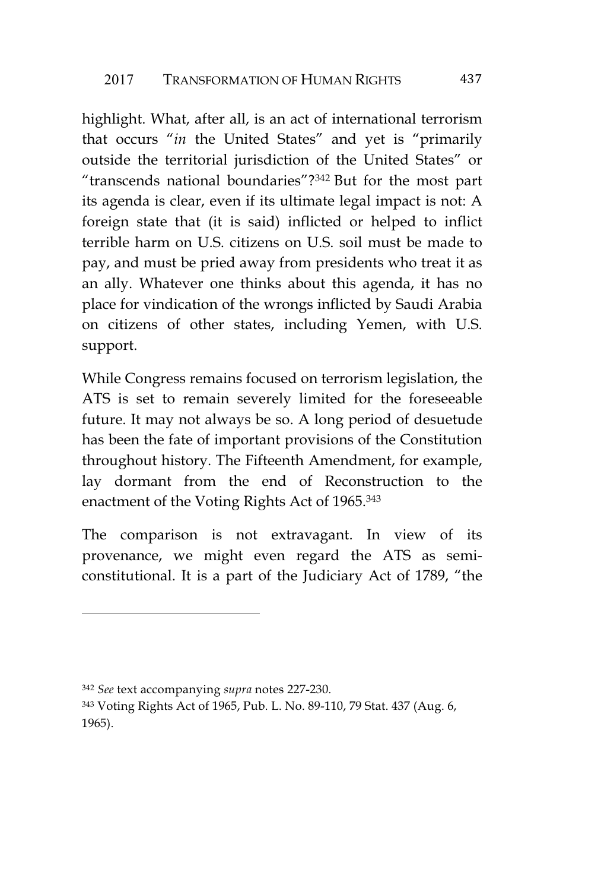highlight. What, after all, is an act of international terrorism that occurs "*in* the United States" and yet is "primarily outside the territorial jurisdiction of the United States" or "transcends national boundaries"?[342] But for the most part its agenda is clear, even if its ultimate legal impact is not: A foreign state that (it is said) inflicted or helped to inflict terrible harm on U.S. citizens on U.S. soil must be made to pay, and must be pried away from presidents who treat it as an ally. Whatever one thinks about this agenda, it has no place for vindication of the wrongs inflicted by Saudi Arabia on citizens of other states, including Yemen, with U.S. support.

While Congress remains focused on terrorism legislation, the ATS is set to remain severely limited for the foreseeable future. It may not always be so. A long period of desuetude has been the fate of important provisions of the Constitution throughout history. The Fifteenth Amendment, for example, lay dormant from the end of Reconstruction to the enactment of the Voting Rights Act of 1965.[343]

The comparison is not extravagant. In view of its provenance, we might even regard the ATS as semi-constitutional. It is a part of the Judiciary Act of 1789, "the

---

[342] *See* text accompanying *supra* notes 227-230.

[343] Voting Rights Act of 1965, Pub. L. No. 89-110, 79 Stat. 437 (Aug. 6, 1965).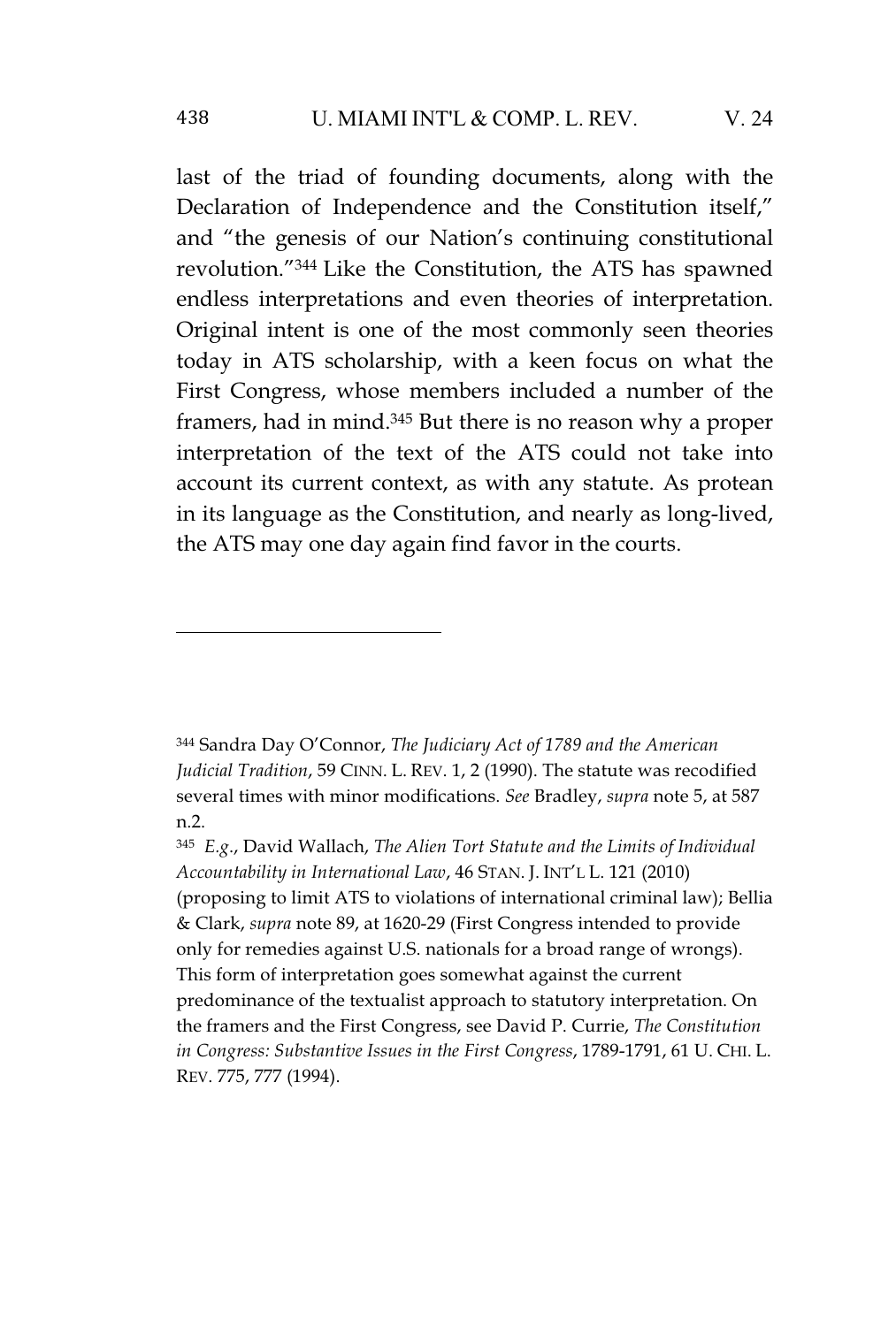last of the triad of founding documents, along with the Declaration of Independence and the Constitution itself," and "the genesis of our Nation's continuing constitutional revolution."[344] Like the Constitution, the ATS has spawned endless interpretations and even theories of interpretation. Original intent is one of the most commonly seen theories today in ATS scholarship, with a keen focus on what the First Congress, whose members included a number of the framers, had in mind.[345] But there is no reason why a proper interpretation of the text of the ATS could not take into account its current context, as with any statute. As protean in its language as the Constitution, and nearly as long-lived, the ATS may one day again find favor in the courts.

---

[344] Sandra Day O'Connor, *The Judiciary Act of 1789 and the American Judicial Tradition*, 59 CINN. L. REV. 1, 2 (1990). The statute was recodified several times with minor modifications. *See* Bradley, *supra* note 5, at 587 n.2.

[345] *E.g.*, David Wallach, *The Alien Tort Statute and the Limits of Individual Accountability in International Law*, 46 STAN. J. INT'L L. 121 (2010) (proposing to limit ATS to violations of international criminal law); Bellia & Clark, *supra* note 89, at 1620-29 (First Congress intended to provide only for remedies against U.S. nationals for a broad range of wrongs). This form of interpretation goes somewhat against the current predominance of the textualist approach to statutory interpretation. On the framers and the First Congress, see David P. Currie, *The Constitution in Congress: Substantive Issues in the First Congress*, 1789-1791, 61 U. CHI. L. REV. 775, 777 (1994).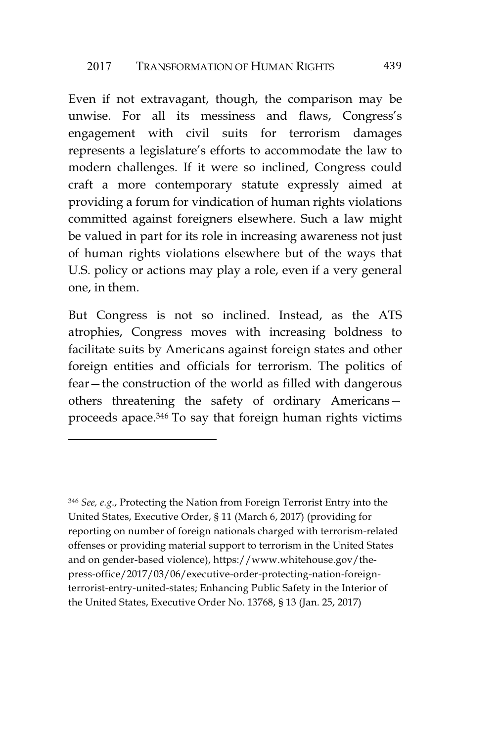Even if not extravagant, though, the comparison may be unwise. For all its messiness and flaws, Congress's engagement with civil suits for terrorism damages represents a legislature's efforts to accommodate the law to modern challenges. If it were so inclined, Congress could craft a more contemporary statute expressly aimed at providing a forum for vindication of human rights violations committed against foreigners elsewhere. Such a law might be valued in part for its role in increasing awareness not just of human rights violations elsewhere but of the ways that U.S. policy or actions may play a role, even if a very general one, in them.

But Congress is not so inclined. Instead, as the ATS atrophies, Congress moves with increasing boldness to facilitate suits by Americans against foreign states and other foreign entities and officials for terrorism. The politics of fear—the construction of the world as filled with dangerous others threatening the safety of ordinary Americans—proceeds apace.[346] To say that foreign human rights victims

---

[346] *See, e.g.*, Protecting the Nation from Foreign Terrorist Entry into the United States, Executive Order, § 11 (March 6, 2017) (providing for reporting on number of foreign nationals charged with terrorism-related offenses or providing material support to terrorism in the United States and on gender-based violence), https://www.whitehouse.gov/the-press-office/2017/03/06/executive-order-protecting-nation-foreign-terrorist-entry-united-states; Enhancing Public Safety in the Interior of the United States, Executive Order No. 13768, § 13 (Jan. 25, 2017)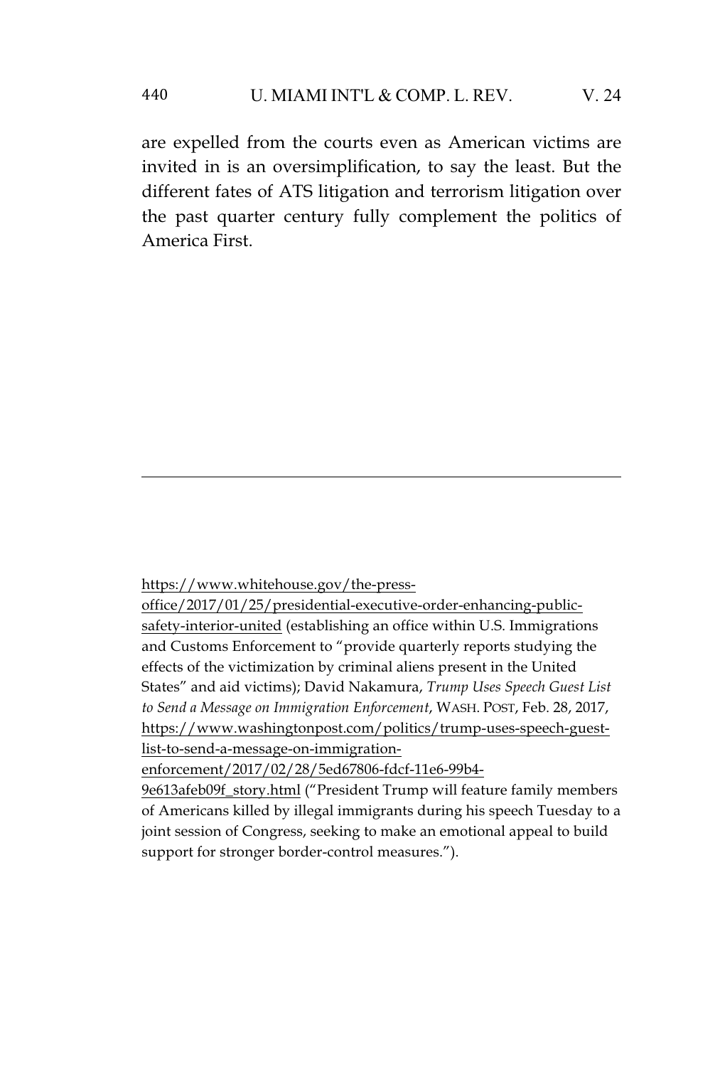are expelled from the courts even as American victims are invited in is an oversimplification, to say the least. But the different fates of ATS litigation and terrorism litigation over the past quarter century fully complement the politics of America First.

---

https://www.whitehouse.gov/the-press-office/2017/01/25/presidential-executive-order-enhancing-public-safety-interior-united (establishing an office within U.S. Immigrations and Customs Enforcement to "provide quarterly reports studying the effects of the victimization by criminal aliens present in the United States" and aid victims); David Nakamura, *Trump Uses Speech Guest List to Send a Message on Immigration Enforcement*, WASH. POST, Feb. 28, 2017, https://www.washingtonpost.com/politics/trump-uses-speech-guest-list-to-send-a-message-on-immigration-enforcement/2017/02/28/5ed67806-fdcf-11e6-99b4-9e613afeb09f_story.html ("President Trump will feature family members of Americans killed by illegal immigrants during his speech Tuesday to a joint session of Congress, seeking to make an emotional appeal to build support for stronger border-control measures.").